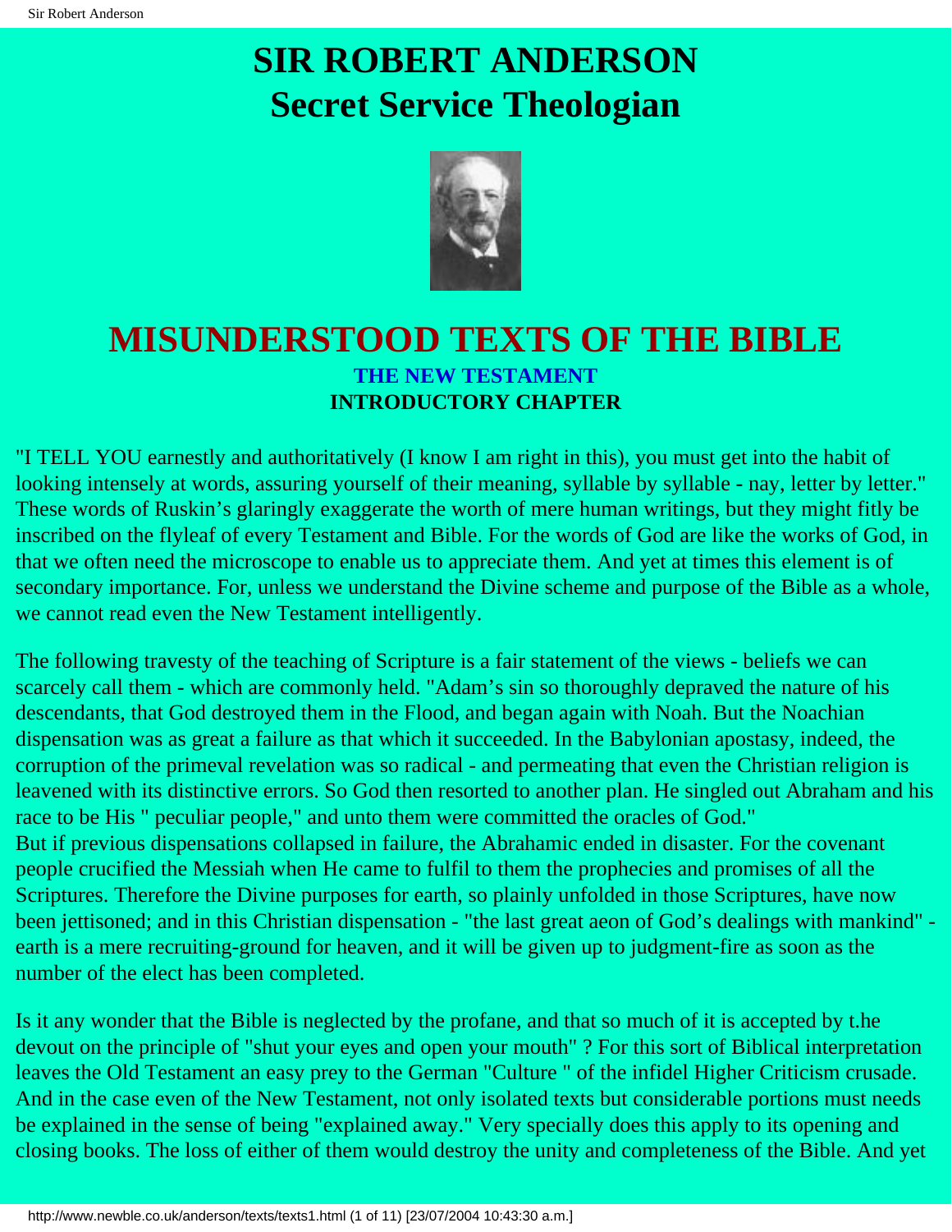# SIR ROBERT ANDERSON
# Secret Service Theologian

## MISUNDERSTOOD TEXTS OF THE BIBLE

### THE NEW TESTAMENT

### INTRODUCTORY CHAPTER

"I TELL YOU earnestly and authoritatively (I know I am right in this), you must get into the habit of looking intensely at words, assuring yourself of their meaning, syllable by syllable - nay, letter by letter." These words of Ruskin's glaringly exaggerate the worth of mere human writings, but they might fitly be inscribed on the flyleaf of every Testament and Bible. For the words of God are like the works of God, in that we often need the microscope to enable us to appreciate them. And yet at times this element is of secondary importance. For, unless we understand the Divine scheme and purpose of the Bible as a whole, we cannot read even the New Testament intelligently.

The following travesty of the teaching of Scripture is a fair statement of the views - beliefs we can scarcely call them - which are commonly held. "Adam's sin so thoroughly depraved the nature of his descendants, that God destroyed them in the Flood, and began again with Noah. But the Noachian dispensation was as great a failure as that which it succeeded. In the Babylonian apostasy, indeed, the corruption of the primeval revelation was so radical - and permeating that even the Christian religion is leavened with its distinctive errors. So God then resorted to another plan. He singled out Abraham and his race to be His " peculiar people," and unto them were committed the oracles of God."
But if previous dispensations collapsed in failure, the Abrahamic ended in disaster. For the covenant people crucified the Messiah when He came to fulfil to them the prophecies and promises of all the Scriptures. Therefore the Divine purposes for earth, so plainly unfolded in those Scriptures, have now been jettisoned; and in this Christian dispensation - "the last great aeon of God's dealings with mankind" - earth is a mere recruiting-ground for heaven, and it will be given up to judgment-fire as soon as the number of the elect has been completed.

Is it any wonder that the Bible is neglected by the profane, and that so much of it is accepted by t.he devout on the principle of "shut your eyes and open your mouth" ? For this sort of Biblical interpretation leaves the Old Testament an easy prey to the German "Culture " of the infidel Higher Criticism crusade. And in the case even of the New Testament, not only isolated texts but considerable portions must needs be explained in the sense of being "explained away." Very specially does this apply to its opening and closing books. The loss of either of them would destroy the unity and completeness of the Bible. And yet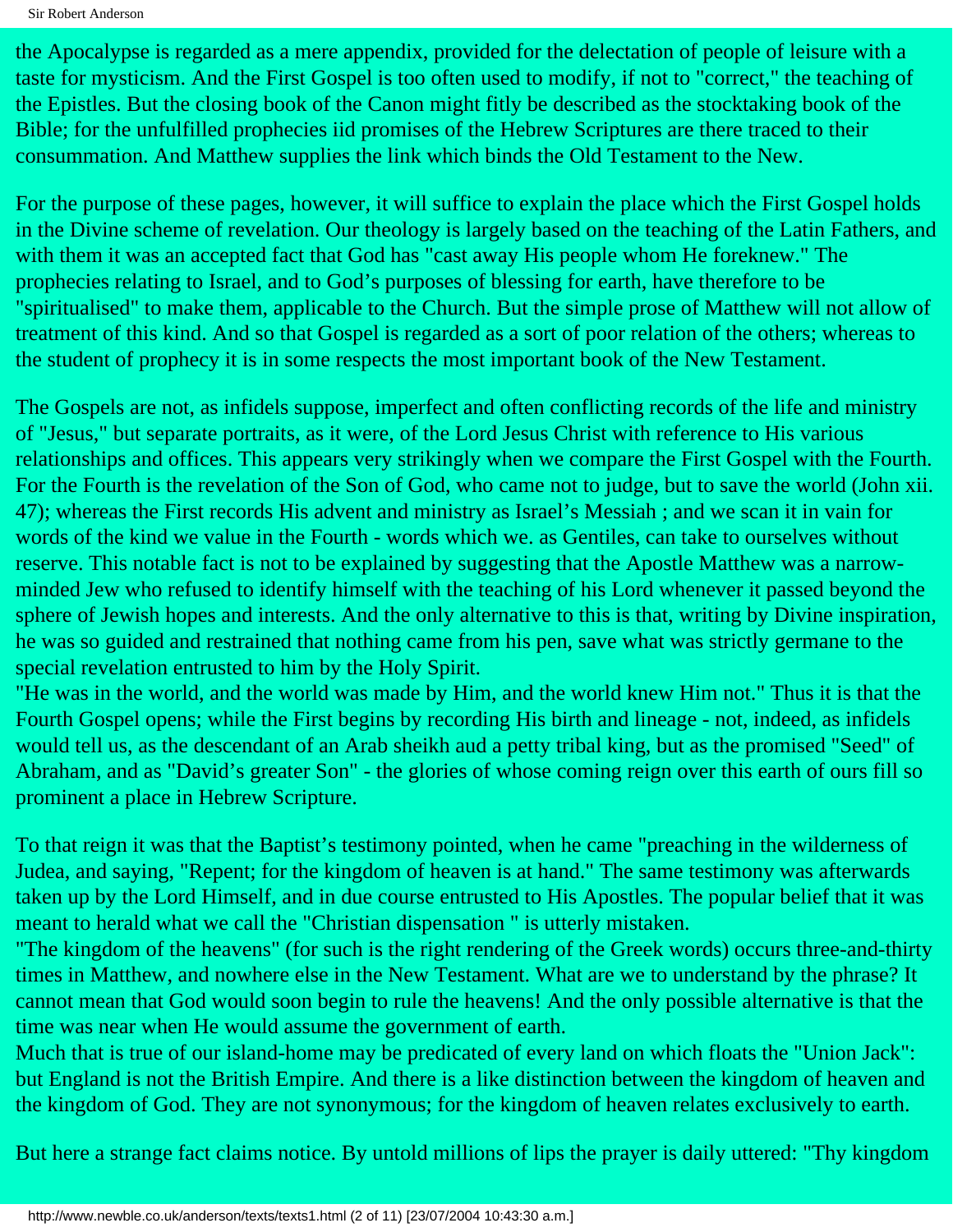the Apocalypse is regarded as a mere appendix, provided for the delectation of people of leisure with a taste for mysticism. And the First Gospel is too often used to modify, if not to "correct," the teaching of the Epistles. But the closing book of the Canon might fitly be described as the stocktaking book of the Bible; for the unfulfilled prophecies iid promises of the Hebrew Scriptures are there traced to their consummation. And Matthew supplies the link which binds the Old Testament to the New.

For the purpose of these pages, however, it will suffice to explain the place which the First Gospel holds in the Divine scheme of revelation. Our theology is largely based on the teaching of the Latin Fathers, and with them it was an accepted fact that God has "cast away His people whom He foreknew." The prophecies relating to Israel, and to God's purposes of blessing for earth, have therefore to be "spiritualised" to make them, applicable to the Church. But the simple prose of Matthew will not allow of treatment of this kind. And so that Gospel is regarded as a sort of poor relation of the others; whereas to the student of prophecy it is in some respects the most important book of the New Testament.

The Gospels are not, as infidels suppose, imperfect and often conflicting records of the life and ministry of "Jesus," but separate portraits, as it were, of the Lord Jesus Christ with reference to His various relationships and offices. This appears very strikingly when we compare the First Gospel with the Fourth. For the Fourth is the revelation of the Son of God, who came not to judge, but to save the world (John xii. 47); whereas the First records His advent and ministry as Israel's Messiah ; and we scan it in vain for words of the kind we value in the Fourth - words which we. as Gentiles, can take to ourselves without reserve. This notable fact is not to be explained by suggesting that the Apostle Matthew was a narrow-minded Jew who refused to identify himself with the teaching of his Lord whenever it passed beyond the sphere of Jewish hopes and interests. And the only alternative to this is that, writing by Divine inspiration, he was so guided and restrained that nothing came from his pen, save what was strictly germane to the special revelation entrusted to him by the Holy Spirit.

"He was in the world, and the world was made by Him, and the world knew Him not." Thus it is that the Fourth Gospel opens; while the First begins by recording His birth and lineage - not, indeed, as infidels would tell us, as the descendant of an Arab sheikh aud a petty tribal king, but as the promised "Seed" of Abraham, and as "David's greater Son" - the glories of whose coming reign over this earth of ours fill so prominent a place in Hebrew Scripture.

To that reign it was that the Baptist's testimony pointed, when he came "preaching in the wilderness of Judea, and saying, "Repent; for the kingdom of heaven is at hand." The same testimony was afterwards taken up by the Lord Himself, and in due course entrusted to His Apostles. The popular belief that it was meant to herald what we call the "Christian dispensation " is utterly mistaken.

"The kingdom of the heavens" (for such is the right rendering of the Greek words) occurs three-and-thirty times in Matthew, and nowhere else in the New Testament. What are we to understand by the phrase? It cannot mean that God would soon begin to rule the heavens! And the only possible alternative is that the time was near when He would assume the government of earth.

Much that is true of our island-home may be predicated of every land on which floats the "Union Jack": but England is not the British Empire. And there is a like distinction between the kingdom of heaven and the kingdom of God. They are not synonymous; for the kingdom of heaven relates exclusively to earth.

But here a strange fact claims notice. By untold millions of lips the prayer is daily uttered: "Thy kingdom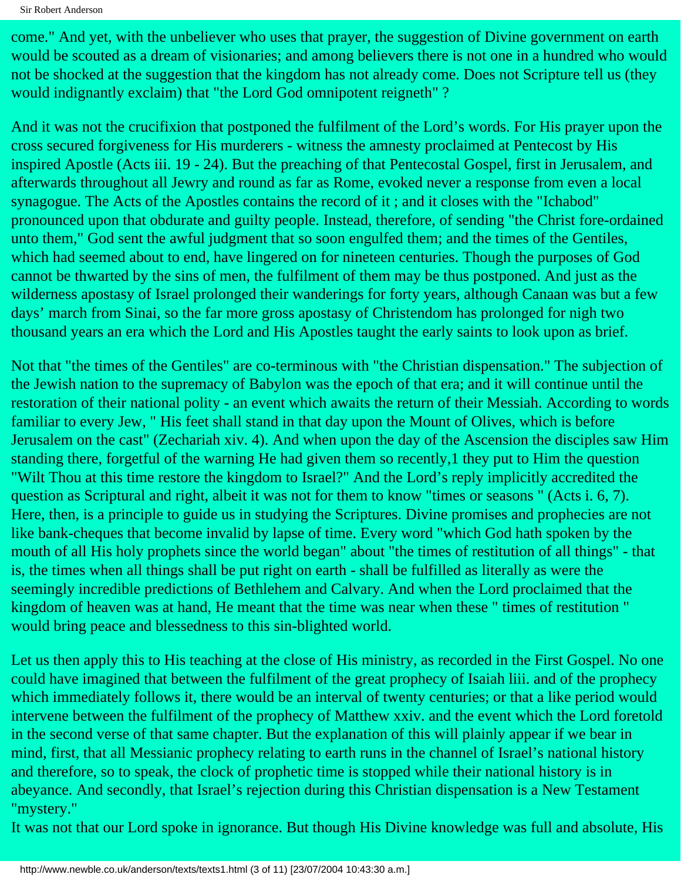come." And yet, with the unbeliever who uses that prayer, the suggestion of Divine government on earth would be scouted as a dream of visionaries; and among believers there is not one in a hundred who would not be shocked at the suggestion that the kingdom has not already come. Does not Scripture tell us (they would indignantly exclaim) that "the Lord God omnipotent reigneth" ?

And it was not the crucifixion that postponed the fulfilment of the Lord's words. For His prayer upon the cross secured forgiveness for His murderers - witness the amnesty proclaimed at Pentecost by His inspired Apostle (Acts iii. 19 - 24). But the preaching of that Pentecostal Gospel, first in Jerusalem, and afterwards throughout all Jewry and round as far as Rome, evoked never a response from even a local synagogue. The Acts of the Apostles contains the record of it ; and it closes with the "Ichabod" pronounced upon that obdurate and guilty people. Instead, therefore, of sending "the Christ fore-ordained unto them," God sent the awful judgment that so soon engulfed them; and the times of the Gentiles, which had seemed about to end, have lingered on for nineteen centuries. Though the purposes of God cannot be thwarted by the sins of men, the fulfilment of them may be thus postponed. And just as the wilderness apostasy of Israel prolonged their wanderings for forty years, although Canaan was but a few days' march from Sinai, so the far more gross apostasy of Christendom has prolonged for nigh two thousand years an era which the Lord and His Apostles taught the early saints to look upon as brief.

Not that "the times of the Gentiles" are co-terminous with "the Christian dispensation." The subjection of the Jewish nation to the supremacy of Babylon was the epoch of that era; and it will continue until the restoration of their national polity - an event which awaits the return of their Messiah. According to words familiar to every Jew, " His feet shall stand in that day upon the Mount of Olives, which is before Jerusalem on the cast" (Zechariah xiv. 4). And when upon the day of the Ascension the disciples saw Him standing there, forgetful of the warning He had given them so recently,1 they put to Him the question "Wilt Thou at this time restore the kingdom to Israel?" And the Lord's reply implicitly accredited the question as Scriptural and right, albeit it was not for them to know "times or seasons " (Acts i. 6, 7). Here, then, is a principle to guide us in studying the Scriptures. Divine promises and prophecies are not like bank-cheques that become invalid by lapse of time. Every word "which God hath spoken by the mouth of all His holy prophets since the world began" about "the times of restitution of all things" - that is, the times when all things shall be put right on earth - shall be fulfilled as literally as were the seemingly incredible predictions of Bethlehem and Calvary. And when the Lord proclaimed that the kingdom of heaven was at hand, He meant that the time was near when these " times of restitution " would bring peace and blessedness to this sin-blighted world.

Let us then apply this to His teaching at the close of His ministry, as recorded in the First Gospel. No one could have imagined that between the fulfilment of the great prophecy of Isaiah liii. and of the prophecy which immediately follows it, there would be an interval of twenty centuries; or that a like period would intervene between the fulfilment of the prophecy of Matthew xxiv. and the event which the Lord foretold in the second verse of that same chapter. But the explanation of this will plainly appear if we bear in mind, first, that all Messianic prophecy relating to earth runs in the channel of Israel's national history and therefore, so to speak, the clock of prophetic time is stopped while their national history is in abeyance. And secondly, that Israel's rejection during this Christian dispensation is a New Testament "mystery."

It was not that our Lord spoke in ignorance. But though His Divine knowledge was full and absolute, His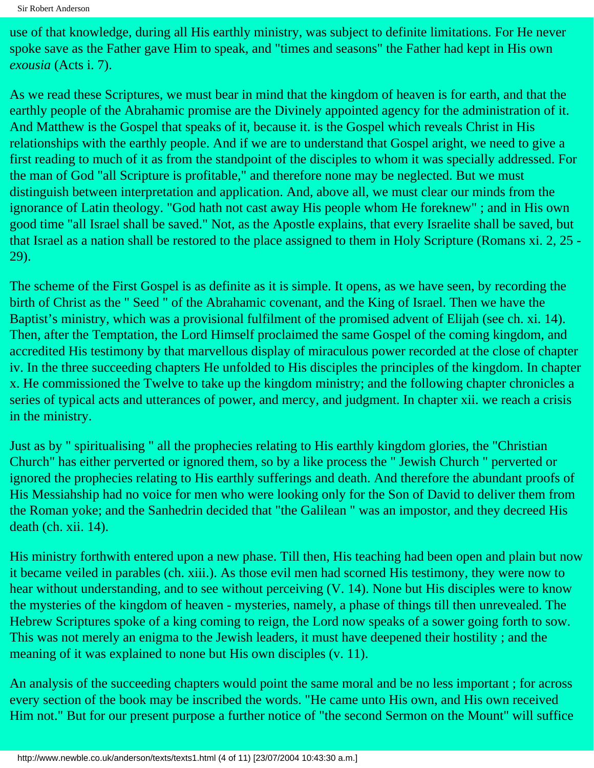use of that knowledge, during all His earthly ministry, was subject to definite limitations. For He never spoke save as the Father gave Him to speak, and "times and seasons" the Father had kept in His own *exousia* (Acts i. 7).

As we read these Scriptures, we must bear in mind that the kingdom of heaven is for earth, and that the earthly people of the Abrahamic promise are the Divinely appointed agency for the administration of it. And Matthew is the Gospel that speaks of it, because it. is the Gospel which reveals Christ in His relationships with the earthly people. And if we are to understand that Gospel aright, we need to give a first reading to much of it as from the standpoint of the disciples to whom it was specially addressed. For the man of God "all Scripture is profitable," and therefore none may be neglected. But we must distinguish between interpretation and application. And, above all, we must clear our minds from the ignorance of Latin theology. "God hath not cast away His people whom He foreknew" ; and in His own good time "all Israel shall be saved." Not, as the Apostle explains, that every Israelite shall be saved, but that Israel as a nation shall be restored to the place assigned to them in Holy Scripture (Romans xi. 2, 25 - 29).

The scheme of the First Gospel is as definite as it is simple. It opens, as we have seen, by recording the birth of Christ as the " Seed " of the Abrahamic covenant, and the King of Israel. Then we have the Baptist's ministry, which was a provisional fulfilment of the promised advent of Elijah (see ch. xi. 14). Then, after the Temptation, the Lord Himself proclaimed the same Gospel of the coming kingdom, and accredited His testimony by that marvellous display of miraculous power recorded at the close of chapter iv. In the three succeeding chapters He unfolded to His disciples the principles of the kingdom. In chapter x. He commissioned the Twelve to take up the kingdom ministry; and the following chapter chronicles a series of typical acts and utterances of power, and mercy, and judgment. In chapter xii. we reach a crisis in the ministry.

Just as by " spiritualising " all the prophecies relating to His earthly kingdom glories, the "Christian Church" has either perverted or ignored them, so by a like process the " Jewish Church " perverted or ignored the prophecies relating to His earthly sufferings and death. And therefore the abundant proofs of His Messiahship had no voice for men who were looking only for the Son of David to deliver them from the Roman yoke; and the Sanhedrin decided that "the Galilean " was an impostor, and they decreed His death (ch. xii. 14).

His ministry forthwith entered upon a new phase. Till then, His teaching had been open and plain but now it became veiled in parables (ch. xiii.). As those evil men had scorned His testimony, they were now to hear without understanding, and to see without perceiving (V. 14). None but His disciples were to know the mysteries of the kingdom of heaven - mysteries, namely, a phase of things till then unrevealed. The Hebrew Scriptures spoke of a king coming to reign, the Lord now speaks of a sower going forth to sow. This was not merely an enigma to the Jewish leaders, it must have deepened their hostility ; and the meaning of it was explained to none but His own disciples (v. 11).

An analysis of the succeeding chapters would point the same moral and be no less important ; for across every section of the book may be inscribed the words. "He came unto His own, and His own received Him not." But for our present purpose a further notice of "the second Sermon on the Mount" will suffice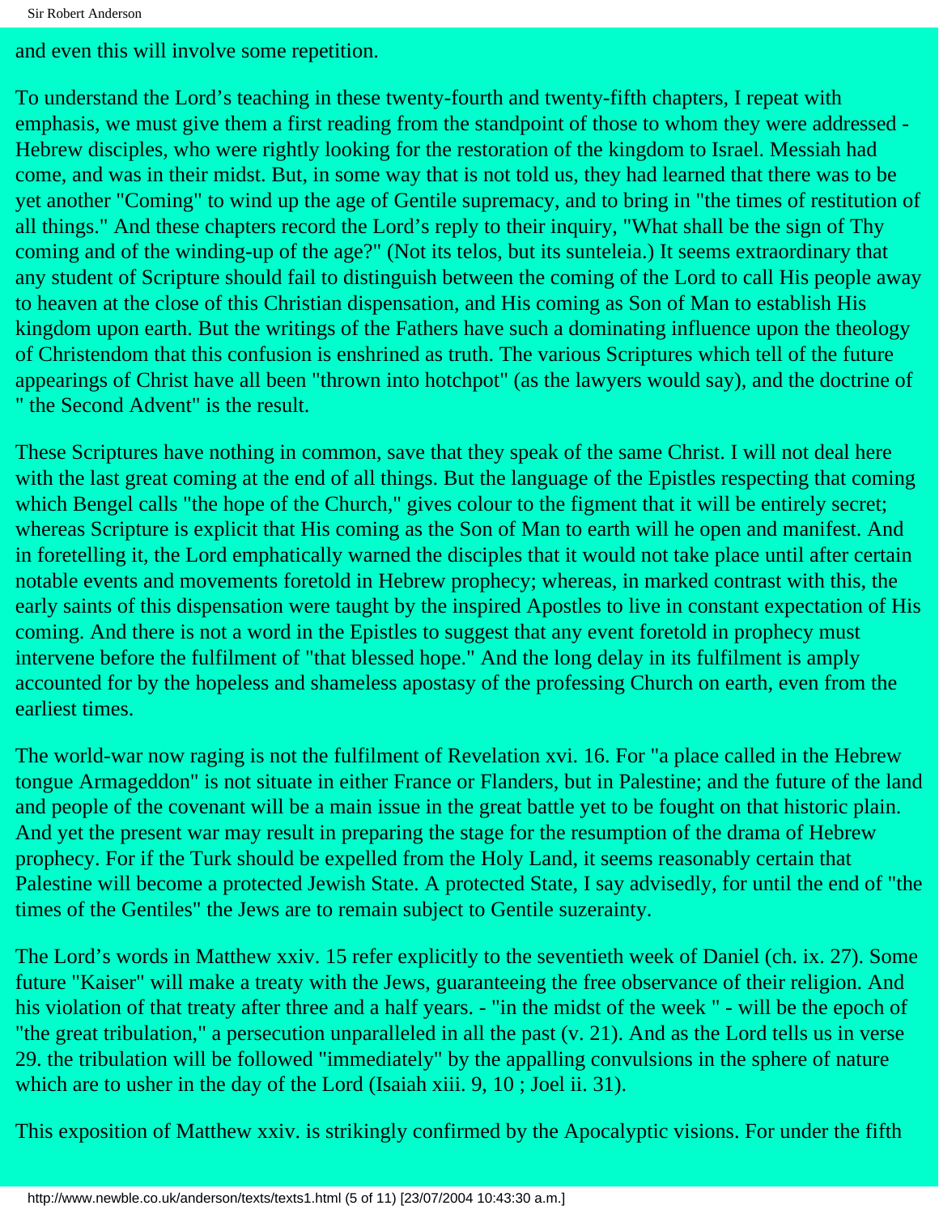and even this will involve some repetition.

To understand the Lord's teaching in these twenty-fourth and twenty-fifth chapters, I repeat with emphasis, we must give them a first reading from the standpoint of those to whom they were addressed - Hebrew disciples, who were rightly looking for the restoration of the kingdom to Israel. Messiah had come, and was in their midst. But, in some way that is not told us, they had learned that there was to be yet another "Coming" to wind up the age of Gentile supremacy, and to bring in "the times of restitution of all things." And these chapters record the Lord's reply to their inquiry, "What shall be the sign of Thy coming and of the winding-up of the age?" (Not its telos, but its sunteleia.) It seems extraordinary that any student of Scripture should fail to distinguish between the coming of the Lord to call His people away to heaven at the close of this Christian dispensation, and His coming as Son of Man to establish His kingdom upon earth. But the writings of the Fathers have such a dominating influence upon the theology of Christendom that this confusion is enshrined as truth. The various Scriptures which tell of the future appearings of Christ have all been "thrown into hotchpot" (as the lawyers would say), and the doctrine of " the Second Advent" is the result.

These Scriptures have nothing in common, save that they speak of the same Christ. I will not deal here with the last great coming at the end of all things. But the language of the Epistles respecting that coming which Bengel calls "the hope of the Church," gives colour to the figment that it will be entirely secret; whereas Scripture is explicit that His coming as the Son of Man to earth will he open and manifest. And in foretelling it, the Lord emphatically warned the disciples that it would not take place until after certain notable events and movements foretold in Hebrew prophecy; whereas, in marked contrast with this, the early saints of this dispensation were taught by the inspired Apostles to live in constant expectation of His coming. And there is not a word in the Epistles to suggest that any event foretold in prophecy must intervene before the fulfilment of "that blessed hope." And the long delay in its fulfilment is amply accounted for by the hopeless and shameless apostasy of the professing Church on earth, even from the earliest times.

The world-war now raging is not the fulfilment of Revelation xvi. 16. For "a place called in the Hebrew tongue Armageddon" is not situate in either France or Flanders, but in Palestine; and the future of the land and people of the covenant will be a main issue in the great battle yet to be fought on that historic plain. And yet the present war may result in preparing the stage for the resumption of the drama of Hebrew prophecy. For if the Turk should be expelled from the Holy Land, it seems reasonably certain that Palestine will become a protected Jewish State. A protected State, I say advisedly, for until the end of "the times of the Gentiles" the Jews are to remain subject to Gentile suzerainty.

The Lord's words in Matthew xxiv. 15 refer explicitly to the seventieth week of Daniel (ch. ix. 27). Some future "Kaiser" will make a treaty with the Jews, guaranteeing the free observance of their religion. And his violation of that treaty after three and a half years. - "in the midst of the week " - will be the epoch of "the great tribulation," a persecution unparalleled in all the past (v. 21). And as the Lord tells us in verse 29. the tribulation will be followed "immediately" by the appalling convulsions in the sphere of nature which are to usher in the day of the Lord (Isaiah xiii. 9, 10 ; Joel ii. 31).

This exposition of Matthew xxiv. is strikingly confirmed by the Apocalyptic visions. For under the fifth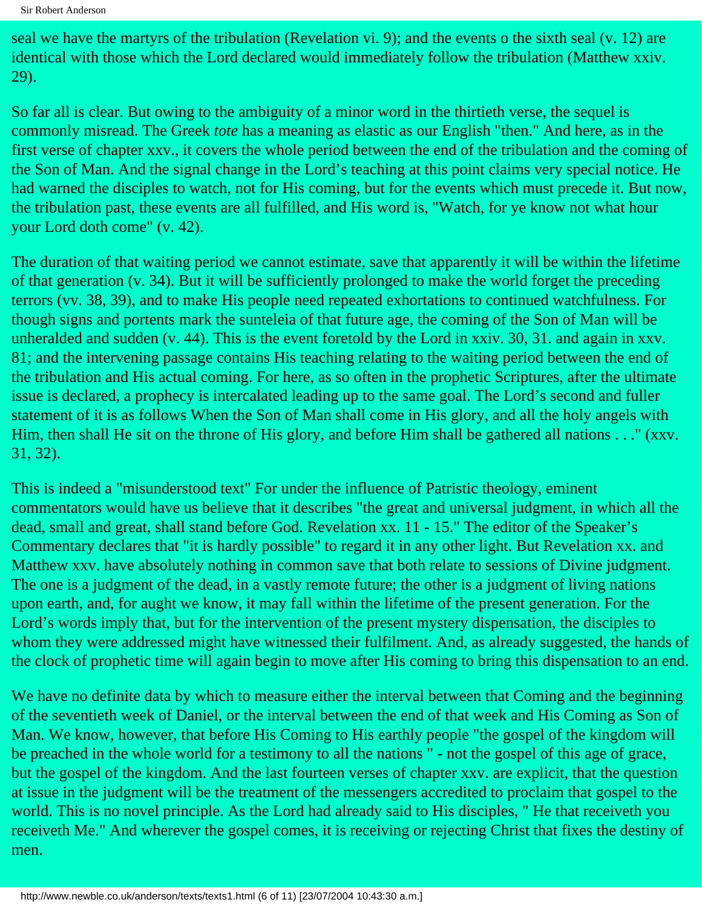seal we have the martyrs of the tribulation (Revelation vi. 9); and the events o the sixth seal (v. 12) are identical with those which the Lord declared would immediately follow the tribulation (Matthew xxiv. 29).

So far all is clear. But owing to the ambiguity of a minor word in the thirtieth verse, the sequel is commonly misread. The Greek *tote* has a meaning as elastic as our English "then." And here, as in the first verse of chapter xxv., it covers the whole period between the end of the tribulation and the coming of the Son of Man. And the signal change in the Lord's teaching at this point claims very special notice. He had warned the disciples to watch, not for His coming, but for the events which must precede it. But now, the tribulation past, these events are all fulfilled, and His word is, "Watch, for ye know not what hour your Lord doth come" (v. 42).

The duration of that waiting period we cannot estimate, save that apparently it will be within the lifetime of that generation (v. 34). But it will be sufficiently prolonged to make the world forget the preceding terrors (vv. 38, 39), and to make His people need repeated exhortations to continued watchfulness. For though signs and portents mark the sunteleia of that future age, the coming of the Son of Man will be unheralded and sudden (v. 44). This is the event foretold by the Lord in xxiv. 30, 31. and again in xxv. 81; and the intervening passage contains His teaching relating to the waiting period between the end of the tribulation and His actual coming. For here, as so often in the prophetic Scriptures, after the ultimate issue is declared, a prophecy is intercalated leading up to the same goal. The Lord's second and fuller statement of it is as follows When the Son of Man shall come in His glory, and all the holy angels with Him, then shall He sit on the throne of His glory, and before Him shall be gathered all nations . . ." (xxv. 31, 32).

This is indeed a "misunderstood text" For under the influence of Patristic theology, eminent commentators would have us believe that it describes "the great and universal judgment, in which all the dead, small and great, shall stand before God. Revelation xx. 11 - 15." The editor of the Speaker's Commentary declares that "it is hardly possible" to regard it in any other light. But Revelation xx. and Matthew xxv. have absolutely nothing in common save that both relate to sessions of Divine judgment. The one is a judgment of the dead, in a vastly remote future; the other is a judgment of living nations upon earth, and, for aught we know, it may fall within the lifetime of the present generation. For the Lord's words imply that, but for the intervention of the present mystery dispensation, the disciples to whom they were addressed might have witnessed their fulfilment. And, as already suggested, the hands of the clock of prophetic time will again begin to move after His coming to bring this dispensation to an end.

We have no definite data by which to measure either the interval between that Coming and the beginning of the seventieth week of Daniel, or the interval between the end of that week and His Coming as Son of Man. We know, however, that before His Coming to His earthly people "the gospel of the kingdom will be preached in the whole world for a testimony to all the nations " - not the gospel of this age of grace, but the gospel of the kingdom. And the last fourteen verses of chapter xxv. are explicit, that the question at issue in the judgment will be the treatment of the messengers accredited to proclaim that gospel to the world. This is no novel principle. As the Lord had already said to His disciples, " He that receiveth you receiveth Me." And wherever the gospel comes, it is receiving or rejecting Christ that fixes the destiny of men.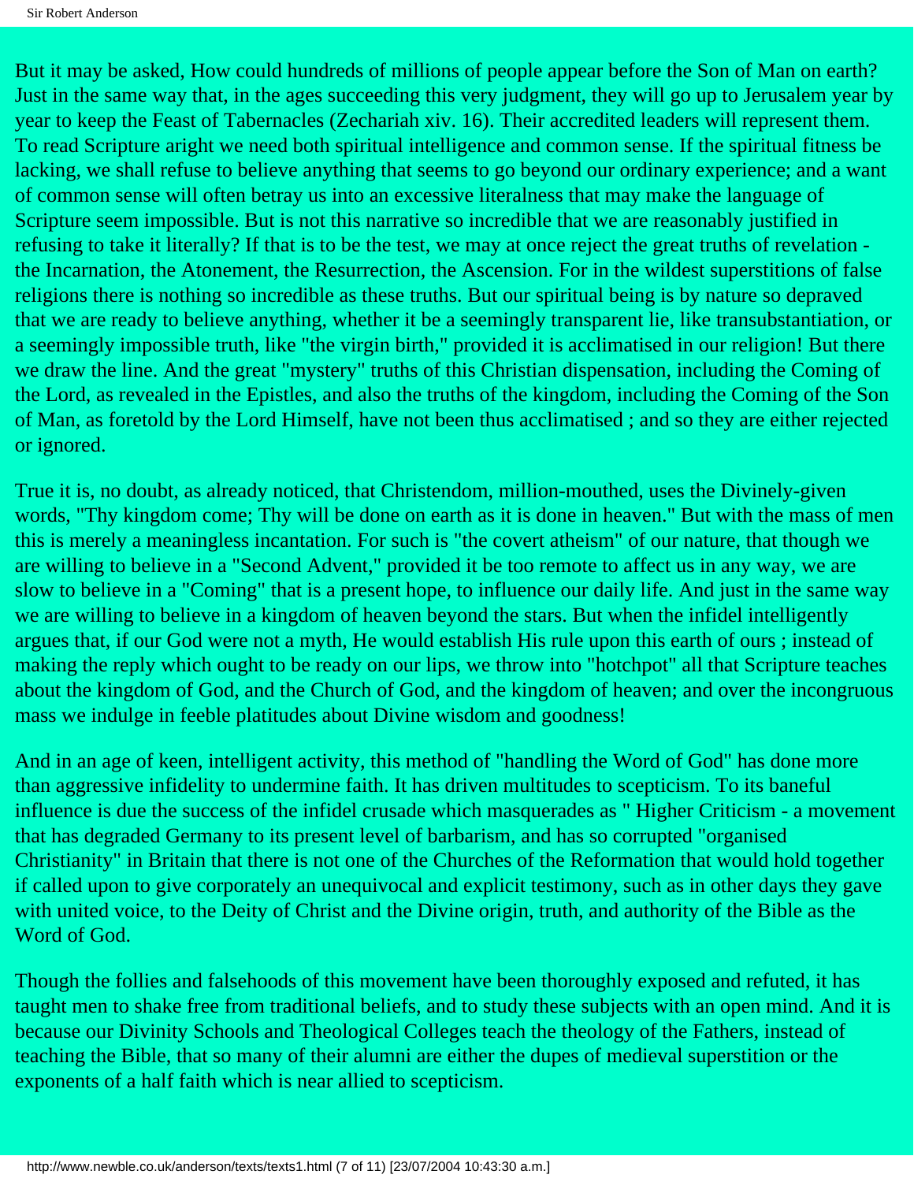But it may be asked, How could hundreds of millions of people appear before the Son of Man on earth? Just in the same way that, in the ages succeeding this very judgment, they will go up to Jerusalem year by year to keep the Feast of Tabernacles (Zechariah xiv. 16). Their accredited leaders will represent them. To read Scripture aright we need both spiritual intelligence and common sense. If the spiritual fitness be lacking, we shall refuse to believe anything that seems to go beyond our ordinary experience; and a want of common sense will often betray us into an excessive literalness that may make the language of Scripture seem impossible. But is not this narrative so incredible that we are reasonably justified in refusing to take it literally? If that is to be the test, we may at once reject the great truths of revelation - the Incarnation, the Atonement, the Resurrection, the Ascension. For in the wildest superstitions of false religions there is nothing so incredible as these truths. But our spiritual being is by nature so depraved that we are ready to believe anything, whether it be a seemingly transparent lie, like transubstantiation, or a seemingly impossible truth, like "the virgin birth," provided it is acclimatised in our religion! But there we draw the line. And the great "mystery" truths of this Christian dispensation, including the Coming of the Lord, as revealed in the Epistles, and also the truths of the kingdom, including the Coming of the Son of Man, as foretold by the Lord Himself, have not been thus acclimatised ; and so they are either rejected or ignored.

True it is, no doubt, as already noticed, that Christendom, million-mouthed, uses the Divinely-given words, "Thy kingdom come; Thy will be done on earth as it is done in heaven." But with the mass of men this is merely a meaningless incantation. For such is "the covert atheism" of our nature, that though we are willing to believe in a "Second Advent," provided it be too remote to affect us in any way, we are slow to believe in a "Coming" that is a present hope, to influence our daily life. And just in the same way we are willing to believe in a kingdom of heaven beyond the stars. But when the infidel intelligently argues that, if our God were not a myth, He would establish His rule upon this earth of ours ; instead of making the reply which ought to be ready on our lips, we throw into "hotchpot" all that Scripture teaches about the kingdom of God, and the Church of God, and the kingdom of heaven; and over the incongruous mass we indulge in feeble platitudes about Divine wisdom and goodness!

And in an age of keen, intelligent activity, this method of "handling the Word of God" has done more than aggressive infidelity to undermine faith. It has driven multitudes to scepticism. To its baneful influence is due the success of the infidel crusade which masquerades as " Higher Criticism - a movement that has degraded Germany to its present level of barbarism, and has so corrupted "organised Christianity" in Britain that there is not one of the Churches of the Reformation that would hold together if called upon to give corporately an unequivocal and explicit testimony, such as in other days they gave with united voice, to the Deity of Christ and the Divine origin, truth, and authority of the Bible as the Word of God.

Though the follies and falsehoods of this movement have been thoroughly exposed and refuted, it has taught men to shake free from traditional beliefs, and to study these subjects with an open mind. And it is because our Divinity Schools and Theological Colleges teach the theology of the Fathers, instead of teaching the Bible, that so many of their alumni are either the dupes of medieval superstition or the exponents of a half faith which is near allied to scepticism.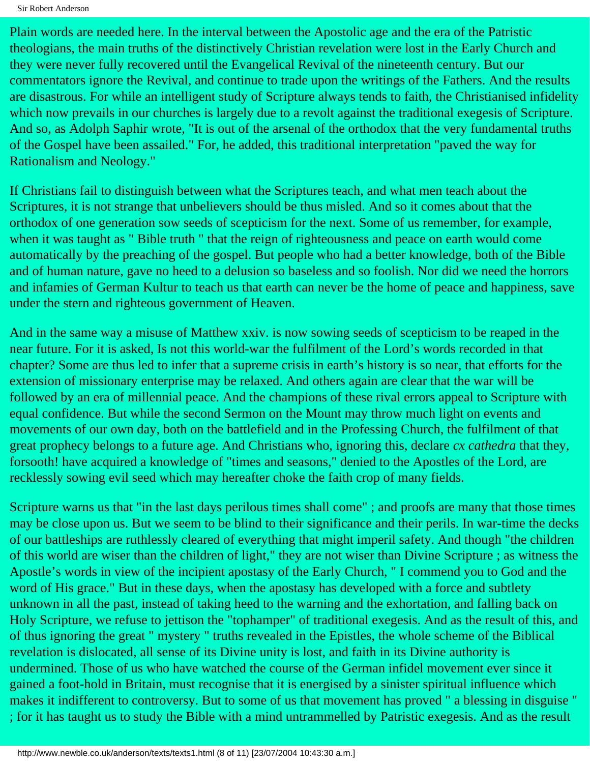Plain words are needed here. In the interval between the Apostolic age and the era of the Patristic theologians, the main truths of the distinctively Christian revelation were lost in the Early Church and they were never fully recovered until the Evangelical Revival of the nineteenth century. But our commentators ignore the Revival, and continue to trade upon the writings of the Fathers. And the results are disastrous. For while an intelligent study of Scripture always tends to faith, the Christianised infidelity which now prevails in our churches is largely due to a revolt against the traditional exegesis of Scripture. And so, as Adolph Saphir wrote, "It is out of the arsenal of the orthodox that the very fundamental truths of the Gospel have been assailed." For, he added, this traditional interpretation "paved the way for Rationalism and Neology."

If Christians fail to distinguish between what the Scriptures teach, and what men teach about the Scriptures, it is not strange that unbelievers should be thus misled. And so it comes about that the orthodox of one generation sow seeds of scepticism for the next. Some of us remember, for example, when it was taught as " Bible truth " that the reign of righteousness and peace on earth would come automatically by the preaching of the gospel. But people who had a better knowledge, both of the Bible and of human nature, gave no heed to a delusion so baseless and so foolish. Nor did we need the horrors and infamies of German Kultur to teach us that earth can never be the home of peace and happiness, save under the stern and righteous government of Heaven.

And in the same way a misuse of Matthew xxiv. is now sowing seeds of scepticism to be reaped in the near future. For it is asked, Is not this world-war the fulfilment of the Lord's words recorded in that chapter? Some are thus led to infer that a supreme crisis in earth's history is so near, that efforts for the extension of missionary enterprise may be relaxed. And others again are clear that the war will be followed by an era of millennial peace. And the champions of these rival errors appeal to Scripture with equal confidence. But while the second Sermon on the Mount may throw much light on events and movements of our own day, both on the battlefield and in the Professing Church, the fulfilment of that great prophecy belongs to a future age. And Christians who, ignoring this, declare *cx cathedra* that they, forsooth! have acquired a knowledge of "times and seasons," denied to the Apostles of the Lord, are recklessly sowing evil seed which may hereafter choke the faith crop of many fields.

Scripture warns us that "in the last days perilous times shall come" ; and proofs are many that those times may be close upon us. But we seem to be blind to their significance and their perils. In war-time the decks of our battleships are ruthlessly cleared of everything that might imperil safety. And though "the children of this world are wiser than the children of light," they are not wiser than Divine Scripture ; as witness the Apostle's words in view of the incipient apostasy of the Early Church, " I commend you to God and the word of His grace." But in these days, when the apostasy has developed with a force and subtlety unknown in all the past, instead of taking heed to the warning and the exhortation, and falling back on Holy Scripture, we refuse to jettison the "tophamper" of traditional exegesis. And as the result of this, and of thus ignoring the great " mystery " truths revealed in the Epistles, the whole scheme of the Biblical revelation is dislocated, all sense of its Divine unity is lost, and faith in its Divine authority is undermined. Those of us who have watched the course of the German infidel movement ever since it gained a foot-hold in Britain, must recognise that it is energised by a sinister spiritual influence which makes it indifferent to controversy. But to some of us that movement has proved " a blessing in disguise " ; for it has taught us to study the Bible with a mind untrammelled by Patristic exegesis. And as the result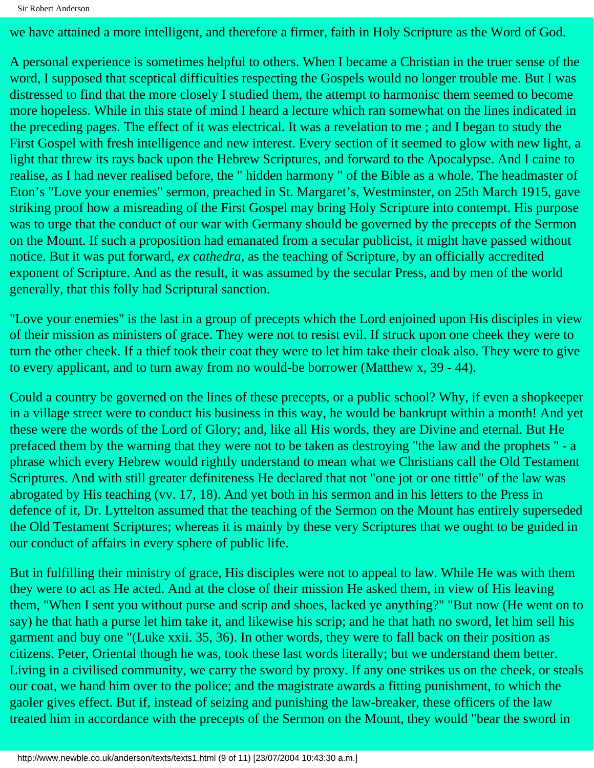we have attained a more intelligent, and therefore a firmer, faith in Holy Scripture as the Word of God.

A personal experience is sometimes helpful to others. When I became a Christian in the truer sense of the word, I supposed that sceptical difficulties respecting the Gospels would no longer trouble me. But I was distressed to find that the more closely I studied them, the attempt to harmonisc them seemed to become more hopeless. While in this state of mind I heard a lecture which ran somewhat on the lines indicated in the preceding pages. The effect of it was electrical. It was a revelation to me ; and I began to study the First Gospel with fresh intelligence and new interest. Every section of it seemed to glow with new light, a light that threw its rays back upon the Hebrew Scriptures, and forward to the Apocalypse. And I caine to realise, as I had never realised before, the " hidden harmony " of the Bible as a whole. The headmaster of Eton's "Love your enemies" sermon, preached in St. Margaret's, Westminster, on 25th March 1915, gave striking proof how a misreading of the First Gospel may bring Holy Scripture into contempt. His purpose was to urge that the conduct of our war with Germany should be governed by the precepts of the Sermon on the Mount. If such a proposition had emanated from a secular publicist, it might have passed without notice. But it was put forward, *ex cathedra*, as the teaching of Scripture, by an officially accredited exponent of Scripture. And as the result, it was assumed by the secular Press, and by men of the world generally, that this folly had Scriptural sanction.

"Love your enemies" is the last in a group of precepts which the Lord enjoined upon His disciples in view of their mission as ministers of grace. They were not to resist evil. If struck upon one cheek they were to turn the other cheek. If a thief took their coat they were to let him take their cloak also. They were to give to every applicant, and to turn away from no would-be borrower (Matthew x, 39 - 44).

Could a country be governed on the lines of these precepts, or a public school? Why, if even a shopkeeper in a village street were to conduct his business in this way, he would be bankrupt within a month! And yet these were the words of the Lord of Glory; and, like all His words, they are Divine and eternal. But He prefaced them by the warning that they were not to be taken as destroying "the law and the prophets " - a phrase which every Hebrew would rightly understand to mean what we Christians call the Old Testament Scriptures. And with still greater definiteness He declared that not "one jot or one tittle" of the law was abrogated by His teaching (vv. 17, 18). And yet both in his sermon and in his letters to the Press in defence of it, Dr. Lyttelton assumed that the teaching of the Sermon on the Mount has entirely superseded the Old Testament Scriptures; whereas it is mainly by these very Scriptures that we ought to be guided in our conduct of affairs in every sphere of public life.

But in fulfilling their ministry of grace, His disciples were not to appeal to law. While He was with them they were to act as He acted. And at the close of their mission He asked them, in view of His leaving them, "When I sent you without purse and scrip and shoes, lacked ye anything?" "But now (He went on to say) he that hath a purse let him take it, and likewise his scrip; and he that hath no sword, let him sell his garment and buy one "(Luke xxii. 35, 36). In other words, they were to fall back on their position as citizens. Peter, Oriental though he was, took these last words literally; but we understand them better. Living in a civilised community, we carry the sword by proxy. If any one strikes us on the cheek, or steals our coat, we hand him over to the police; and the magistrate awards a fitting punishment, to which the gaoler gives effect. But if, instead of seizing and punishing the law-breaker, these officers of the law treated him in accordance with the precepts of the Sermon on the Mount, they would "bear the sword in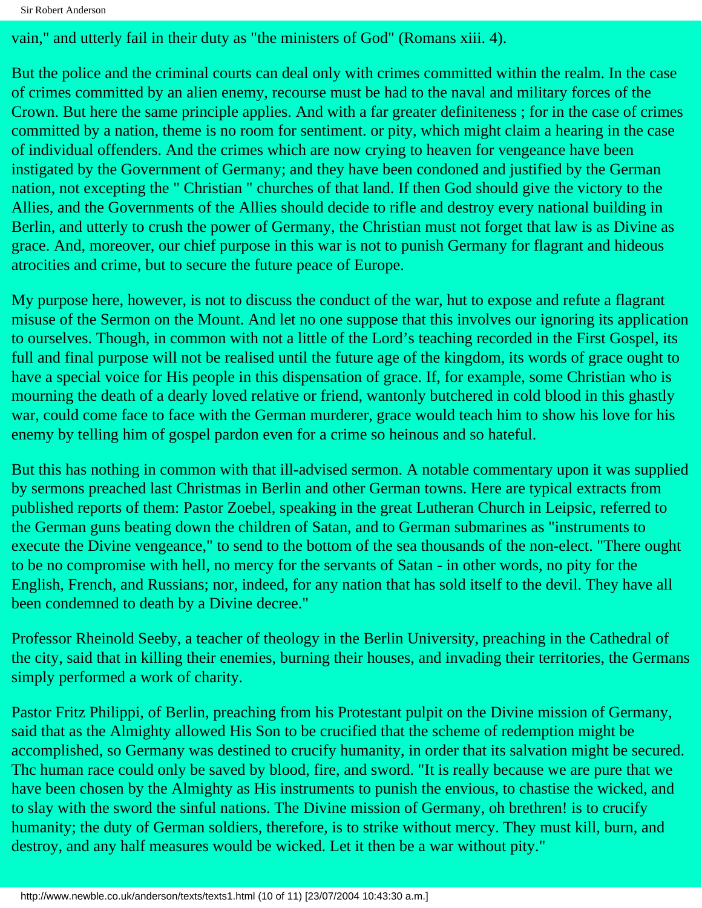vain," and utterly fail in their duty as "the ministers of God" (Romans xiii. 4).

But the police and the criminal courts can deal only with crimes committed within the realm. In the case of crimes committed by an alien enemy, recourse must be had to the naval and military forces of the Crown. But here the same principle applies. And with a far greater definiteness ; for in the case of crimes committed by a nation, theme is no room for sentiment. or pity, which might claim a hearing in the case of individual offenders. And the crimes which are now crying to heaven for vengeance have been instigated by the Government of Germany; and they have been condoned and justified by the German nation, not excepting the " Christian " churches of that land. If then God should give the victory to the Allies, and the Governments of the Allies should decide to rifle and destroy every national building in Berlin, and utterly to crush the power of Germany, the Christian must not forget that law is as Divine as grace. And, moreover, our chief purpose in this war is not to punish Germany for flagrant and hideous atrocities and crime, but to secure the future peace of Europe.

My purpose here, however, is not to discuss the conduct of the war, hut to expose and refute a flagrant misuse of the Sermon on the Mount. And let no one suppose that this involves our ignoring its application to ourselves. Though, in common with not a little of the Lord's teaching recorded in the First Gospel, its full and final purpose will not be realised until the future age of the kingdom, its words of grace ought to have a special voice for His people in this dispensation of grace. If, for example, some Christian who is mourning the death of a dearly loved relative or friend, wantonly butchered in cold blood in this ghastly war, could come face to face with the German murderer, grace would teach him to show his love for his enemy by telling him of gospel pardon even for a crime so heinous and so hateful.

But this has nothing in common with that ill-advised sermon. A notable commentary upon it was supplied by sermons preached last Christmas in Berlin and other German towns. Here are typical extracts from published reports of them: Pastor Zoebel, speaking in the great Lutheran Church in Leipsic, referred to the German guns beating down the children of Satan, and to German submarines as "instruments to execute the Divine vengeance," to send to the bottom of the sea thousands of the non-elect. "There ought to be no compromise with hell, no mercy for the servants of Satan - in other words, no pity for the English, French, and Russians; nor, indeed, for any nation that has sold itself to the devil. They have all been condemned to death by a Divine decree."

Professor Rheinold Seeby, a teacher of theology in the Berlin University, preaching in the Cathedral of the city, said that in killing their enemies, burning their houses, and invading their territories, the Germans simply performed a work of charity.

Pastor Fritz Philippi, of Berlin, preaching from his Protestant pulpit on the Divine mission of Germany, said that as the Almighty allowed His Son to be crucified that the scheme of redemption might be accomplished, so Germany was destined to crucify humanity, in order that its salvation might be secured. Thc human race could only be saved by blood, fire, and sword. "It is really because we are pure that we have been chosen by the Almighty as His instruments to punish the envious, to chastise the wicked, and to slay with the sword the sinful nations. The Divine mission of Germany, oh brethren! is to crucify humanity; the duty of German soldiers, therefore, is to strike without mercy. They must kill, burn, and destroy, and any half measures would be wicked. Let it then be a war without pity."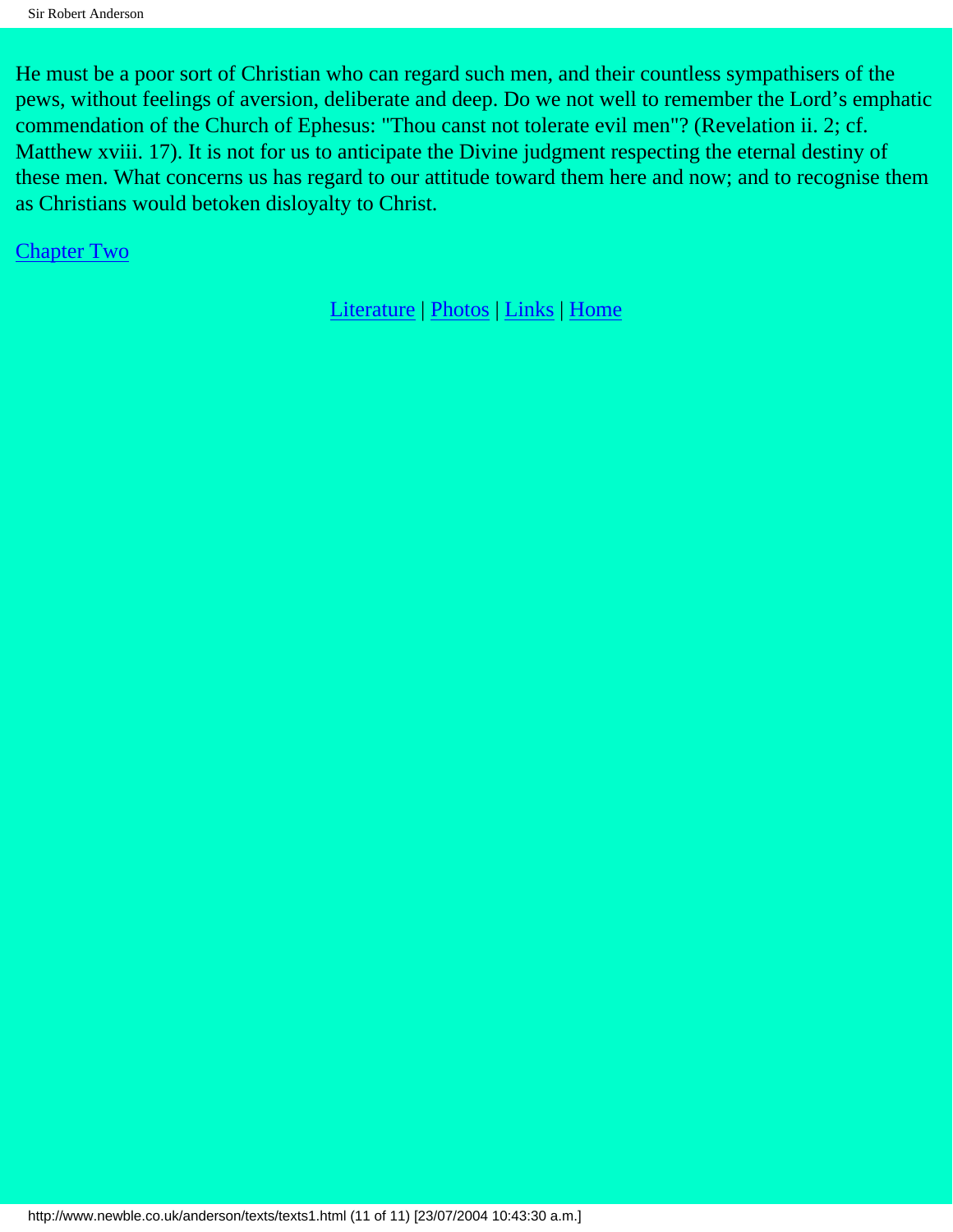He must be a poor sort of Christian who can regard such men, and their countless sympathisers of the pews, without feelings of aversion, deliberate and deep. Do we not well to remember the Lord's emphatic commendation of the Church of Ephesus: "Thou canst not tolerate evil men"? (Revelation ii. 2; cf. Matthew xviii. 17). It is not for us to anticipate the Divine judgment respecting the eternal destiny of these men. What concerns us has regard to our attitude toward them here and now; and to recognise them as Christians would betoken disloyalty to Christ.

Chapter Two

Literature | Photos | Links | Home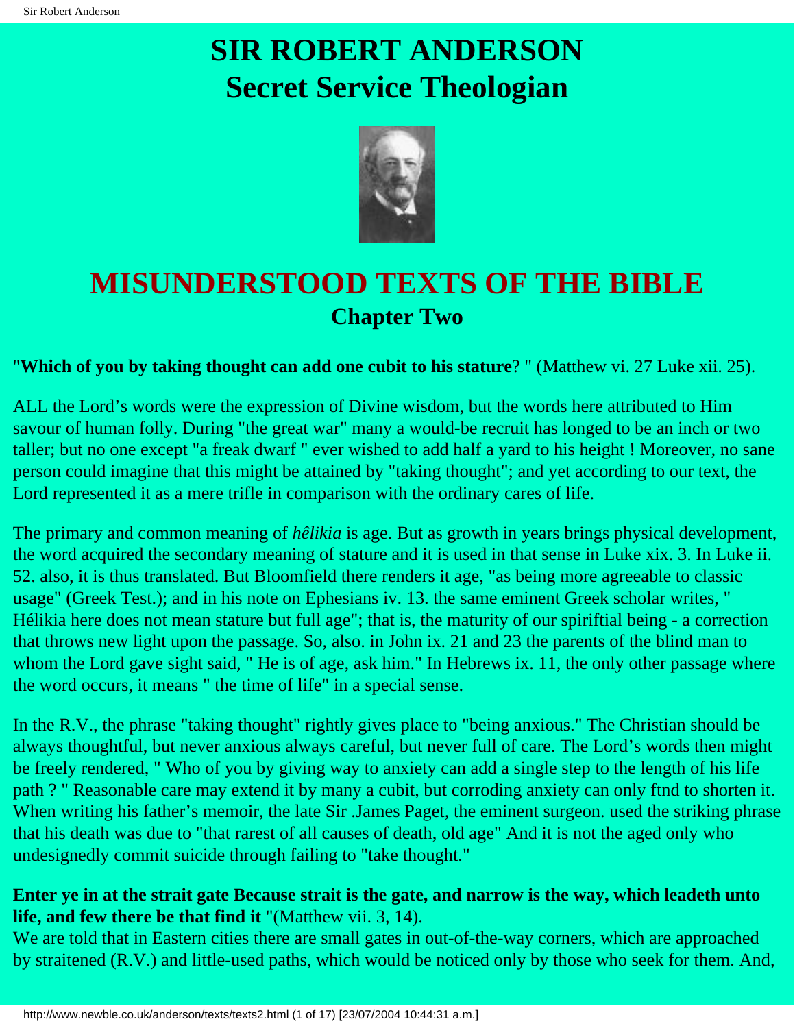# SIR ROBERT ANDERSON
# Secret Service Theologian

## MISUNDERSTOOD TEXTS OF THE BIBLE
### Chapter Two

"**Which of you by taking thought can add one cubit to his stature**? " (Matthew vi. 27 Luke xii. 25).

ALL the Lord's words were the expression of Divine wisdom, but the words here attributed to Him savour of human folly. During "the great war" many a would-be recruit has longed to be an inch or two taller; but no one except "a freak dwarf " ever wished to add half a yard to his height ! Moreover, no sane person could imagine that this might be attained by "taking thought"; and yet according to our text, the Lord represented it as a mere trifle in comparison with the ordinary cares of life.

The primary and common meaning of *hêlikia* is age. But as growth in years brings physical development, the word acquired the secondary meaning of stature and it is used in that sense in Luke xix. 3. In Luke ii. 52. also, it is thus translated. But Bloomfield there renders it age, "as being more agreeable to classic usage" (Greek Test.); and in his note on Ephesians iv. 13. the same eminent Greek scholar writes, " Hélikia here does not mean stature but full age"; that is, the maturity of our spiriftial being - a correction that throws new light upon the passage. So, also. in John ix. 21 and 23 the parents of the blind man to whom the Lord gave sight said, " He is of age, ask him." In Hebrews ix. 11, the only other passage where the word occurs, it means " the time of life" in a special sense.

In the R.V., the phrase "taking thought" rightly gives place to "being anxious." The Christian should be always thoughtful, but never anxious always careful, but never full of care. The Lord's words then might be freely rendered, " Who of you by giving way to anxiety can add a single step to the length of his life path ? " Reasonable care may extend it by many a cubit, but corroding anxiety can only ftnd to shorten it. When writing his father's memoir, the late Sir .James Paget, the eminent surgeon. used the striking phrase that his death was due to "that rarest of all causes of death, old age" And it is not the aged only who undesignedly commit suicide through failing to "take thought."

**Enter ye in at the strait gate Because strait is the gate, and narrow is the way, which leadeth unto life, and few there be that find it** "(Matthew vii. 3, 14).
We are told that in Eastern cities there are small gates in out-of-the-way corners, which are approached by straitened (R.V.) and little-used paths, which would be noticed only by those who seek for them. And,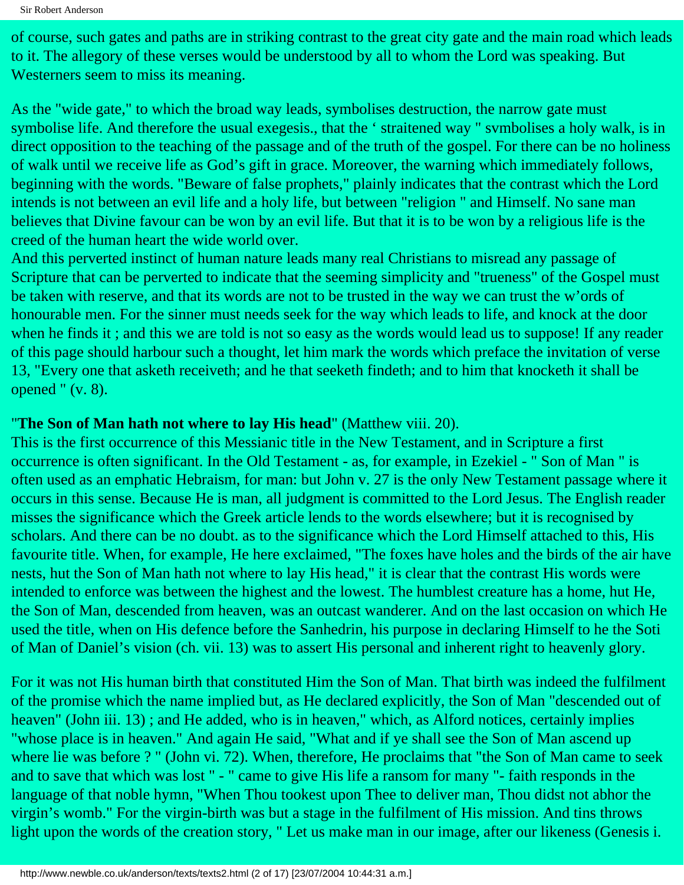of course, such gates and paths are in striking contrast to the great city gate and the main road which leads to it. The allegory of these verses would be understood by all to whom the Lord was speaking. But Westerners seem to miss its meaning.

As the "wide gate," to which the broad way leads, symbolises destruction, the narrow gate must symbolise life. And therefore the usual exegesis., that the ' straitened way " svmbolises a holy walk, is in direct opposition to the teaching of the passage and of the truth of the gospel. For there can be no holiness of walk until we receive life as God's gift in grace. Moreover, the warning which immediately follows, beginning with the words. "Beware of false prophets," plainly indicates that the contrast which the Lord intends is not between an evil life and a holy life, but between "religion " and Himself. No sane man believes that Divine favour can be won by an evil life. But that it is to be won by a religious life is the creed of the human heart the wide world over.
And this perverted instinct of human nature leads many real Christians to misread any passage of Scripture that can be perverted to indicate that the seeming simplicity and "trueness" of the Gospel must be taken with reserve, and that its words are not to be trusted in the way we can trust the w'ords of honourable men. For the sinner must needs seek for the way which leads to life, and knock at the door when he finds it ; and this we are told is not so easy as the words would lead us to suppose! If any reader of this page should harbour such a thought, let him mark the words which preface the invitation of verse 13, "Every one that asketh receiveth; and he that seeketh findeth; and to him that knocketh it shall be opened " (v. 8).

"**The Son of Man hath not where to lay His head**" (Matthew viii. 20).
This is the first occurrence of this Messianic title in the New Testament, and in Scripture a first occurrence is often significant. In the Old Testament - as, for example, in Ezekiel - " Son of Man " is often used as an emphatic Hebraism, for man: but John v. 27 is the only New Testament passage where it occurs in this sense. Because He is man, all judgment is committed to the Lord Jesus. The English reader misses the significance which the Greek article lends to the words elsewhere; but it is recognised by scholars. And there can be no doubt. as to the significance which the Lord Himself attached to this, His favourite title. When, for example, He here exclaimed, "The foxes have holes and the birds of the air have nests, hut the Son of Man hath not where to lay His head," it is clear that the contrast His words were intended to enforce was between the highest and the lowest. The humblest creature has a home, hut He, the Son of Man, descended from heaven, was an outcast wanderer. And on the last occasion on which He used the title, when on His defence before the Sanhedrin, his purpose in declaring Himself to he the Soti of Man of Daniel's vision (ch. vii. 13) was to assert His personal and inherent right to heavenly glory.

For it was not His human birth that constituted Him the Son of Man. That birth was indeed the fulfilment of the promise which the name implied but, as He declared explicitly, the Son of Man "descended out of heaven" (John iii. 13) ; and He added, who is in heaven," which, as Alford notices, certainly implies "whose place is in heaven." And again He said, "What and if ye shall see the Son of Man ascend up where lie was before ? " (John vi. 72). When, therefore, He proclaims that "the Son of Man came to seek and to save that which was lost " - " came to give His life a ransom for many "- faith responds in the language of that noble hymn, "When Thou tookest upon Thee to deliver man, Thou didst not abhor the virgin's womb." For the virgin-birth was but a stage in the fulfilment of His mission. And tins throws light upon the words of the creation story, " Let us make man in our image, after our likeness (Genesis i.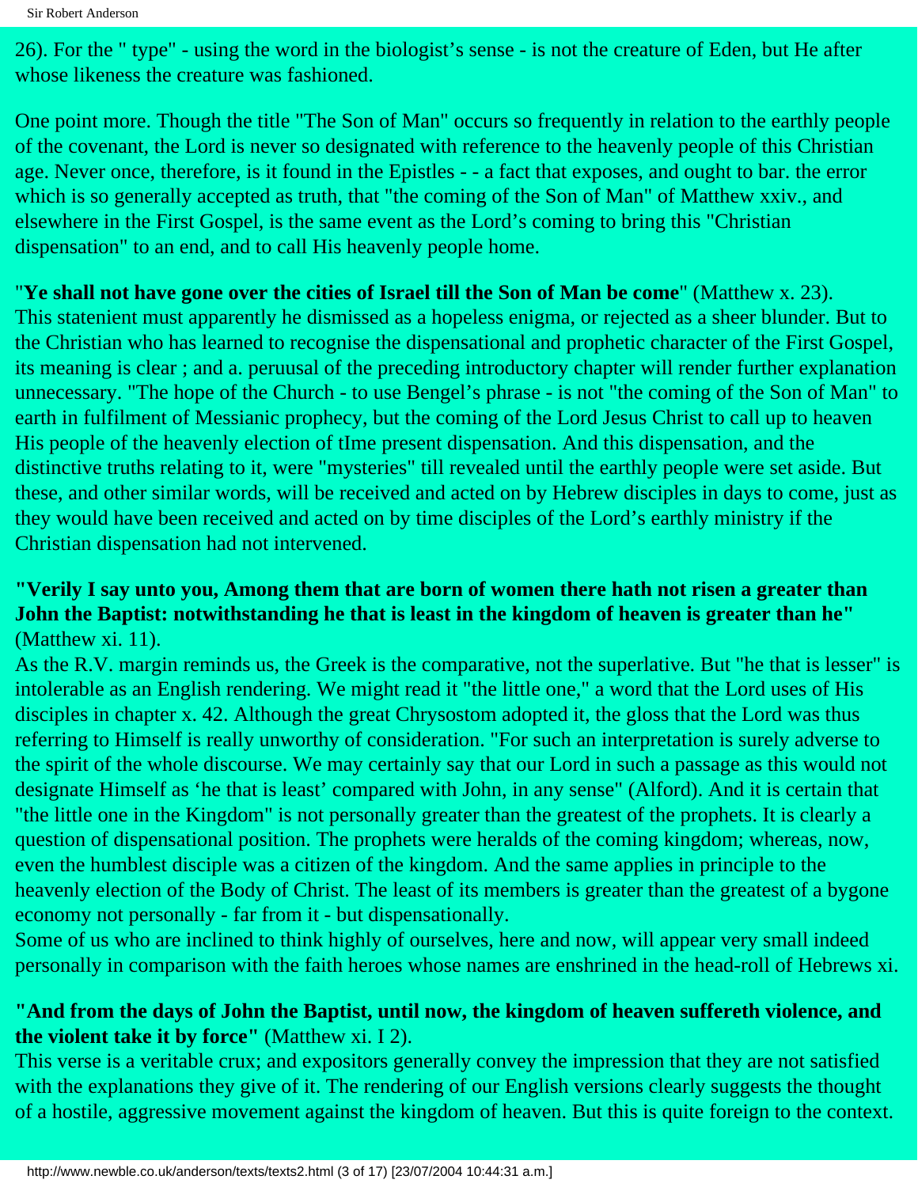26). For the " type" - using the word in the biologist's sense - is not the creature of Eden, but He after whose likeness the creature was fashioned.

One point more. Though the title "The Son of Man" occurs so frequently in relation to the earthly people of the covenant, the Lord is never so designated with reference to the heavenly people of this Christian age. Never once, therefore, is it found in the Epistles - - a fact that exposes, and ought to bar. the error which is so generally accepted as truth, that "the coming of the Son of Man" of Matthew xxiv., and elsewhere in the First Gospel, is the same event as the Lord's coming to bring this "Christian dispensation" to an end, and to call His heavenly people home.

"**Ye shall not have gone over the cities of Israel till the Son of Man be come**" (Matthew x. 23).
This statenient must apparently he dismissed as a hopeless enigma, or rejected as a sheer blunder. But to the Christian who has learned to recognise the dispensational and prophetic character of the First Gospel, its meaning is clear ; and a. peruusal of the preceding introductory chapter will render further explanation unnecessary. "The hope of the Church - to use Bengel's phrase - is not "the coming of the Son of Man" to earth in fulfilment of Messianic prophecy, but the coming of the Lord Jesus Christ to call up to heaven His people of the heavenly election of tIme present dispensation. And this dispensation, and the distinctive truths relating to it, were "mysteries" till revealed until the earthly people were set aside. But these, and other similar words, will be received and acted on by Hebrew disciples in days to come, just as they would have been received and acted on by time disciples of the Lord's earthly ministry if the Christian dispensation had not intervened.

**"Verily I say unto you, Among them that are born of women there hath not risen a greater than John the Baptist: notwithstanding he that is least in the kingdom of heaven is greater than he"** (Matthew xi. 11).
As the R.V. margin reminds us, the Greek is the comparative, not the superlative. But "he that is lesser" is intolerable as an English rendering. We might read it "the little one," a word that the Lord uses of His disciples in chapter x. 42. Although the great Chrysostom adopted it, the gloss that the Lord was thus referring to Himself is really unworthy of consideration. "For such an interpretation is surely adverse to the spirit of the whole discourse. We may certainly say that our Lord in such a passage as this would not designate Himself as 'he that is least' compared with John, in any sense" (Alford). And it is certain that "the little one in the Kingdom" is not personally greater than the greatest of the prophets. It is clearly a question of dispensational position. The prophets were heralds of the coming kingdom; whereas, now, even the humblest disciple was a citizen of the kingdom. And the same applies in principle to the heavenly election of the Body of Christ. The least of its members is greater than the greatest of a bygone economy not personally - far from it - but dispensationally.
Some of us who are inclined to think highly of ourselves, here and now, will appear very small indeed personally in comparison with the faith heroes whose names are enshrined in the head-roll of Hebrews xi.

**"And from the days of John the Baptist, until now, the kingdom of heaven suffereth violence, and the violent take it by force"** (Matthew xi. I 2).
This verse is a veritable crux; and expositors generally convey the impression that they are not satisfied with the explanations they give of it. The rendering of our English versions clearly suggests the thought of a hostile, aggressive movement against the kingdom of heaven. But this is quite foreign to the context.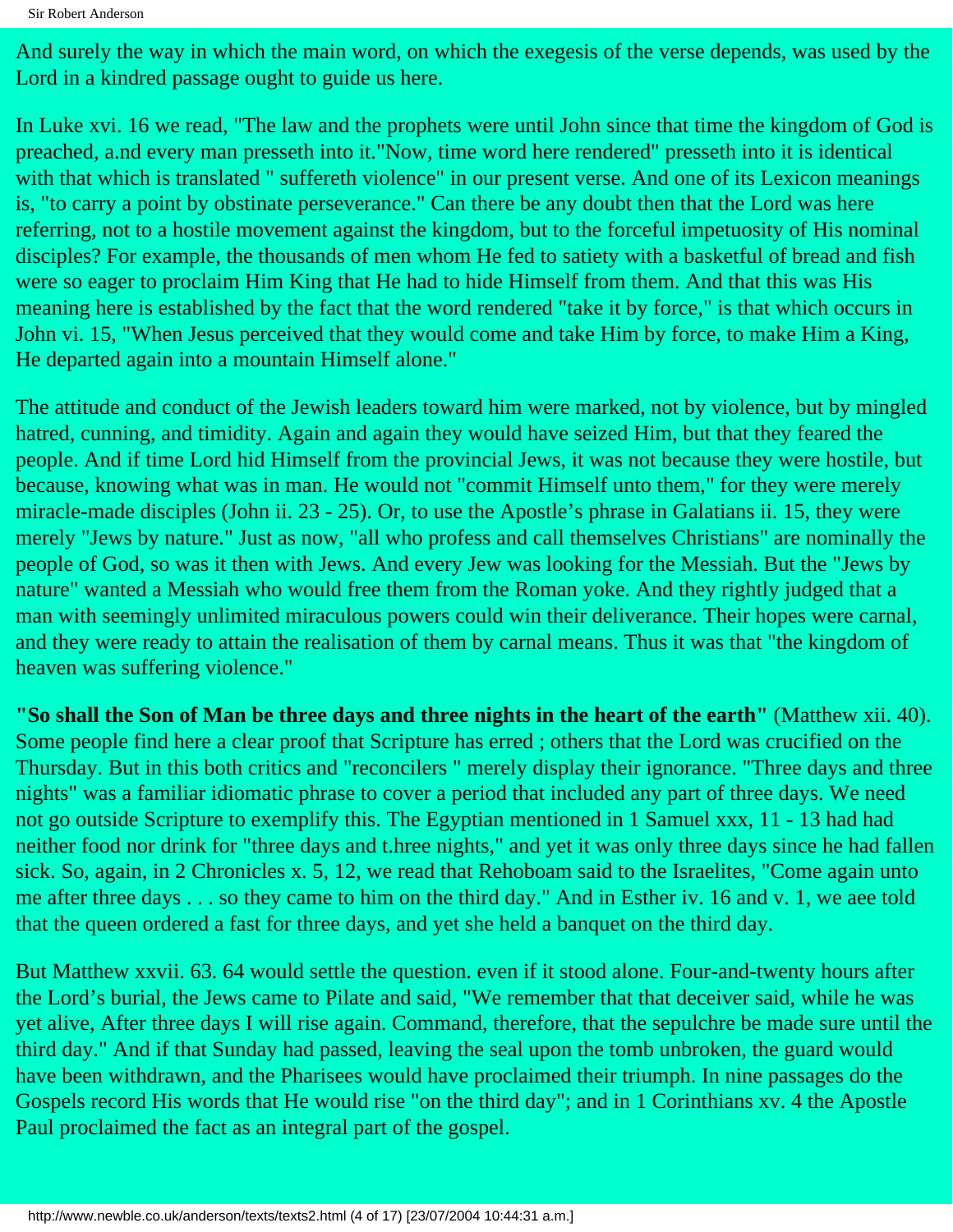And surely the way in which the main word, on which the exegesis of the verse depends, was used by the Lord in a kindred passage ought to guide us here.

In Luke xvi. 16 we read, "The law and the prophets were until John since that time the kingdom of God is preached, a.nd every man presseth into it."Now, time word here rendered" presseth into it is identical with that which is translated " suffereth violence" in our present verse. And one of its Lexicon meanings is, "to carry a point by obstinate perseverance." Can there be any doubt then that the Lord was here referring, not to a hostile movement against the kingdom, but to the forceful impetuosity of His nominal disciples? For example, the thousands of men whom He fed to satiety with a basketful of bread and fish were so eager to proclaim Him King that He had to hide Himself from them. And that this was His meaning here is established by the fact that the word rendered "take it by force," is that which occurs in John vi. 15, "When Jesus perceived that they would come and take Him by force, to make Him a King, He departed again into a mountain Himself alone."

The attitude and conduct of the Jewish leaders toward him were marked, not by violence, but by mingled hatred, cunning, and timidity. Again and again they would have seized Him, but that they feared the people. And if time Lord hid Himself from the provincial Jews, it was not because they were hostile, but because, knowing what was in man. He would not "commit Himself unto them," for they were merely miracle-made disciples (John ii. 23 - 25). Or, to use the Apostle's phrase in Galatians ii. 15, they were merely "Jews by nature." Just as now, "all who profess and call themselves Christians" are nominally the people of God, so was it then with Jews. And every Jew was looking for the Messiah. But the "Jews by nature" wanted a Messiah who would free them from the Roman yoke. And they rightly judged that a man with seemingly unlimited miraculous powers could win their deliverance. Their hopes were carnal, and they were ready to attain the realisation of them by carnal means. Thus it was that "the kingdom of heaven was suffering violence."

**"So shall the Son of Man be three days and three nights in the heart of the earth"** (Matthew xii. 40). Some people find here a clear proof that Scripture has erred ; others that the Lord was crucified on the Thursday. But in this both critics and "reconcilers " merely display their ignorance. "Three days and three nights" was a familiar idiomatic phrase to cover a period that included any part of three days. We need not go outside Scripture to exemplify this. The Egyptian mentioned in 1 Samuel xxx, 11 - 13 had had neither food nor drink for "three days and t.hree nights," and yet it was only three days since he had fallen sick. So, again, in 2 Chronicles x. 5, 12, we read that Rehoboam said to the Israelites, "Come again unto me after three days . . . so they came to him on the third day." And in Esther iv. 16 and v. 1, we aee told that the queen ordered a fast for three days, and yet she held a banquet on the third day.

But Matthew xxvii. 63. 64 would settle the question. even if it stood alone. Four-and-twenty hours after the Lord's burial, the Jews came to Pilate and said, "We remember that that deceiver said, while he was yet alive, After three days I will rise again. Command, therefore, that the sepulchre be made sure until the third day." And if that Sunday had passed, leaving the seal upon the tomb unbroken, the guard would have been withdrawn, and the Pharisees would have proclaimed their triumph. In nine passages do the Gospels record His words that He would rise "on the third day"; and in 1 Corinthians xv. 4 the Apostle Paul proclaimed the fact as an integral part of the gospel.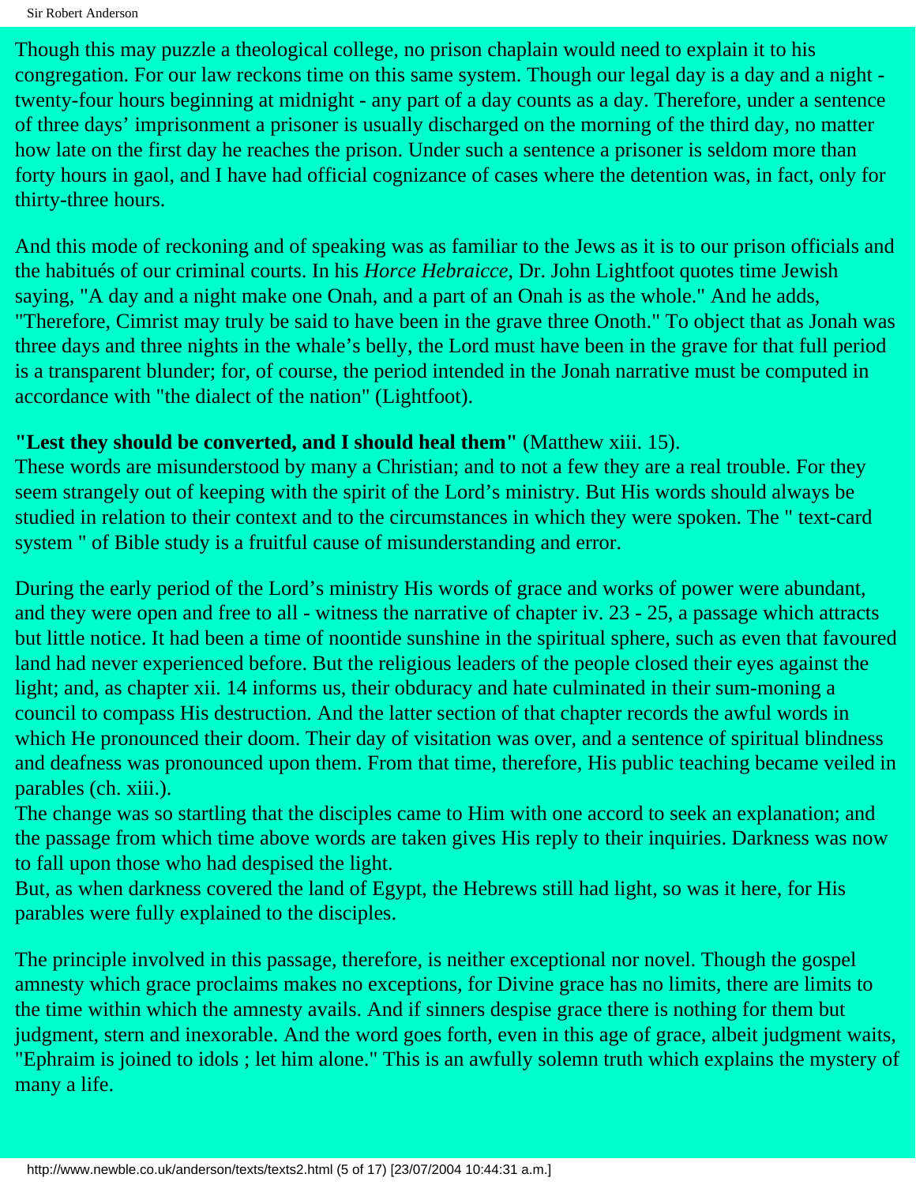Though this may puzzle a theological college, no prison chaplain would need to explain it to his congregation. For our law reckons time on this same system. Though our legal day is a day and a night - twenty-four hours beginning at midnight - any part of a day counts as a day. Therefore, under a sentence of three days' imprisonment a prisoner is usually discharged on the morning of the third day, no matter how late on the first day he reaches the prison. Under such a sentence a prisoner is seldom more than forty hours in gaol, and I have had official cognizance of cases where the detention was, in fact, only for thirty-three hours.

And this mode of reckoning and of speaking was as familiar to the Jews as it is to our prison officials and the habitués of our criminal courts. In his *Horce Hebraicce,* Dr. John Lightfoot quotes time Jewish saying, "A day and a night make one Onah, and a part of an Onah is as the whole." And he adds, "Therefore, Cimrist may truly be said to have been in the grave three Onoth." To object that as Jonah was three days and three nights in the whale's belly, the Lord must have been in the grave for that full period is a transparent blunder; for, of course, the period intended in the Jonah narrative must be computed in accordance with "the dialect of the nation" (Lightfoot).

**"Lest they should be converted, and I should heal them"** (Matthew xiii. 15).
These words are misunderstood by many a Christian; and to not a few they are a real trouble. For they seem strangely out of keeping with the spirit of the Lord's ministry. But His words should always be studied in relation to their context and to the circumstances in which they were spoken. The " text-card system " of Bible study is a fruitful cause of misunderstanding and error.

During the early period of the Lord's ministry His words of grace and works of power were abundant, and they were open and free to all - witness the narrative of chapter iv. 23 - 25, a passage which attracts but little notice. It had been a time of noontide sunshine in the spiritual sphere, such as even that favoured land had never experienced before. But the religious leaders of the people closed their eyes against the light; and, as chapter xii. 14 informs us, their obduracy and hate culminated in their sum-moning a council to compass His destruction. And the latter section of that chapter records the awful words in which He pronounced their doom. Their day of visitation was over, and a sentence of spiritual blindness and deafness was pronounced upon them. From that time, therefore, His public teaching became veiled in parables (ch. xiii.).
The change was so startling that the disciples came to Him with one accord to seek an explanation; and the passage from which time above words are taken gives His reply to their inquiries. Darkness was now to fall upon those who had despised the light.
But, as when darkness covered the land of Egypt, the Hebrews still had light, so was it here, for His parables were fully explained to the disciples.

The principle involved in this passage, therefore, is neither exceptional nor novel. Though the gospel amnesty which grace proclaims makes no exceptions, for Divine grace has no limits, there are limits to the time within which the amnesty avails. And if sinners despise grace there is nothing for them but judgment, stern and inexorable. And the word goes forth, even in this age of grace, albeit judgment waits, "Ephraim is joined to idols ; let him alone." This is an awfully solemn truth which explains the mystery of many a life.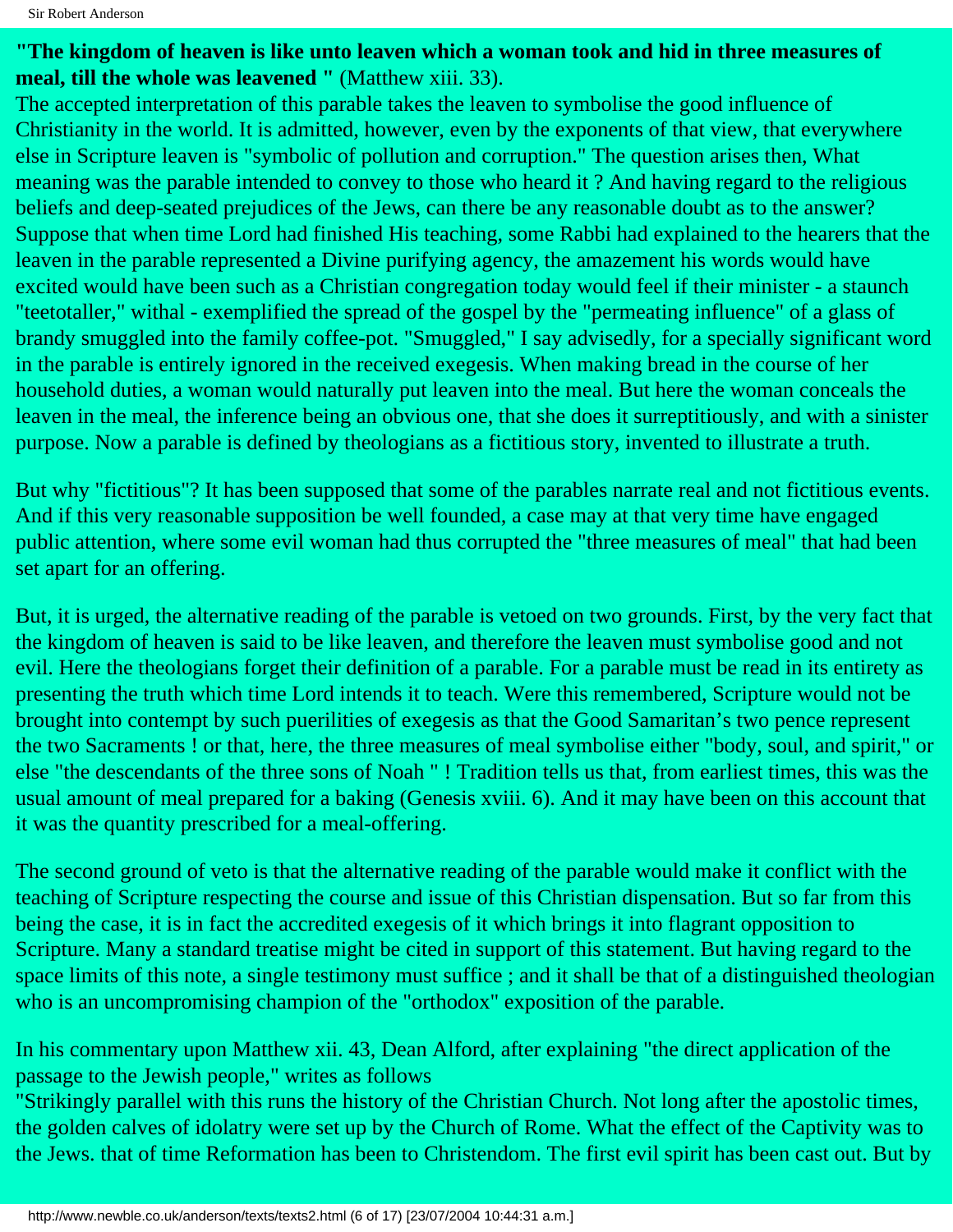**"The kingdom of heaven is like unto leaven which a woman took and hid in three measures of meal, till the whole was leavened "** (Matthew xiii. 33).

The accepted interpretation of this parable takes the leaven to symbolise the good influence of Christianity in the world. It is admitted, however, even by the exponents of that view, that everywhere else in Scripture leaven is "symbolic of pollution and corruption." The question arises then, What meaning was the parable intended to convey to those who heard it ? And having regard to the religious beliefs and deep-seated prejudices of the Jews, can there be any reasonable doubt as to the answer? Suppose that when time Lord had finished His teaching, some Rabbi had explained to the hearers that the leaven in the parable represented a Divine purifying agency, the amazement his words would have excited would have been such as a Christian congregation today would feel if their minister - a staunch "teetotaller," withal - exemplified the spread of the gospel by the "permeating influence" of a glass of brandy smuggled into the family coffee-pot. "Smuggled," I say advisedly, for a specially significant word in the parable is entirely ignored in the received exegesis. When making bread in the course of her household duties, a woman would naturally put leaven into the meal. But here the woman conceals the leaven in the meal, the inference being an obvious one, that she does it surreptitiously, and with a sinister purpose. Now a parable is defined by theologians as a fictitious story, invented to illustrate a truth.

But why "fictitious"? It has been supposed that some of the parables narrate real and not fictitious events. And if this very reasonable supposition be well founded, a case may at that very time have engaged public attention, where some evil woman had thus corrupted the "three measures of meal" that had been set apart for an offering.

But, it is urged, the alternative reading of the parable is vetoed on two grounds. First, by the very fact that the kingdom of heaven is said to be like leaven, and therefore the leaven must symbolise good and not evil. Here the theologians forget their definition of a parable. For a parable must be read in its entirety as presenting the truth which time Lord intends it to teach. Were this remembered, Scripture would not be brought into contempt by such puerilities of exegesis as that the Good Samaritan's two pence represent the two Sacraments ! or that, here, the three measures of meal symbolise either "body, soul, and spirit," or else "the descendants of the three sons of Noah " ! Tradition tells us that, from earliest times, this was the usual amount of meal prepared for a baking (Genesis xviii. 6). And it may have been on this account that it was the quantity prescribed for a meal-offering.

The second ground of veto is that the alternative reading of the parable would make it conflict with the teaching of Scripture respecting the course and issue of this Christian dispensation. But so far from this being the case, it is in fact the accredited exegesis of it which brings it into flagrant opposition to Scripture. Many a standard treatise might be cited in support of this statement. But having regard to the space limits of this note, a single testimony must suffice ; and it shall be that of a distinguished theologian who is an uncompromising champion of the "orthodox" exposition of the parable.

In his commentary upon Matthew xii. 43, Dean Alford, after explaining "the direct application of the passage to the Jewish people," writes as follows

"Strikingly parallel with this runs the history of the Christian Church. Not long after the apostolic times, the golden calves of idolatry were set up by the Church of Rome. What the effect of the Captivity was to the Jews. that of time Reformation has been to Christendom. The first evil spirit has been cast out. But by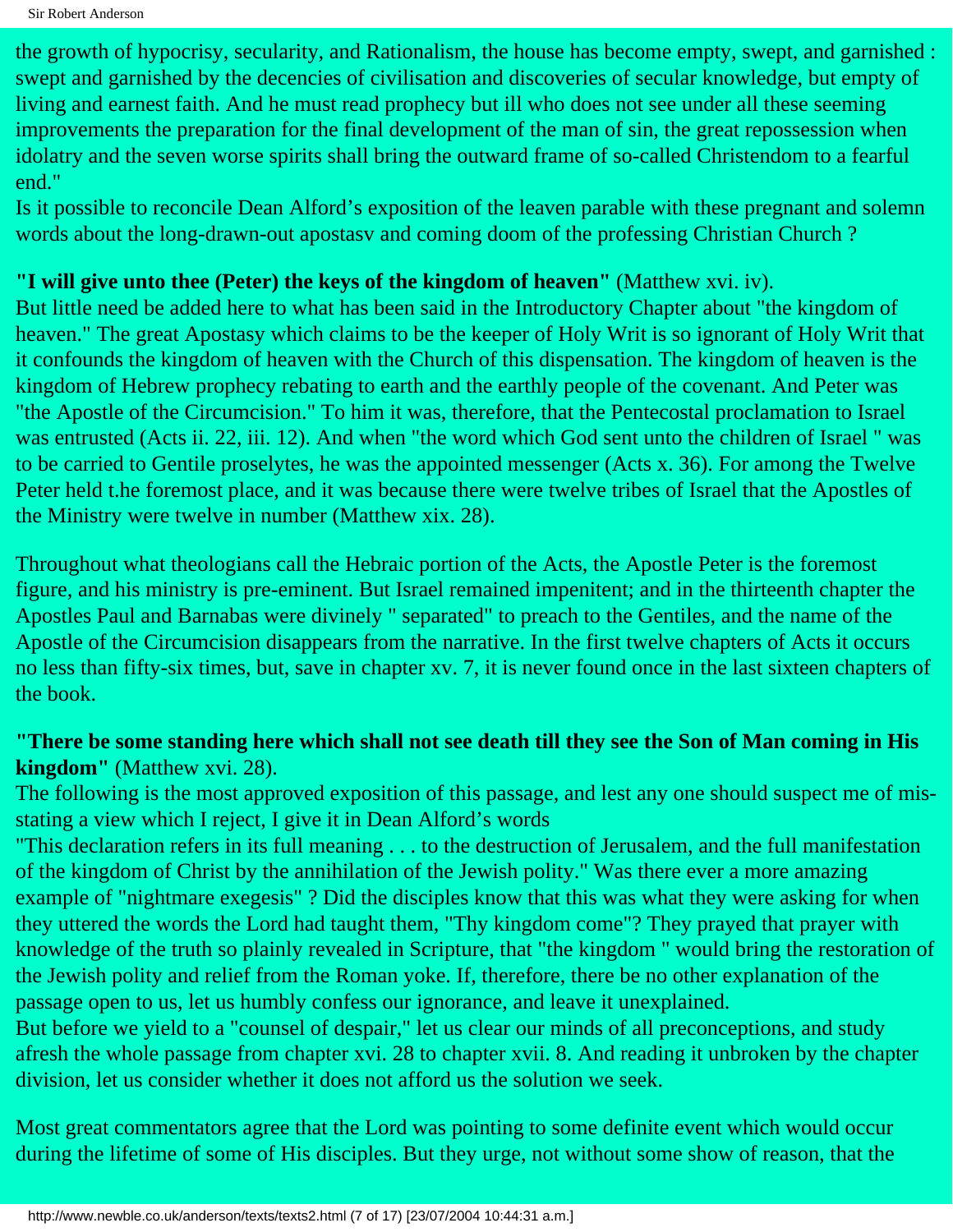the growth of hypocrisy, secularity, and Rationalism, the house has become empty, swept, and garnished : swept and garnished by the decencies of civilisation and discoveries of secular knowledge, but empty of living and earnest faith. And he must read prophecy but ill who does not see under all these seeming improvements the preparation for the final development of the man of sin, the great repossession when idolatry and the seven worse spirits shall bring the outward frame of so-called Christendom to a fearful end."

Is it possible to reconcile Dean Alford's exposition of the leaven parable with these pregnant and solemn words about the long-drawn-out apostasv and coming doom of the professing Christian Church ?

**"I will give unto thee (Peter) the keys of the kingdom of heaven"** (Matthew xvi. iv).

But little need be added here to what has been said in the Introductory Chapter about "the kingdom of heaven." The great Apostasy which claims to be the keeper of Holy Writ is so ignorant of Holy Writ that it confounds the kingdom of heaven with the Church of this dispensation. The kingdom of heaven is the kingdom of Hebrew prophecy rebating to earth and the earthly people of the covenant. And Peter was "the Apostle of the Circumcision." To him it was, therefore, that the Pentecostal proclamation to Israel was entrusted (Acts ii. 22, iii. 12). And when "the word which God sent unto the children of Israel " was to be carried to Gentile proselytes, he was the appointed messenger (Acts x. 36). For among the Twelve Peter held t.he foremost place, and it was because there were twelve tribes of Israel that the Apostles of the Ministry were twelve in number (Matthew xix. 28).

Throughout what theologians call the Hebraic portion of the Acts, the Apostle Peter is the foremost figure, and his ministry is pre-eminent. But Israel remained impenitent; and in the thirteenth chapter the Apostles Paul and Barnabas were divinely " separated" to preach to the Gentiles, and the name of the Apostle of the Circumcision disappears from the narrative. In the first twelve chapters of Acts it occurs no less than fifty-six times, but, save in chapter xv. 7, it is never found once in the last sixteen chapters of the book.

**"There be some standing here which shall not see death till they see the Son of Man coming in His kingdom"** (Matthew xvi. 28).

The following is the most approved exposition of this passage, and lest any one should suspect me of mis-stating a view which I reject, I give it in Dean Alford's words

"This declaration refers in its full meaning . . . to the destruction of Jerusalem, and the full manifestation of the kingdom of Christ by the annihilation of the Jewish polity." Was there ever a more amazing example of "nightmare exegesis" ? Did the disciples know that this was what they were asking for when they uttered the words the Lord had taught them, "Thy kingdom come"? They prayed that prayer with knowledge of the truth so plainly revealed in Scripture, that "the kingdom " would bring the restoration of the Jewish polity and relief from the Roman yoke. If, therefore, there be no other explanation of the passage open to us, let us humbly confess our ignorance, and leave it unexplained.

But before we yield to a "counsel of despair," let us clear our minds of all preconceptions, and study afresh the whole passage from chapter xvi. 28 to chapter xvii. 8. And reading it unbroken by the chapter division, let us consider whether it does not afford us the solution we seek.

Most great commentators agree that the Lord was pointing to some definite event which would occur during the lifetime of some of His disciples. But they urge, not without some show of reason, that the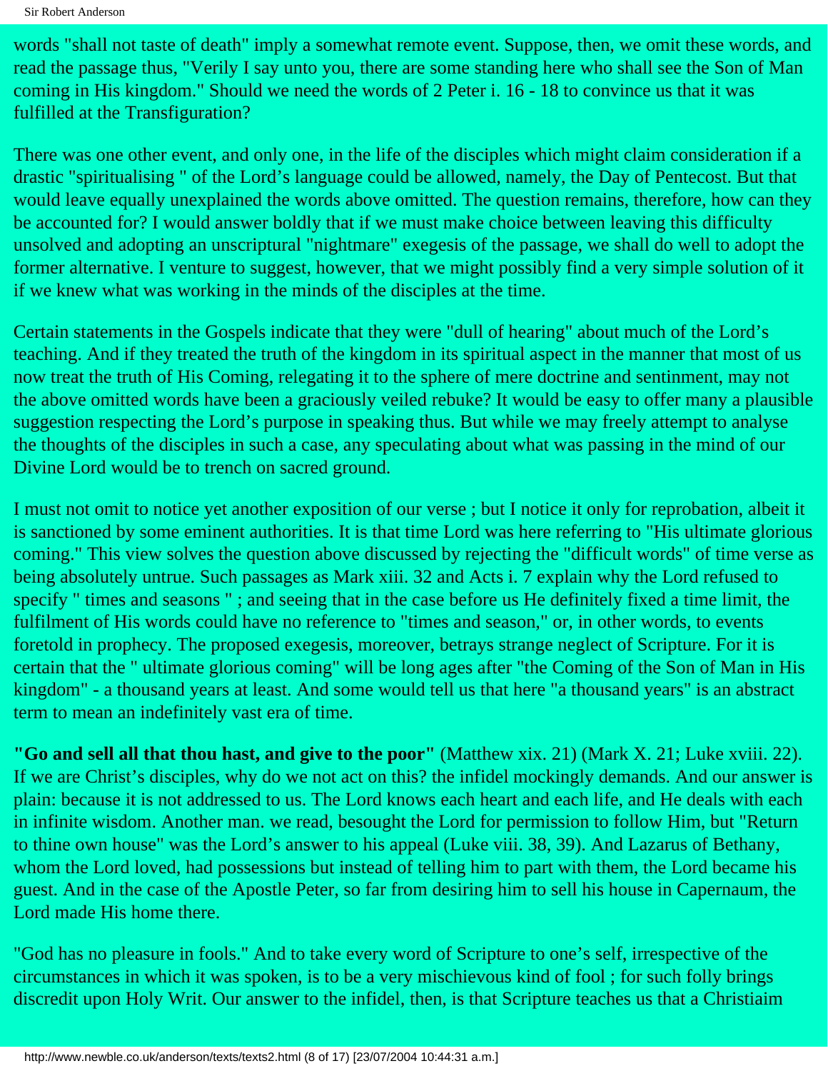words "shall not taste of death" imply a somewhat remote event. Suppose, then, we omit these words, and read the passage thus, "Verily I say unto you, there are some standing here who shall see the Son of Man coming in His kingdom." Should we need the words of 2 Peter i. 16 - 18 to convince us that it was fulfilled at the Transfiguration?

There was one other event, and only one, in the life of the disciples which might claim consideration if a drastic "spiritualising " of the Lord's language could be allowed, namely, the Day of Pentecost. But that would leave equally unexplained the words above omitted. The question remains, therefore, how can they be accounted for? I would answer boldly that if we must make choice between leaving this difficulty unsolved and adopting an unscriptural "nightmare" exegesis of the passage, we shall do well to adopt the former alternative. I venture to suggest, however, that we might possibly find a very simple solution of it if we knew what was working in the minds of the disciples at the time.

Certain statements in the Gospels indicate that they were "dull of hearing" about much of the Lord's teaching. And if they treated the truth of the kingdom in its spiritual aspect in the manner that most of us now treat the truth of His Coming, relegating it to the sphere of mere doctrine and sentinment, may not the above omitted words have been a graciously veiled rebuke? It would be easy to offer many a plausible suggestion respecting the Lord's purpose in speaking thus. But while we may freely attempt to analyse the thoughts of the disciples in such a case, any speculating about what was passing in the mind of our Divine Lord would be to trench on sacred ground.

I must not omit to notice yet another exposition of our verse ; but I notice it only for reprobation, albeit it is sanctioned by some eminent authorities. It is that time Lord was here referring to "His ultimate glorious coming." This view solves the question above discussed by rejecting the "difficult words" of time verse as being absolutely untrue. Such passages as Mark xiii. 32 and Acts i. 7 explain why the Lord refused to specify " times and seasons " ; and seeing that in the case before us He definitely fixed a time limit, the fulfilment of His words could have no reference to "times and season," or, in other words, to events foretold in prophecy. The proposed exegesis, moreover, betrays strange neglect of Scripture. For it is certain that the " ultimate glorious coming" will be long ages after "the Coming of the Son of Man in His kingdom" - a thousand years at least. And some would tell us that here "a thousand years" is an abstract term to mean an indefinitely vast era of time.

**"Go and sell all that thou hast, and give to the poor"** (Matthew xix. 21) (Mark X. 21; Luke xviii. 22). If we are Christ's disciples, why do we not act on this? the infidel mockingly demands. And our answer is plain: because it is not addressed to us. The Lord knows each heart and each life, and He deals with each in infinite wisdom. Another man. we read, besought the Lord for permission to follow Him, but "Return to thine own house" was the Lord's answer to his appeal (Luke viii. 38, 39). And Lazarus of Bethany, whom the Lord loved, had possessions but instead of telling him to part with them, the Lord became his guest. And in the case of the Apostle Peter, so far from desiring him to sell his house in Capernaum, the Lord made His home there.

"God has no pleasure in fools." And to take every word of Scripture to one's self, irrespective of the circumstances in which it was spoken, is to be a very mischievous kind of fool ; for such folly brings discredit upon Holy Writ. Our answer to the infidel, then, is that Scripture teaches us that a Christiaim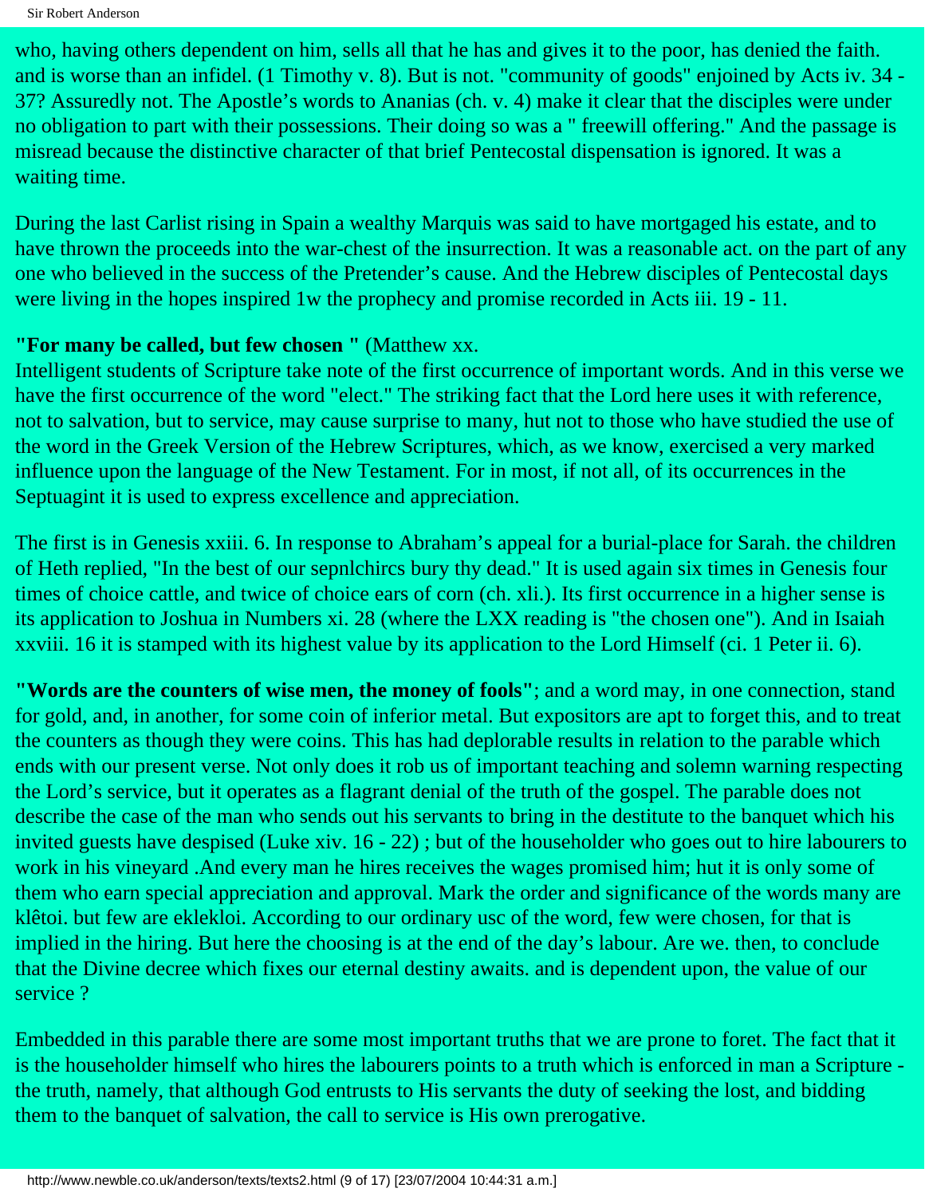who, having others dependent on him, sells all that he has and gives it to the poor, has denied the faith. and is worse than an infidel. (1 Timothy v. 8). But is not. "community of goods" enjoined by Acts iv. 34 - 37? Assuredly not. The Apostle's words to Ananias (ch. v. 4) make it clear that the disciples were under no obligation to part with their possessions. Their doing so was a " freewill offering." And the passage is misread because the distinctive character of that brief Pentecostal dispensation is ignored. It was a waiting time.

During the last Carlist rising in Spain a wealthy Marquis was said to have mortgaged his estate, and to have thrown the proceeds into the war-chest of the insurrection. It was a reasonable act. on the part of any one who believed in the success of the Pretender's cause. And the Hebrew disciples of Pentecostal days were living in the hopes inspired 1w the prophecy and promise recorded in Acts iii. 19 - 11.

**"For many be called, but few chosen "** (Matthew xx.

Intelligent students of Scripture take note of the first occurrence of important words. And in this verse we have the first occurrence of the word "elect." The striking fact that the Lord here uses it with reference, not to salvation, but to service, may cause surprise to many, hut not to those who have studied the use of the word in the Greek Version of the Hebrew Scriptures, which, as we know, exercised a very marked influence upon the language of the New Testament. For in most, if not all, of its occurrences in the Septuagint it is used to express excellence and appreciation.

The first is in Genesis xxiii. 6. In response to Abraham's appeal for a burial-place for Sarah. the children of Heth replied, "In the best of our sepnlchircs bury thy dead." It is used again six times in Genesis four times of choice cattle, and twice of choice ears of corn (ch. xli.). Its first occurrence in a higher sense is its application to Joshua in Numbers xi. 28 (where the LXX reading is "the chosen one"). And in Isaiah xxviii. 16 it is stamped with its highest value by its application to the Lord Himself (ci. 1 Peter ii. 6).

**"Words are the counters of wise men, the money of fools"**; and a word may, in one connection, stand for gold, and, in another, for some coin of inferior metal. But expositors are apt to forget this, and to treat the counters as though they were coins. This has had deplorable results in relation to the parable which ends with our present verse. Not only does it rob us of important teaching and solemn warning respecting the Lord's service, but it operates as a flagrant denial of the truth of the gospel. The parable does not describe the case of the man who sends out his servants to bring in the destitute to the banquet which his invited guests have despised (Luke xiv. 16 - 22) ; but of the householder who goes out to hire labourers to work in his vineyard .And every man he hires receives the wages promised him; hut it is only some of them who earn special appreciation and approval. Mark the order and significance of the words many are klêtoi. but few are eklekloi. According to our ordinary usc of the word, few were chosen, for that is implied in the hiring. But here the choosing is at the end of the day's labour. Are we. then, to conclude that the Divine decree which fixes our eternal destiny awaits. and is dependent upon, the value of our service ?

Embedded in this parable there are some most important truths that we are prone to foret. The fact that it is the householder himself who hires the labourers points to a truth which is enforced in man a Scripture - the truth, namely, that although God entrusts to His servants the duty of seeking the lost, and bidding them to the banquet of salvation, the call to service is His own prerogative.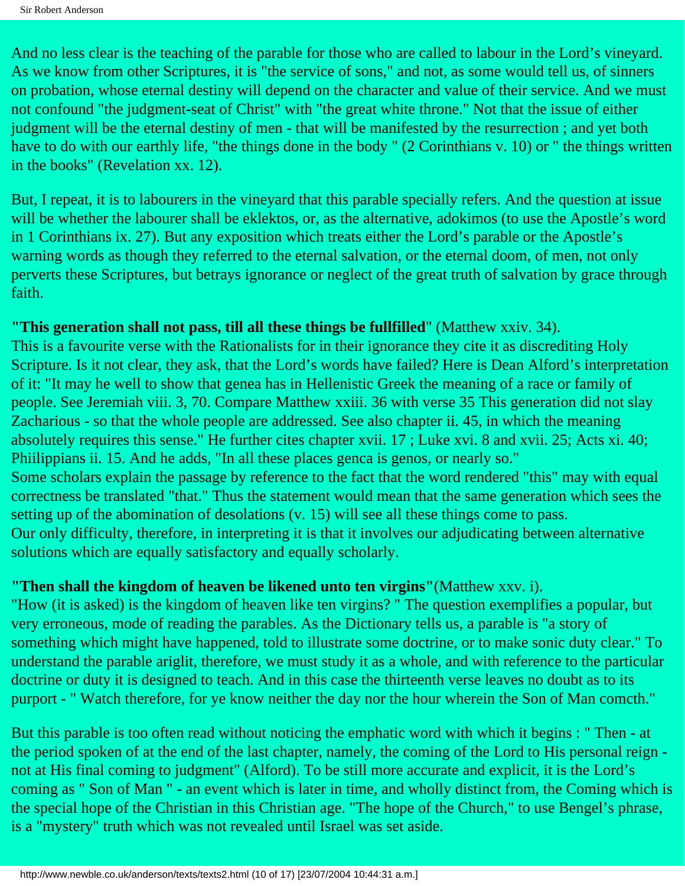And no less clear is the teaching of the parable for those who are called to labour in the Lord's vineyard. As we know from other Scriptures, it is "the service of sons," and not, as some would tell us, of sinners on probation, whose eternal destiny will depend on the character and value of their service. And we must not confound "the judgment-seat of Christ" with "the great white throne." Not that the issue of either judgment will be the eternal destiny of men - that will be manifested by the resurrection ; and yet both have to do with our earthly life, "the things done in the body " (2 Corinthians v. 10) or " the things written in the books" (Revelation xx. 12).

But, I repeat, it is to labourers in the vineyard that this parable specially refers. And the question at issue will be whether the labourer shall be eklektos, or, as the alternative, adokimos (to use the Apostle's word in 1 Corinthians ix. 27). But any exposition which treats either the Lord's parable or the Apostle's warning words as though they referred to the eternal salvation, or the eternal doom, of men, not only perverts these Scriptures, but betrays ignorance or neglect of the great truth of salvation by grace through faith.

**"This generation shall not pass, till all these things be fullfilled**" (Matthew xxiv. 34).
This is a favourite verse with the Rationalists for in their ignorance they cite it as discrediting Holy Scripture. Is it not clear, they ask, that the Lord's words have failed? Here is Dean Alford's interpretation of it: "It may he well to show that genea has in Hellenistic Greek the meaning of a race or family of people. See Jeremiah viii. 3, 70. Compare Matthew xxiii. 36 with verse 35 This generation did not slay Zacharious - so that the whole people are addressed. See also chapter ii. 45, in which the meaning absolutely requires this sense." He further cites chapter xvii. 17 ; Luke xvi. 8 and xvii. 25; Acts xi. 40; Phiilippians ii. 15. And he adds, "In all these places genca is genos, or nearly so."
Some scholars explain the passage by reference to the fact that the word rendered "this" may with equal correctness be translated "that." Thus the statement would mean that the same generation which sees the setting up of the abomination of desolations (v. 15) will see all these things come to pass.
Our only difficulty, therefore, in interpreting it is that it involves our adjudicating between alternative solutions which are equally satisfactory and equally scholarly.

**"Then shall the kingdom of heaven be likened unto ten virgins"**(Matthew xxv. i).
"How (it is asked) is the kingdom of heaven like ten virgins? " The question exemplifies a popular, but very erroneous, mode of reading the parables. As the Dictionary tells us, a parable is "a story of something which might have happened, told to illustrate some doctrine, or to make sonic duty clear." To understand the parable ariglit, therefore, we must study it as a whole, and with reference to the particular doctrine or duty it is designed to teach. And in this case the thirteenth verse leaves no doubt as to its purport - " Watch therefore, for ye know neither the day nor the hour wherein the Son of Man comcth."

But this parable is too often read without noticing the emphatic word with which it begins : " Then - at the period spoken of at the end of the last chapter, namely, the coming of the Lord to His personal reign - not at His final coming to judgment" (Alford). To be still more accurate and explicit, it is the Lord's coming as " Son of Man " - an event which is later in time, and wholly distinct from, the Coming which is the special hope of the Christian in this Christian age. "The hope of the Church," to use Bengel's phrase, is a "mystery" truth which was not revealed until Israel was set aside.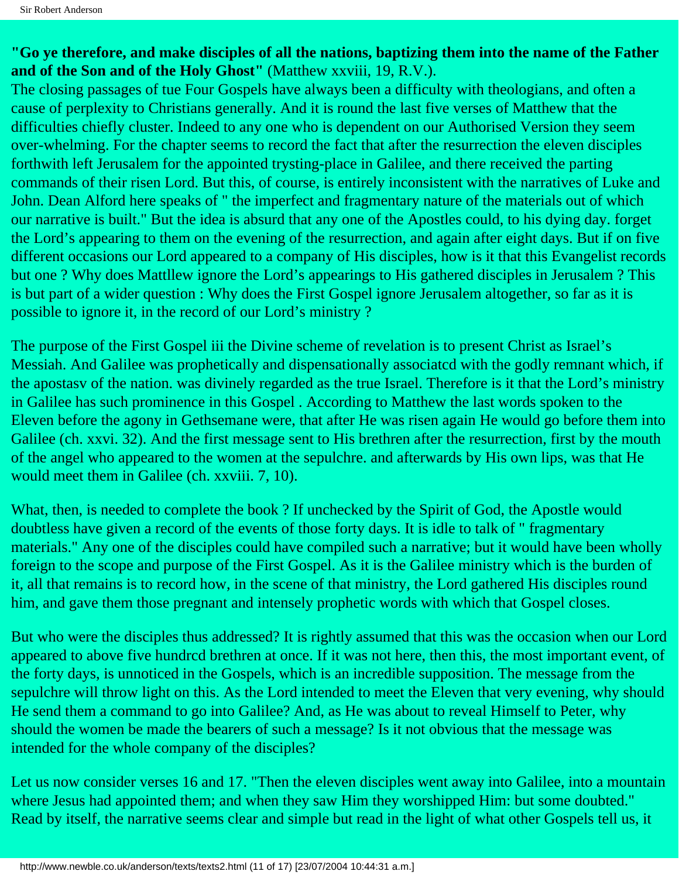**"Go ye therefore, and make disciples of all the nations, baptizing them into the name of the Father and of the Son and of the Holy Ghost"** (Matthew xxviii, 19, R.V.).

The closing passages of tue Four Gospels have always been a difficulty with theologians, and often a cause of perplexity to Christians generally. And it is round the last five verses of Matthew that the difficulties chiefly cluster. Indeed to any one who is dependent on our Authorised Version they seem over-whelming. For the chapter seems to record the fact that after the resurrection the eleven disciples forthwith left Jerusalem for the appointed trysting-place in Galilee, and there received the parting commands of their risen Lord. But this, of course, is entirely inconsistent with the narratives of Luke and John. Dean Alford here speaks of " the imperfect and fragmentary nature of the materials out of which our narrative is built." But the idea is absurd that any one of the Apostles could, to his dying day. forget the Lord's appearing to them on the evening of the resurrection, and again after eight days. But if on five different occasions our Lord appeared to a company of His disciples, how is it that this Evangelist records but one ? Why does Mattllew ignore the Lord's appearings to His gathered disciples in Jerusalem ? This is but part of a wider question : Why does the First Gospel ignore Jerusalem altogether, so far as it is possible to ignore it, in the record of our Lord's ministry ?

The purpose of the First Gospel iii the Divine scheme of revelation is to present Christ as Israel's Messiah. And Galilee was prophetically and dispensationally associatcd with the godly remnant which, if the apostasv of the nation. was divinely regarded as the true Israel. Therefore is it that the Lord's ministry in Galilee has such prominence in this Gospel . According to Matthew the last words spoken to the Eleven before the agony in Gethsemane were, that after He was risen again He would go before them into Galilee (ch. xxvi. 32). And the first message sent to His brethren after the resurrection, first by the mouth of the angel who appeared to the women at the sepulchre. and afterwards by His own lips, was that He would meet them in Galilee (ch. xxviii. 7, 10).

What, then, is needed to complete the book ? If unchecked by the Spirit of God, the Apostle would doubtless have given a record of the events of those forty days. It is idle to talk of " fragmentary materials." Any one of the disciples could have compiled such a narrative; but it would have been wholly foreign to the scope and purpose of the First Gospel. As it is the Galilee ministry which is the burden of it, all that remains is to record how, in the scene of that ministry, the Lord gathered His disciples round him, and gave them those pregnant and intensely prophetic words with which that Gospel closes.

But who were the disciples thus addressed? It is rightly assumed that this was the occasion when our Lord appeared to above five hundrcd brethren at once. If it was not here, then this, the most important event, of the forty days, is unnoticed in the Gospels, which is an incredible supposition. The message from the sepulchre will throw light on this. As the Lord intended to meet the Eleven that very evening, why should He send them a command to go into Galilee? And, as He was about to reveal Himself to Peter, why should the women be made the bearers of such a message? Is it not obvious that the message was intended for the whole company of the disciples?

Let us now consider verses 16 and 17. "Then the eleven disciples went away into Galilee, into a mountain where Jesus had appointed them; and when they saw Him they worshipped Him: but some doubted." Read by itself, the narrative seems clear and simple but read in the light of what other Gospels tell us, it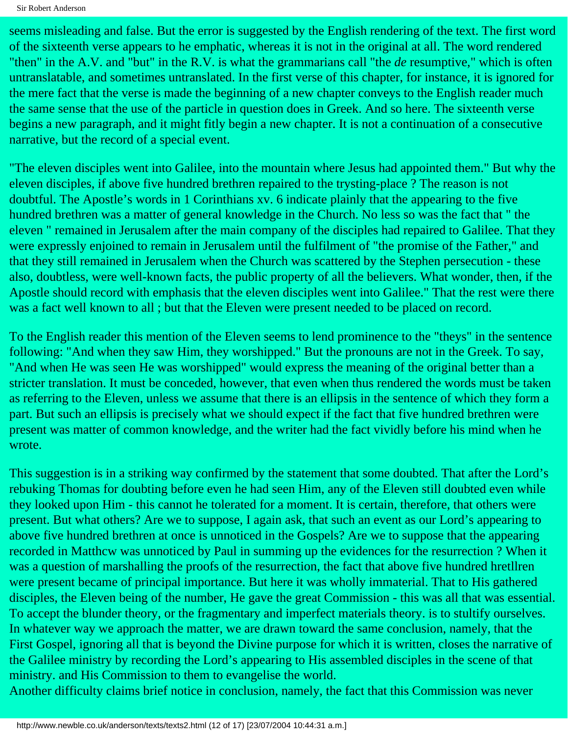seems misleading and false. But the error is suggested by the English rendering of the text. The first word of the sixteenth verse appears to he emphatic, whereas it is not in the original at all. The word rendered "then" in the A.V. and "but" in the R.V. is what the grammarians call "the *de* resumptive," which is often untranslatable, and sometimes untranslated. In the first verse of this chapter, for instance, it is ignored for the mere fact that the verse is made the beginning of a new chapter conveys to the English reader much the same sense that the use of the particle in question does in Greek. And so here. The sixteenth verse begins a new paragraph, and it might fitly begin a new chapter. It is not a continuation of a consecutive narrative, but the record of a special event.

"The eleven disciples went into Galilee, into the mountain where Jesus had appointed them." But why the eleven disciples, if above five hundred brethren repaired to the trysting-place ? The reason is not doubtful. The Apostle's words in 1 Corinthians xv. 6 indicate plainly that the appearing to the five hundred brethren was a matter of general knowledge in the Church. No less so was the fact that " the eleven " remained in Jerusalem after the main company of the disciples had repaired to Galilee. That they were expressly enjoined to remain in Jerusalem until the fulfilment of "the promise of the Father," and that they still remained in Jerusalem when the Church was scattered by the Stephen persecution - these also, doubtless, were well-known facts, the public property of all the believers. What wonder, then, if the Apostle should record with emphasis that the eleven disciples went into Galilee." That the rest were there was a fact well known to all ; but that the Eleven were present needed to be placed on record.

To the English reader this mention of the Eleven seems to lend prominence to the "theys" in the sentence following: "And when they saw Him, they worshipped." But the pronouns are not in the Greek. To say, "And when He was seen He was worshipped" would express the meaning of the original better than a stricter translation. It must be conceded, however, that even when thus rendered the words must be taken as referring to the Eleven, unless we assume that there is an ellipsis in the sentence of which they form a part. But such an ellipsis is precisely what we should expect if the fact that five hundred brethren were present was matter of common knowledge, and the writer had the fact vividly before his mind when he wrote.

This suggestion is in a striking way confirmed by the statement that some doubted. That after the Lord's rebuking Thomas for doubting before even he had seen Him, any of the Eleven still doubted even while they looked upon Him - this cannot he tolerated for a moment. It is certain, therefore, that others were present. But what others? Are we to suppose, I again ask, that such an event as our Lord's appearing to above five hundred brethren at once is unnoticed in the Gospels? Are we to suppose that the appearing recorded in Matthcw was unnoticed by Paul in summing up the evidences for the resurrection ? When it was a question of marshalling the proofs of the resurrection, the fact that above five hundred hretllren were present became of principal importance. But here it was wholly immaterial. That to His gathered disciples, the Eleven being of the number, He gave the great Commission - this was all that was essential. To accept the blunder theory, or the fragmentary and imperfect materials theory. is to stultify ourselves. In whatever way we approach the matter, we are drawn toward the same conclusion, namely, that the First Gospel, ignoring all that is beyond the Divine purpose for which it is written, closes the narrative of the Galilee ministry by recording the Lord's appearing to His assembled disciples in the scene of that ministry. and His Commission to them to evangelise the world.

Another difficulty claims brief notice in conclusion, namely, the fact that this Commission was never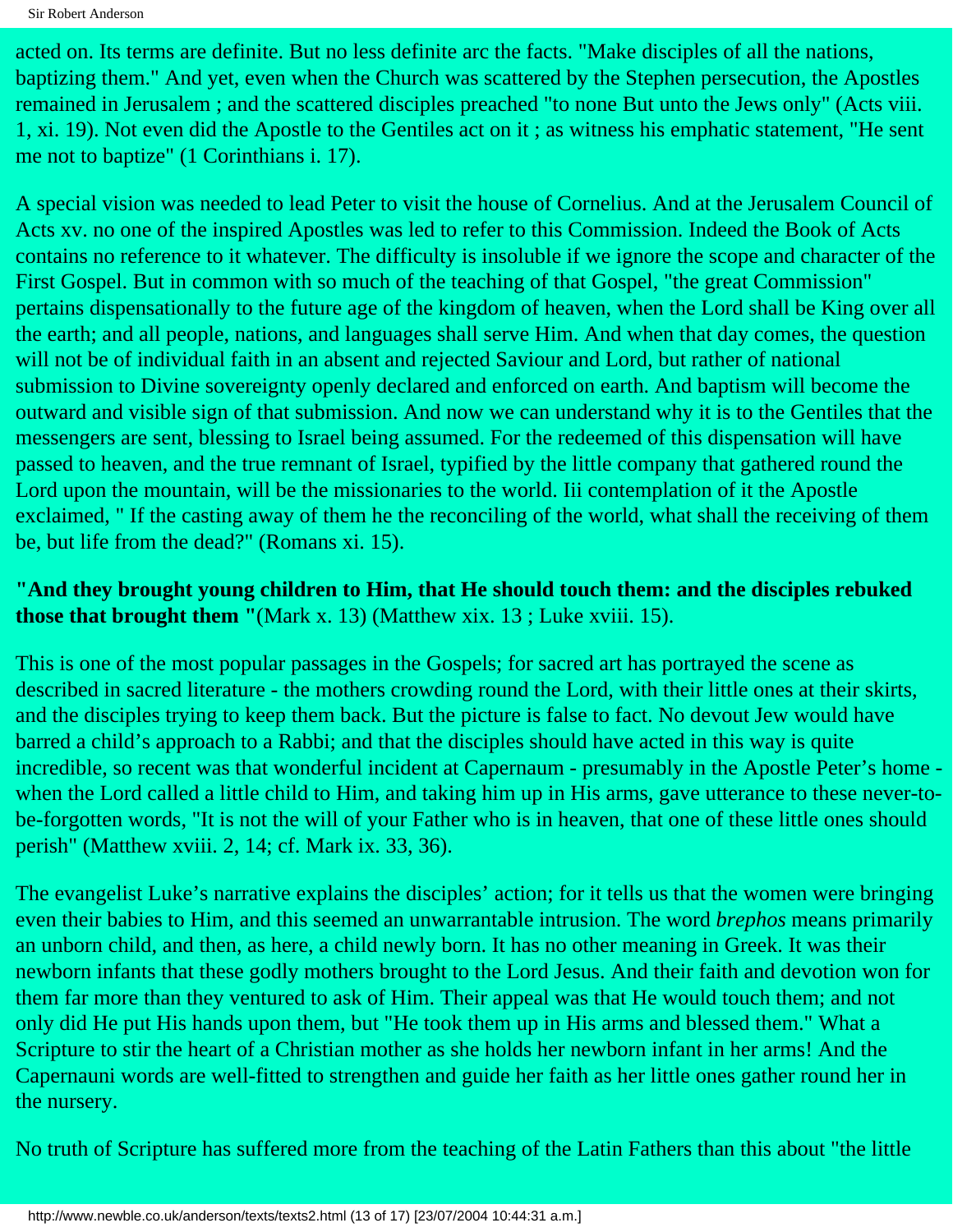acted on. Its terms are definite. But no less definite arc the facts. "Make disciples of all the nations, baptizing them." And yet, even when the Church was scattered by the Stephen persecution, the Apostles remained in Jerusalem ; and the scattered disciples preached "to none But unto the Jews only" (Acts viii. 1, xi. 19). Not even did the Apostle to the Gentiles act on it ; as witness his emphatic statement, "He sent me not to baptize" (1 Corinthians i. 17).

A special vision was needed to lead Peter to visit the house of Cornelius. And at the Jerusalem Council of Acts xv. no one of the inspired Apostles was led to refer to this Commission. Indeed the Book of Acts contains no reference to it whatever. The difficulty is insoluble if we ignore the scope and character of the First Gospel. But in common with so much of the teaching of that Gospel, "the great Commission" pertains dispensationally to the future age of the kingdom of heaven, when the Lord shall be King over all the earth; and all people, nations, and languages shall serve Him. And when that day comes, the question will not be of individual faith in an absent and rejected Saviour and Lord, but rather of national submission to Divine sovereignty openly declared and enforced on earth. And baptism will become the outward and visible sign of that submission. And now we can understand why it is to the Gentiles that the messengers are sent, blessing to Israel being assumed. For the redeemed of this dispensation will have passed to heaven, and the true remnant of Israel, typified by the little company that gathered round the Lord upon the mountain, will be the missionaries to the world. Iii contemplation of it the Apostle exclaimed, " If the casting away of them he the reconciling of the world, what shall the receiving of them be, but life from the dead?" (Romans xi. 15).

**"And they brought young children to Him, that He should touch them: and the disciples rebuked those that brought them "**(Mark x. 13) (Matthew xix. 13 ; Luke xviii. 15).

This is one of the most popular passages in the Gospels; for sacred art has portrayed the scene as described in sacred literature - the mothers crowding round the Lord, with their little ones at their skirts, and the disciples trying to keep them back. But the picture is false to fact. No devout Jew would have barred a child's approach to a Rabbi; and that the disciples should have acted in this way is quite incredible, so recent was that wonderful incident at Capernaum - presumably in the Apostle Peter's home - when the Lord called a little child to Him, and taking him up in His arms, gave utterance to these never-to-be-forgotten words, "It is not the will of your Father who is in heaven, that one of these little ones should perish" (Matthew xviii. 2, 14; cf. Mark ix. 33, 36).

The evangelist Luke's narrative explains the disciples' action; for it tells us that the women were bringing even their babies to Him, and this seemed an unwarrantable intrusion. The word *brephos* means primarily an unborn child, and then, as here, a child newly born. It has no other meaning in Greek. It was their newborn infants that these godly mothers brought to the Lord Jesus. And their faith and devotion won for them far more than they ventured to ask of Him. Their appeal was that He would touch them; and not only did He put His hands upon them, but "He took them up in His arms and blessed them." What a Scripture to stir the heart of a Christian mother as she holds her newborn infant in her arms! And the Capernauni words are well-fitted to strengthen and guide her faith as her little ones gather round her in the nursery.

No truth of Scripture has suffered more from the teaching of the Latin Fathers than this about "the little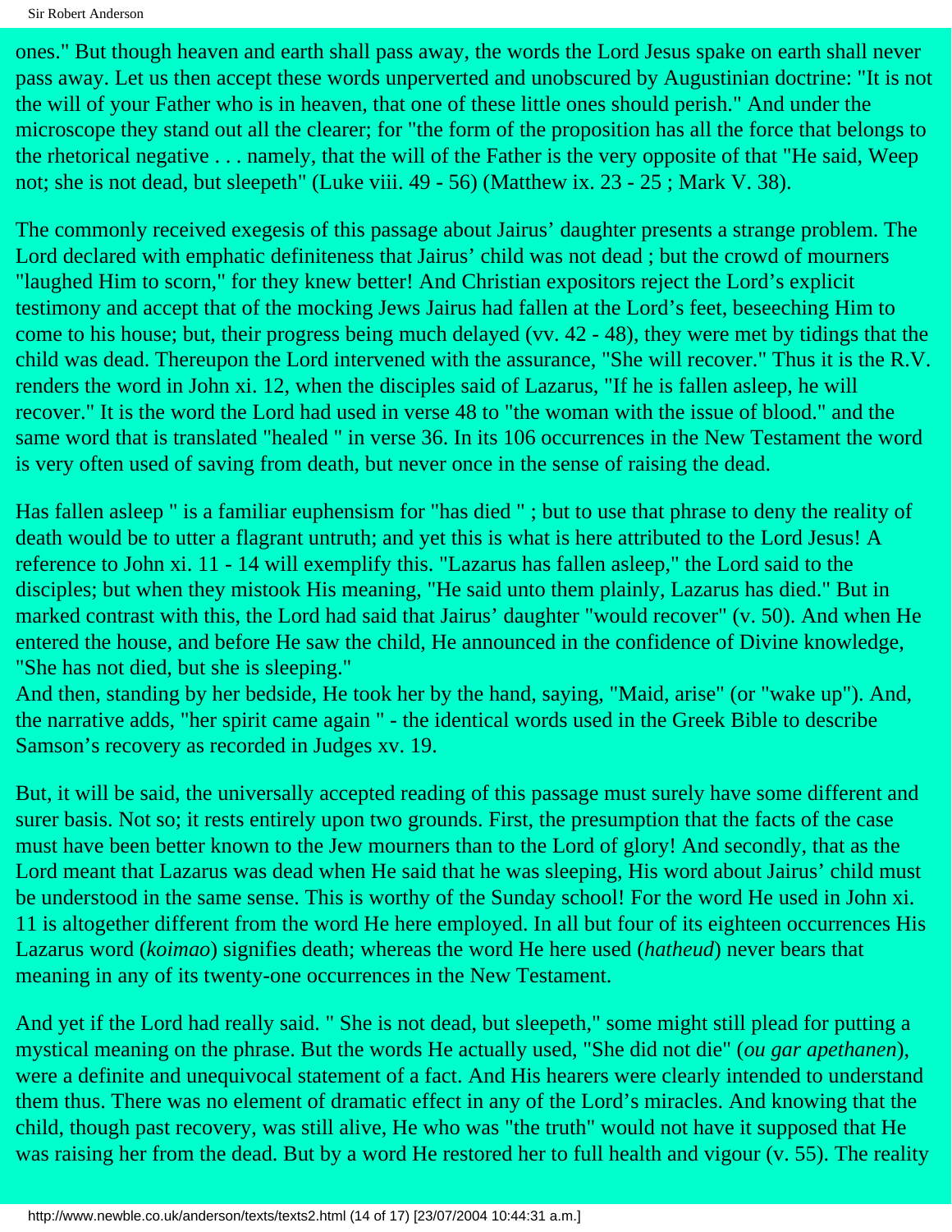ones." But though heaven and earth shall pass away, the words the Lord Jesus spake on earth shall never pass away. Let us then accept these words unperverted and unobscured by Augustinian doctrine: "It is not the will of your Father who is in heaven, that one of these little ones should perish." And under the microscope they stand out all the clearer; for "the form of the proposition has all the force that belongs to the rhetorical negative . . . namely, that the will of the Father is the very opposite of that "He said, Weep not; she is not dead, but sleepeth" (Luke viii. 49 - 56) (Matthew ix. 23 - 25 ; Mark V. 38).

The commonly received exegesis of this passage about Jairus' daughter presents a strange problem. The Lord declared with emphatic definiteness that Jairus' child was not dead ; but the crowd of mourners "laughed Him to scorn," for they knew better! And Christian expositors reject the Lord's explicit testimony and accept that of the mocking Jews Jairus had fallen at the Lord's feet, beseeching Him to come to his house; but, their progress being much delayed (vv. 42 - 48), they were met by tidings that the child was dead. Thereupon the Lord intervened with the assurance, "She will recover." Thus it is the R.V. renders the word in John xi. 12, when the disciples said of Lazarus, "If he is fallen asleep, he will recover." It is the word the Lord had used in verse 48 to "the woman with the issue of blood." and the same word that is translated "healed " in verse 36. In its 106 occurrences in the New Testament the word is very often used of saving from death, but never once in the sense of raising the dead.

Has fallen asleep " is a familiar euphensism for "has died " ; but to use that phrase to deny the reality of death would be to utter a flagrant untruth; and yet this is what is here attributed to the Lord Jesus! A reference to John xi. 11 - 14 will exemplify this. "Lazarus has fallen asleep," the Lord said to the disciples; but when they mistook His meaning, "He said unto them plainly, Lazarus has died." But in marked contrast with this, the Lord had said that Jairus' daughter "would recover" (v. 50). And when He entered the house, and before He saw the child, He announced in the confidence of Divine knowledge, "She has not died, but she is sleeping."
And then, standing by her bedside, He took her by the hand, saying, "Maid, arise" (or "wake up"). And, the narrative adds, "her spirit came again " - the identical words used in the Greek Bible to describe Samson's recovery as recorded in Judges xv. 19.

But, it will be said, the universally accepted reading of this passage must surely have some different and surer basis. Not so; it rests entirely upon two grounds. First, the presumption that the facts of the case must have been better known to the Jew mourners than to the Lord of glory! And secondly, that as the Lord meant that Lazarus was dead when He said that he was sleeping, His word about Jairus' child must be understood in the same sense. This is worthy of the Sunday school! For the word He used in John xi. 11 is altogether different from the word He employed. In all but four of its eighteen occurrences His Lazarus word (*koimao*) signifies death; whereas the word He here used (*hatheud*) never bears that meaning in any of its twenty-one occurrences in the New Testament.

And yet if the Lord had really said. " She is not dead, but sleepeth," some might still plead for putting a mystical meaning on the phrase. But the words He actually used, "She did not die" (*ou gar apethanen*), were a definite and unequivocal statement of a fact. And His hearers were clearly intended to understand them thus. There was no element of dramatic effect in any of the Lord's miracles. And knowing that the child, though past recovery, was still alive, He who was "the truth" would not have it supposed that He was raising her from the dead. But by a word He restored her to full health and vigour (v. 55). The reality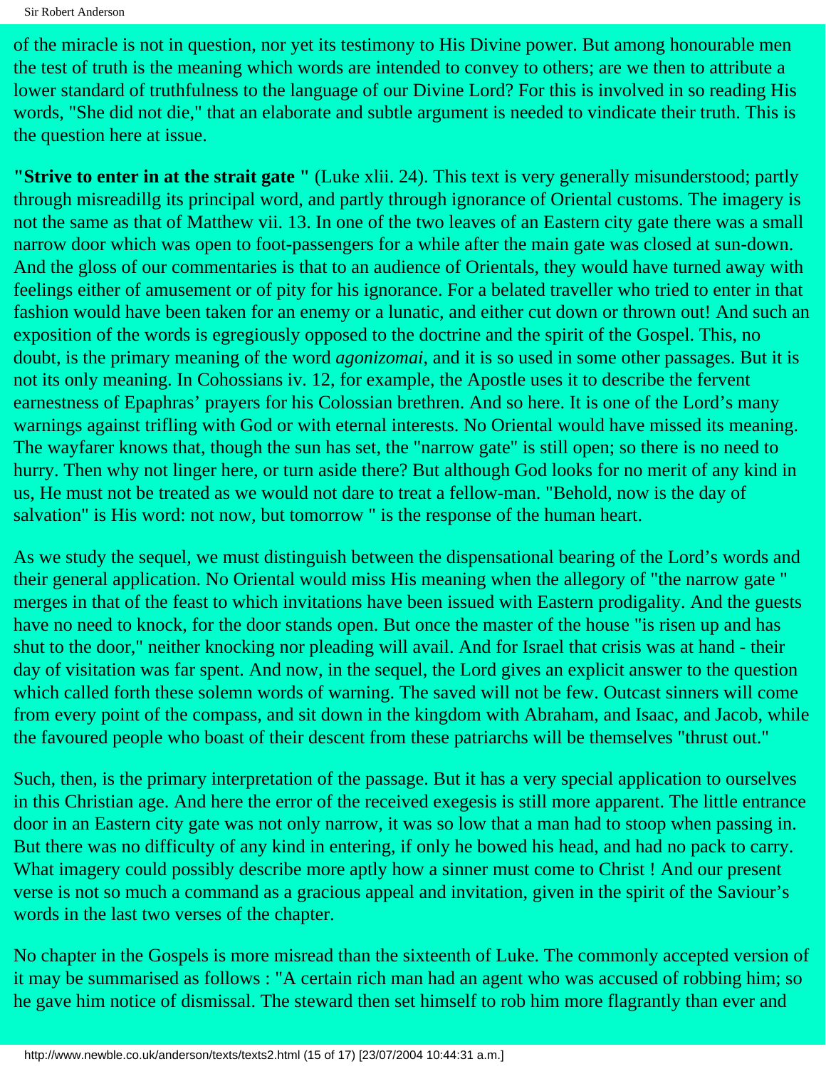of the miracle is not in question, nor yet its testimony to His Divine power. But among honourable men the test of truth is the meaning which words are intended to convey to others; are we then to attribute a lower standard of truthfulness to the language of our Divine Lord? For this is involved in so reading His words, "She did not die," that an elaborate and subtle argument is needed to vindicate their truth. This is the question here at issue.

**"Strive to enter in at the strait gate "** (Luke xlii. 24). This text is very generally misunderstood; partly through misreadillg its principal word, and partly through ignorance of Oriental customs. The imagery is not the same as that of Matthew vii. 13. In one of the two leaves of an Eastern city gate there was a small narrow door which was open to foot-passengers for a while after the main gate was closed at sun-down. And the gloss of our commentaries is that to an audience of Orientals, they would have turned away with feelings either of amusement or of pity for his ignorance. For a belated traveller who tried to enter in that fashion would have been taken for an enemy or a lunatic, and either cut down or thrown out! And such an exposition of the words is egregiously opposed to the doctrine and the spirit of the Gospel. This, no doubt, is the primary meaning of the word *agonizomai*, and it is so used in some other passages. But it is not its only meaning. In Cohossians iv. 12, for example, the Apostle uses it to describe the fervent earnestness of Epaphras' prayers for his Colossian brethren. And so here. It is one of the Lord's many warnings against trifling with God or with eternal interests. No Oriental would have missed its meaning. The wayfarer knows that, though the sun has set, the "narrow gate" is still open; so there is no need to hurry. Then why not linger here, or turn aside there? But although God looks for no merit of any kind in us, He must not be treated as we would not dare to treat a fellow-man. "Behold, now is the day of salvation" is His word: not now, but tomorrow " is the response of the human heart.

As we study the sequel, we must distinguish between the dispensational bearing of the Lord's words and their general application. No Oriental would miss His meaning when the allegory of "the narrow gate " merges in that of the feast to which invitations have been issued with Eastern prodigality. And the guests have no need to knock, for the door stands open. But once the master of the house "is risen up and has shut to the door," neither knocking nor pleading will avail. And for Israel that crisis was at hand - their day of visitation was far spent. And now, in the sequel, the Lord gives an explicit answer to the question which called forth these solemn words of warning. The saved will not be few. Outcast sinners will come from every point of the compass, and sit down in the kingdom with Abraham, and Isaac, and Jacob, while the favoured people who boast of their descent from these patriarchs will be themselves "thrust out."

Such, then, is the primary interpretation of the passage. But it has a very special application to ourselves in this Christian age. And here the error of the received exegesis is still more apparent. The little entrance door in an Eastern city gate was not only narrow, it was so low that a man had to stoop when passing in. But there was no difficulty of any kind in entering, if only he bowed his head, and had no pack to carry. What imagery could possibly describe more aptly how a sinner must come to Christ ! And our present verse is not so much a command as a gracious appeal and invitation, given in the spirit of the Saviour's words in the last two verses of the chapter.

No chapter in the Gospels is more misread than the sixteenth of Luke. The commonly accepted version of it may be summarised as follows : "A certain rich man had an agent who was accused of robbing him; so he gave him notice of dismissal. The steward then set himself to rob him more flagrantly than ever and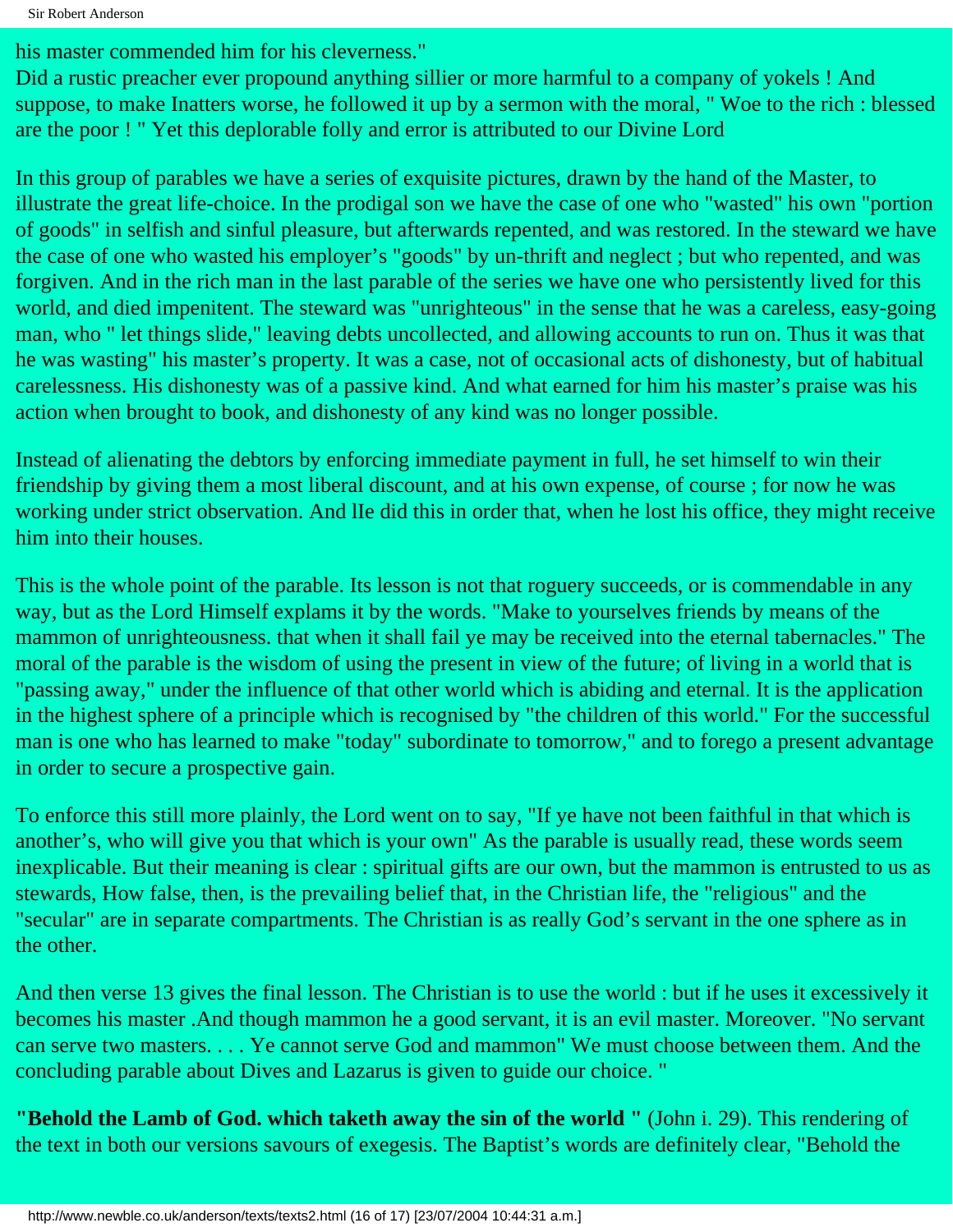his master commended him for his cleverness."
Did a rustic preacher ever propound anything sillier or more harmful to a company of yokels ! And suppose, to make Inatters worse, he followed it up by a sermon with the moral, " Woe to the rich : blessed are the poor ! " Yet this deplorable folly and error is attributed to our Divine Lord

In this group of parables we have a series of exquisite pictures, drawn by the hand of the Master, to illustrate the great life-choice. In the prodigal son we have the case of one who "wasted" his own "portion of goods" in selfish and sinful pleasure, but afterwards repented, and was restored. In the steward we have the case of one who wasted his employer's "goods" by un-thrift and neglect ; but who repented, and was forgiven. And in the rich man in the last parable of the series we have one who persistently lived for this world, and died impenitent. The steward was "unrighteous" in the sense that he was a careless, easy-going man, who " let things slide," leaving debts uncollected, and allowing accounts to run on. Thus it was that he was wasting" his master's property. It was a case, not of occasional acts of dishonesty, but of habitual carelessness. His dishonesty was of a passive kind. And what earned for him his master's praise was his action when brought to book, and dishonesty of any kind was no longer possible.

Instead of alienating the debtors by enforcing immediate payment in full, he set himself to win their friendship by giving them a most liberal discount, and at his own expense, of course ; for now he was working under strict observation. And lIe did this in order that, when he lost his office, they might receive him into their houses.

This is the whole point of the parable. Its lesson is not that roguery succeeds, or is commendable in any way, but as the Lord Himself explams it by the words. "Make to yourselves friends by means of the mammon of unrighteousness. that when it shall fail ye may be received into the eternal tabernacles." The moral of the parable is the wisdom of using the present in view of the future; of living in a world that is "passing away," under the influence of that other world which is abiding and eternal. It is the application in the highest sphere of a principle which is recognised by "the children of this world." For the successful man is one who has learned to make "today" subordinate to tomorrow," and to forego a present advantage in order to secure a prospective gain.

To enforce this still more plainly, the Lord went on to say, "If ye have not been faithful in that which is another's, who will give you that which is your own" As the parable is usually read, these words seem inexplicable. But their meaning is clear : spiritual gifts are our own, but the mammon is entrusted to us as stewards, How false, then, is the prevailing belief that, in the Christian life, the "religious" and the "secular" are in separate compartments. The Christian is as really God's servant in the one sphere as in the other.

And then verse 13 gives the final lesson. The Christian is to use the world : but if he uses it excessively it becomes his master .And though mammon he a good servant, it is an evil master. Moreover. "No servant can serve two masters. . . . Ye cannot serve God and mammon" We must choose between them. And the concluding parable about Dives and Lazarus is given to guide our choice. "

**"Behold the Lamb of God. which taketh away the sin of the world "** (John i. 29). This rendering of the text in both our versions savours of exegesis. The Baptist's words are definitely clear, "Behold the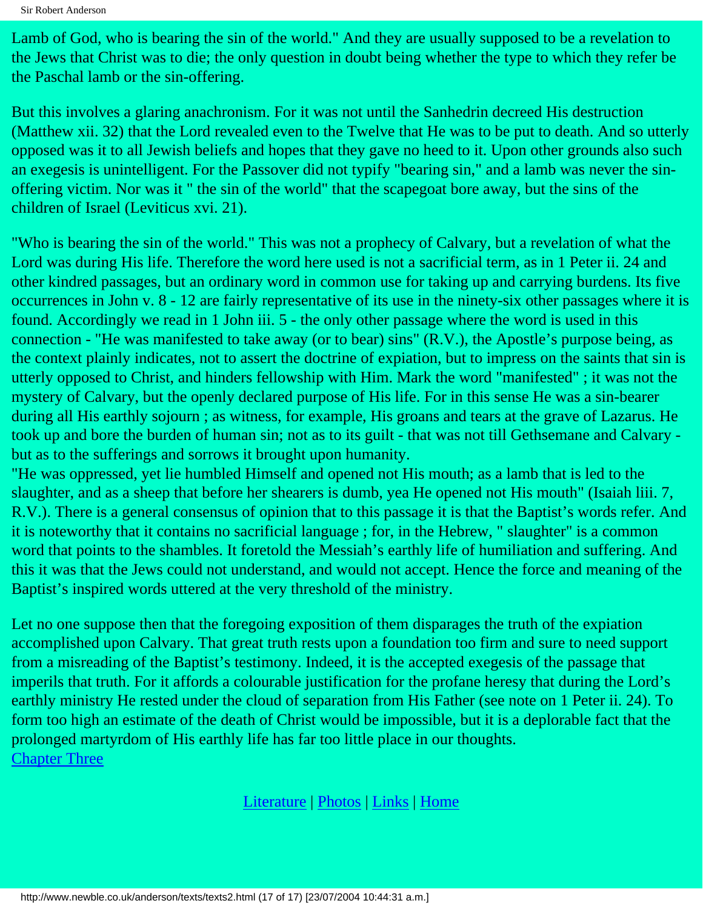Lamb of God, who is bearing the sin of the world." And they are usually supposed to be a revelation to the Jews that Christ was to die; the only question in doubt being whether the type to which they refer be the Paschal lamb or the sin-offering.

But this involves a glaring anachronism. For it was not until the Sanhedrin decreed His destruction (Matthew xii. 32) that the Lord revealed even to the Twelve that He was to be put to death. And so utterly opposed was it to all Jewish beliefs and hopes that they gave no heed to it. Upon other grounds also such an exegesis is unintelligent. For the Passover did not typify "bearing sin," and a lamb was never the sin-offering victim. Nor was it " the sin of the world" that the scapegoat bore away, but the sins of the children of Israel (Leviticus xvi. 21).

"Who is bearing the sin of the world." This was not a prophecy of Calvary, but a revelation of what the Lord was during His life. Therefore the word here used is not a sacrificial term, as in 1 Peter ii. 24 and other kindred passages, but an ordinary word in common use for taking up and carrying burdens. Its five occurrences in John v. 8 - 12 are fairly representative of its use in the ninety-six other passages where it is found. Accordingly we read in 1 John iii. 5 - the only other passage where the word is used in this connection - "He was manifested to take away (or to bear) sins" (R.V.), the Apostle's purpose being, as the context plainly indicates, not to assert the doctrine of expiation, but to impress on the saints that sin is utterly opposed to Christ, and hinders fellowship with Him. Mark the word "manifested" ; it was not the mystery of Calvary, but the openly declared purpose of His life. For in this sense He was a sin-bearer during all His earthly sojourn ; as witness, for example, His groans and tears at the grave of Lazarus. He took up and bore the burden of human sin; not as to its guilt - that was not till Gethsemane and Calvary - but as to the sufferings and sorrows it brought upon humanity.

"He was oppressed, yet lie humbled Himself and opened not His mouth; as a lamb that is led to the slaughter, and as a sheep that before her shearers is dumb, yea He opened not His mouth" (Isaiah liii. 7, R.V.). There is a general consensus of opinion that to this passage it is that the Baptist's words refer. And it is noteworthy that it contains no sacrificial language ; for, in the Hebrew, " slaughter" is a common word that points to the shambles. It foretold the Messiah's earthly life of humiliation and suffering. And this it was that the Jews could not understand, and would not accept. Hence the force and meaning of the Baptist's inspired words uttered at the very threshold of the ministry.

Let no one suppose then that the foregoing exposition of them disparages the truth of the expiation accomplished upon Calvary. That great truth rests upon a foundation too firm and sure to need support from a misreading of the Baptist's testimony. Indeed, it is the accepted exegesis of the passage that imperils that truth. For it affords a colourable justification for the profane heresy that during the Lord's earthly ministry He rested under the cloud of separation from His Father (see note on 1 Peter ii. 24). To form too high an estimate of the death of Christ would be impossible, but it is a deplorable fact that the prolonged martyrdom of His earthly life has far too little place in our thoughts.

Chapter Three

Literature | Photos | Links | Home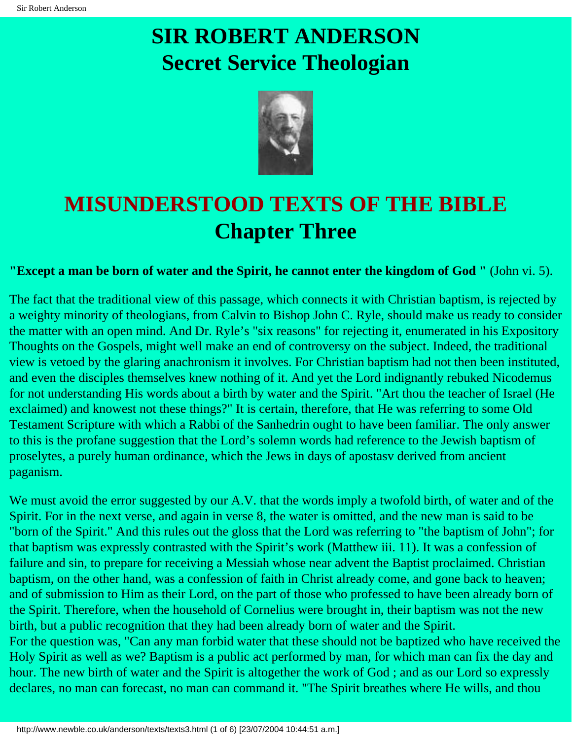# SIR ROBERT ANDERSON
# Secret Service Theologian

## MISUNDERSTOOD TEXTS OF THE BIBLE
## Chapter Three

**"Except a man be born of water and the Spirit, he cannot enter the kingdom of God "** (John vi. 5).

The fact that the traditional view of this passage, which connects it with Christian baptism, is rejected by a weighty minority of theologians, from Calvin to Bishop John C. Ryle, should make us ready to consider the matter with an open mind. And Dr. Ryle's "six reasons" for rejecting it, enumerated in his Expository Thoughts on the Gospels, might well make an end of controversy on the subject. Indeed, the traditional view is vetoed by the glaring anachronism it involves. For Christian baptism had not then been instituted, and even the disciples themselves knew nothing of it. And yet the Lord indignantly rebuked Nicodemus for not understanding His words about a birth by water and the Spirit. "Art thou the teacher of Israel (He exclaimed) and knowest not these things?" It is certain, therefore, that He was referring to some Old Testament Scripture with which a Rabbi of the Sanhedrin ought to have been familiar. The only answer to this is the profane suggestion that the Lord's solemn words had reference to the Jewish baptism of proselytes, a purely human ordinance, which the Jews in days of apostasv derived from ancient paganism.

We must avoid the error suggested by our A.V. that the words imply a twofold birth, of water and of the Spirit. For in the next verse, and again in verse 8, the water is omitted, and the new man is said to be "born of the Spirit." And this rules out the gloss that the Lord was referring to "the baptism of John"; for that baptism was expressly contrasted with the Spirit's work (Matthew iii. 11). It was a confession of failure and sin, to prepare for receiving a Messiah whose near advent the Baptist proclaimed. Christian baptism, on the other hand, was a confession of faith in Christ already come, and gone back to heaven; and of submission to Him as their Lord, on the part of those who professed to have been already born of the Spirit. Therefore, when the household of Cornelius were brought in, their baptism was not the new birth, but a public recognition that they had been already born of water and the Spirit.
For the question was, "Can any man forbid water that these should not be baptized who have received the Holy Spirit as well as we? Baptism is a public act performed by man, for which man can fix the day and hour. The new birth of water and the Spirit is altogether the work of God ; and as our Lord so expressly declares, no man can forecast, no man can command it. "The Spirit breathes where He wills, and thou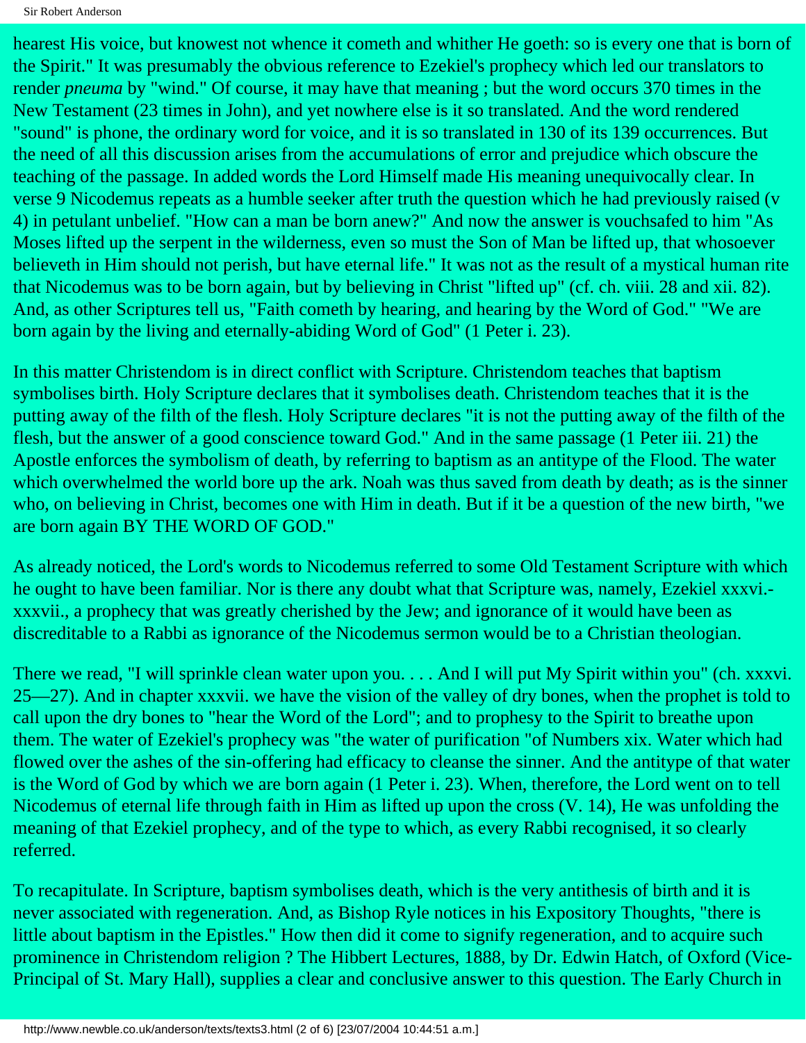hearest His voice, but knowest not whence it cometh and whither He goeth: so is every one that is born of the Spirit." It was presumably the obvious reference to Ezekiel's prophecy which led our translators to render *pneuma* by "wind." Of course, it may have that meaning ; but the word occurs 370 times in the New Testament (23 times in John), and yet nowhere else is it so translated. And the word rendered "sound" is phone, the ordinary word for voice, and it is so translated in 130 of its 139 occurrences. But the need of all this discussion arises from the accumulations of error and prejudice which obscure the teaching of the passage. In added words the Lord Himself made His meaning unequivocally clear. In verse 9 Nicodemus repeats as a humble seeker after truth the question which he had previously raised (v 4) in petulant unbelief. "How can a man be born anew?" And now the answer is vouchsafed to him "As Moses lifted up the serpent in the wilderness, even so must the Son of Man be lifted up, that whosoever believeth in Him should not perish, but have eternal life." It was not as the result of a mystical human rite that Nicodemus was to be born again, but by believing in Christ "lifted up" (cf. ch. viii. 28 and xii. 82). And, as other Scriptures tell us, "Faith cometh by hearing, and hearing by the Word of God." "We are born again by the living and eternally-abiding Word of God" (1 Peter i. 23).

In this matter Christendom is in direct conflict with Scripture. Christendom teaches that baptism symbolises birth. Holy Scripture declares that it symbolises death. Christendom teaches that it is the putting away of the filth of the flesh. Holy Scripture declares "it is not the putting away of the filth of the flesh, but the answer of a good conscience toward God." And in the same passage (1 Peter iii. 21) the Apostle enforces the symbolism of death, by referring to baptism as an antitype of the Flood. The water which overwhelmed the world bore up the ark. Noah was thus saved from death by death; as is the sinner who, on believing in Christ, becomes one with Him in death. But if it be a question of the new birth, "we are born again BY THE WORD OF GOD."

As already noticed, the Lord's words to Nicodemus referred to some Old Testament Scripture with which he ought to have been familiar. Nor is there any doubt what that Scripture was, namely, Ezekiel xxxvi.-xxxvii., a prophecy that was greatly cherished by the Jew; and ignorance of it would have been as discreditable to a Rabbi as ignorance of the Nicodemus sermon would be to a Christian theologian.

There we read, "I will sprinkle clean water upon you. . . . And I will put My Spirit within you" (ch. xxxvi. 25—27). And in chapter xxxvii. we have the vision of the valley of dry bones, when the prophet is told to call upon the dry bones to "hear the Word of the Lord"; and to prophesy to the Spirit to breathe upon them. The water of Ezekiel's prophecy was "the water of purification "of Numbers xix. Water which had flowed over the ashes of the sin-offering had efficacy to cleanse the sinner. And the antitype of that water is the Word of God by which we are born again (1 Peter i. 23). When, therefore, the Lord went on to tell Nicodemus of eternal life through faith in Him as lifted up upon the cross (V. 14), He was unfolding the meaning of that Ezekiel prophecy, and of the type to which, as every Rabbi recognised, it so clearly referred.

To recapitulate. In Scripture, baptism symbolises death, which is the very antithesis of birth and it is never associated with regeneration. And, as Bishop Ryle notices in his Expository Thoughts, "there is little about baptism in the Epistles." How then did it come to signify regeneration, and to acquire such prominence in Christendom religion ? The Hibbert Lectures, 1888, by Dr. Edwin Hatch, of Oxford (Vice-Principal of St. Mary Hall), supplies a clear and conclusive answer to this question. The Early Church in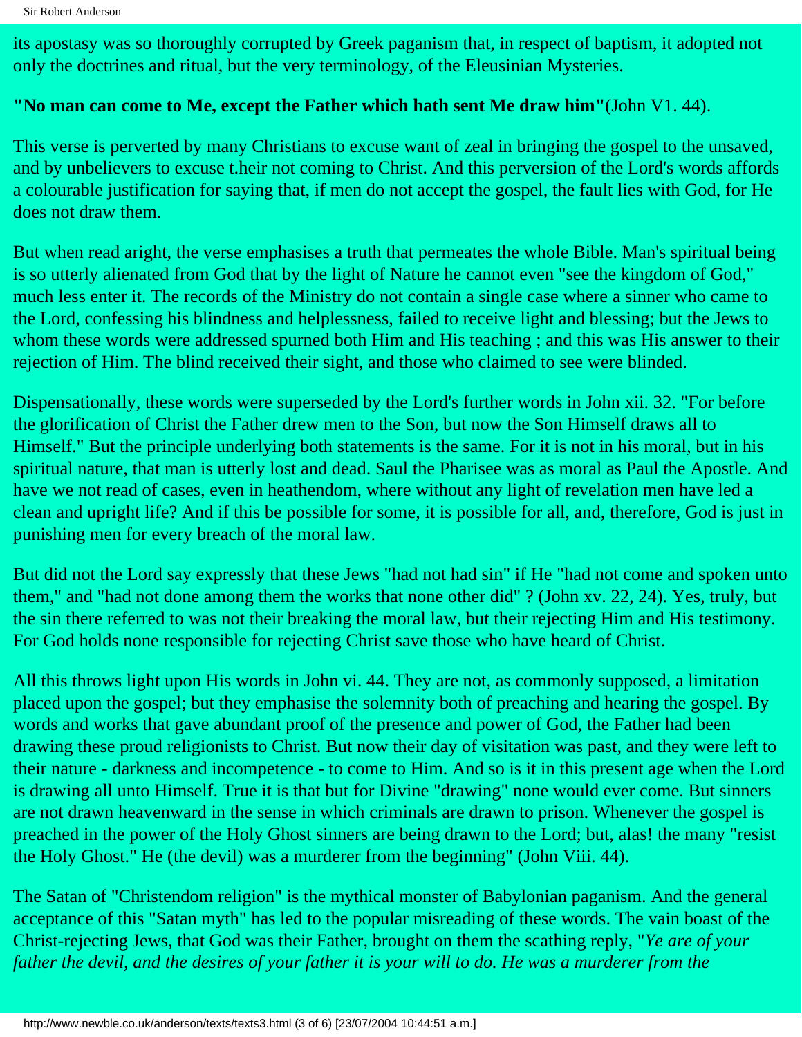its apostasy was so thoroughly corrupted by Greek paganism that, in respect of baptism, it adopted not only the doctrines and ritual, but the very terminology, of the Eleusinian Mysteries.

**"No man can come to Me, except the Father which hath sent Me draw him"**(John V1. 44).

This verse is perverted by many Christians to excuse want of zeal in bringing the gospel to the unsaved, and by unbelievers to excuse t.heir not coming to Christ. And this perversion of the Lord's words affords a colourable justification for saying that, if men do not accept the gospel, the fault lies with God, for He does not draw them.

But when read aright, the verse emphasises a truth that permeates the whole Bible. Man's spiritual being is so utterly alienated from God that by the light of Nature he cannot even "see the kingdom of God," much less enter it. The records of the Ministry do not contain a single case where a sinner who came to the Lord, confessing his blindness and helplessness, failed to receive light and blessing; but the Jews to whom these words were addressed spurned both Him and His teaching ; and this was His answer to their rejection of Him. The blind received their sight, and those who claimed to see were blinded.

Dispensationally, these words were superseded by the Lord's further words in John xii. 32. "For before the glorification of Christ the Father drew men to the Son, but now the Son Himself draws all to Himself." But the principle underlying both statements is the same. For it is not in his moral, but in his spiritual nature, that man is utterly lost and dead. Saul the Pharisee was as moral as Paul the Apostle. And have we not read of cases, even in heathendom, where without any light of revelation men have led a clean and upright life? And if this be possible for some, it is possible for all, and, therefore, God is just in punishing men for every breach of the moral law.

But did not the Lord say expressly that these Jews "had not had sin" if He "had not come and spoken unto them," and "had not done among them the works that none other did" ? (John xv. 22, 24). Yes, truly, but the sin there referred to was not their breaking the moral law, but their rejecting Him and His testimony. For God holds none responsible for rejecting Christ save those who have heard of Christ.

All this throws light upon His words in John vi. 44. They are not, as commonly supposed, a limitation placed upon the gospel; but they emphasise the solemnity both of preaching and hearing the gospel. By words and works that gave abundant proof of the presence and power of God, the Father had been drawing these proud religionists to Christ. But now their day of visitation was past, and they were left to their nature - darkness and incompetence - to come to Him. And so is it in this present age when the Lord is drawing all unto Himself. True it is that but for Divine "drawing" none would ever come. But sinners are not drawn heavenward in the sense in which criminals are drawn to prison. Whenever the gospel is preached in the power of the Holy Ghost sinners are being drawn to the Lord; but, alas! the many "resist the Holy Ghost." He (the devil) was a murderer from the beginning" (John Viii. 44).

The Satan of "Christendom religion" is the mythical monster of Babylonian paganism. And the general acceptance of this "Satan myth" has led to the popular misreading of these words. The vain boast of the Christ-rejecting Jews, that God was their Father, brought on them the scathing reply, "*Ye are of your father the devil, and the desires of your father it is your will to do. He was a murderer from the*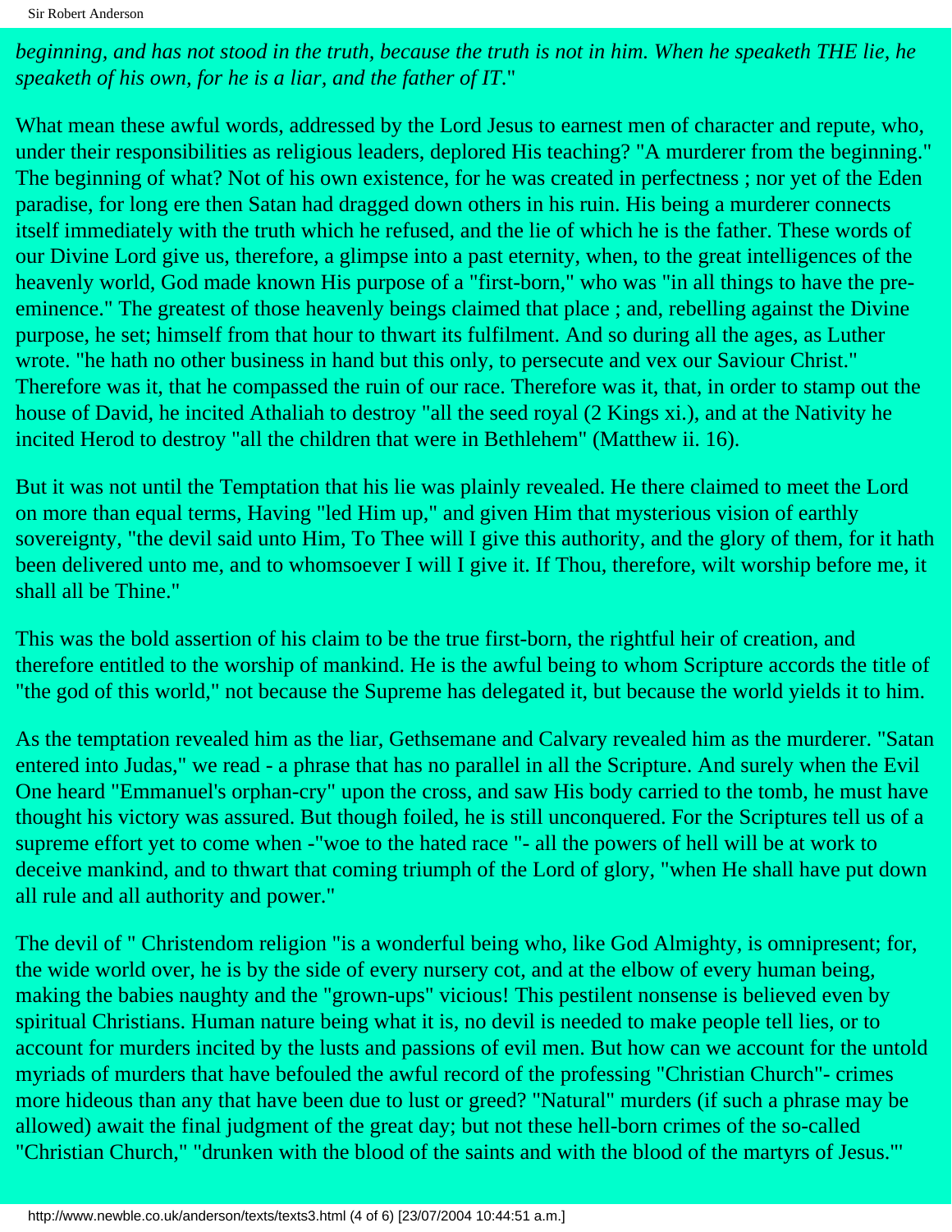*beginning, and has not stood in the truth, because the truth is not in him. When he speaketh THE lie, he speaketh of his own, for he is a liar, and the father of IT*."

What mean these awful words, addressed by the Lord Jesus to earnest men of character and repute, who, under their responsibilities as religious leaders, deplored His teaching? "A murderer from the beginning." The beginning of what? Not of his own existence, for he was created in perfectness ; nor yet of the Eden paradise, for long ere then Satan had dragged down others in his ruin. His being a murderer connects itself immediately with the truth which he refused, and the lie of which he is the father. These words of our Divine Lord give us, therefore, a glimpse into a past eternity, when, to the great intelligences of the heavenly world, God made known His purpose of a "first-born," who was "in all things to have the pre-eminence." The greatest of those heavenly beings claimed that place ; and, rebelling against the Divine purpose, he set; himself from that hour to thwart its fulfilment. And so during all the ages, as Luther wrote. "he hath no other business in hand but this only, to persecute and vex our Saviour Christ." Therefore was it, that he compassed the ruin of our race. Therefore was it, that, in order to stamp out the house of David, he incited Athaliah to destroy "all the seed royal (2 Kings xi.), and at the Nativity he incited Herod to destroy "all the children that were in Bethlehem" (Matthew ii. 16).

But it was not until the Temptation that his lie was plainly revealed. He there claimed to meet the Lord on more than equal terms, Having "led Him up," and given Him that mysterious vision of earthly sovereignty, "the devil said unto Him, To Thee will I give this authority, and the glory of them, for it hath been delivered unto me, and to whomsoever I will I give it. If Thou, therefore, wilt worship before me, it shall all be Thine."

This was the bold assertion of his claim to be the true first-born, the rightful heir of creation, and therefore entitled to the worship of mankind. He is the awful being to whom Scripture accords the title of "the god of this world," not because the Supreme has delegated it, but because the world yields it to him.

As the temptation revealed him as the liar, Gethsemane and Calvary revealed him as the murderer. "Satan entered into Judas," we read - a phrase that has no parallel in all the Scripture. And surely when the Evil One heard "Emmanuel's orphan-cry" upon the cross, and saw His body carried to the tomb, he must have thought his victory was assured. But though foiled, he is still unconquered. For the Scriptures tell us of a supreme effort yet to come when -"woe to the hated race "- all the powers of hell will be at work to deceive mankind, and to thwart that coming triumph of the Lord of glory, "when He shall have put down all rule and all authority and power."

The devil of " Christendom religion "is a wonderful being who, like God Almighty, is omnipresent; for, the wide world over, he is by the side of every nursery cot, and at the elbow of every human being, making the babies naughty and the "grown-ups" vicious! This pestilent nonsense is believed even by spiritual Christians. Human nature being what it is, no devil is needed to make people tell lies, or to account for murders incited by the lusts and passions of evil men. But how can we account for the untold myriads of murders that have befouled the awful record of the professing "Christian Church"- crimes more hideous than any that have been due to lust or greed? "Natural" murders (if such a phrase may be allowed) await the final judgment of the great day; but not these hell-born crimes of the so-called "Christian Church," "drunken with the blood of the saints and with the blood of the martyrs of Jesus."'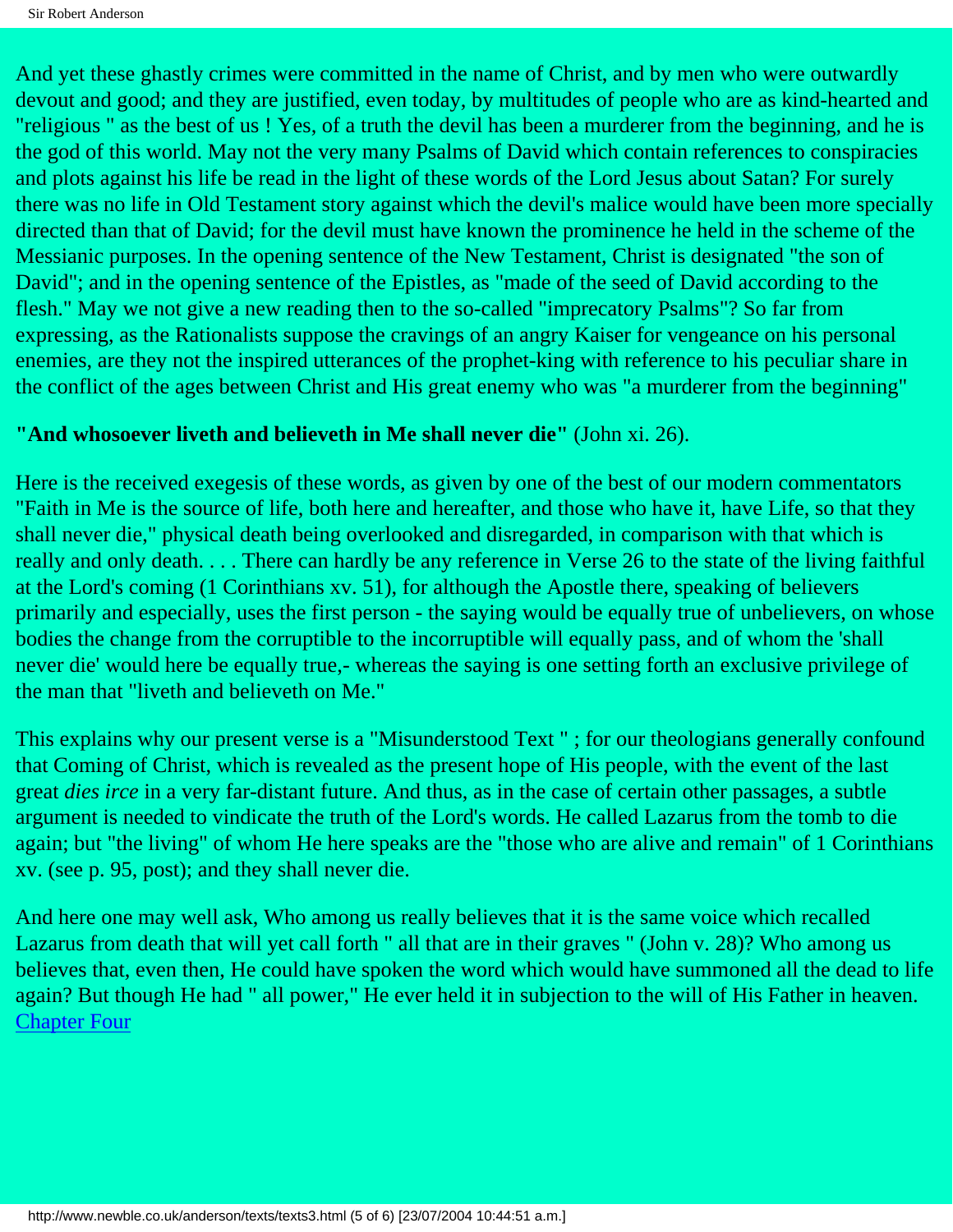And yet these ghastly crimes were committed in the name of Christ, and by men who were outwardly devout and good; and they are justified, even today, by multitudes of people who are as kind-hearted and "religious " as the best of us ! Yes, of a truth the devil has been a murderer from the beginning, and he is the god of this world. May not the very many Psalms of David which contain references to conspiracies and plots against his life be read in the light of these words of the Lord Jesus about Satan? For surely there was no life in Old Testament story against which the devil's malice would have been more specially directed than that of David; for the devil must have known the prominence he held in the scheme of the Messianic purposes. In the opening sentence of the New Testament, Christ is designated "the son of David"; and in the opening sentence of the Epistles, as "made of the seed of David according to the flesh." May we not give a new reading then to the so-called "imprecatory Psalms"? So far from expressing, as the Rationalists suppose the cravings of an angry Kaiser for vengeance on his personal enemies, are they not the inspired utterances of the prophet-king with reference to his peculiar share in the conflict of the ages between Christ and His great enemy who was "a murderer from the beginning"

**"And whosoever liveth and believeth in Me shall never die"** (John xi. 26).

Here is the received exegesis of these words, as given by one of the best of our modern commentators "Faith in Me is the source of life, both here and hereafter, and those who have it, have Life, so that they shall never die," physical death being overlooked and disregarded, in comparison with that which is really and only death. . . . There can hardly be any reference in Verse 26 to the state of the living faithful at the Lord's coming (1 Corinthians xv. 51), for although the Apostle there, speaking of believers primarily and especially, uses the first person - the saying would be equally true of unbelievers, on whose bodies the change from the corruptible to the incorruptible will equally pass, and of whom the 'shall never die' would here be equally true,- whereas the saying is one setting forth an exclusive privilege of the man that "liveth and believeth on Me."

This explains why our present verse is a "Misunderstood Text " ; for our theologians generally confound that Coming of Christ, which is revealed as the present hope of His people, with the event of the last great *dies irce* in a very far-distant future. And thus, as in the case of certain other passages, a subtle argument is needed to vindicate the truth of the Lord's words. He called Lazarus from the tomb to die again; but "the living" of whom He here speaks are the "those who are alive and remain" of 1 Corinthians xv. (see p. 95, post); and they shall never die.

And here one may well ask, Who among us really believes that it is the same voice which recalled Lazarus from death that will yet call forth " all that are in their graves " (John v. 28)? Who among us believes that, even then, He could have spoken the word which would have summoned all the dead to life again? But though He had " all power," He ever held it in subjection to the will of His Father in heaven.
Chapter Four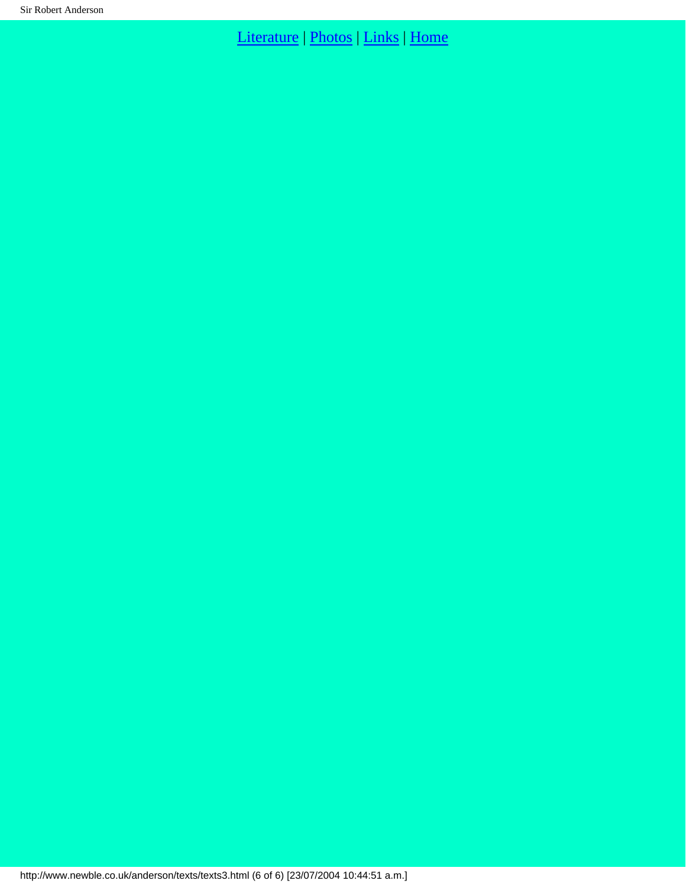[Literature](#) | [Photos](#) | [Links](#) | [Home](#)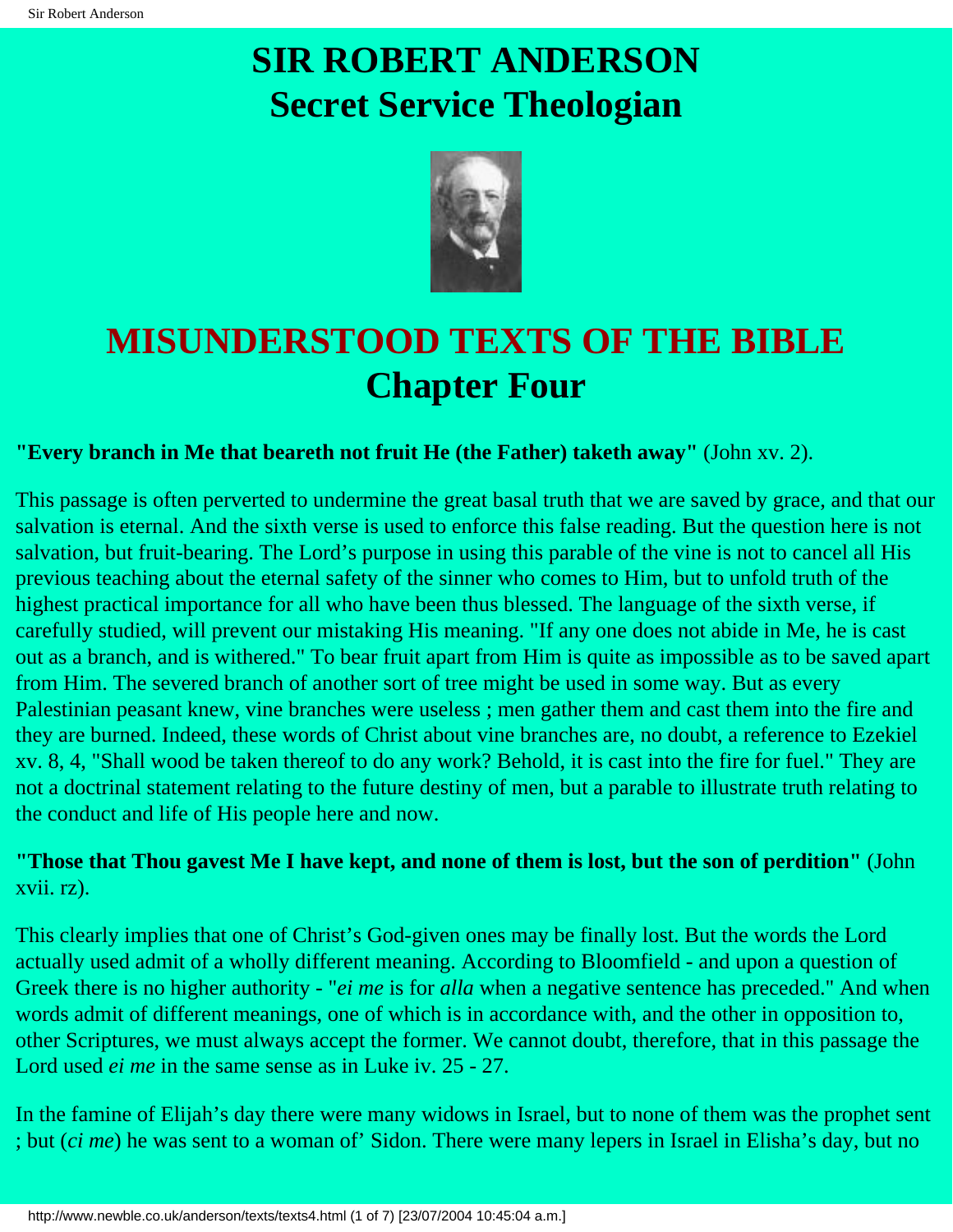# SIR ROBERT ANDERSON
# Secret Service Theologian

# MISUNDERSTOOD TEXTS OF THE BIBLE
# Chapter Four

**"Every branch in Me that beareth not fruit He (the Father) taketh away"** (John xv. 2).

This passage is often perverted to undermine the great basal truth that we are saved by grace, and that our salvation is eternal. And the sixth verse is used to enforce this false reading. But the question here is not salvation, but fruit-bearing. The Lord's purpose in using this parable of the vine is not to cancel all His previous teaching about the eternal safety of the sinner who comes to Him, but to unfold truth of the highest practical importance for all who have been thus blessed. The language of the sixth verse, if carefully studied, will prevent our mistaking His meaning. "If any one does not abide in Me, he is cast out as a branch, and is withered." To bear fruit apart from Him is quite as impossible as to be saved apart from Him. The severed branch of another sort of tree might be used in some way. But as every Palestinian peasant knew, vine branches were useless ; men gather them and cast them into the fire and they are burned. Indeed, these words of Christ about vine branches are, no doubt, a reference to Ezekiel xv. 8, 4, "Shall wood be taken thereof to do any work? Behold, it is cast into the fire for fuel." They are not a doctrinal statement relating to the future destiny of men, but a parable to illustrate truth relating to the conduct and life of His people here and now.

**"Those that Thou gavest Me I have kept, and none of them is lost, but the son of perdition"** (John xvii. rz).

This clearly implies that one of Christ's God-given ones may be finally lost. But the words the Lord actually used admit of a wholly different meaning. According to Bloomfield - and upon a question of Greek there is no higher authority - "*ei me* is for *alla* when a negative sentence has preceded." And when words admit of different meanings, one of which is in accordance with, and the other in opposition to, other Scriptures, we must always accept the former. We cannot doubt, therefore, that in this passage the Lord used *ei me* in the same sense as in Luke iv. 25 - 27.

In the famine of Elijah's day there were many widows in Israel, but to none of them was the prophet sent ; but (*ci me*) he was sent to a woman of' Sidon. There were many lepers in Israel in Elisha's day, but no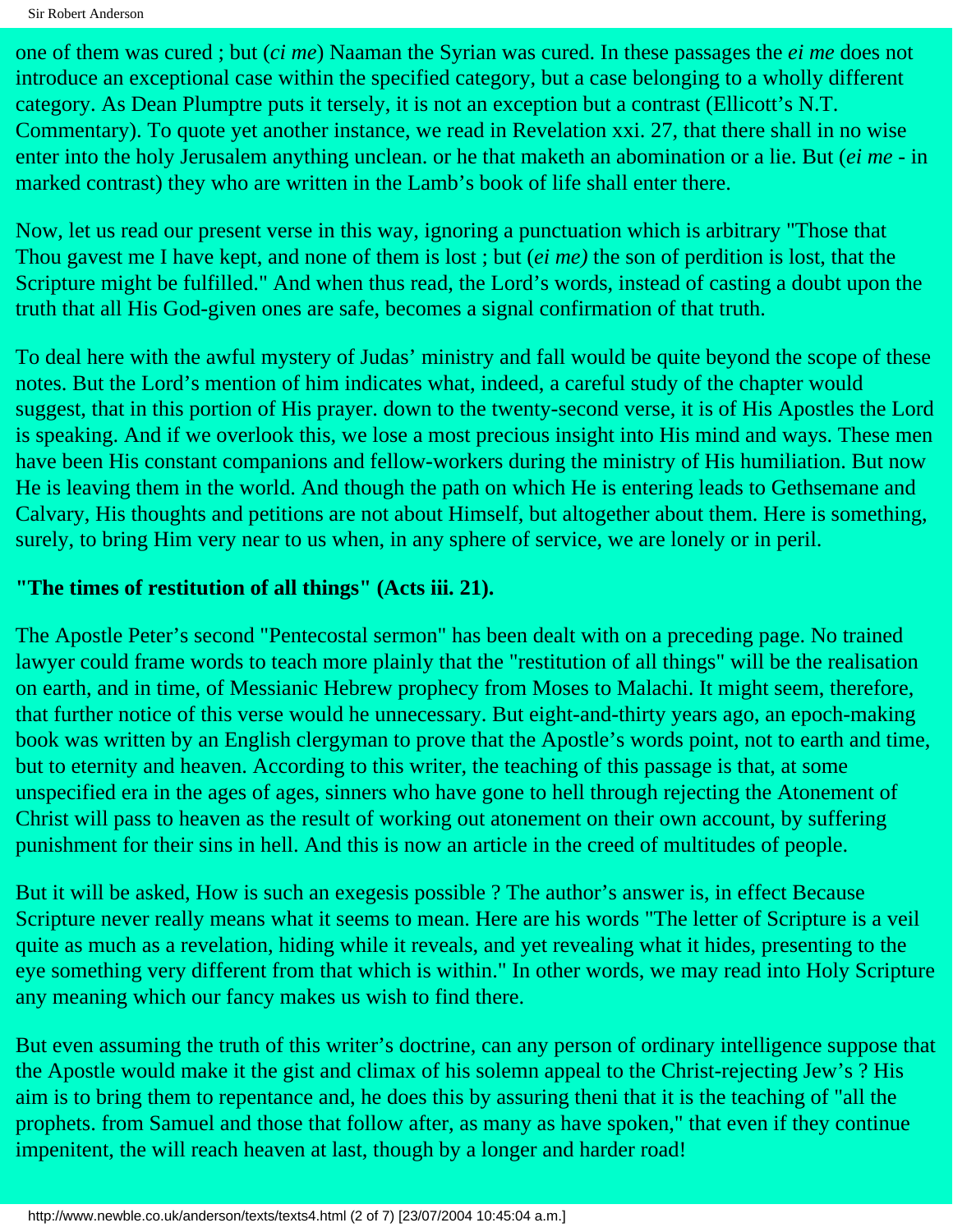one of them was cured ; but (*ci me*) Naaman the Syrian was cured. In these passages the *ei me* does not introduce an exceptional case within the specified category, but a case belonging to a wholly different category. As Dean Plumptre puts it tersely, it is not an exception but a contrast (Ellicott's N.T. Commentary). To quote yet another instance, we read in Revelation xxi. 27, that there shall in no wise enter into the holy Jerusalem anything unclean. or he that maketh an abomination or a lie. But (*ei me* - in marked contrast) they who are written in the Lamb's book of life shall enter there.

Now, let us read our present verse in this way, ignoring a punctuation which is arbitrary "Those that Thou gavest me I have kept, and none of them is lost ; but (*ei me)* the son of perdition is lost, that the Scripture might be fulfilled." And when thus read, the Lord's words, instead of casting a doubt upon the truth that all His God-given ones are safe, becomes a signal confirmation of that truth.

To deal here with the awful mystery of Judas' ministry and fall would be quite beyond the scope of these notes. But the Lord's mention of him indicates what, indeed, a careful study of the chapter would suggest, that in this portion of His prayer. down to the twenty-second verse, it is of His Apostles the Lord is speaking. And if we overlook this, we lose a most precious insight into His mind and ways. These men have been His constant companions and fellow-workers during the ministry of His humiliation. But now He is leaving them in the world. And though the path on which He is entering leads to Gethsemane and Calvary, His thoughts and petitions are not about Himself, but altogether about them. Here is something, surely, to bring Him very near to us when, in any sphere of service, we are lonely or in peril.

**"The times of restitution of all things" (Acts iii. 21).**

The Apostle Peter's second "Pentecostal sermon" has been dealt with on a preceding page. No trained lawyer could frame words to teach more plainly that the "restitution of all things" will be the realisation on earth, and in time, of Messianic Hebrew prophecy from Moses to Malachi. It might seem, therefore, that further notice of this verse would he unnecessary. But eight-and-thirty years ago, an epoch-making book was written by an English clergyman to prove that the Apostle's words point, not to earth and time, but to eternity and heaven. According to this writer, the teaching of this passage is that, at some unspecified era in the ages of ages, sinners who have gone to hell through rejecting the Atonement of Christ will pass to heaven as the result of working out atonement on their own account, by suffering punishment for their sins in hell. And this is now an article in the creed of multitudes of people.

But it will be asked, How is such an exegesis possible ? The author's answer is, in effect Because Scripture never really means what it seems to mean. Here are his words "The letter of Scripture is a veil quite as much as a revelation, hiding while it reveals, and yet revealing what it hides, presenting to the eye something very different from that which is within." In other words, we may read into Holy Scripture any meaning which our fancy makes us wish to find there.

But even assuming the truth of this writer's doctrine, can any person of ordinary intelligence suppose that the Apostle would make it the gist and climax of his solemn appeal to the Christ-rejecting Jew's ? His aim is to bring them to repentance and, he does this by assuring theni that it is the teaching of "all the prophets. from Samuel and those that follow after, as many as have spoken," that even if they continue impenitent, the will reach heaven at last, though by a longer and harder road!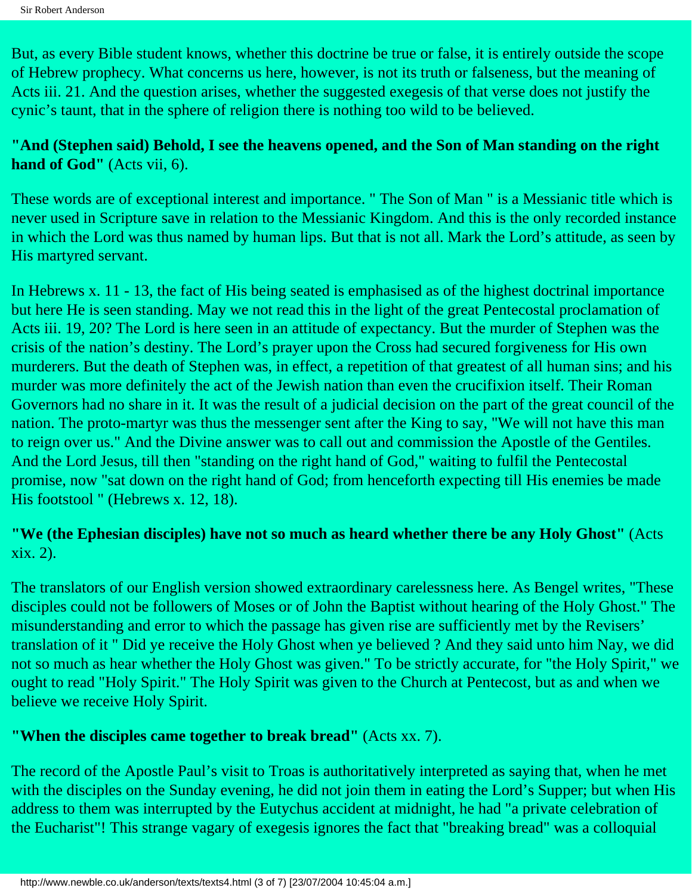But, as every Bible student knows, whether this doctrine be true or false, it is entirely outside the scope of Hebrew prophecy. What concerns us here, however, is not its truth or falseness, but the meaning of Acts iii. 21. And the question arises, whether the suggested exegesis of that verse does not justify the cynic's taunt, that in the sphere of religion there is nothing too wild to be believed.

**"And (Stephen said) Behold, I see the heavens opened, and the Son of Man standing on the right hand of God"** (Acts vii, 6).

These words are of exceptional interest and importance. " The Son of Man " is a Messianic title which is never used in Scripture save in relation to the Messianic Kingdom. And this is the only recorded instance in which the Lord was thus named by human lips. But that is not all. Mark the Lord's attitude, as seen by His martyred servant.

In Hebrews x. 11 - 13, the fact of His being seated is emphasised as of the highest doctrinal importance but here He is seen standing. May we not read this in the light of the great Pentecostal proclamation of Acts iii. 19, 20? The Lord is here seen in an attitude of expectancy. But the murder of Stephen was the crisis of the nation's destiny. The Lord's prayer upon the Cross had secured forgiveness for His own murderers. But the death of Stephen was, in effect, a repetition of that greatest of all human sins; and his murder was more definitely the act of the Jewish nation than even the crucifixion itself. Their Roman Governors had no share in it. It was the result of a judicial decision on the part of the great council of the nation. The proto-martyr was thus the messenger sent after the King to say, "We will not have this man to reign over us." And the Divine answer was to call out and commission the Apostle of the Gentiles. And the Lord Jesus, till then "standing on the right hand of God," waiting to fulfil the Pentecostal promise, now "sat down on the right hand of God; from henceforth expecting till His enemies be made His footstool " (Hebrews x. 12, 18).

**"We (the Ephesian disciples) have not so much as heard whether there be any Holy Ghost"** (Acts xix. 2).

The translators of our English version showed extraordinary carelessness here. As Bengel writes, "These disciples could not be followers of Moses or of John the Baptist without hearing of the Holy Ghost." The misunderstanding and error to which the passage has given rise are sufficiently met by the Revisers' translation of it " Did ye receive the Holy Ghost when ye believed ? And they said unto him Nay, we did not so much as hear whether the Holy Ghost was given." To be strictly accurate, for "the Holy Spirit," we ought to read "Holy Spirit." The Holy Spirit was given to the Church at Pentecost, but as and when we believe we receive Holy Spirit.

**"When the disciples came together to break bread"** (Acts xx. 7).

The record of the Apostle Paul's visit to Troas is authoritatively interpreted as saying that, when he met with the disciples on the Sunday evening, he did not join them in eating the Lord's Supper; but when His address to them was interrupted by the Eutychus accident at midnight, he had "a private celebration of the Eucharist"! This strange vagary of exegesis ignores the fact that "breaking bread" was a colloquial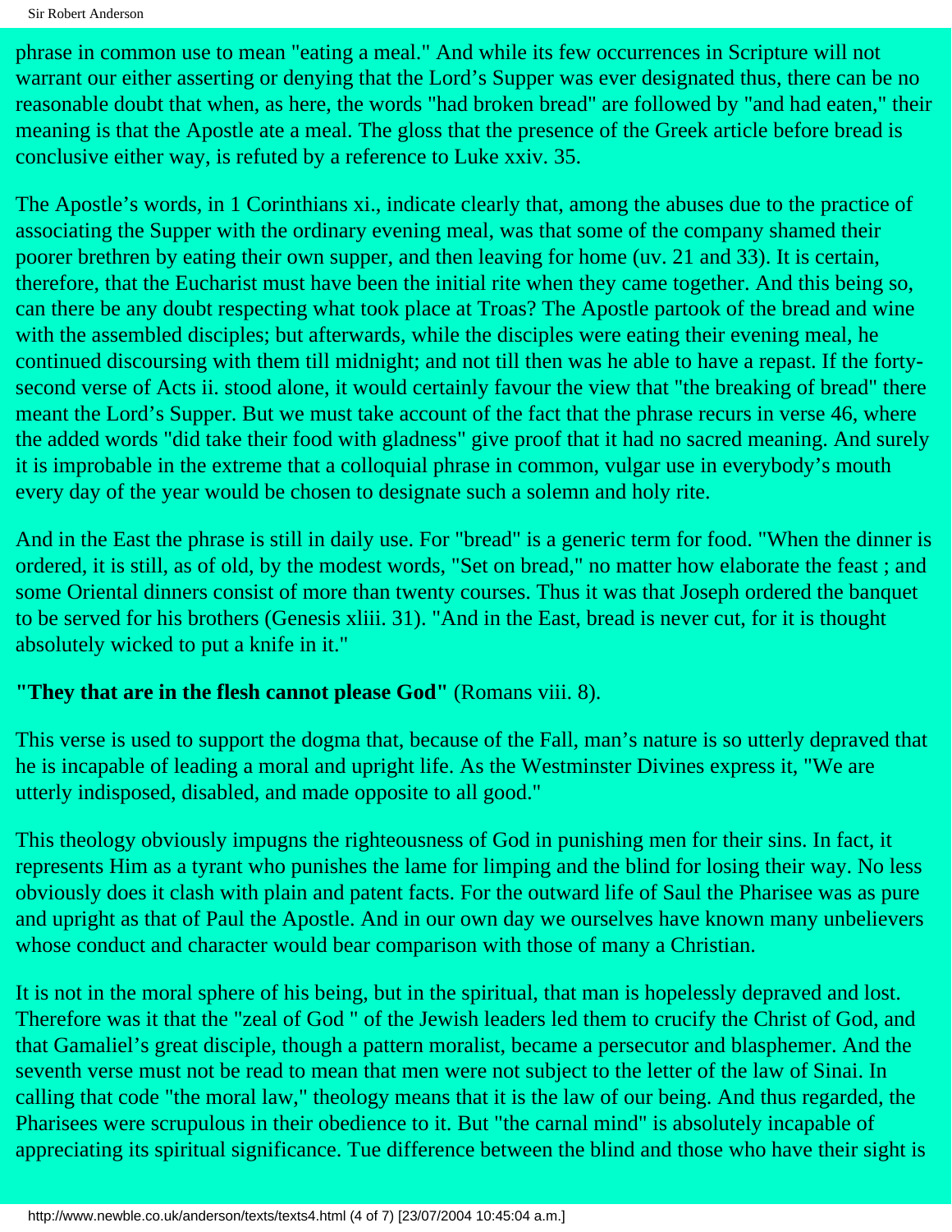phrase in common use to mean "eating a meal." And while its few occurrences in Scripture will not warrant our either asserting or denying that the Lord's Supper was ever designated thus, there can be no reasonable doubt that when, as here, the words "had broken bread" are followed by "and had eaten," their meaning is that the Apostle ate a meal. The gloss that the presence of the Greek article before bread is conclusive either way, is refuted by a reference to Luke xxiv. 35.

The Apostle's words, in 1 Corinthians xi., indicate clearly that, among the abuses due to the practice of associating the Supper with the ordinary evening meal, was that some of the company shamed their poorer brethren by eating their own supper, and then leaving for home (uv. 21 and 33). It is certain, therefore, that the Eucharist must have been the initial rite when they came together. And this being so, can there be any doubt respecting what took place at Troas? The Apostle partook of the bread and wine with the assembled disciples; but afterwards, while the disciples were eating their evening meal, he continued discoursing with them till midnight; and not till then was he able to have a repast. If the forty-second verse of Acts ii. stood alone, it would certainly favour the view that "the breaking of bread" there meant the Lord's Supper. But we must take account of the fact that the phrase recurs in verse 46, where the added words "did take their food with gladness" give proof that it had no sacred meaning. And surely it is improbable in the extreme that a colloquial phrase in common, vulgar use in everybody's mouth every day of the year would be chosen to designate such a solemn and holy rite.

And in the East the phrase is still in daily use. For "bread" is a generic term for food. "When the dinner is ordered, it is still, as of old, by the modest words, "Set on bread," no matter how elaborate the feast ; and some Oriental dinners consist of more than twenty courses. Thus it was that Joseph ordered the banquet to be served for his brothers (Genesis xliii. 31). "And in the East, bread is never cut, for it is thought absolutely wicked to put a knife in it."

**"They that are in the flesh cannot please God"** (Romans viii. 8).

This verse is used to support the dogma that, because of the Fall, man's nature is so utterly depraved that he is incapable of leading a moral and upright life. As the Westminster Divines express it, "We are utterly indisposed, disabled, and made opposite to all good."

This theology obviously impugns the righteousness of God in punishing men for their sins. In fact, it represents Him as a tyrant who punishes the lame for limping and the blind for losing their way. No less obviously does it clash with plain and patent facts. For the outward life of Saul the Pharisee was as pure and upright as that of Paul the Apostle. And in our own day we ourselves have known many unbelievers whose conduct and character would bear comparison with those of many a Christian.

It is not in the moral sphere of his being, but in the spiritual, that man is hopelessly depraved and lost. Therefore was it that the "zeal of God " of the Jewish leaders led them to crucify the Christ of God, and that Gamaliel's great disciple, though a pattern moralist, became a persecutor and blasphemer. And the seventh verse must not be read to mean that men were not subject to the letter of the law of Sinai. In calling that code "the moral law," theology means that it is the law of our being. And thus regarded, the Pharisees were scrupulous in their obedience to it. But "the carnal mind" is absolutely incapable of appreciating its spiritual significance. Tue difference between the blind and those who have their sight is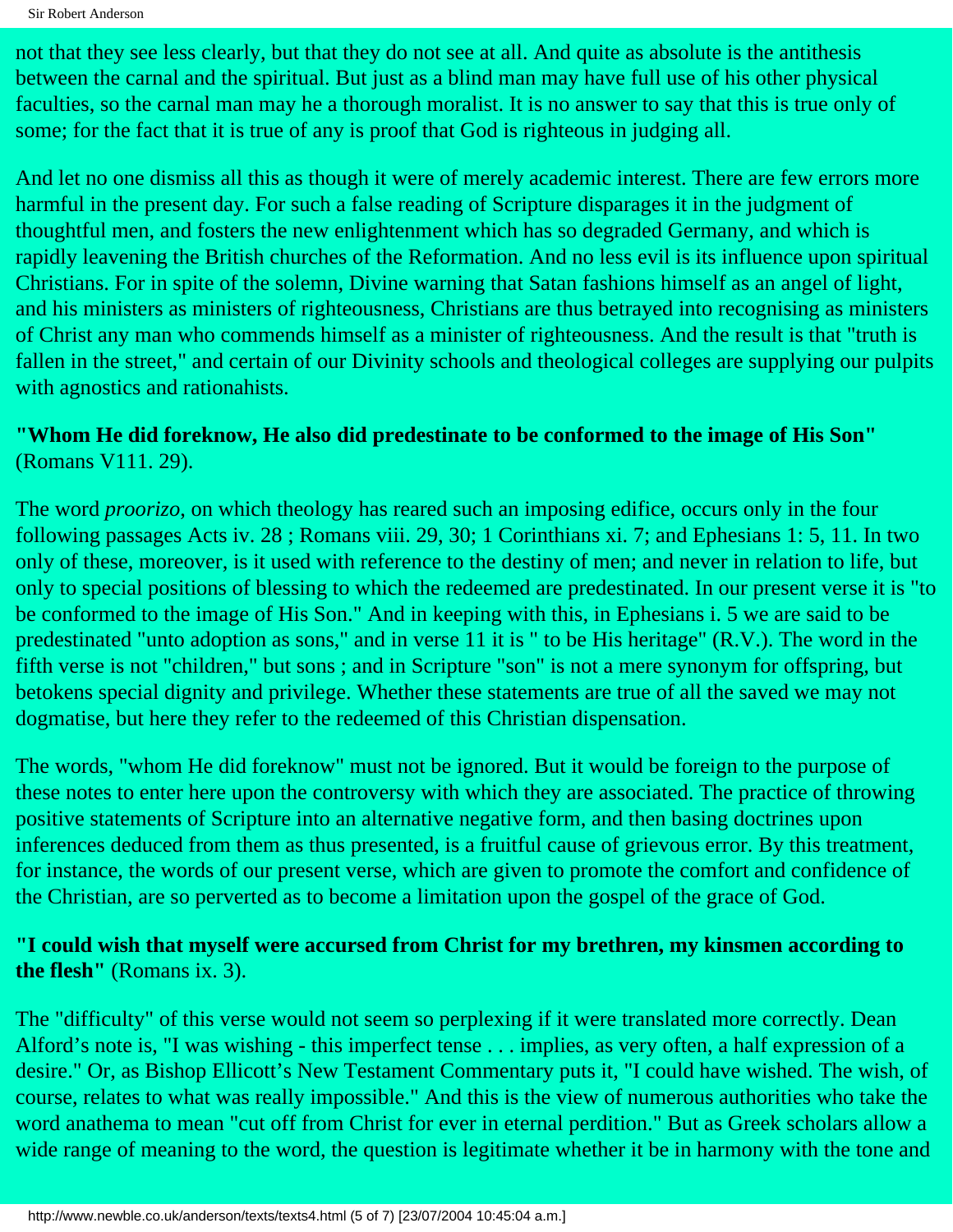not that they see less clearly, but that they do not see at all. And quite as absolute is the antithesis between the carnal and the spiritual. But just as a blind man may have full use of his other physical faculties, so the carnal man may he a thorough moralist. It is no answer to say that this is true only of some; for the fact that it is true of any is proof that God is righteous in judging all.

And let no one dismiss all this as though it were of merely academic interest. There are few errors more harmful in the present day. For such a false reading of Scripture disparages it in the judgment of thoughtful men, and fosters the new enlightenment which has so degraded Germany, and which is rapidly leavening the British churches of the Reformation. And no less evil is its influence upon spiritual Christians. For in spite of the solemn, Divine warning that Satan fashions himself as an angel of light, and his ministers as ministers of righteousness, Christians are thus betrayed into recognising as ministers of Christ any man who commends himself as a minister of righteousness. And the result is that "truth is fallen in the street," and certain of our Divinity schools and theological colleges are supplying our pulpits with agnostics and rationahists.

**"Whom He did foreknow, He also did predestinate to be conformed to the image of His Son"** (Romans V111. 29).

The word *proorizo*, on which theology has reared such an imposing edifice, occurs only in the four following passages Acts iv. 28 ; Romans viii. 29, 30; 1 Corinthians xi. 7; and Ephesians 1: 5, 11. In two only of these, moreover, is it used with reference to the destiny of men; and never in relation to life, but only to special positions of blessing to which the redeemed are predestinated. In our present verse it is "to be conformed to the image of His Son." And in keeping with this, in Ephesians i. 5 we are said to be predestinated "unto adoption as sons," and in verse 11 it is " to be His heritage" (R.V.). The word in the fifth verse is not "children," but sons ; and in Scripture "son" is not a mere synonym for offspring, but betokens special dignity and privilege. Whether these statements are true of all the saved we may not dogmatise, but here they refer to the redeemed of this Christian dispensation.

The words, "whom He did foreknow" must not be ignored. But it would be foreign to the purpose of these notes to enter here upon the controversy with which they are associated. The practice of throwing positive statements of Scripture into an alternative negative form, and then basing doctrines upon inferences deduced from them as thus presented, is a fruitful cause of grievous error. By this treatment, for instance, the words of our present verse, which are given to promote the comfort and confidence of the Christian, are so perverted as to become a limitation upon the gospel of the grace of God.

**"I could wish that myself were accursed from Christ for my brethren, my kinsmen according to the flesh"** (Romans ix. 3).

The "difficulty" of this verse would not seem so perplexing if it were translated more correctly. Dean Alford's note is, "I was wishing - this imperfect tense . . . implies, as very often, a half expression of a desire." Or, as Bishop Ellicott's New Testament Commentary puts it, "I could have wished. The wish, of course, relates to what was really impossible." And this is the view of numerous authorities who take the word anathema to mean "cut off from Christ for ever in eternal perdition." But as Greek scholars allow a wide range of meaning to the word, the question is legitimate whether it be in harmony with the tone and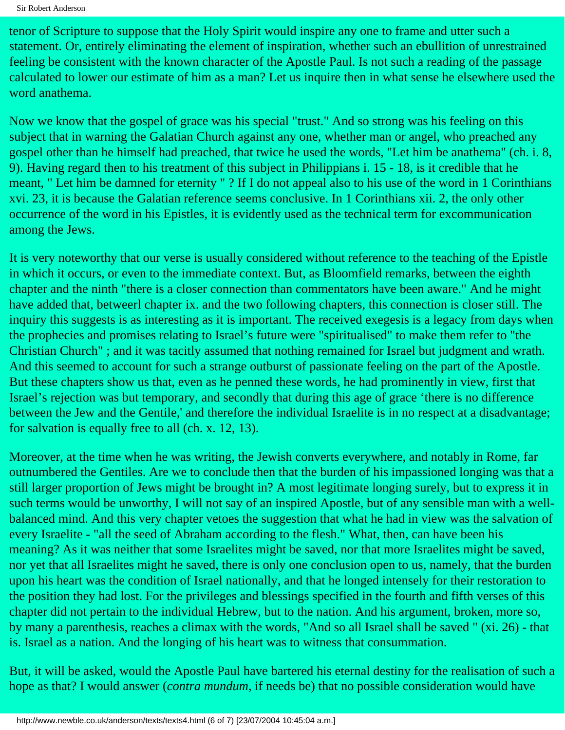tenor of Scripture to suppose that the Holy Spirit would inspire any one to frame and utter such a statement. Or, entirely eliminating the element of inspiration, whether such an ebullition of unrestrained feeling be consistent with the known character of the Apostle Paul. Is not such a reading of the passage calculated to lower our estimate of him as a man? Let us inquire then in what sense he elsewhere used the word anathema.

Now we know that the gospel of grace was his special "trust." And so strong was his feeling on this subject that in warning the Galatian Church against any one, whether man or angel, who preached any gospel other than he himself had preached, that twice he used the words, "Let him be anathema" (ch. i. 8, 9). Having regard then to his treatment of this subject in Philippians i. 15 - 18, is it credible that he meant, " Let him be damned for eternity " ? If I do not appeal also to his use of the word in 1 Corinthians xvi. 23, it is because the Galatian reference seems conclusive. In 1 Corinthians xii. 2, the only other occurrence of the word in his Epistles, it is evidently used as the technical term for excommunication among the Jews.

It is very noteworthy that our verse is usually considered without reference to the teaching of the Epistle in which it occurs, or even to the immediate context. But, as Bloomfield remarks, between the eighth chapter and the ninth "there is a closer connection than commentators have been aware." And he might have added that, betweerl chapter ix. and the two following chapters, this connection is closer still. The inquiry this suggests is as interesting as it is important. The received exegesis is a legacy from days when the prophecies and promises relating to Israel's future were "spiritualised" to make them refer to "the Christian Church" ; and it was tacitly assumed that nothing remained for Israel but judgment and wrath. And this seemed to account for such a strange outburst of passionate feeling on the part of the Apostle. But these chapters show us that, even as he penned these words, he had prominently in view, first that Israel's rejection was but temporary, and secondly that during this age of grace 'there is no difference between the Jew and the Gentile,' and therefore the individual Israelite is in no respect at a disadvantage; for salvation is equally free to all (ch. x. 12, 13).

Moreover, at the time when he was writing, the Jewish converts everywhere, and notably in Rome, far outnumbered the Gentiles. Are we to conclude then that the burden of his impassioned longing was that a still larger proportion of Jews might be brought in? A most legitimate longing surely, but to express it in such terms would be unworthy, I will not say of an inspired Apostle, but of any sensible man with a well-balanced mind. And this very chapter vetoes the suggestion that what he had in view was the salvation of every Israelite - "all the seed of Abraham according to the flesh." What, then, can have been his meaning? As it was neither that some Israelites might be saved, nor that more Israelites might be saved, nor yet that all Israelites might he saved, there is only one conclusion open to us, namely, that the burden upon his heart was the condition of Israel nationally, and that he longed intensely for their restoration to the position they had lost. For the privileges and blessings specified in the fourth and fifth verses of this chapter did not pertain to the individual Hebrew, but to the nation. And his argument, broken, more so, by many a parenthesis, reaches a climax with the words, "And so all Israel shall be saved " (xi. 26) - that is. Israel as a nation. And the longing of his heart was to witness that consummation.

But, it will be asked, would the Apostle Paul have bartered his eternal destiny for the realisation of such a hope as that? I would answer (*contra mundum*, if needs be) that no possible consideration would have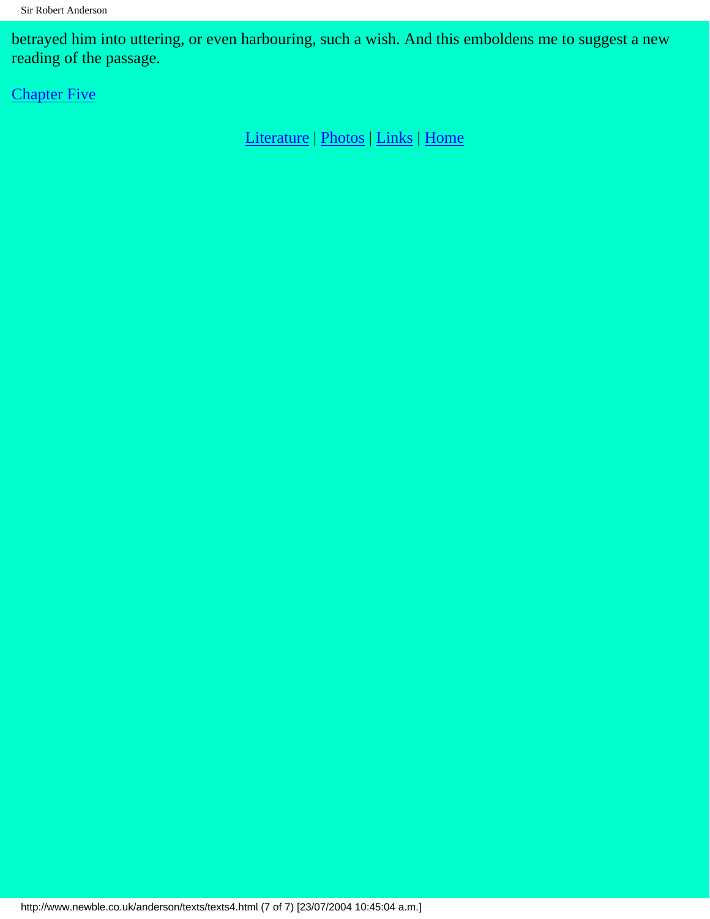betrayed him into uttering, or even harbouring, such a wish. And this emboldens me to suggest a new reading of the passage.

Chapter Five

Literature | Photos | Links | Home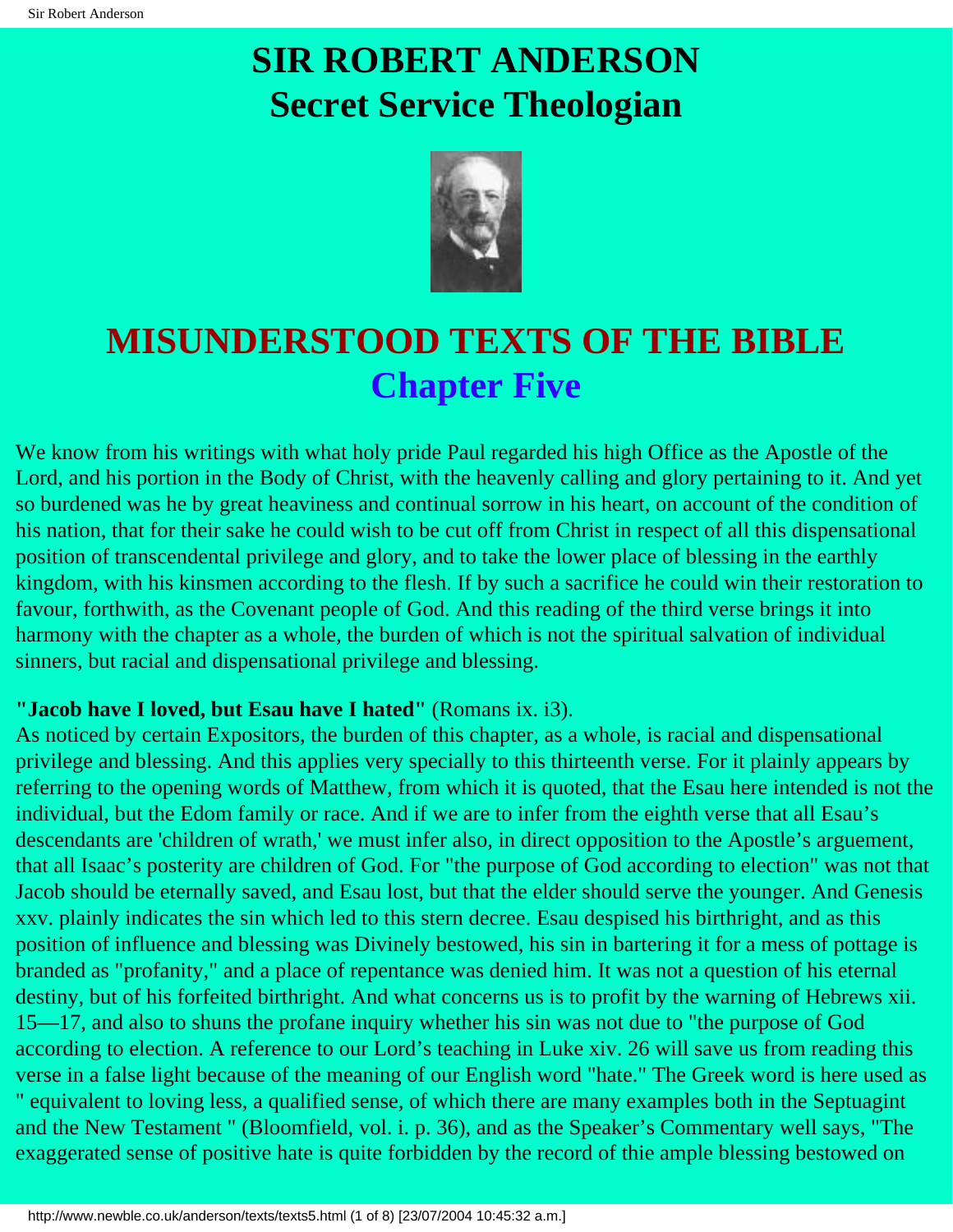# SIR ROBERT ANDERSON
# Secret Service Theologian

## MISUNDERSTOOD TEXTS OF THE BIBLE
## Chapter Five

We know from his writings with what holy pride Paul regarded his high Office as the Apostle of the Lord, and his portion in the Body of Christ, with the heavenly calling and glory pertaining to it. And yet so burdened was he by great heaviness and continual sorrow in his heart, on account of the condition of his nation, that for their sake he could wish to be cut off from Christ in respect of all this dispensational position of transcendental privilege and glory, and to take the lower place of blessing in the earthly kingdom, with his kinsmen according to the flesh. If by such a sacrifice he could win their restoration to favour, forthwith, as the Covenant people of God. And this reading of the third verse brings it into harmony with the chapter as a whole, the burden of which is not the spiritual salvation of individual sinners, but racial and dispensational privilege and blessing.

**"Jacob have I loved, but Esau have I hated"** (Romans ix. i3).
As noticed by certain Expositors, the burden of this chapter, as a whole, is racial and dispensational privilege and blessing. And this applies very specially to this thirteenth verse. For it plainly appears by referring to the opening words of Matthew, from which it is quoted, that the Esau here intended is not the individual, but the Edom family or race. And if we are to infer from the eighth verse that all Esau's descendants are 'children of wrath,' we must infer also, in direct opposition to the Apostle's arguement, that all Isaac's posterity are children of God. For "the purpose of God according to election" was not that Jacob should be eternally saved, and Esau lost, but that the elder should serve the younger. And Genesis xxv. plainly indicates the sin which led to this stern decree. Esau despised his birthright, and as this position of influence and blessing was Divinely bestowed, his sin in bartering it for a mess of pottage is branded as "profanity," and a place of repentance was denied him. It was not a question of his eternal destiny, but of his forfeited birthright. And what concerns us is to profit by the warning of Hebrews xii. 15—17, and also to shuns the profane inquiry whether his sin was not due to "the purpose of God according to election. A reference to our Lord's teaching in Luke xiv. 26 will save us from reading this verse in a false light because of the meaning of our English word "hate." The Greek word is here used as " equivalent to loving less, a qualified sense, of which there are many examples both in the Septuagint and the New Testament " (Bloomfield, vol. i. p. 36), and as the Speaker's Commentary well says, "The exaggerated sense of positive hate is quite forbidden by the record of thie ample blessing bestowed on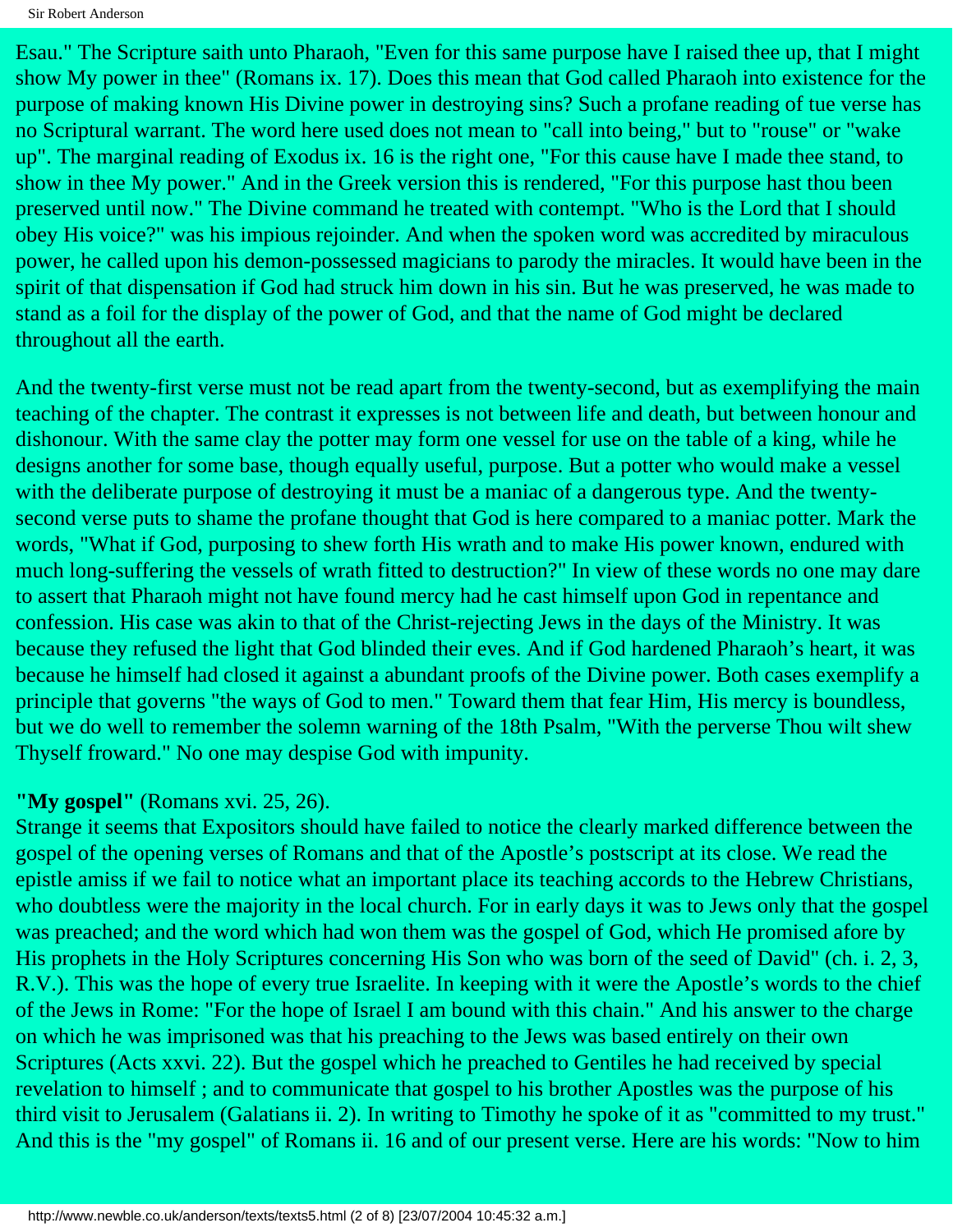Esau." The Scripture saith unto Pharaoh, "Even for this same purpose have I raised thee up, that I might show My power in thee" (Romans ix. 17). Does this mean that God called Pharaoh into existence for the purpose of making known His Divine power in destroying sins? Such a profane reading of tue verse has no Scriptural warrant. The word here used does not mean to "call into being," but to "rouse" or "wake up". The marginal reading of Exodus ix. 16 is the right one, "For this cause have I made thee stand, to show in thee My power." And in the Greek version this is rendered, "For this purpose hast thou been preserved until now." The Divine command he treated with contempt. "Who is the Lord that I should obey His voice?" was his impious rejoinder. And when the spoken word was accredited by miraculous power, he called upon his demon-possessed magicians to parody the miracles. It would have been in the spirit of that dispensation if God had struck him down in his sin. But he was preserved, he was made to stand as a foil for the display of the power of God, and that the name of God might be declared throughout all the earth.

And the twenty-first verse must not be read apart from the twenty-second, but as exemplifying the main teaching of the chapter. The contrast it expresses is not between life and death, but between honour and dishonour. With the same clay the potter may form one vessel for use on the table of a king, while he designs another for some base, though equally useful, purpose. But a potter who would make a vessel with the deliberate purpose of destroying it must be a maniac of a dangerous type. And the twenty-second verse puts to shame the profane thought that God is here compared to a maniac potter. Mark the words, "What if God, purposing to shew forth His wrath and to make His power known, endured with much long-suffering the vessels of wrath fitted to destruction?" In view of these words no one may dare to assert that Pharaoh might not have found mercy had he cast himself upon God in repentance and confession. His case was akin to that of the Christ-rejecting Jews in the days of the Ministry. It was because they refused the light that God blinded their eves. And if God hardened Pharaoh's heart, it was because he himself had closed it against a abundant proofs of the Divine power. Both cases exemplify a principle that governs "the ways of God to men." Toward them that fear Him, His mercy is boundless, but we do well to remember the solemn warning of the 18th Psalm, "With the perverse Thou wilt shew Thyself froward." No one may despise God with impunity.

**"My gospel"** (Romans xvi. 25, 26).

Strange it seems that Expositors should have failed to notice the clearly marked difference between the gospel of the opening verses of Romans and that of the Apostle's postscript at its close. We read the epistle amiss if we fail to notice what an important place its teaching accords to the Hebrew Christians, who doubtless were the majority in the local church. For in early days it was to Jews only that the gospel was preached; and the word which had won them was the gospel of God, which He promised afore by His prophets in the Holy Scriptures concerning His Son who was born of the seed of David" (ch. i. 2, 3, R.V.). This was the hope of every true Israelite. In keeping with it were the Apostle's words to the chief of the Jews in Rome: "For the hope of Israel I am bound with this chain." And his answer to the charge on which he was imprisoned was that his preaching to the Jews was based entirely on their own Scriptures (Acts xxvi. 22). But the gospel which he preached to Gentiles he had received by special revelation to himself ; and to communicate that gospel to his brother Apostles was the purpose of his third visit to Jerusalem (Galatians ii. 2). In writing to Timothy he spoke of it as "committed to my trust." And this is the "my gospel" of Romans ii. 16 and of our present verse. Here are his words: "Now to him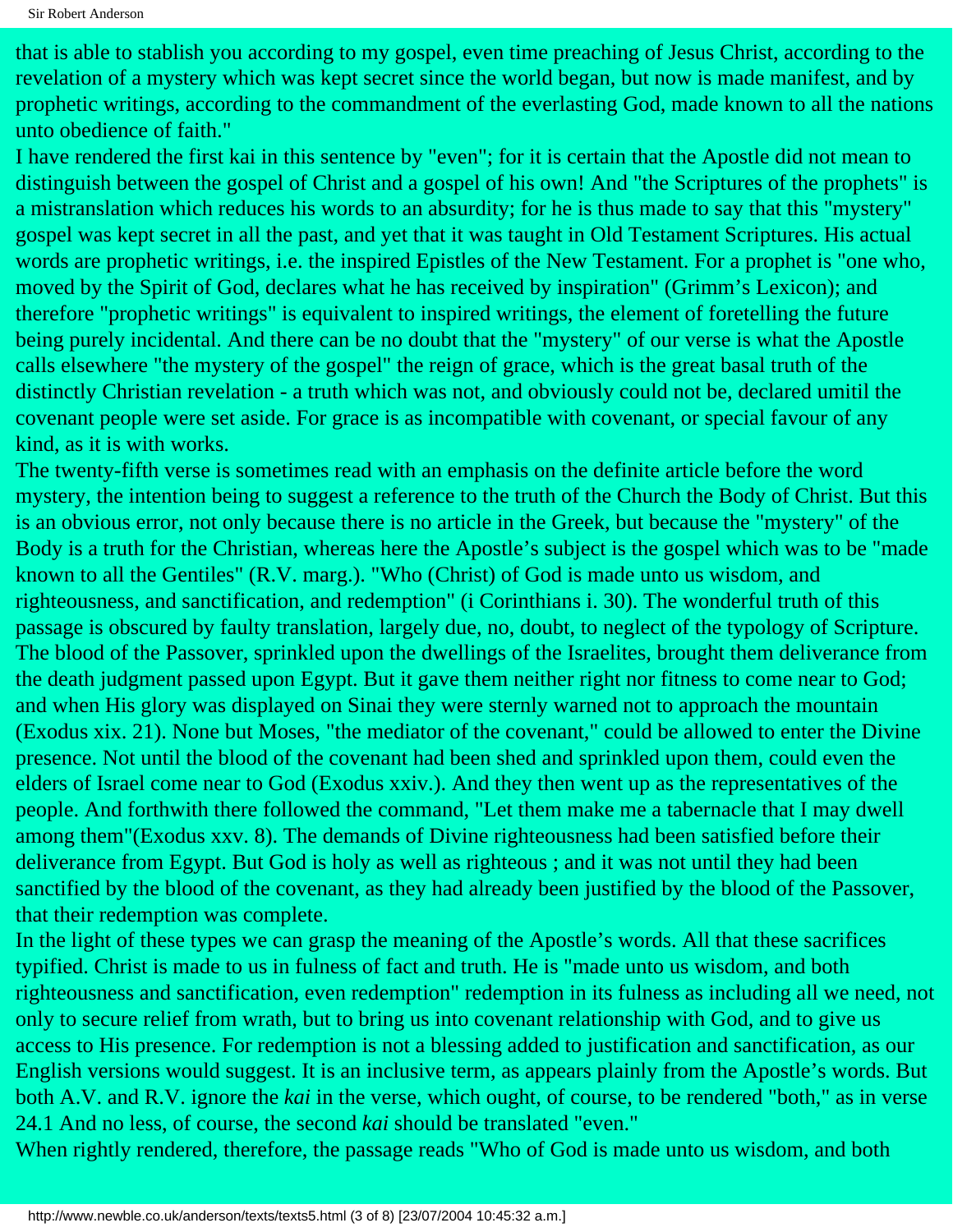that is able to stablish you according to my gospel, even time preaching of Jesus Christ, according to the revelation of a mystery which was kept secret since the world began, but now is made manifest, and by prophetic writings, according to the commandment of the everlasting God, made known to all the nations unto obedience of faith."

I have rendered the first kai in this sentence by "even"; for it is certain that the Apostle did not mean to distinguish between the gospel of Christ and a gospel of his own! And "the Scriptures of the prophets" is a mistranslation which reduces his words to an absurdity; for he is thus made to say that this "mystery" gospel was kept secret in all the past, and yet that it was taught in Old Testament Scriptures. His actual words are prophetic writings, i.e. the inspired Epistles of the New Testament. For a prophet is "one who, moved by the Spirit of God, declares what he has received by inspiration" (Grimm's Lexicon); and therefore "prophetic writings" is equivalent to inspired writings, the element of foretelling the future being purely incidental. And there can be no doubt that the "mystery" of our verse is what the Apostle calls elsewhere "the mystery of the gospel" the reign of grace, which is the great basal truth of the distinctly Christian revelation - a truth which was not, and obviously could not be, declared umitil the covenant people were set aside. For grace is as incompatible with covenant, or special favour of any kind, as it is with works.

The twenty-fifth verse is sometimes read with an emphasis on the definite article before the word mystery, the intention being to suggest a reference to the truth of the Church the Body of Christ. But this is an obvious error, not only because there is no article in the Greek, but because the "mystery" of the Body is a truth for the Christian, whereas here the Apostle's subject is the gospel which was to be "made known to all the Gentiles" (R.V. marg.). "Who (Christ) of God is made unto us wisdom, and righteousness, and sanctification, and redemption" (i Corinthians i. 30). The wonderful truth of this passage is obscured by faulty translation, largely due, no, doubt, to neglect of the typology of Scripture. The blood of the Passover, sprinkled upon the dwellings of the Israelites, brought them deliverance from the death judgment passed upon Egypt. But it gave them neither right nor fitness to come near to God; and when His glory was displayed on Sinai they were sternly warned not to approach the mountain (Exodus xix. 21). None but Moses, "the mediator of the covenant," could be allowed to enter the Divine presence. Not until the blood of the covenant had been shed and sprinkled upon them, could even the elders of Israel come near to God (Exodus xxiv.). And they then went up as the representatives of the people. And forthwith there followed the command, "Let them make me a tabernacle that I may dwell among them"(Exodus xxv. 8). The demands of Divine righteousness had been satisfied before their deliverance from Egypt. But God is holy as well as righteous ; and it was not until they had been sanctified by the blood of the covenant, as they had already been justified by the blood of the Passover, that their redemption was complete.

In the light of these types we can grasp the meaning of the Apostle's words. All that these sacrifices typified. Christ is made to us in fulness of fact and truth. He is "made unto us wisdom, and both righteousness and sanctification, even redemption" redemption in its fulness as including all we need, not only to secure relief from wrath, but to bring us into covenant relationship with God, and to give us access to His presence. For redemption is not a blessing added to justification and sanctification, as our English versions would suggest. It is an inclusive term, as appears plainly from the Apostle's words. But both A.V. and R.V. ignore the *kai* in the verse, which ought, of course, to be rendered "both," as in verse 24.1 And no less, of course, the second *kai* should be translated "even."

When rightly rendered, therefore, the passage reads "Who of God is made unto us wisdom, and both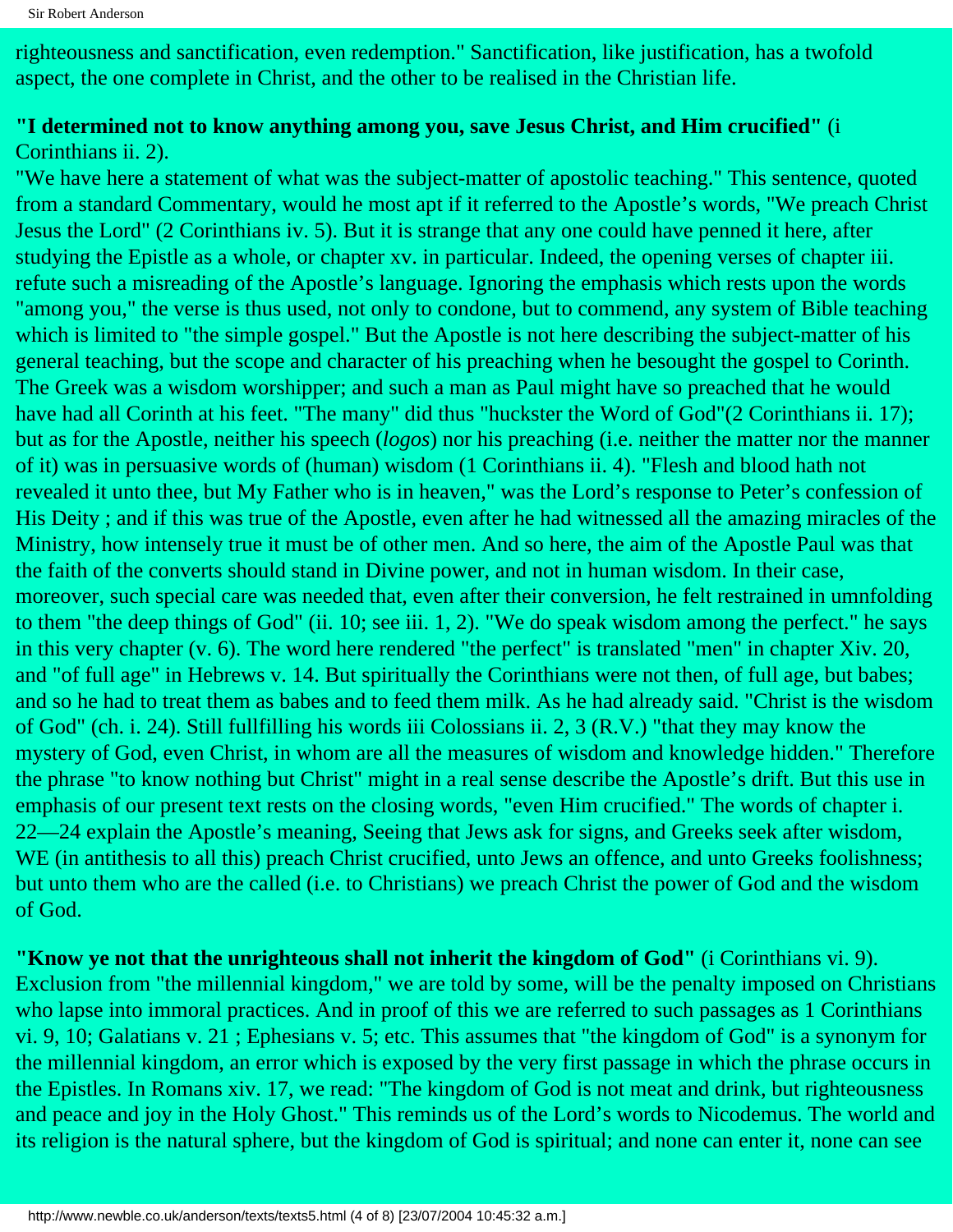righteousness and sanctification, even redemption." Sanctification, like justification, has a twofold aspect, the one complete in Christ, and the other to be realised in the Christian life.

**"I determined not to know anything among you, save Jesus Christ, and Him crucified"** (i Corinthians ii. 2).
"We have here a statement of what was the subject-matter of apostolic teaching." This sentence, quoted from a standard Commentary, would he most apt if it referred to the Apostle's words, "We preach Christ Jesus the Lord" (2 Corinthians iv. 5). But it is strange that any one could have penned it here, after studying the Epistle as a whole, or chapter xv. in particular. Indeed, the opening verses of chapter iii. refute such a misreading of the Apostle's language. Ignoring the emphasis which rests upon the words "among you," the verse is thus used, not only to condone, but to commend, any system of Bible teaching which is limited to "the simple gospel." But the Apostle is not here describing the subject-matter of his general teaching, but the scope and character of his preaching when he besought the gospel to Corinth. The Greek was a wisdom worshipper; and such a man as Paul might have so preached that he would have had all Corinth at his feet. "The many" did thus "huckster the Word of God"(2 Corinthians ii. 17); but as for the Apostle, neither his speech (*logos*) nor his preaching (i.e. neither the matter nor the manner of it) was in persuasive words of (human) wisdom (1 Corinthians ii. 4). "Flesh and blood hath not revealed it unto thee, but My Father who is in heaven," was the Lord's response to Peter's confession of His Deity ; and if this was true of the Apostle, even after he had witnessed all the amazing miracles of the Ministry, how intensely true it must be of other men. And so here, the aim of the Apostle Paul was that the faith of the converts should stand in Divine power, and not in human wisdom. In their case, moreover, such special care was needed that, even after their conversion, he felt restrained in umnfolding to them "the deep things of God" (ii. 10; see iii. 1, 2). "We do speak wisdom among the perfect." he says in this very chapter (v. 6). The word here rendered "the perfect" is translated "men" in chapter Xiv. 20, and "of full age" in Hebrews v. 14. But spiritually the Corinthians were not then, of full age, but babes; and so he had to treat them as babes and to feed them milk. As he had already said. "Christ is the wisdom of God" (ch. i. 24). Still fullfilling his words iii Colossians ii. 2, 3 (R.V.) "that they may know the mystery of God, even Christ, in whom are all the measures of wisdom and knowledge hidden." Therefore the phrase "to know nothing but Christ" might in a real sense describe the Apostle's drift. But this use in emphasis of our present text rests on the closing words, "even Him crucified." The words of chapter i. 22—24 explain the Apostle's meaning, Seeing that Jews ask for signs, and Greeks seek after wisdom, WE (in antithesis to all this) preach Christ crucified, unto Jews an offence, and unto Greeks foolishness; but unto them who are the called (i.e. to Christians) we preach Christ the power of God and the wisdom of God.

**"Know ye not that the unrighteous shall not inherit the kingdom of God"** (i Corinthians vi. 9).
Exclusion from "the millennial kingdom," we are told by some, will be the penalty imposed on Christians who lapse into immoral practices. And in proof of this we are referred to such passages as 1 Corinthians vi. 9, 10; Galatians v. 21 ; Ephesians v. 5; etc. This assumes that "the kingdom of God" is a synonym for the millennial kingdom, an error which is exposed by the very first passage in which the phrase occurs in the Epistles. In Romans xiv. 17, we read: "The kingdom of God is not meat and drink, but righteousness and peace and joy in the Holy Ghost." This reminds us of the Lord's words to Nicodemus. The world and its religion is the natural sphere, but the kingdom of God is spiritual; and none can enter it, none can see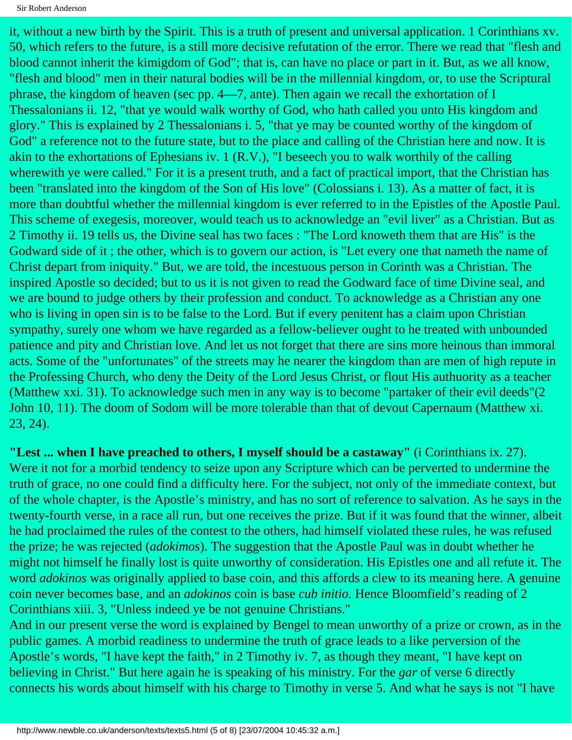it, without a new birth by the Spirit. This is a truth of present and universal application. 1 Corinthians xv. 50, which refers to the future, is a still more decisive refutation of the error. There we read that "flesh and blood cannot inherit the kimigdom of God"; that is, can have no place or part in it. But, as we all know, "flesh and blood" men in their natural bodies will be in the millennial kingdom, or, to use the Scriptural phrase, the kingdom of heaven (sec pp. 4—7, ante). Then again we recall the exhortation of I Thessalonians ii. 12, "that ye would walk worthy of God, who hath called you unto His kingdom and glory." This is explained by 2 Thessalonians i. 5, "that ye may be counted worthy of the kingdom of God" a reference not to the future state, but to the place and calling of the Christian here and now. It is akin to the exhortations of Ephesians iv. 1 (R.V.), "I beseech you to walk worthily of the calling wherewith ye were called." For it is a present truth, and a fact of practical import, that the Christian has been "translated into the kingdom of the Son of His love" (Colossians i. 13). As a matter of fact, it is more than doubtful whether the millennial kingdom is ever referred to in the Epistles of the Apostle Paul. This scheme of exegesis, moreover, would teach us to acknowledge an "evil liver" as a Christian. But as 2 Timothy ii. 19 tells us, the Divine seal has two faces : "The Lord knoweth them that are His" is the Godward side of it ; the other, which is to govern our action, is "Let every one that nameth the name of Christ depart from iniquity." But, we are told, the incestuous person in Corinth was a Christian. The inspired Apostle so decided; but to us it is not given to read the Godward face of time Divine seal, and we are bound to judge others by their profession and conduct. To acknowledge as a Christian any one who is living in open sin is to be false to the Lord. But if every penitent has a claim upon Christian sympathy, surely one whom we have regarded as a fellow-believer ought to he treated with unbounded patience and pity and Christian love. And let us not forget that there are sins more heinous than immoral acts. Some of the "unfortunates" of the streets may he nearer the kingdom than are men of high repute in the Professing Church, who deny the Deity of the Lord Jesus Christ, or flout His authuority as a teacher (Matthew xxi. 31). To acknowledge such men in any way is to become "partaker of their evil deeds"(2 John 10, 11). The doom of Sodom will be more tolerable than that of devout Capernaum (Matthew xi. 23, 24).

**"Lest ... when I have preached to others, I myself should be a castaway"** (i Corinthians ix. 27). Were it not for a morbid tendency to seize upon any Scripture which can be perverted to undermine the truth of grace, no one could find a difficulty here. For the subject, not only of the immediate context, but of the whole chapter, is the Apostle's ministry, and has no sort of reference to salvation. As he says in the twenty-fourth verse, in a race all run, but one receives the prize. But if it was found that the winner, albeit he had proclaimed the rules of the contest to the others, had himself violated these rules, he was refused the prize; he was rejected (*adokimos*). The suggestion that the Apostle Paul was in doubt whether he might not himself he finally lost is quite unworthy of consideration. His Epistles one and all refute it. The word *adokinos* was originally applied to base coin, and this affords a clew to its meaning here. A genuine coin never becomes base, and an *adokinos* coin is base *cub initio*. Hence Bloomfield's reading of 2 Corinthians xiii. 3, "Unless indeed ye be not genuine Christians."

And in our present verse the word is explained by Bengel to mean unworthy of a prize or crown, as in the public games. A morbid readiness to undermine the truth of grace leads to a like perversion of the Apostle's words, "I have kept the faith," in 2 Timothy iv. 7, as though they meant, "I have kept on believing in Christ." But here again he is speaking of his ministry. For the *gar* of verse 6 directly connects his words about himself with his charge to Timothy in verse 5. And what he says is not "I have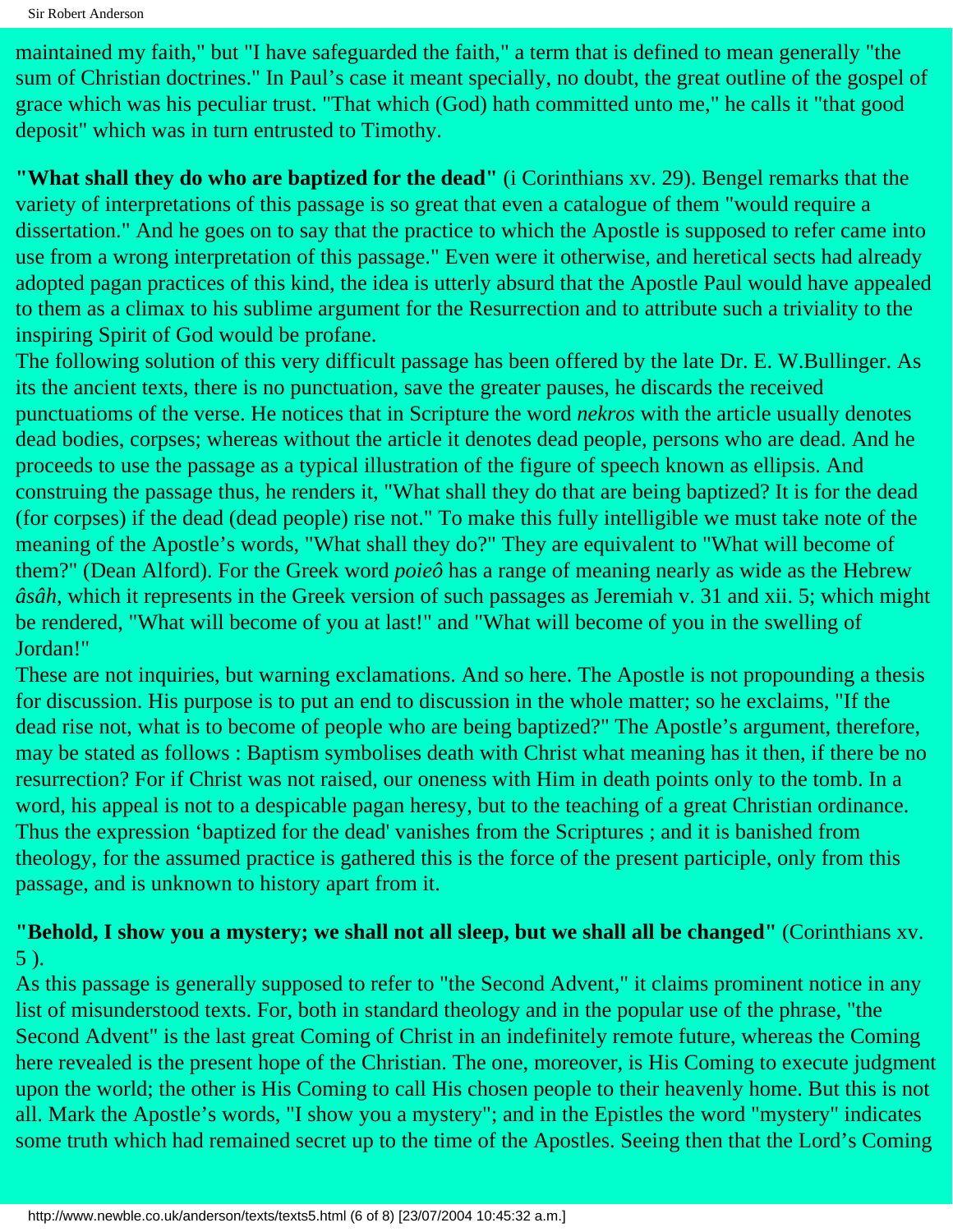maintained my faith," but "I have safeguarded the faith," a term that is defined to mean generally "the sum of Christian doctrines." In Paul's case it meant specially, no doubt, the great outline of the gospel of grace which was his peculiar trust. "That which (God) hath committed unto me," he calls it "that good deposit" which was in turn entrusted to Timothy.

**"What shall they do who are baptized for the dead"** (i Corinthians xv. 29). Bengel remarks that the variety of interpretations of this passage is so great that even a catalogue of them "would require a dissertation." And he goes on to say that the practice to which the Apostle is supposed to refer came into use from a wrong interpretation of this passage." Even were it otherwise, and heretical sects had already adopted pagan practices of this kind, the idea is utterly absurd that the Apostle Paul would have appealed to them as a climax to his sublime argument for the Resurrection and to attribute such a triviality to the inspiring Spirit of God would be profane.

The following solution of this very difficult passage has been offered by the late Dr. E. W.Bullinger. As its the ancient texts, there is no punctuation, save the greater pauses, he discards the received punctuatioms of the verse. He notices that in Scripture the word *nekros* with the article usually denotes dead bodies, corpses; whereas without the article it denotes dead people, persons who are dead. And he proceeds to use the passage as a typical illustration of the figure of speech known as ellipsis. And construing the passage thus, he renders it, "What shall they do that are being baptized? It is for the dead (for corpses) if the dead (dead people) rise not." To make this fully intelligible we must take note of the meaning of the Apostle's words, "What shall they do?" They are equivalent to "What will become of them?" (Dean Alford). For the Greek word *poieô* has a range of meaning nearly as wide as the Hebrew *âsâh*, which it represents in the Greek version of such passages as Jeremiah v. 31 and xii. 5; which might be rendered, "What will become of you at last!" and "What will become of you in the swelling of Jordan!"

These are not inquiries, but warning exclamations. And so here. The Apostle is not propounding a thesis for discussion. His purpose is to put an end to discussion in the whole matter; so he exclaims, "If the dead rise not, what is to become of people who are being baptized?" The Apostle's argument, therefore, may be stated as follows : Baptism symbolises death with Christ what meaning has it then, if there be no resurrection? For if Christ was not raised, our oneness with Him in death points only to the tomb. In a word, his appeal is not to a despicable pagan heresy, but to the teaching of a great Christian ordinance. Thus the expression 'baptized for the dead' vanishes from the Scriptures ; and it is banished from theology, for the assumed practice is gathered this is the force of the present participle, only from this passage, and is unknown to history apart from it.

**"Behold, I show you a mystery; we shall not all sleep, but we shall all be changed"** (Corinthians xv. 5 ).

As this passage is generally supposed to refer to "the Second Advent," it claims prominent notice in any list of misunderstood texts. For, both in standard theology and in the popular use of the phrase, "the Second Advent" is the last great Coming of Christ in an indefinitely remote future, whereas the Coming here revealed is the present hope of the Christian. The one, moreover, is His Coming to execute judgment upon the world; the other is His Coming to call His chosen people to their heavenly home. But this is not all. Mark the Apostle's words, "I show you a mystery"; and in the Epistles the word "mystery" indicates some truth which had remained secret up to the time of the Apostles. Seeing then that the Lord's Coming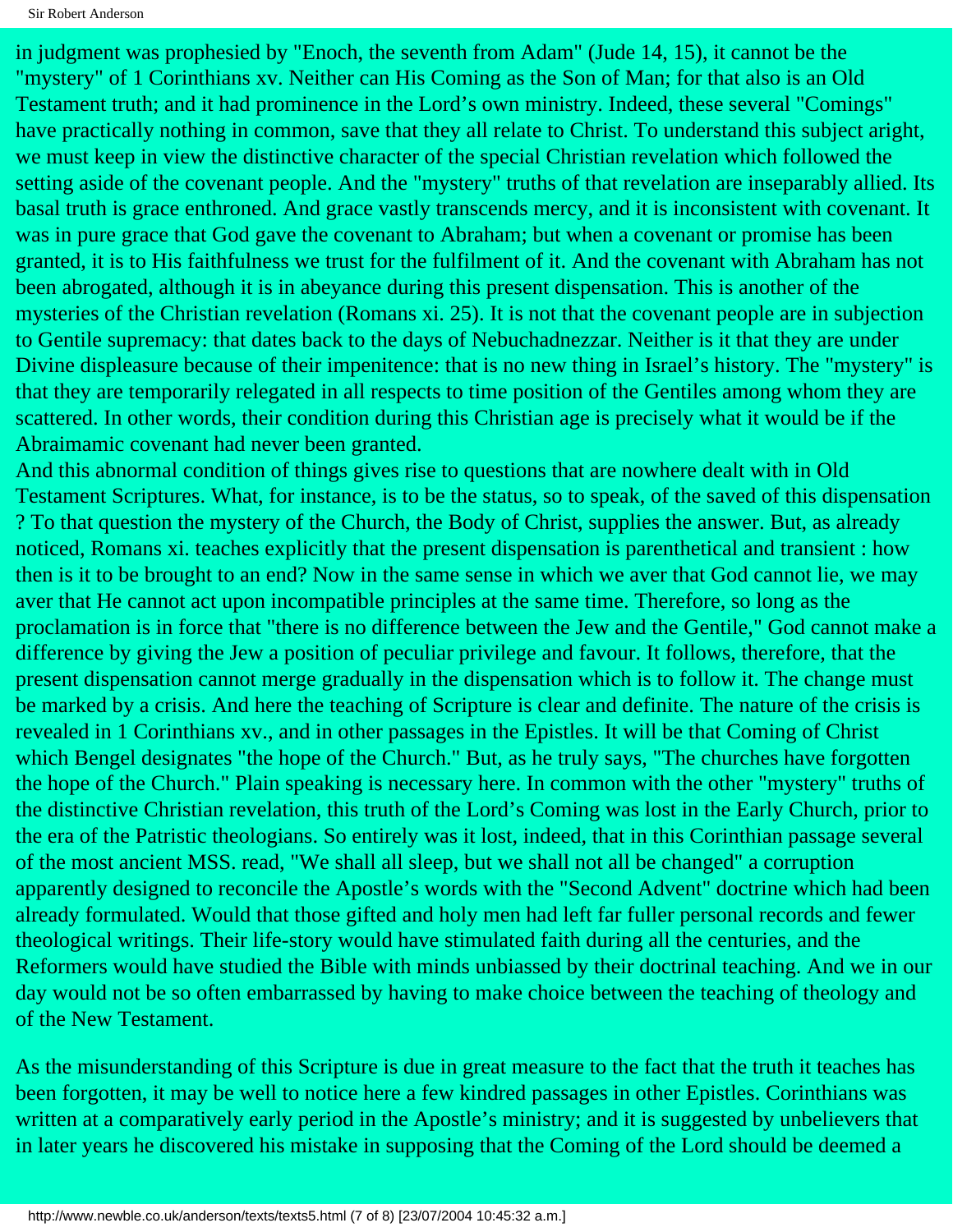in judgment was prophesied by "Enoch, the seventh from Adam" (Jude 14, 15), it cannot be the "mystery" of 1 Corinthians xv. Neither can His Coming as the Son of Man; for that also is an Old Testament truth; and it had prominence in the Lord's own ministry. Indeed, these several "Comings" have practically nothing in common, save that they all relate to Christ. To understand this subject aright, we must keep in view the distinctive character of the special Christian revelation which followed the setting aside of the covenant people. And the "mystery" truths of that revelation are inseparably allied. Its basal truth is grace enthroned. And grace vastly transcends mercy, and it is inconsistent with covenant. It was in pure grace that God gave the covenant to Abraham; but when a covenant or promise has been granted, it is to His faithfulness we trust for the fulfilment of it. And the covenant with Abraham has not been abrogated, although it is in abeyance during this present dispensation. This is another of the mysteries of the Christian revelation (Romans xi. 25). It is not that the covenant people are in subjection to Gentile supremacy: that dates back to the days of Nebuchadnezzar. Neither is it that they are under Divine displeasure because of their impenitence: that is no new thing in Israel's history. The "mystery" is that they are temporarily relegated in all respects to time position of the Gentiles among whom they are scattered. In other words, their condition during this Christian age is precisely what it would be if the Abraimamic covenant had never been granted.

And this abnormal condition of things gives rise to questions that are nowhere dealt with in Old Testament Scriptures. What, for instance, is to be the status, so to speak, of the saved of this dispensation ? To that question the mystery of the Church, the Body of Christ, supplies the answer. But, as already noticed, Romans xi. teaches explicitly that the present dispensation is parenthetical and transient : how then is it to be brought to an end? Now in the same sense in which we aver that God cannot lie, we may aver that He cannot act upon incompatible principles at the same time. Therefore, so long as the proclamation is in force that "there is no difference between the Jew and the Gentile," God cannot make a difference by giving the Jew a position of peculiar privilege and favour. It follows, therefore, that the present dispensation cannot merge gradually in the dispensation which is to follow it. The change must be marked by a crisis. And here the teaching of Scripture is clear and definite. The nature of the crisis is revealed in 1 Corinthians xv., and in other passages in the Epistles. It will be that Coming of Christ which Bengel designates "the hope of the Church." But, as he truly says, "The churches have forgotten the hope of the Church." Plain speaking is necessary here. In common with the other "mystery" truths of the distinctive Christian revelation, this truth of the Lord's Coming was lost in the Early Church, prior to the era of the Patristic theologians. So entirely was it lost, indeed, that in this Corinthian passage several of the most ancient MSS. read, "We shall all sleep, but we shall not all be changed" a corruption apparently designed to reconcile the Apostle's words with the "Second Advent" doctrine which had been already formulated. Would that those gifted and holy men had left far fuller personal records and fewer theological writings. Their life-story would have stimulated faith during all the centuries, and the Reformers would have studied the Bible with minds unbiassed by their doctrinal teaching. And we in our day would not be so often embarrassed by having to make choice between the teaching of theology and of the New Testament.

As the misunderstanding of this Scripture is due in great measure to the fact that the truth it teaches has been forgotten, it may be well to notice here a few kindred passages in other Epistles. Corinthians was written at a comparatively early period in the Apostle's ministry; and it is suggested by unbelievers that in later years he discovered his mistake in supposing that the Coming of the Lord should be deemed a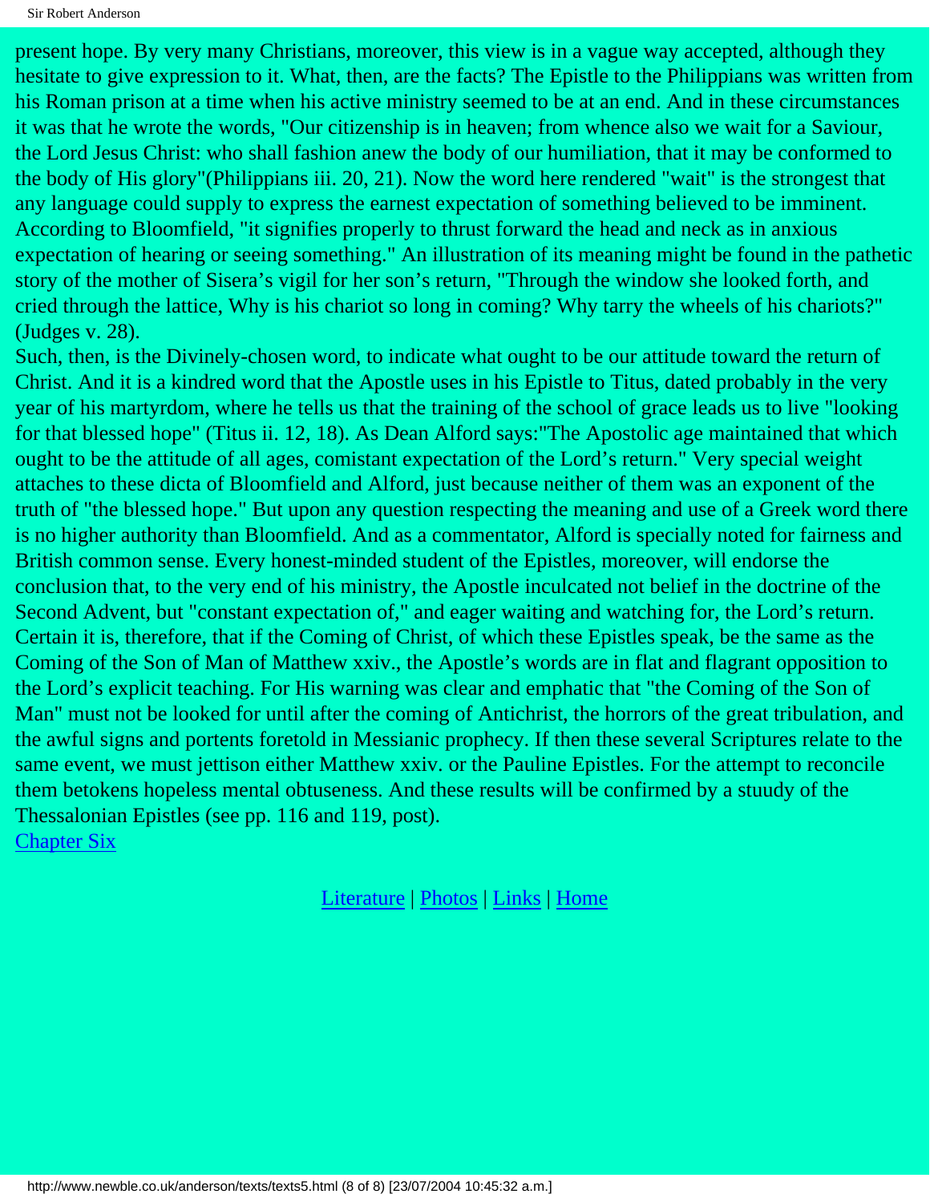present hope. By very many Christians, moreover, this view is in a vague way accepted, although they hesitate to give expression to it. What, then, are the facts? The Epistle to the Philippians was written from his Roman prison at a time when his active ministry seemed to be at an end. And in these circumstances it was that he wrote the words, "Our citizenship is in heaven; from whence also we wait for a Saviour, the Lord Jesus Christ: who shall fashion anew the body of our humiliation, that it may be conformed to the body of His glory"(Philippians iii. 20, 21). Now the word here rendered "wait" is the strongest that any language could supply to express the earnest expectation of something believed to be imminent. According to Bloomfield, "it signifies properly to thrust forward the head and neck as in anxious expectation of hearing or seeing something." An illustration of its meaning might be found in the pathetic story of the mother of Sisera's vigil for her son's return, "Through the window she looked forth, and cried through the lattice, Why is his chariot so long in coming? Why tarry the wheels of his chariots?" (Judges v. 28).

Such, then, is the Divinely-chosen word, to indicate what ought to be our attitude toward the return of Christ. And it is a kindred word that the Apostle uses in his Epistle to Titus, dated probably in the very year of his martyrdom, where he tells us that the training of the school of grace leads us to live "looking for that blessed hope" (Titus ii. 12, 18). As Dean Alford says:"The Apostolic age maintained that which ought to be the attitude of all ages, comistant expectation of the Lord's return." Very special weight attaches to these dicta of Bloomfield and Alford, just because neither of them was an exponent of the truth of "the blessed hope." But upon any question respecting the meaning and use of a Greek word there is no higher authority than Bloomfield. And as a commentator, Alford is specially noted for fairness and British common sense. Every honest-minded student of the Epistles, moreover, will endorse the conclusion that, to the very end of his ministry, the Apostle inculcated not belief in the doctrine of the Second Advent, but "constant expectation of," and eager waiting and watching for, the Lord's return. Certain it is, therefore, that if the Coming of Christ, of which these Epistles speak, be the same as the Coming of the Son of Man of Matthew xxiv., the Apostle's words are in flat and flagrant opposition to the Lord's explicit teaching. For His warning was clear and emphatic that "the Coming of the Son of Man" must not be looked for until after the coming of Antichrist, the horrors of the great tribulation, and the awful signs and portents foretold in Messianic prophecy. If then these several Scriptures relate to the same event, we must jettison either Matthew xxiv. or the Pauline Epistles. For the attempt to reconcile them betokens hopeless mental obtuseness. And these results will be confirmed by a stuudy of the Thessalonian Epistles (see pp. 116 and 119, post).

Chapter Six

Literature | Photos | Links | Home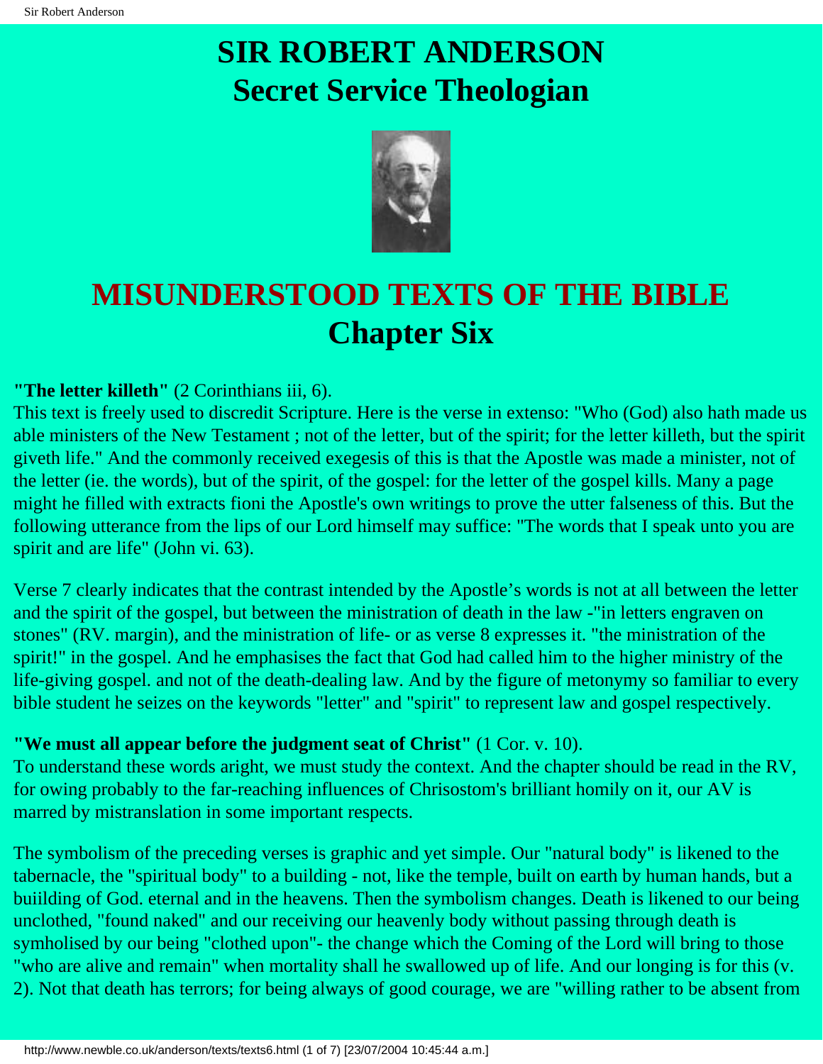# SIR ROBERT ANDERSON
## Secret Service Theologian

# MISUNDERSTOOD TEXTS OF THE BIBLE
## Chapter Six

**"The letter killeth"** (2 Corinthians iii, 6).
This text is freely used to discredit Scripture. Here is the verse in extenso: "Who (God) also hath made us able ministers of the New Testament ; not of the letter, but of the spirit; for the letter killeth, but the spirit giveth life." And the commonly received exegesis of this is that the Apostle was made a minister, not of the letter (ie. the words), but of the spirit, of the gospel: for the letter of the gospel kills. Many a page might he filled with extracts fioni the Apostle's own writings to prove the utter falseness of this. But the following utterance from the lips of our Lord himself may suffice: "The words that I speak unto you are spirit and are life" (John vi. 63).

Verse 7 clearly indicates that the contrast intended by the Apostle's words is not at all between the letter and the spirit of the gospel, but between the ministration of death in the law -"in letters engraven on stones" (RV. margin), and the ministration of life- or as verse 8 expresses it. "the ministration of the spirit!" in the gospel. And he emphasises the fact that God had called him to the higher ministry of the life-giving gospel. and not of the death-dealing law. And by the figure of metonymy so familiar to every bible student he seizes on the keywords "letter" and "spirit" to represent law and gospel respectively.

**"We must all appear before the judgment seat of Christ"** (1 Cor. v. 10).
To understand these words aright, we must study the context. And the chapter should be read in the RV, for owing probably to the far-reaching influences of Chrisostom's brilliant homily on it, our AV is marred by mistranslation in some important respects.

The symbolism of the preceding verses is graphic and yet simple. Our "natural body" is likened to the tabernacle, the "spiritual body" to a building - not, like the temple, built on earth by human hands, but a buiilding of God. eternal and in the heavens. Then the symbolism changes. Death is likened to our being unclothed, "found naked" and our receiving our heavenly body without passing through death is symholised by our being "clothed upon"- the change which the Coming of the Lord will bring to those "who are alive and remain" when mortality shall he swallowed up of life. And our longing is for this (v. 2). Not that death has terrors; for being always of good courage, we are "willing rather to be absent from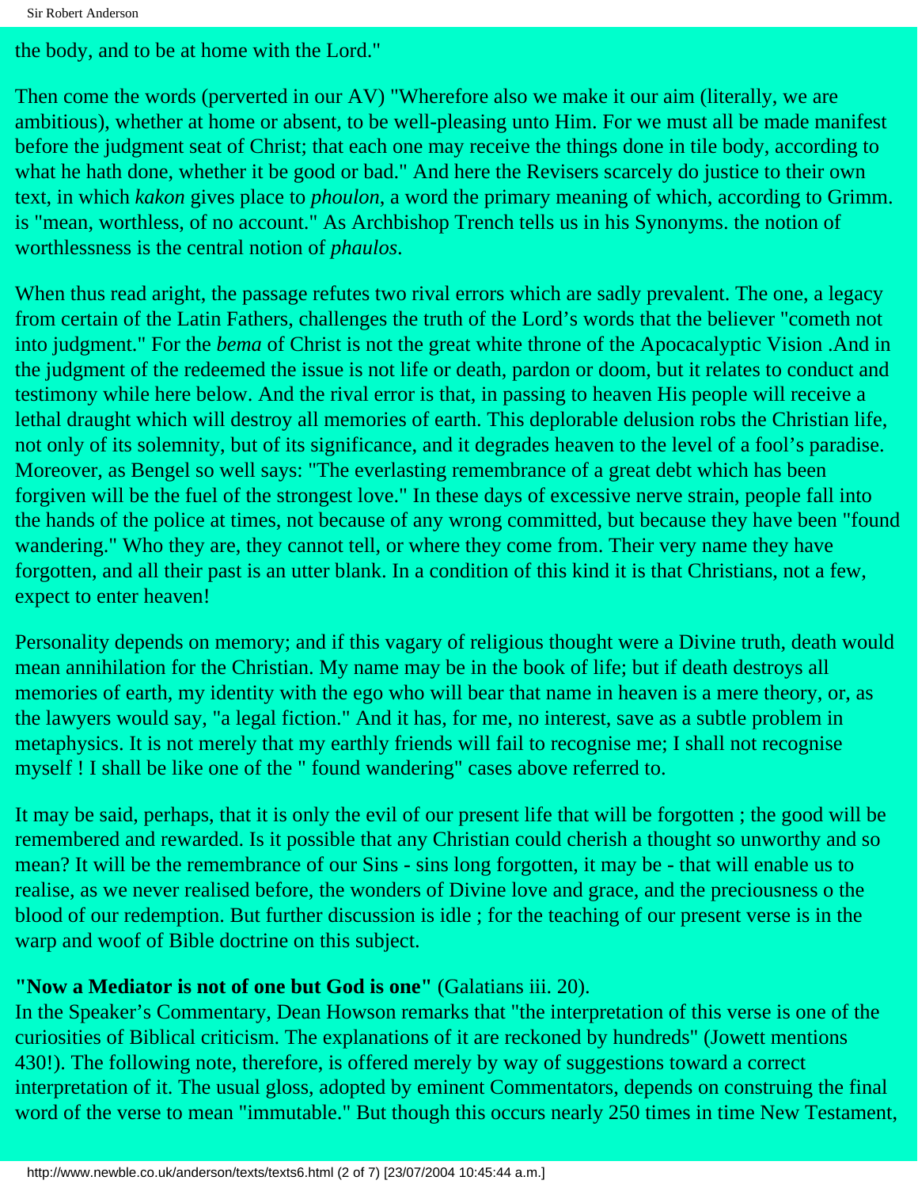the body, and to be at home with the Lord."

Then come the words (perverted in our AV) "Wherefore also we make it our aim (literally, we are ambitious), whether at home or absent, to be well-pleasing unto Him. For we must all be made manifest before the judgment seat of Christ; that each one may receive the things done in tile body, according to what he hath done, whether it be good or bad." And here the Revisers scarcely do justice to their own text, in which *kakon* gives place to *phoulon*, a word the primary meaning of which, according to Grimm. is "mean, worthless, of no account." As Archbishop Trench tells us in his Synonyms. the notion of worthlessness is the central notion of *phaulos*.

When thus read aright, the passage refutes two rival errors which are sadly prevalent. The one, a legacy from certain of the Latin Fathers, challenges the truth of the Lord's words that the believer "cometh not into judgment." For the *bema* of Christ is not the great white throne of the Apocacalyptic Vision .And in the judgment of the redeemed the issue is not life or death, pardon or doom, but it relates to conduct and testimony while here below. And the rival error is that, in passing to heaven His people will receive a lethal draught which will destroy all memories of earth. This deplorable delusion robs the Christian life, not only of its solemnity, but of its significance, and it degrades heaven to the level of a fool's paradise. Moreover, as Bengel so well says: "The everlasting remembrance of a great debt which has been forgiven will be the fuel of the strongest love." In these days of excessive nerve strain, people fall into the hands of the police at times, not because of any wrong committed, but because they have been "found wandering." Who they are, they cannot tell, or where they come from. Their very name they have forgotten, and all their past is an utter blank. In a condition of this kind it is that Christians, not a few, expect to enter heaven!

Personality depends on memory; and if this vagary of religious thought were a Divine truth, death would mean annihilation for the Christian. My name may be in the book of life; but if death destroys all memories of earth, my identity with the ego who will bear that name in heaven is a mere theory, or, as the lawyers would say, "a legal fiction." And it has, for me, no interest, save as a subtle problem in metaphysics. It is not merely that my earthly friends will fail to recognise me; I shall not recognise myself ! I shall be like one of the " found wandering" cases above referred to.

It may be said, perhaps, that it is only the evil of our present life that will be forgotten ; the good will be remembered and rewarded. Is it possible that any Christian could cherish a thought so unworthy and so mean? It will be the remembrance of our Sins - sins long forgotten, it may be - that will enable us to realise, as we never realised before, the wonders of Divine love and grace, and the preciousness o the blood of our redemption. But further discussion is idle ; for the teaching of our present verse is in the warp and woof of Bible doctrine on this subject.

**"Now a Mediator is not of one but God is one"** (Galatians iii. 20).
In the Speaker's Commentary, Dean Howson remarks that "the interpretation of this verse is one of the curiosities of Biblical criticism. The explanations of it are reckoned by hundreds" (Jowett mentions 430!). The following note, therefore, is offered merely by way of suggestions toward a correct interpretation of it. The usual gloss, adopted by eminent Commentators, depends on construing the final word of the verse to mean "immutable." But though this occurs nearly 250 times in time New Testament,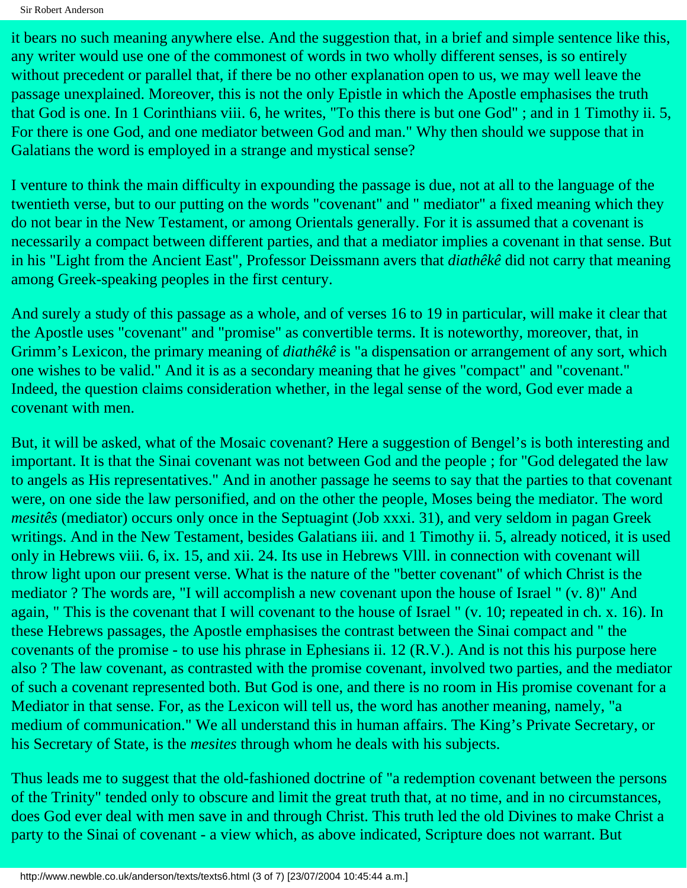it bears no such meaning anywhere else. And the suggestion that, in a brief and simple sentence like this, any writer would use one of the commonest of words in two wholly different senses, is so entirely without precedent or parallel that, if there be no other explanation open to us, we may well leave the passage unexplained. Moreover, this is not the only Epistle in which the Apostle emphasises the truth that God is one. In 1 Corinthians viii. 6, he writes, "To this there is but one God" ; and in 1 Timothy ii. 5, For there is one God, and one mediator between God and man." Why then should we suppose that in Galatians the word is employed in a strange and mystical sense?

I venture to think the main difficulty in expounding the passage is due, not at all to the language of the twentieth verse, but to our putting on the words "covenant" and " mediator" a fixed meaning which they do not bear in the New Testament, or among Orientals generally. For it is assumed that a covenant is necessarily a compact between different parties, and that a mediator implies a covenant in that sense. But in his "Light from the Ancient East", Professor Deissmann avers that *diathêkê* did not carry that meaning among Greek-speaking peoples in the first century.

And surely a study of this passage as a whole, and of verses 16 to 19 in particular, will make it clear that the Apostle uses "covenant" and "promise" as convertible terms. It is noteworthy, moreover, that, in Grimm's Lexicon, the primary meaning of *diathêkê* is "a dispensation or arrangement of any sort, which one wishes to be valid." And it is as a secondary meaning that he gives "compact" and "covenant." Indeed, the question claims consideration whether, in the legal sense of the word, God ever made a covenant with men.

But, it will be asked, what of the Mosaic covenant? Here a suggestion of Bengel's is both interesting and important. It is that the Sinai covenant was not between God and the people ; for "God delegated the law to angels as His representatives." And in another passage he seems to say that the parties to that covenant were, on one side the law personified, and on the other the people, Moses being the mediator. The word *mesitês* (mediator) occurs only once in the Septuagint (Job xxxi. 31), and very seldom in pagan Greek writings. And in the New Testament, besides Galatians iii. and 1 Timothy ii. 5, already noticed, it is used only in Hebrews viii. 6, ix. 15, and xii. 24. Its use in Hebrews Vlll. in connection with covenant will throw light upon our present verse. What is the nature of the "better covenant" of which Christ is the mediator ? The words are, "I will accomplish a new covenant upon the house of Israel " (v. 8)" And again, " This is the covenant that I will covenant to the house of Israel " (v. 10; repeated in ch. x. 16). In these Hebrews passages, the Apostle emphasises the contrast between the Sinai compact and " the covenants of the promise - to use his phrase in Ephesians ii. 12 (R.V.). And is not this his purpose here also ? The law covenant, as contrasted with the promise covenant, involved two parties, and the mediator of such a covenant represented both. But God is one, and there is no room in His promise covenant for a Mediator in that sense. For, as the Lexicon will tell us, the word has another meaning, namely, "a medium of communication." We all understand this in human affairs. The King's Private Secretary, or his Secretary of State, is the *mesites* through whom he deals with his subjects.

Thus leads me to suggest that the old-fashioned doctrine of "a redemption covenant between the persons of the Trinity" tended only to obscure and limit the great truth that, at no time, and in no circumstances, does God ever deal with men save in and through Christ. This truth led the old Divines to make Christ a party to the Sinai of covenant - a view which, as above indicated, Scripture does not warrant. But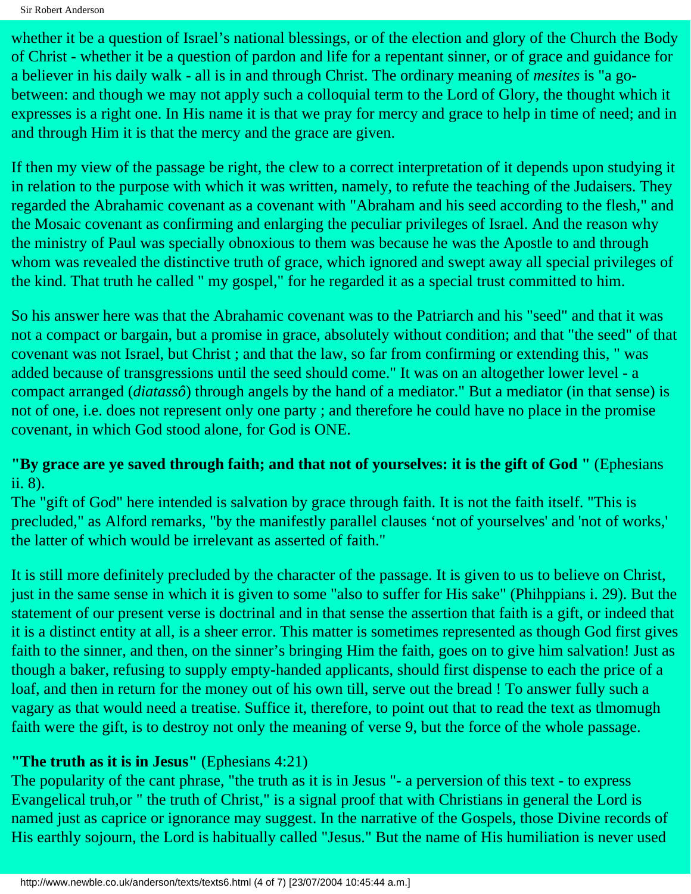whether it be a question of Israel's national blessings, or of the election and glory of the Church the Body of Christ - whether it be a question of pardon and life for a repentant sinner, or of grace and guidance for a believer in his daily walk - all is in and through Christ. The ordinary meaning of *mesites* is "a go-between: and though we may not apply such a colloquial term to the Lord of Glory, the thought which it expresses is a right one. In His name it is that we pray for mercy and grace to help in time of need; and in and through Him it is that the mercy and the grace are given.

If then my view of the passage be right, the clew to a correct interpretation of it depends upon studying it in relation to the purpose with which it was written, namely, to refute the teaching of the Judaisers. They regarded the Abrahamic covenant as a covenant with "Abraham and his seed according to the flesh," and the Mosaic covenant as confirming and enlarging the peculiar privileges of Israel. And the reason why the ministry of Paul was specially obnoxious to them was because he was the Apostle to and through whom was revealed the distinctive truth of grace, which ignored and swept away all special privileges of the kind. That truth he called " my gospel," for he regarded it as a special trust committed to him.

So his answer here was that the Abrahamic covenant was to the Patriarch and his "seed" and that it was not a compact or bargain, but a promise in grace, absolutely without condition; and that "the seed" of that covenant was not Israel, but Christ ; and that the law, so far from confirming or extending this, " was added because of transgressions until the seed should come." It was on an altogether lower level - a compact arranged (*diatassô*) through angels by the hand of a mediator." But a mediator (in that sense) is not of one, i.e. does not represent only one party ; and therefore he could have no place in the promise covenant, in which God stood alone, for God is ONE.

**"By grace are ye saved through faith; and that not of yourselves: it is the gift of God "** (Ephesians ii. 8).
The "gift of God" here intended is salvation by grace through faith. It is not the faith itself. "This is precluded," as Alford remarks, "by the manifestly parallel clauses 'not of yourselves' and 'not of works,' the latter of which would be irrelevant as asserted of faith."

It is still more definitely precluded by the character of the passage. It is given to us to believe on Christ, just in the same sense in which it is given to some "also to suffer for His sake" (Phihppians i. 29). But the statement of our present verse is doctrinal and in that sense the assertion that faith is a gift, or indeed that it is a distinct entity at all, is a sheer error. This matter is sometimes represented as though God first gives faith to the sinner, and then, on the sinner's bringing Him the faith, goes on to give him salvation! Just as though a baker, refusing to supply empty-handed applicants, should first dispense to each the price of a loaf, and then in return for the money out of his own till, serve out the bread ! To answer fully such a vagary as that would need a treatise. Suffice it, therefore, to point out that to read the text as tlmomugh faith were the gift, is to destroy not only the meaning of verse 9, but the force of the whole passage.

**"The truth as it is in Jesus"** (Ephesians 4:21)
The popularity of the cant phrase, "the truth as it is in Jesus "- a perversion of this text - to express Evangelical truh,or " the truth of Christ," is a signal proof that with Christians in general the Lord is named just as caprice or ignorance may suggest. In the narrative of the Gospels, those Divine records of His earthly sojourn, the Lord is habitually called "Jesus." But the name of His humiliation is never used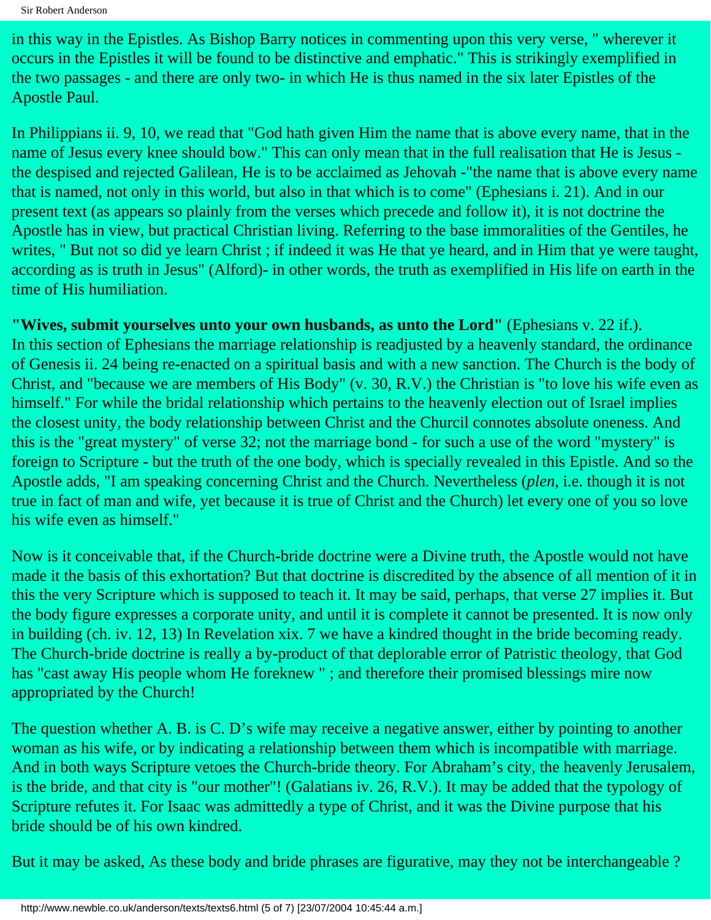in this way in the Epistles. As Bishop Barry notices in commenting upon this very verse, " wherever it occurs in the Epistles it will be found to be distinctive and emphatic." This is strikingly exemplified in the two passages - and there are only two- in which He is thus named in the six later Epistles of the Apostle Paul.

In Philippians ii. 9, 10, we read that "God hath given Him the name that is above every name, that in the name of Jesus every knee should bow." This can only mean that in the full realisation that He is Jesus - the despised and rejected Galilean, He is to be acclaimed as Jehovah -"the name that is above every name that is named, not only in this world, but also in that which is to come" (Ephesians i. 21). And in our present text (as appears so plainly from the verses which precede and follow it), it is not doctrine the Apostle has in view, but practical Christian living. Referring to the base immoralities of the Gentiles, he writes, " But not so did ye learn Christ ; if indeed it was He that ye heard, and in Him that ye were taught, according as is truth in Jesus" (Alford)- in other words, the truth as exemplified in His life on earth in the time of His humiliation.

**"Wives, submit yourselves unto your own husbands, as unto the Lord"** (Ephesians v. 22 if.).
In this section of Ephesians the marriage relationship is readjusted by a heavenly standard, the ordinance of Genesis ii. 24 being re-enacted on a spiritual basis and with a new sanction. The Church is the body of Christ, and "because we are members of His Body" (v. 30, R.V.) the Christian is "to love his wife even as himself." For while the bridal relationship which pertains to the heavenly election out of Israel implies the closest unity, the body relationship between Christ and the Churcil connotes absolute oneness. And this is the "great mystery" of verse 32; not the marriage bond - for such a use of the word "mystery" is foreign to Scripture - but the truth of the one body, which is specially revealed in this Epistle. And so the Apostle adds, "I am speaking concerning Christ and the Church. Nevertheless (*plen*, i.e. though it is not true in fact of man and wife, yet because it is true of Christ and the Church) let every one of you so love his wife even as himself."

Now is it conceivable that, if the Church-bride doctrine were a Divine truth, the Apostle would not have made it the basis of this exhortation? But that doctrine is discredited by the absence of all mention of it in this the very Scripture which is supposed to teach it. It may be said, perhaps, that verse 27 implies it. But the body figure expresses a corporate unity, and until it is complete it cannot be presented. It is now only in building (ch. iv. 12, 13) In Revelation xix. 7 we have a kindred thought in the bride becoming ready. The Church-bride doctrine is really a by-product of that deplorable error of Patristic theology, that God has "cast away His people whom He foreknew " ; and therefore their promised blessings mire now appropriated by the Church!

The question whether A. B. is C. D's wife may receive a negative answer, either by pointing to another woman as his wife, or by indicating a relationship between them which is incompatible with marriage. And in both ways Scripture vetoes the Church-bride theory. For Abraham's city, the heavenly Jerusalem, is the bride, and that city is "our mother"! (Galatians iv. 26, R.V.). It may be added that the typology of Scripture refutes it. For Isaac was admittedly a type of Christ, and it was the Divine purpose that his bride should be of his own kindred.

But it may be asked, As these body and bride phrases are figurative, may they not be interchangeable ?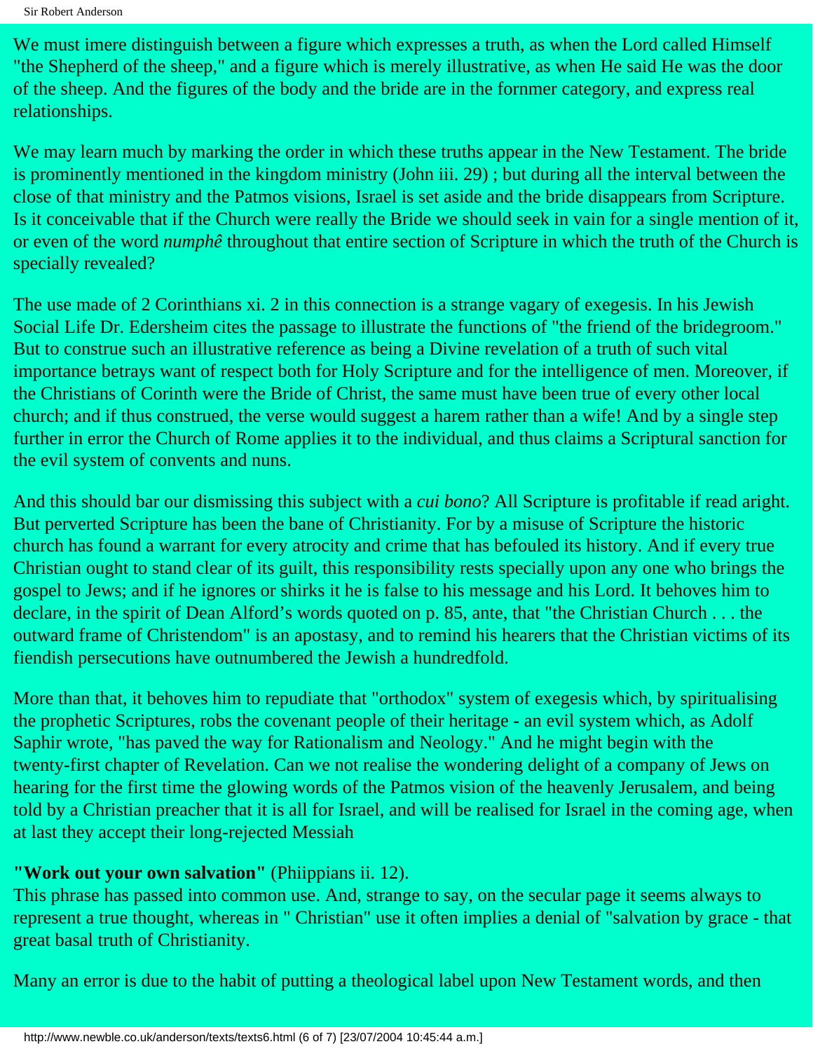We must imere distinguish between a figure which expresses a truth, as when the Lord called Himself "the Shepherd of the sheep," and a figure which is merely illustrative, as when He said He was the door of the sheep. And the figures of the body and the bride are in the fornmer category, and express real relationships.

We may learn much by marking the order in which these truths appear in the New Testament. The bride is prominently mentioned in the kingdom ministry (John iii. 29) ; but during all the interval between the close of that ministry and the Patmos visions, Israel is set aside and the bride disappears from Scripture. Is it conceivable that if the Church were really the Bride we should seek in vain for a single mention of it, or even of the word *numphê* throughout that entire section of Scripture in which the truth of the Church is specially revealed?

The use made of 2 Corinthians xi. 2 in this connection is a strange vagary of exegesis. In his Jewish Social Life Dr. Edersheim cites the passage to illustrate the functions of "the friend of the bridegroom." But to construe such an illustrative reference as being a Divine revelation of a truth of such vital importance betrays want of respect both for Holy Scripture and for the intelligence of men. Moreover, if the Christians of Corinth were the Bride of Christ, the same must have been true of every other local church; and if thus construed, the verse would suggest a harem rather than a wife! And by a single step further in error the Church of Rome applies it to the individual, and thus claims a Scriptural sanction for the evil system of convents and nuns.

And this should bar our dismissing this subject with a *cui bono*? All Scripture is profitable if read aright. But perverted Scripture has been the bane of Christianity. For by a misuse of Scripture the historic church has found a warrant for every atrocity and crime that has befouled its history. And if every true Christian ought to stand clear of its guilt, this responsibility rests specially upon any one who brings the gospel to Jews; and if he ignores or shirks it he is false to his message and his Lord. It behoves him to declare, in the spirit of Dean Alford's words quoted on p. 85, ante, that "the Christian Church . . . the outward frame of Christendom" is an apostasy, and to remind his hearers that the Christian victims of its fiendish persecutions have outnumbered the Jewish a hundredfold.

More than that, it behoves him to repudiate that "orthodox" system of exegesis which, by spiritualising the prophetic Scriptures, robs the covenant people of their heritage - an evil system which, as Adolf Saphir wrote, "has paved the way for Rationalism and Neology." And he might begin with the twenty-first chapter of Revelation. Can we not realise the wondering delight of a company of Jews on hearing for the first time the glowing words of the Patmos vision of the heavenly Jerusalem, and being told by a Christian preacher that it is all for Israel, and will be realised for Israel in the coming age, when at last they accept their long-rejected Messiah

**"Work out your own salvation"** (Phiippians ii. 12).
This phrase has passed into common use. And, strange to say, on the secular page it seems always to represent a true thought, whereas in " Christian" use it often implies a denial of "salvation by grace - that great basal truth of Christianity.

Many an error is due to the habit of putting a theological label upon New Testament words, and then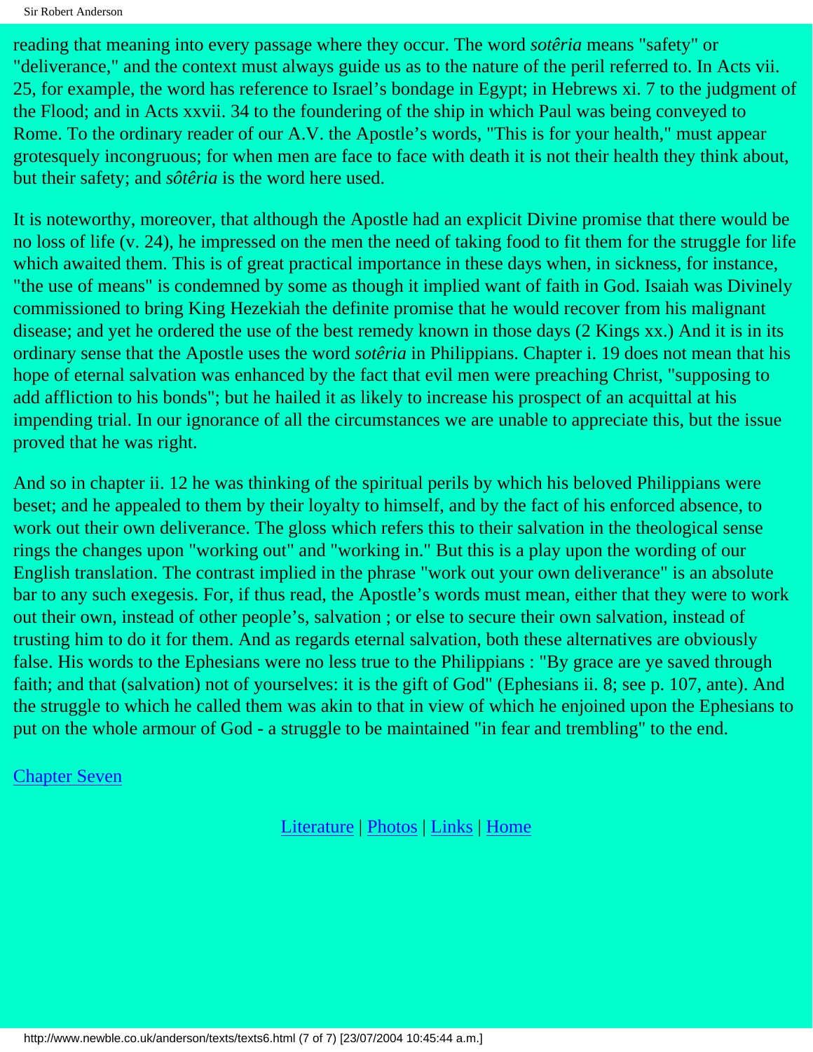reading that meaning into every passage where they occur. The word *sotêria* means "safety" or "deliverance," and the context must always guide us as to the nature of the peril referred to. In Acts vii. 25, for example, the word has reference to Israel's bondage in Egypt; in Hebrews xi. 7 to the judgment of the Flood; and in Acts xxvii. 34 to the foundering of the ship in which Paul was being conveyed to Rome. To the ordinary reader of our A.V. the Apostle's words, "This is for your health," must appear grotesquely incongruous; for when men are face to face with death it is not their health they think about, but their safety; and *sôtêria* is the word here used.

It is noteworthy, moreover, that although the Apostle had an explicit Divine promise that there would be no loss of life (v. 24), he impressed on the men the need of taking food to fit them for the struggle for life which awaited them. This is of great practical importance in these days when, in sickness, for instance, "the use of means" is condemned by some as though it implied want of faith in God. Isaiah was Divinely commissioned to bring King Hezekiah the definite promise that he would recover from his malignant disease; and yet he ordered the use of the best remedy known in those days (2 Kings xx.) And it is in its ordinary sense that the Apostle uses the word *sotêria* in Philippians. Chapter i. 19 does not mean that his hope of eternal salvation was enhanced by the fact that evil men were preaching Christ, "supposing to add affliction to his bonds"; but he hailed it as likely to increase his prospect of an acquittal at his impending trial. In our ignorance of all the circumstances we are unable to appreciate this, but the issue proved that he was right.

And so in chapter ii. 12 he was thinking of the spiritual perils by which his beloved Philippians were beset; and he appealed to them by their loyalty to himself, and by the fact of his enforced absence, to work out their own deliverance. The gloss which refers this to their salvation in the theological sense rings the changes upon "working out" and "working in." But this is a play upon the wording of our English translation. The contrast implied in the phrase "work out your own deliverance" is an absolute bar to any such exegesis. For, if thus read, the Apostle's words must mean, either that they were to work out their own, instead of other people's, salvation ; or else to secure their own salvation, instead of trusting him to do it for them. And as regards eternal salvation, both these alternatives are obviously false. His words to the Ephesians were no less true to the Philippians : "By grace are ye saved through faith; and that (salvation) not of yourselves: it is the gift of God" (Ephesians ii. 8; see p. 107, ante). And the struggle to which he called them was akin to that in view of which he enjoined upon the Ephesians to put on the whole armour of God - a struggle to be maintained "in fear and trembling" to the end.

Chapter Seven

Literature | Photos | Links | Home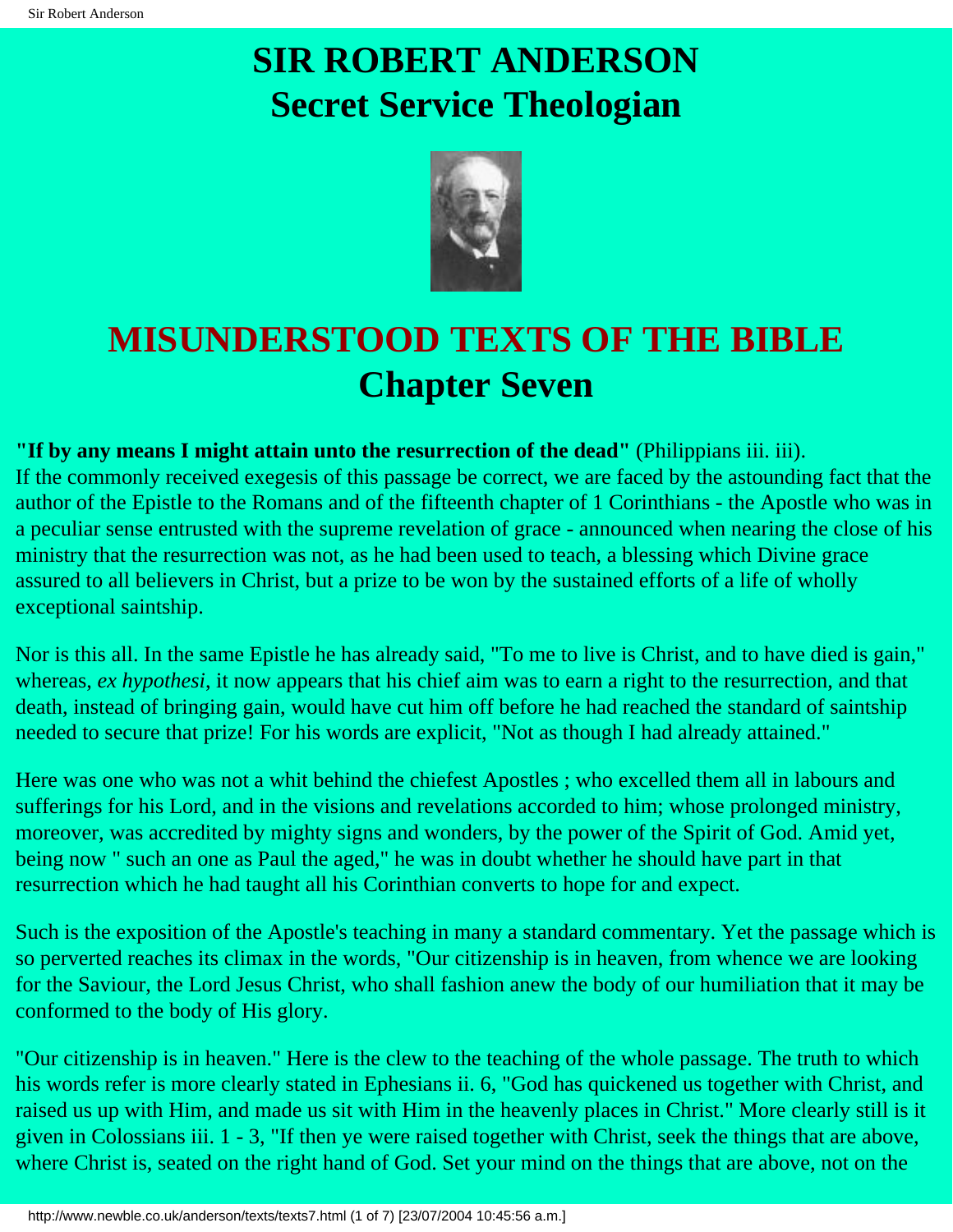# SIR ROBERT ANDERSON
# Secret Service Theologian

# MISUNDERSTOOD TEXTS OF THE BIBLE
## Chapter Seven

**"If by any means I might attain unto the resurrection of the dead"** (Philippians iii. iii).
If the commonly received exegesis of this passage be correct, we are faced by the astounding fact that the author of the Epistle to the Romans and of the fifteenth chapter of 1 Corinthians - the Apostle who was in a peculiar sense entrusted with the supreme revelation of grace - announced when nearing the close of his ministry that the resurrection was not, as he had been used to teach, a blessing which Divine grace assured to all believers in Christ, but a prize to be won by the sustained efforts of a life of wholly exceptional saintship.

Nor is this all. In the same Epistle he has already said, "To me to live is Christ, and to have died is gain," whereas, *ex hypothesi*, it now appears that his chief aim was to earn a right to the resurrection, and that death, instead of bringing gain, would have cut him off before he had reached the standard of saintship needed to secure that prize! For his words are explicit, "Not as though I had already attained."

Here was one who was not a whit behind the chiefest Apostles ; who excelled them all in labours and sufferings for his Lord, and in the visions and revelations accorded to him; whose prolonged ministry, moreover, was accredited by mighty signs and wonders, by the power of the Spirit of God. Amid yet, being now " such an one as Paul the aged," he was in doubt whether he should have part in that resurrection which he had taught all his Corinthian converts to hope for and expect.

Such is the exposition of the Apostle's teaching in many a standard commentary. Yet the passage which is so perverted reaches its climax in the words, "Our citizenship is in heaven, from whence we are looking for the Saviour, the Lord Jesus Christ, who shall fashion anew the body of our humiliation that it may be conformed to the body of His glory.

"Our citizenship is in heaven." Here is the clew to the teaching of the whole passage. The truth to which his words refer is more clearly stated in Ephesians ii. 6, "God has quickened us together with Christ, and raised us up with Him, and made us sit with Him in the heavenly places in Christ." More clearly still is it given in Colossians iii. 1 - 3, "If then ye were raised together with Christ, seek the things that are above, where Christ is, seated on the right hand of God. Set your mind on the things that are above, not on the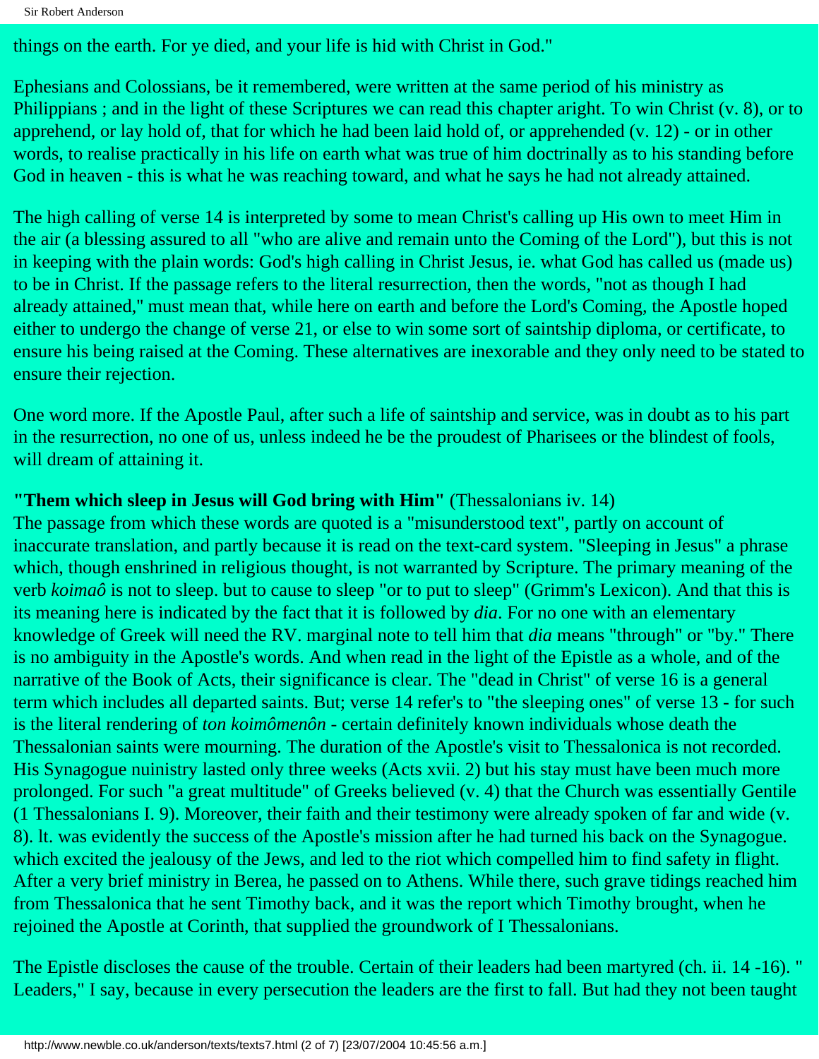things on the earth. For ye died, and your life is hid with Christ in God."

Ephesians and Colossians, be it remembered, were written at the same period of his ministry as Philippians ; and in the light of these Scriptures we can read this chapter aright. To win Christ (v. 8), or to apprehend, or lay hold of, that for which he had been laid hold of, or apprehended (v. 12) - or in other words, to realise practically in his life on earth what was true of him doctrinally as to his standing before God in heaven - this is what he was reaching toward, and what he says he had not already attained.

The high calling of verse 14 is interpreted by some to mean Christ's calling up His own to meet Him in the air (a blessing assured to all "who are alive and remain unto the Coming of the Lord"), but this is not in keeping with the plain words: God's high calling in Christ Jesus, ie. what God has called us (made us) to be in Christ. If the passage refers to the literal resurrection, then the words, "not as though I had already attained," must mean that, while here on earth and before the Lord's Coming, the Apostle hoped either to undergo the change of verse 21, or else to win some sort of saintship diploma, or certificate, to ensure his being raised at the Coming. These alternatives are inexorable and they only need to be stated to ensure their rejection.

One word more. If the Apostle Paul, after such a life of saintship and service, was in doubt as to his part in the resurrection, no one of us, unless indeed he be the proudest of Pharisees or the blindest of fools, will dream of attaining it.

**"Them which sleep in Jesus will God bring with Him"** (Thessalonians iv. 14)
The passage from which these words are quoted is a "misunderstood text", partly on account of inaccurate translation, and partly because it is read on the text-card system. "Sleeping in Jesus" a phrase which, though enshrined in religious thought, is not warranted by Scripture. The primary meaning of the verb *koimaô* is not to sleep. but to cause to sleep "or to put to sleep" (Grimm's Lexicon). And that this is its meaning here is indicated by the fact that it is followed by *dia*. For no one with an elementary knowledge of Greek will need the RV. marginal note to tell him that *dia* means "through" or "by." There is no ambiguity in the Apostle's words. And when read in the light of the Epistle as a whole, and of the narrative of the Book of Acts, their significance is clear. The "dead in Christ" of verse 16 is a general term which includes all departed saints. But; verse 14 refer's to "the sleeping ones" of verse 13 - for such is the literal rendering of *ton koimômenôn* - certain definitely known individuals whose death the Thessalonian saints were mourning. The duration of the Apostle's visit to Thessalonica is not recorded. His Synagogue nuinistry lasted only three weeks (Acts xvii. 2) but his stay must have been much more prolonged. For such "a great multitude" of Greeks believed (v. 4) that the Church was essentially Gentile (1 Thessalonians I. 9). Moreover, their faith and their testimony were already spoken of far and wide (v. 8). lt. was evidently the success of the Apostle's mission after he had turned his back on the Synagogue. which excited the jealousy of the Jews, and led to the riot which compelled him to find safety in flight. After a very brief ministry in Berea, he passed on to Athens. While there, such grave tidings reached him from Thessalonica that he sent Timothy back, and it was the report which Timothy brought, when he rejoined the Apostle at Corinth, that supplied the groundwork of I Thessalonians.

The Epistle discloses the cause of the trouble. Certain of their leaders had been martyred (ch. ii. 14 -16). " Leaders," I say, because in every persecution the leaders are the first to fall. But had they not been taught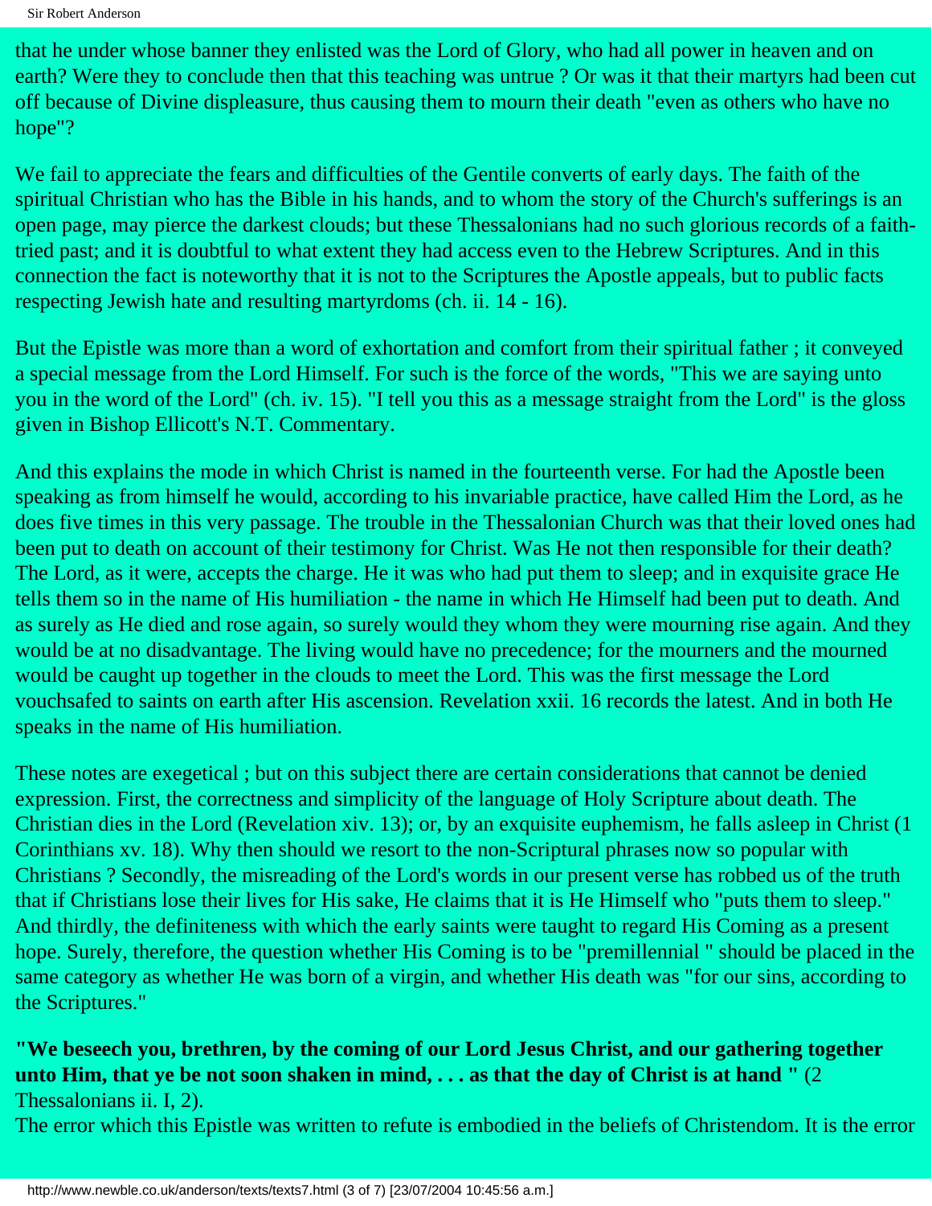that he under whose banner they enlisted was the Lord of Glory, who had all power in heaven and on earth? Were they to conclude then that this teaching was untrue ? Or was it that their martyrs had been cut off because of Divine displeasure, thus causing them to mourn their death "even as others who have no hope"?

We fail to appreciate the fears and difficulties of the Gentile converts of early days. The faith of the spiritual Christian who has the Bible in his hands, and to whom the story of the Church's sufferings is an open page, may pierce the darkest clouds; but these Thessalonians had no such glorious records of a faith-tried past; and it is doubtful to what extent they had access even to the Hebrew Scriptures. And in this connection the fact is noteworthy that it is not to the Scriptures the Apostle appeals, but to public facts respecting Jewish hate and resulting martyrdoms (ch. ii. 14 - 16).

But the Epistle was more than a word of exhortation and comfort from their spiritual father ; it conveyed a special message from the Lord Himself. For such is the force of the words, "This we are saying unto you in the word of the Lord" (ch. iv. 15). "I tell you this as a message straight from the Lord" is the gloss given in Bishop Ellicott's N.T. Commentary.

And this explains the mode in which Christ is named in the fourteenth verse. For had the Apostle been speaking as from himself he would, according to his invariable practice, have called Him the Lord, as he does five times in this very passage. The trouble in the Thessalonian Church was that their loved ones had been put to death on account of their testimony for Christ. Was He not then responsible for their death? The Lord, as it were, accepts the charge. He it was who had put them to sleep; and in exquisite grace He tells them so in the name of His humiliation - the name in which He Himself had been put to death. And as surely as He died and rose again, so surely would they whom they were mourning rise again. And they would be at no disadvantage. The living would have no precedence; for the mourners and the mourned would be caught up together in the clouds to meet the Lord. This was the first message the Lord vouchsafed to saints on earth after His ascension. Revelation xxii. 16 records the latest. And in both He speaks in the name of His humiliation.

These notes are exegetical ; but on this subject there are certain considerations that cannot be denied expression. First, the correctness and simplicity of the language of Holy Scripture about death. The Christian dies in the Lord (Revelation xiv. 13); or, by an exquisite euphemism, he falls asleep in Christ (1 Corinthians xv. 18). Why then should we resort to the non-Scriptural phrases now so popular with Christians ? Secondly, the misreading of the Lord's words in our present verse has robbed us of the truth that if Christians lose their lives for His sake, He claims that it is He Himself who "puts them to sleep." And thirdly, the definiteness with which the early saints were taught to regard His Coming as a present hope. Surely, therefore, the question whether His Coming is to be "premillennial " should be placed in the same category as whether He was born of a virgin, and whether His death was "for our sins, according to the Scriptures."

**"We beseech you, brethren, by the coming of our Lord Jesus Christ, and our gathering together unto Him, that ye be not soon shaken in mind, . . . as that the day of Christ is at hand "** (2 Thessalonians ii. I, 2).
The error which this Epistle was written to refute is embodied in the beliefs of Christendom. It is the error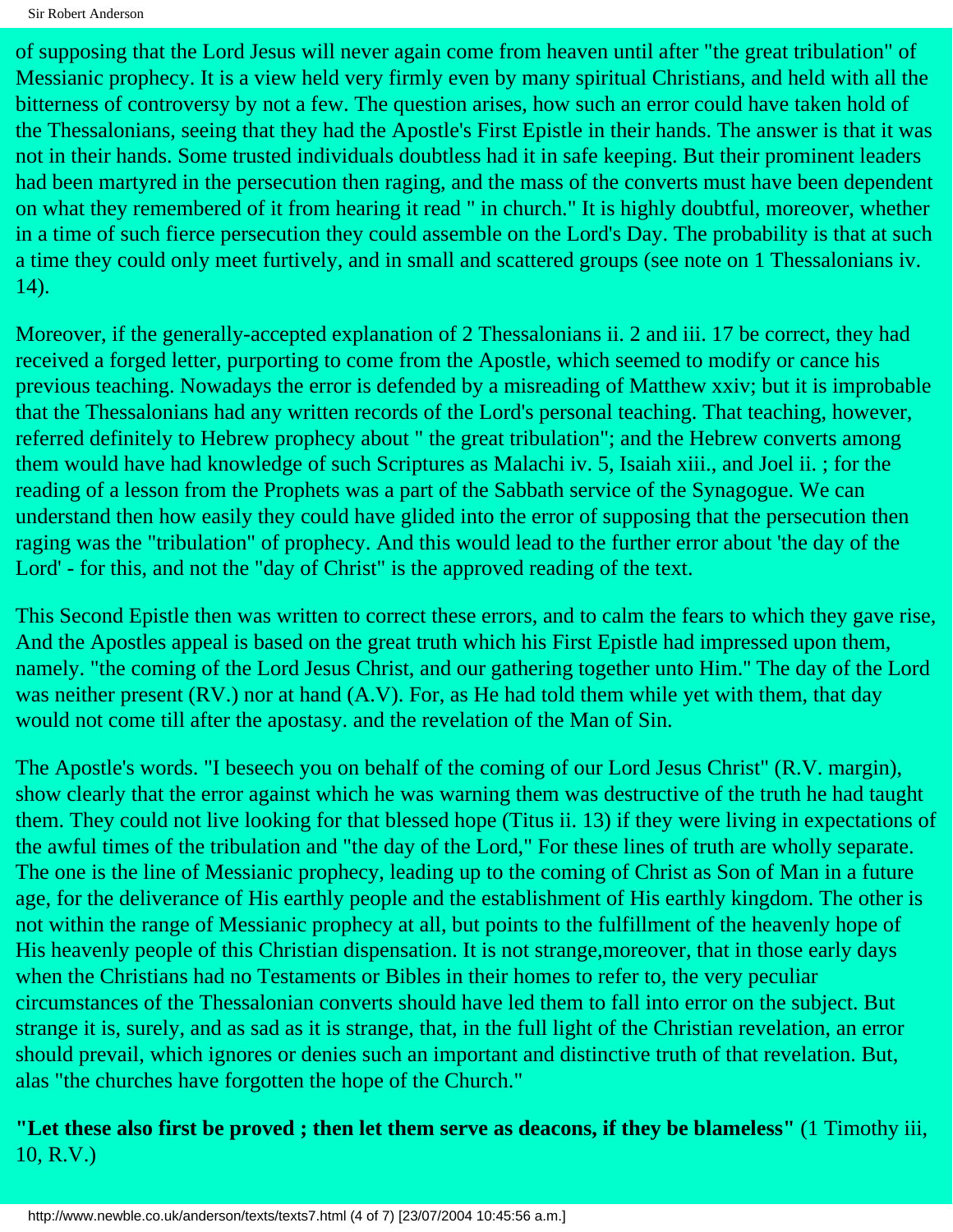of supposing that the Lord Jesus will never again come from heaven until after "the great tribulation" of Messianic prophecy. It is a view held very firmly even by many spiritual Christians, and held with all the bitterness of controversy by not a few. The question arises, how such an error could have taken hold of the Thessalonians, seeing that they had the Apostle's First Epistle in their hands. The answer is that it was not in their hands. Some trusted individuals doubtless had it in safe keeping. But their prominent leaders had been martyred in the persecution then raging, and the mass of the converts must have been dependent on what they remembered of it from hearing it read " in church." It is highly doubtful, moreover, whether in a time of such fierce persecution they could assemble on the Lord's Day. The probability is that at such a time they could only meet furtively, and in small and scattered groups (see note on 1 Thessalonians iv. 14).

Moreover, if the generally-accepted explanation of 2 Thessalonians ii. 2 and iii. 17 be correct, they had received a forged letter, purporting to come from the Apostle, which seemed to modify or cance his previous teaching. Nowadays the error is defended by a misreading of Matthew xxiv; but it is improbable that the Thessalonians had any written records of the Lord's personal teaching. That teaching, however, referred definitely to Hebrew prophecy about " the great tribulation"; and the Hebrew converts among them would have had knowledge of such Scriptures as Malachi iv. 5, Isaiah xiii., and Joel ii. ; for the reading of a lesson from the Prophets was a part of the Sabbath service of the Synagogue. We can understand then how easily they could have glided into the error of supposing that the persecution then raging was the "tribulation" of prophecy. And this would lead to the further error about 'the day of the Lord' - for this, and not the "day of Christ" is the approved reading of the text.

This Second Epistle then was written to correct these errors, and to calm the fears to which they gave rise, And the Apostles appeal is based on the great truth which his First Epistle had impressed upon them, namely. "the coming of the Lord Jesus Christ, and our gathering together unto Him." The day of the Lord was neither present (RV.) nor at hand (A.V). For, as He had told them while yet with them, that day would not come till after the apostasy. and the revelation of the Man of Sin.

The Apostle's words. "I beseech you on behalf of the coming of our Lord Jesus Christ" (R.V. margin), show clearly that the error against which he was warning them was destructive of the truth he had taught them. They could not live looking for that blessed hope (Titus ii. 13) if they were living in expectations of the awful times of the tribulation and "the day of the Lord," For these lines of truth are wholly separate. The one is the line of Messianic prophecy, leading up to the coming of Christ as Son of Man in a future age, for the deliverance of His earthly people and the establishment of His earthly kingdom. The other is not within the range of Messianic prophecy at all, but points to the fulfillment of the heavenly hope of His heavenly people of this Christian dispensation. It is not strange,moreover, that in those early days when the Christians had no Testaments or Bibles in their homes to refer to, the very peculiar circumstances of the Thessalonian converts should have led them to fall into error on the subject. But strange it is, surely, and as sad as it is strange, that, in the full light of the Christian revelation, an error should prevail, which ignores or denies such an important and distinctive truth of that revelation. But, alas "the churches have forgotten the hope of the Church."

**"Let these also first be proved ; then let them serve as deacons, if they be blameless"** (1 Timothy iii, 10, R.V.)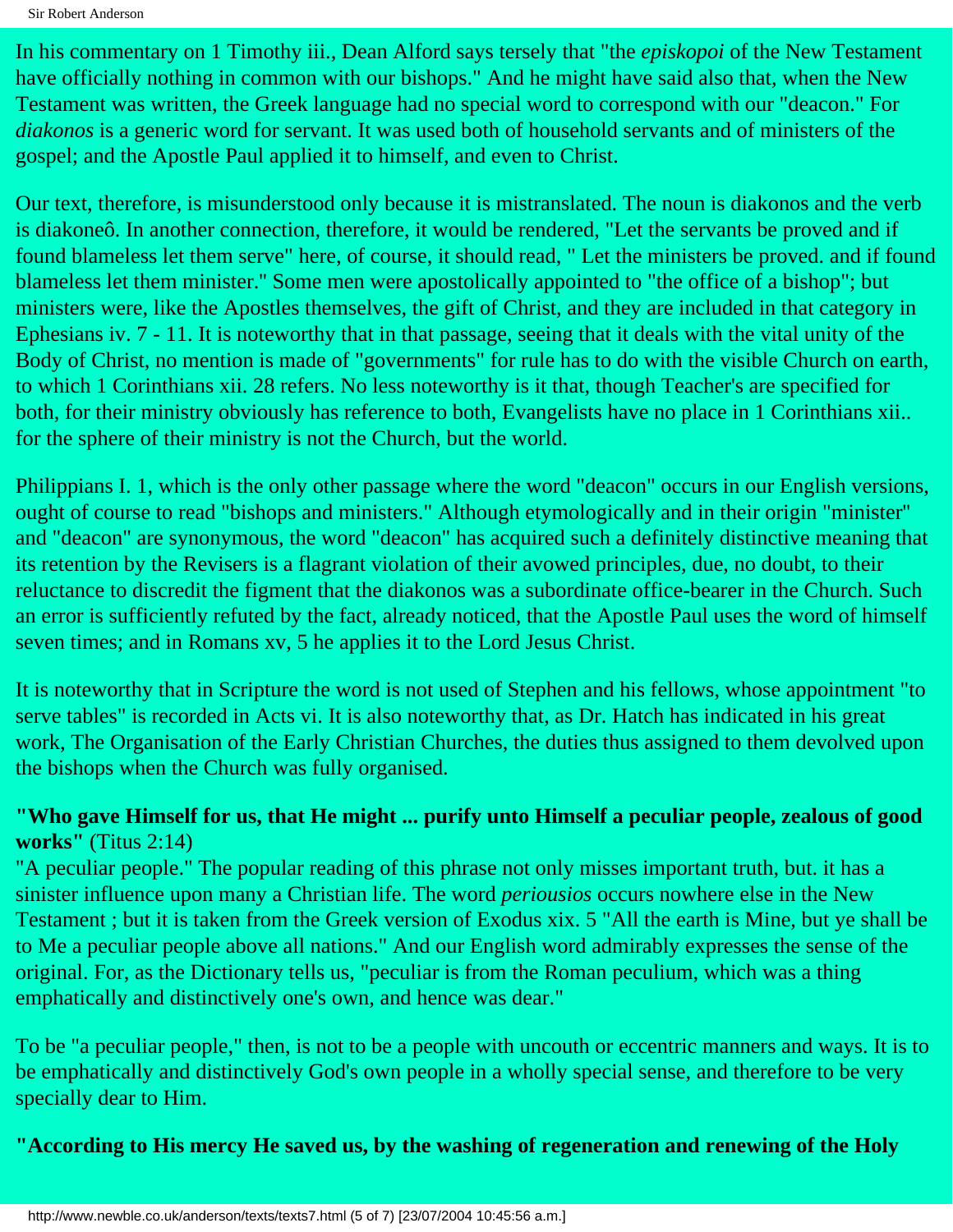In his commentary on 1 Timothy iii., Dean Alford says tersely that "the *episkopoi* of the New Testament have officially nothing in common with our bishops." And he might have said also that, when the New Testament was written, the Greek language had no special word to correspond with our "deacon." For *diakonos* is a generic word for servant. It was used both of household servants and of ministers of the gospel; and the Apostle Paul applied it to himself, and even to Christ.

Our text, therefore, is misunderstood only because it is mistranslated. The noun is diakonos and the verb is diakoneô. In another connection, therefore, it would be rendered, "Let the servants be proved and if found blameless let them serve" here, of course, it should read, " Let the ministers be proved. and if found blameless let them minister." Some men were apostolically appointed to "the office of a bishop"; but ministers were, like the Apostles themselves, the gift of Christ, and they are included in that category in Ephesians iv. 7 - 11. It is noteworthy that in that passage, seeing that it deals with the vital unity of the Body of Christ, no mention is made of "governments" for rule has to do with the visible Church on earth, to which 1 Corinthians xii. 28 refers. No less noteworthy is it that, though Teacher's are specified for both, for their ministry obviously has reference to both, Evangelists have no place in 1 Corinthians xii.. for the sphere of their ministry is not the Church, but the world.

Philippians I. 1, which is the only other passage where the word "deacon" occurs in our English versions, ought of course to read "bishops and ministers." Although etymologically and in their origin "minister" and "deacon" are synonymous, the word "deacon" has acquired such a definitely distinctive meaning that its retention by the Revisers is a flagrant violation of their avowed principles, due, no doubt, to their reluctance to discredit the figment that the diakonos was a subordinate office-bearer in the Church. Such an error is sufficiently refuted by the fact, already noticed, that the Apostle Paul uses the word of himself seven times; and in Romans xv, 5 he applies it to the Lord Jesus Christ.

It is noteworthy that in Scripture the word is not used of Stephen and his fellows, whose appointment "to serve tables" is recorded in Acts vi. It is also noteworthy that, as Dr. Hatch has indicated in his great work, The Organisation of the Early Christian Churches, the duties thus assigned to them devolved upon the bishops when the Church was fully organised.

**"Who gave Himself for us, that He might ... purify unto Himself a peculiar people, zealous of good works"** (Titus 2:14)
"A peculiar people." The popular reading of this phrase not only misses important truth, but. it has a sinister influence upon many a Christian life. The word *periousios* occurs nowhere else in the New Testament ; but it is taken from the Greek version of Exodus xix. 5 "All the earth is Mine, but ye shall be to Me a peculiar people above all nations." And our English word admirably expresses the sense of the original. For, as the Dictionary tells us, "peculiar is from the Roman peculium, which was a thing emphatically and distinctively one's own, and hence was dear."

To be "a peculiar people," then, is not to be a people with uncouth or eccentric manners and ways. It is to be emphatically and distinctively God's own people in a wholly special sense, and therefore to be very specially dear to Him.

**"According to His mercy He saved us, by the washing of regeneration and renewing of the Holy**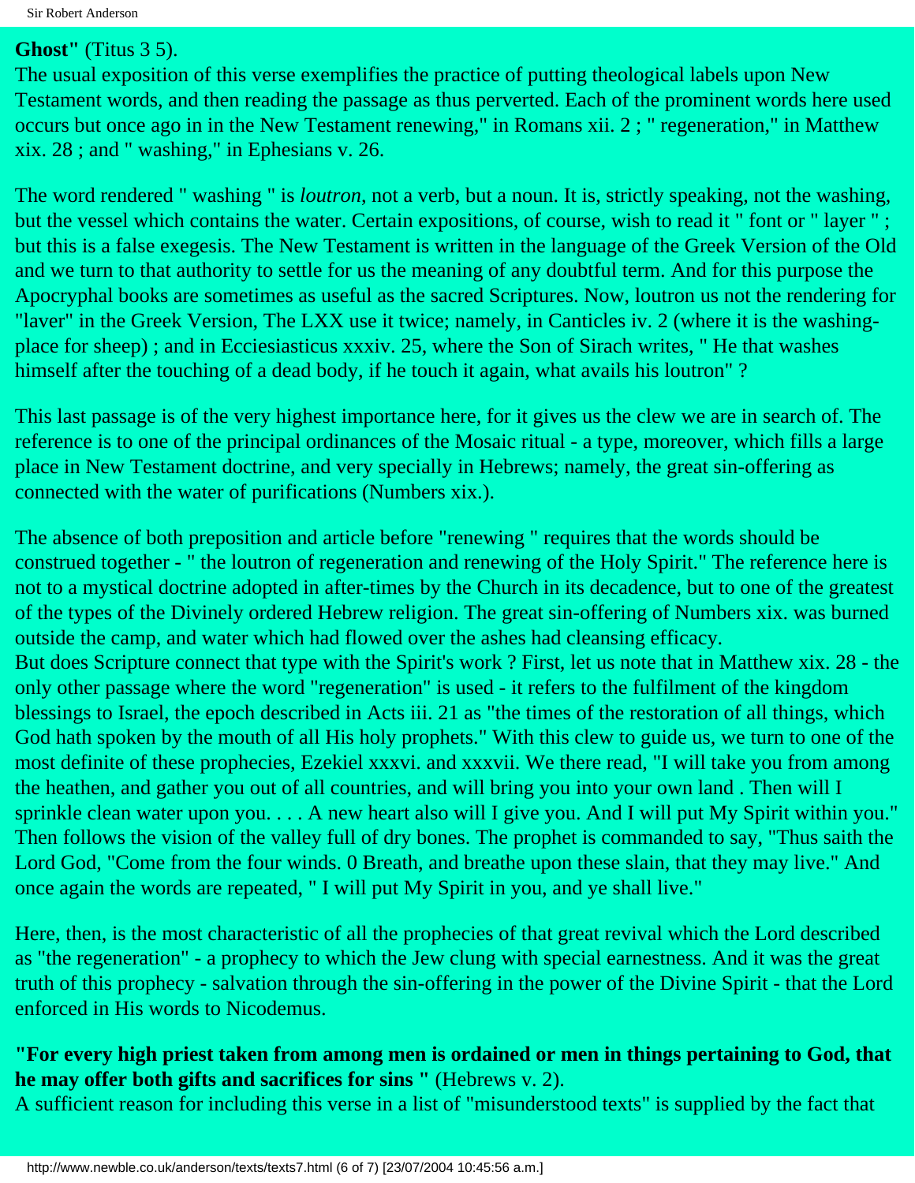**Ghost"** (Titus 3 5).

The usual exposition of this verse exemplifies the practice of putting theological labels upon New Testament words, and then reading the passage as thus perverted. Each of the prominent words here used occurs but once ago in in the New Testament renewing," in Romans xii. 2 ; " regeneration," in Matthew xix. 28 ; and " washing," in Ephesians v. 26.

The word rendered " washing " is *loutron*, not a verb, but a noun. It is, strictly speaking, not the washing, but the vessel which contains the water. Certain expositions, of course, wish to read it " font or " layer " ; but this is a false exegesis. The New Testament is written in the language of the Greek Version of the Old and we turn to that authority to settle for us the meaning of any doubtful term. And for this purpose the Apocryphal books are sometimes as useful as the sacred Scriptures. Now, loutron us not the rendering for "laver" in the Greek Version, The LXX use it twice; namely, in Canticles iv. 2 (where it is the washing-place for sheep) ; and in Ecciesiasticus xxxiv. 25, where the Son of Sirach writes, " He that washes himself after the touching of a dead body, if he touch it again, what avails his loutron" ?

This last passage is of the very highest importance here, for it gives us the clew we are in search of. The reference is to one of the principal ordinances of the Mosaic ritual - a type, moreover, which fills a large place in New Testament doctrine, and very specially in Hebrews; namely, the great sin-offering as connected with the water of purifications (Numbers xix.).

The absence of both preposition and article before "renewing " requires that the words should be construed together - " the loutron of regeneration and renewing of the Holy Spirit." The reference here is not to a mystical doctrine adopted in after-times by the Church in its decadence, but to one of the greatest of the types of the Divinely ordered Hebrew religion. The great sin-offering of Numbers xix. was burned outside the camp, and water which had flowed over the ashes had cleansing efficacy.
But does Scripture connect that type with the Spirit's work ? First, let us note that in Matthew xix. 28 - the only other passage where the word "regeneration" is used - it refers to the fulfilment of the kingdom blessings to Israel, the epoch described in Acts iii. 21 as "the times of the restoration of all things, which God hath spoken by the mouth of all His holy prophets." With this clew to guide us, we turn to one of the most definite of these prophecies, Ezekiel xxxvi. and xxxvii. We there read, "I will take you from among the heathen, and gather you out of all countries, and will bring you into your own land . Then will I sprinkle clean water upon you. . . . A new heart also will I give you. And I will put My Spirit within you." Then follows the vision of the valley full of dry bones. The prophet is commanded to say, "Thus saith the Lord God, "Come from the four winds. 0 Breath, and breathe upon these slain, that they may live." And once again the words are repeated, " I will put My Spirit in you, and ye shall live."

Here, then, is the most characteristic of all the prophecies of that great revival which the Lord described as "the regeneration" - a prophecy to which the Jew clung with special earnestness. And it was the great truth of this prophecy - salvation through the sin-offering in the power of the Divine Spirit - that the Lord enforced in His words to Nicodemus.

**"For every high priest taken from among men is ordained or men in things pertaining to God, that he may offer both gifts and sacrifices for sins "** (Hebrews v. 2).

A sufficient reason for including this verse in a list of "misunderstood texts" is supplied by the fact that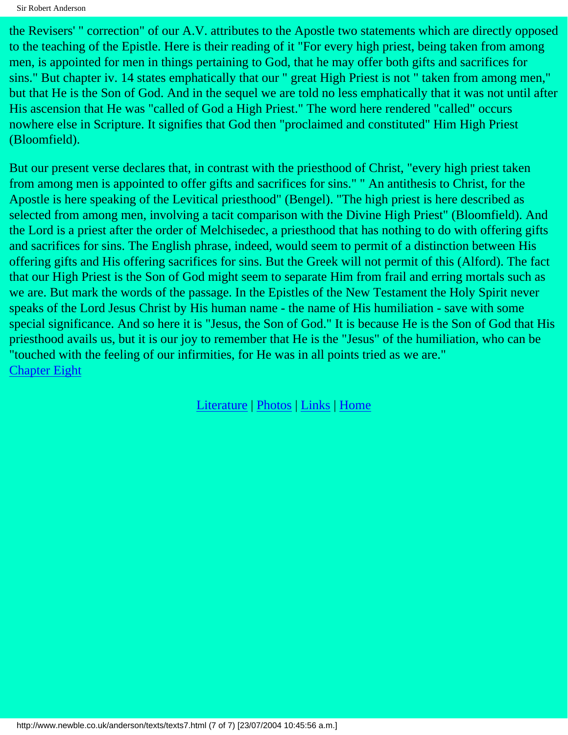the Revisers' " correction" of our A.V. attributes to the Apostle two statements which are directly opposed to the teaching of the Epistle. Here is their reading of it "For every high priest, being taken from among men, is appointed for men in things pertaining to God, that he may offer both gifts and sacrifices for sins." But chapter iv. 14 states emphatically that our " great High Priest is not " taken from among men," but that He is the Son of God. And in the sequel we are told no less emphatically that it was not until after His ascension that He was "called of God a High Priest." The word here rendered "called" occurs nowhere else in Scripture. It signifies that God then "proclaimed and constituted" Him High Priest (Bloomfield).

But our present verse declares that, in contrast with the priesthood of Christ, "every high priest taken from among men is appointed to offer gifts and sacrifices for sins." " An antithesis to Christ, for the Apostle is here speaking of the Levitical priesthood" (Bengel). "The high priest is here described as selected from among men, involving a tacit comparison with the Divine High Priest" (Bloomfield). And the Lord is a priest after the order of Melchisedec, a priesthood that has nothing to do with offering gifts and sacrifices for sins. The English phrase, indeed, would seem to permit of a distinction between His offering gifts and His offering sacrifices for sins. But the Greek will not permit of this (Alford). The fact that our High Priest is the Son of God might seem to separate Him from frail and erring mortals such as we are. But mark the words of the passage. In the Epistles of the New Testament the Holy Spirit never speaks of the Lord Jesus Christ by His human name - the name of His humiliation - save with some special significance. And so here it is "Jesus, the Son of God." It is because He is the Son of God that His priesthood avails us, but it is our joy to remember that He is the "Jesus" of the humiliation, who can be "touched with the feeling of our infirmities, for He was in all points tried as we are."

[Chapter Eight]

[Literature] | [Photos] | [Links] | [Home]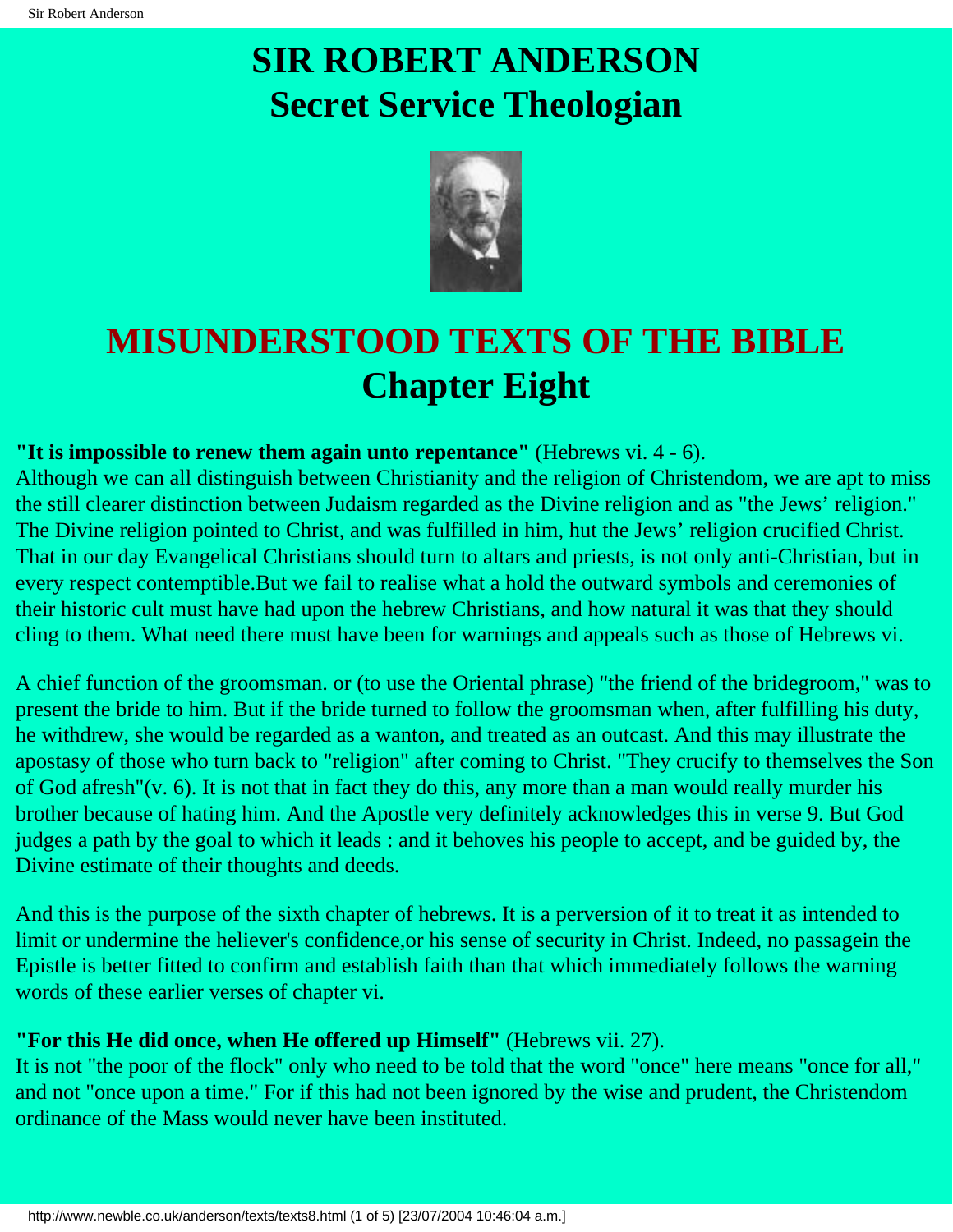# SIR ROBERT ANDERSON
# Secret Service Theologian

## MISUNDERSTOOD TEXTS OF THE BIBLE
## Chapter Eight

**"It is impossible to renew them again unto repentance"** (Hebrews vi. 4 - 6).
Although we can all distinguish between Christianity and the religion of Christendom, we are apt to miss the still clearer distinction between Judaism regarded as the Divine religion and as "the Jews' religion." The Divine religion pointed to Christ, and was fulfilled in him, hut the Jews' religion crucified Christ. That in our day Evangelical Christians should turn to altars and priests, is not only anti-Christian, but in every respect contemptible.But we fail to realise what a hold the outward symbols and ceremonies of their historic cult must have had upon the hebrew Christians, and how natural it was that they should cling to them. What need there must have been for warnings and appeals such as those of Hebrews vi.

A chief function of the groomsman. or (to use the Oriental phrase) "the friend of the bridegroom," was to present the bride to him. But if the bride turned to follow the groomsman when, after fulfilling his duty, he withdrew, she would be regarded as a wanton, and treated as an outcast. And this may illustrate the apostasy of those who turn back to "religion" after coming to Christ. "They crucify to themselves the Son of God afresh"(v. 6). It is not that in fact they do this, any more than a man would really murder his brother because of hating him. And the Apostle very definitely acknowledges this in verse 9. But God judges a path by the goal to which it leads : and it behoves his people to accept, and be guided by, the Divine estimate of their thoughts and deeds.

And this is the purpose of the sixth chapter of hebrews. It is a perversion of it to treat it as intended to limit or undermine the heliever's confidence,or his sense of security in Christ. Indeed, no passagein the Epistle is better fitted to confirm and establish faith than that which immediately follows the warning words of these earlier verses of chapter vi.

**"For this He did once, when He offered up Himself"** (Hebrews vii. 27).
It is not "the poor of the flock" only who need to be told that the word "once" here means "once for all," and not "once upon a time." For if this had not been ignored by the wise and prudent, the Christendom ordinance of the Mass would never have been instituted.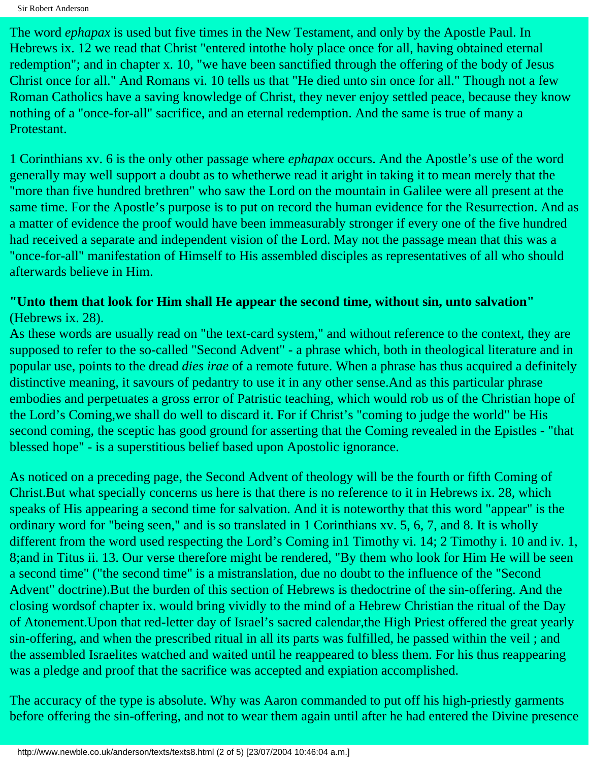The word *ephapax* is used but five times in the New Testament, and only by the Apostle Paul. In Hebrews ix. 12 we read that Christ "entered intothe holy place once for all, having obtained eternal redemption"; and in chapter x. 10, "we have been sanctified through the offering of the body of Jesus Christ once for all." And Romans vi. 10 tells us that "He died unto sin once for all." Though not a few Roman Catholics have a saving knowledge of Christ, they never enjoy settled peace, because they know nothing of a "once-for-all" sacrifice, and an eternal redemption. And the same is true of many a Protestant.

1 Corinthians xv. 6 is the only other passage where *ephapax* occurs. And the Apostle's use of the word generally may well support a doubt as to whetherwe read it aright in taking it to mean merely that the "more than five hundred brethren" who saw the Lord on the mountain in Galilee were all present at the same time. For the Apostle's purpose is to put on record the human evidence for the Resurrection. And as a matter of evidence the proof would have been immeasurably stronger if every one of the five hundred had received a separate and independent vision of the Lord. May not the passage mean that this was a "once-for-all" manifestation of Himself to His assembled disciples as representatives of all who should afterwards believe in Him.

**"Unto them that look for Him shall He appear the second time, without sin, unto salvation"** (Hebrews ix. 28).
As these words are usually read on "the text-card system," and without reference to the context, they are supposed to refer to the so-called "Second Advent" - a phrase which, both in theological literature and in popular use, points to the dread *dies irae* of a remote future. When a phrase has thus acquired a definitely distinctive meaning, it savours of pedantry to use it in any other sense.And as this particular phrase embodies and perpetuates a gross error of Patristic teaching, which would rob us of the Christian hope of the Lord's Coming,we shall do well to discard it. For if Christ's "coming to judge the world" be His second coming, the sceptic has good ground for asserting that the Coming revealed in the Epistles - "that blessed hope" - is a superstitious belief based upon Apostolic ignorance.

As noticed on a preceding page, the Second Advent of theology will be the fourth or fifth Coming of Christ.But what specially concerns us here is that there is no reference to it in Hebrews ix. 28, which speaks of His appearing a second time for salvation. And it is noteworthy that this word "appear" is the ordinary word for "being seen," and is so translated in 1 Corinthians xv. 5, 6, 7, and 8. It is wholly different from the word used respecting the Lord's Coming in1 Timothy vi. 14; 2 Timothy i. 10 and iv. 1, 8;and in Titus ii. 13. Our verse therefore might be rendered, "By them who look for Him He will be seen a second time" ("the second time" is a mistranslation, due no doubt to the influence of the "Second Advent" doctrine).But the burden of this section of Hebrews is thedoctrine of the sin-offering. And the closing wordsof chapter ix. would bring vividly to the mind of a Hebrew Christian the ritual of the Day of Atonement.Upon that red-letter day of Israel's sacred calendar,the High Priest offered the great yearly sin-offering, and when the prescribed ritual in all its parts was fulfilled, he passed within the veil ; and the assembled Israelites watched and waited until he reappeared to bless them. For his thus reappearing was a pledge and proof that the sacrifice was accepted and expiation accomplished.

The accuracy of the type is absolute. Why was Aaron commanded to put off his high-priestly garments before offering the sin-offering, and not to wear them again until after he had entered the Divine presence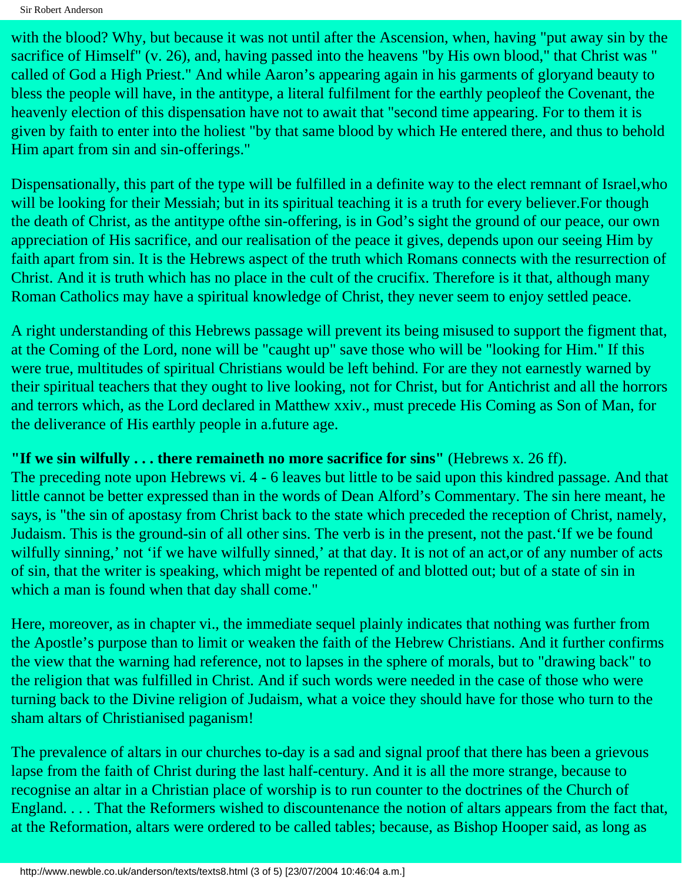with the blood? Why, but because it was not until after the Ascension, when, having "put away sin by the sacrifice of Himself" (v. 26), and, having passed into the heavens "by His own blood," that Christ was " called of God a High Priest." And while Aaron's appearing again in his garments of gloryand beauty to bless the people will have, in the antitype, a literal fulfilment for the earthly peopleof the Covenant, the heavenly election of this dispensation have not to await that "second time appearing. For to them it is given by faith to enter into the holiest "by that same blood by which He entered there, and thus to behold Him apart from sin and sin-offerings."

Dispensationally, this part of the type will be fulfilled in a definite way to the elect remnant of Israel,who will be looking for their Messiah; but in its spiritual teaching it is a truth for every believer.For though the death of Christ, as the antitype ofthe sin-offering, is in God's sight the ground of our peace, our own appreciation of His sacrifice, and our realisation of the peace it gives, depends upon our seeing Him by faith apart from sin. It is the Hebrews aspect of the truth which Romans connects with the resurrection of Christ. And it is truth which has no place in the cult of the crucifix. Therefore is it that, although many Roman Catholics may have a spiritual knowledge of Christ, they never seem to enjoy settled peace.

A right understanding of this Hebrews passage will prevent its being misused to support the figment that, at the Coming of the Lord, none will be "caught up" save those who will be "looking for Him." If this were true, multitudes of spiritual Christians would be left behind. For are they not earnestly warned by their spiritual teachers that they ought to live looking, not for Christ, but for Antichrist and all the horrors and terrors which, as the Lord declared in Matthew xxiv., must precede His Coming as Son of Man, for the deliverance of His earthly people in a.future age.

**"If we sin wilfully . . . there remaineth no more sacrifice for sins"** (Hebrews x. 26 ff).
The preceding note upon Hebrews vi. 4 - 6 leaves but little to be said upon this kindred passage. And that little cannot be better expressed than in the words of Dean Alford's Commentary. The sin here meant, he says, is "the sin of apostasy from Christ back to the state which preceded the reception of Christ, namely, Judaism. This is the ground-sin of all other sins. The verb is in the present, not the past.'If we be found wilfully sinning,' not 'if we have wilfully sinned,' at that day. It is not of an act,or of any number of acts of sin, that the writer is speaking, which might be repented of and blotted out; but of a state of sin in which a man is found when that day shall come."

Here, moreover, as in chapter vi., the immediate sequel plainly indicates that nothing was further from the Apostle's purpose than to limit or weaken the faith of the Hebrew Christians. And it further confirms the view that the warning had reference, not to lapses in the sphere of morals, but to "drawing back" to the religion that was fulfilled in Christ. And if such words were needed in the case of those who were turning back to the Divine religion of Judaism, what a voice they should have for those who turn to the sham altars of Christianised paganism!

The prevalence of altars in our churches to-day is a sad and signal proof that there has been a grievous lapse from the faith of Christ during the last half-century. And it is all the more strange, because to recognise an altar in a Christian place of worship is to run counter to the doctrines of the Church of England. . . . That the Reformers wished to discountenance the notion of altars appears from the fact that, at the Reformation, altars were ordered to be called tables; because, as Bishop Hooper said, as long as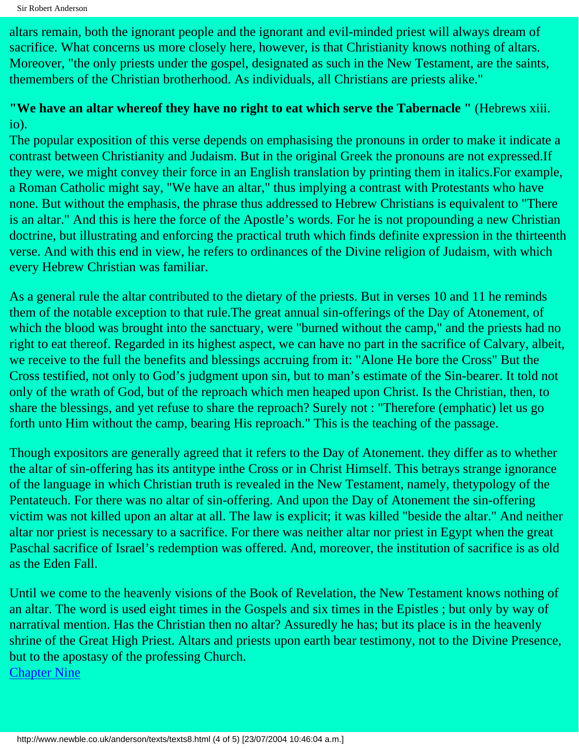altars remain, both the ignorant people and the ignorant and evil-minded priest will always dream of sacrifice. What concerns us more closely here, however, is that Christianity knows nothing of altars. Moreover, "the only priests under the gospel, designated as such in the New Testament, are the saints, themembers of the Christian brotherhood. As individuals, all Christians are priests alike."

**"We have an altar whereof they have no right to eat which serve the Tabernacle "** (Hebrews xiii. io).

The popular exposition of this verse depends on emphasising the pronouns in order to make it indicate a contrast between Christianity and Judaism. But in the original Greek the pronouns are not expressed.If they were, we might convey their force in an English translation by printing them in italics.For example, a Roman Catholic might say, "We have an altar," thus implying a contrast with Protestants who have none. But without the emphasis, the phrase thus addressed to Hebrew Christians is equivalent to "There is an altar." And this is here the force of the Apostle's words. For he is not propounding a new Christian doctrine, but illustrating and enforcing the practical truth which finds definite expression in the thirteenth verse. And with this end in view, he refers to ordinances of the Divine religion of Judaism, with which every Hebrew Christian was familiar.

As a general rule the altar contributed to the dietary of the priests. But in verses 10 and 11 he reminds them of the notable exception to that rule.The great annual sin-offerings of the Day of Atonement, of which the blood was brought into the sanctuary, were "burned without the camp," and the priests had no right to eat thereof. Regarded in its highest aspect, we can have no part in the sacrifice of Calvary, albeit, we receive to the full the benefits and blessings accruing from it: "Alone He bore the Cross" But the Cross testified, not only to God's judgment upon sin, but to man's estimate of the Sin-bearer. It told not only of the wrath of God, but of the reproach which men heaped upon Christ. Is the Christian, then, to share the blessings, and yet refuse to share the reproach? Surely not : "Therefore (emphatic) let us go forth unto Him without the camp, bearing His reproach." This is the teaching of the passage.

Though expositors are generally agreed that it refers to the Day of Atonement. they differ as to whether the altar of sin-offering has its antitype inthe Cross or in Christ Himself. This betrays strange ignorance of the language in which Christian truth is revealed in the New Testament, namely, thetypology of the Pentateuch. For there was no altar of sin-offering. And upon the Day of Atonement the sin-offering victim was not killed upon an altar at all. The law is explicit; it was killed "beside the altar." And neither altar nor priest is necessary to a sacrifice. For there was neither altar nor priest in Egypt when the great Paschal sacrifice of Israel's redemption was offered. And, moreover, the institution of sacrifice is as old as the Eden Fall.

Until we come to the heavenly visions of the Book of Revelation, the New Testament knows nothing of an altar. The word is used eight times in the Gospels and six times in the Epistles ; but only by way of narratival mention. Has the Christian then no altar? Assuredly he has; but its place is in the heavenly shrine of the Great High Priest. Altars and priests upon earth bear testimony, not to the Divine Presence, but to the apostasy of the professing Church.

Chapter Nine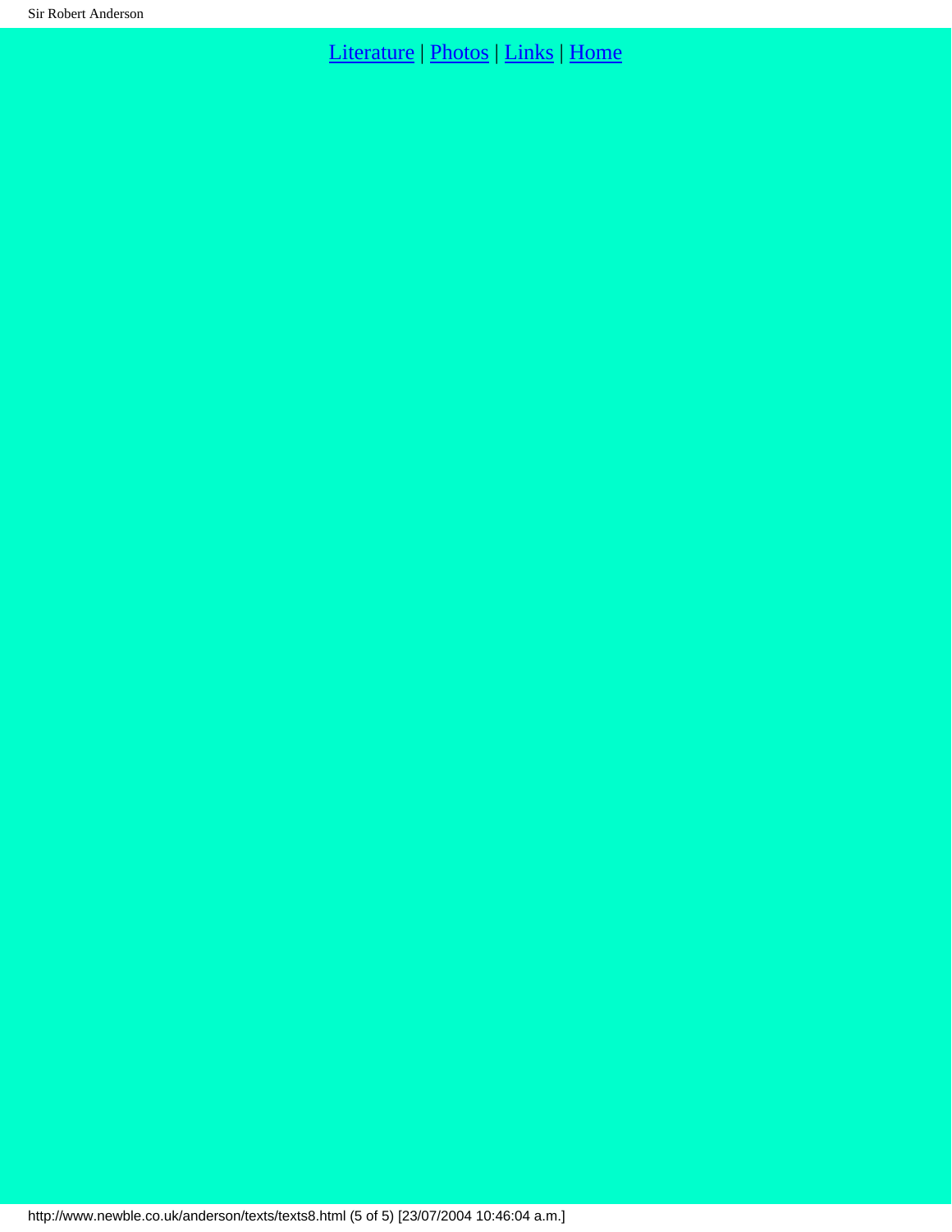[Literature](#) | [Photos](#) | [Links](#) | [Home](#)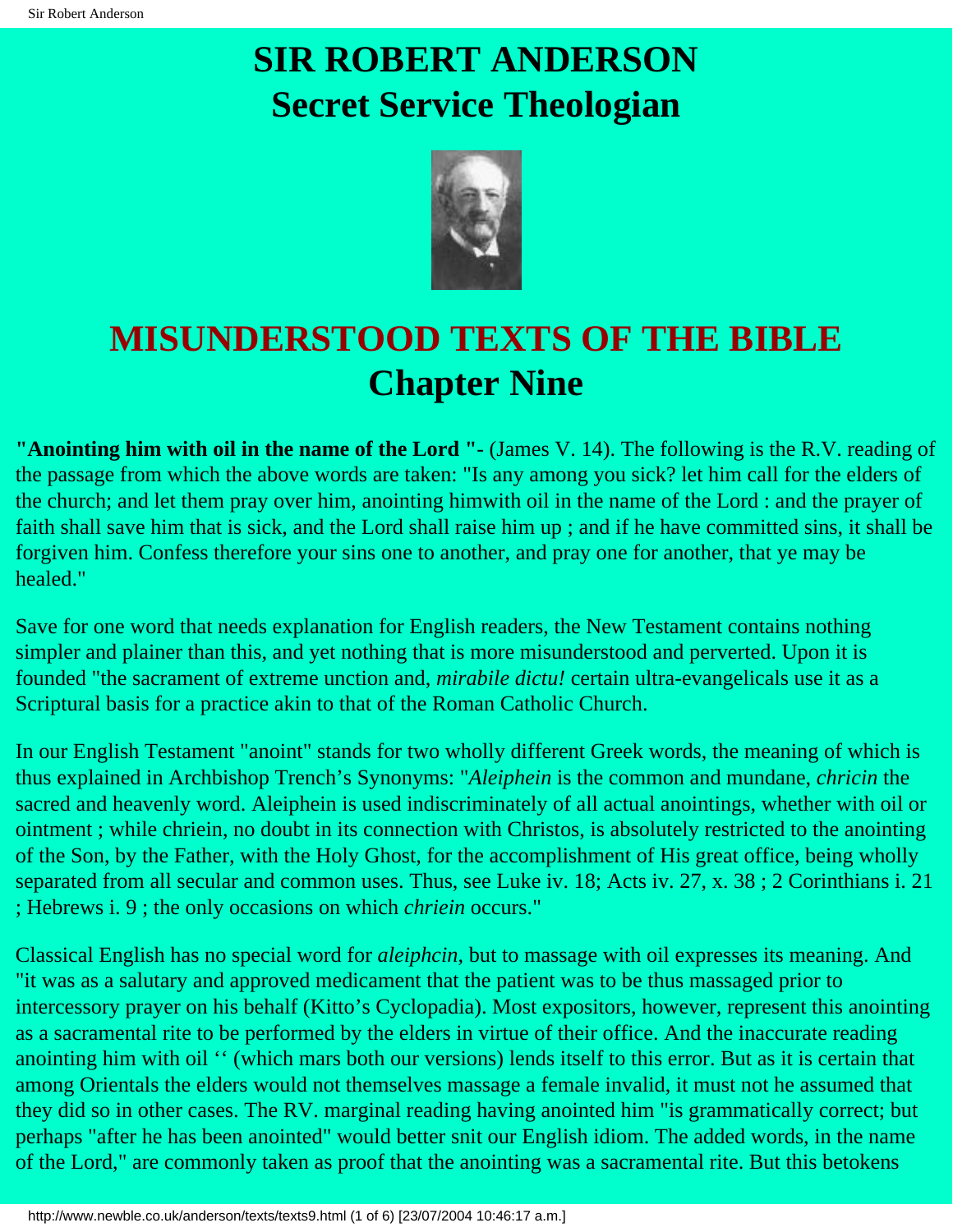# SIR ROBERT ANDERSON
# Secret Service Theologian

## MISUNDERSTOOD TEXTS OF THE BIBLE
## Chapter Nine

**"Anointing him with oil in the name of the Lord "**- (James V. 14). The following is the R.V. reading of the passage from which the above words are taken: "Is any among you sick? let him call for the elders of the church; and let them pray over him, anointing himwith oil in the name of the Lord : and the prayer of faith shall save him that is sick, and the Lord shall raise him up ; and if he have committed sins, it shall be forgiven him. Confess therefore your sins one to another, and pray one for another, that ye may be healed."

Save for one word that needs explanation for English readers, the New Testament contains nothing simpler and plainer than this, and yet nothing that is more misunderstood and perverted. Upon it is founded "the sacrament of extreme unction and, *mirabile dictu!* certain ultra-evangelicals use it as a Scriptural basis for a practice akin to that of the Roman Catholic Church.

In our English Testament "anoint" stands for two wholly different Greek words, the meaning of which is thus explained in Archbishop Trench's Synonyms: "*Aleiphein* is the common and mundane, *chricin* the sacred and heavenly word. Aleiphein is used indiscriminately of all actual anointings, whether with oil or ointment ; while chriein, no doubt in its connection with Christos, is absolutely restricted to the anointing of the Son, by the Father, with the Holy Ghost, for the accomplishment of His great office, being wholly separated from all secular and common uses. Thus, see Luke iv. 18; Acts iv. 27, x. 38 ; 2 Corinthians i. 21 ; Hebrews i. 9 ; the only occasions on which *chriein* occurs."

Classical English has no special word for *aleiphcin*, but to massage with oil expresses its meaning. And "it was as a salutary and approved medicament that the patient was to be thus massaged prior to intercessory prayer on his behalf (Kitto's Cyclopadia). Most expositors, however, represent this anointing as a sacramental rite to be performed by the elders in virtue of their office. And the inaccurate reading anointing him with oil ‘‘ (which mars both our versions) lends itself to this error. But as it is certain that among Orientals the elders would not themselves massage a female invalid, it must not he assumed that they did so in other cases. The RV. marginal reading having anointed him "is grammatically correct; but perhaps "after he has been anointed" would better snit our English idiom. The added words, in the name of the Lord," are commonly taken as proof that the anointing was a sacramental rite. But this betokens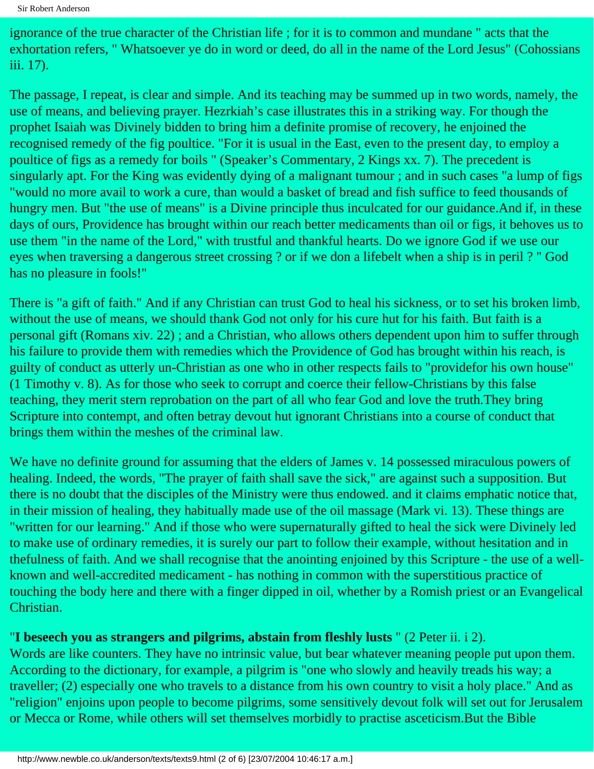ignorance of the true character of the Christian life ; for it is to common and mundane " acts that the exhortation refers, " Whatsoever ye do in word or deed, do all in the name of the Lord Jesus" (Cohossians iii. 17).

The passage, I repeat, is clear and simple. And its teaching may be summed up in two words, namely, the use of means, and believing prayer. Hezrkiah's case illustrates this in a striking way. For though the prophet Isaiah was Divinely bidden to bring him a definite promise of recovery, he enjoined the recognised remedy of the fig poultice. "For it is usual in the East, even to the present day, to employ a poultice of figs as a remedy for boils " (Speaker's Commentary, 2 Kings xx. 7). The precedent is singularly apt. For the King was evidently dying of a malignant tumour ; and in such cases "a lump of figs "would no more avail to work a cure, than would a basket of bread and fish suffice to feed thousands of hungry men. But "the use of means" is a Divine principle thus inculcated for our guidance.And if, in these days of ours, Providence has brought within our reach better medicaments than oil or figs, it behoves us to use them "in the name of the Lord," with trustful and thankful hearts. Do we ignore God if we use our eyes when traversing a dangerous street crossing ? or if we don a lifebelt when a ship is in peril ? " God has no pleasure in fools!"

There is "a gift of faith." And if any Christian can trust God to heal his sickness, or to set his broken limb, without the use of means, we should thank God not only for his cure hut for his faith. But faith is a personal gift (Romans xiv. 22) ; and a Christian, who allows others dependent upon him to suffer through his failure to provide them with remedies which the Providence of God has brought within his reach, is guilty of conduct as utterly un-Christian as one who in other respects fails to "providefor his own house" (1 Timothy v. 8). As for those who seek to corrupt and coerce their fellow-Christians by this false teaching, they merit stern reprobation on the part of all who fear God and love the truth.They bring Scripture into contempt, and often betray devout hut ignorant Christians into a course of conduct that brings them within the meshes of the criminal law.

We have no definite ground for assuming that the elders of James v. 14 possessed miraculous powers of healing. Indeed, the words, "The prayer of faith shall save the sick," are against such a supposition. But there is no doubt that the disciples of the Ministry were thus endowed. and it claims emphatic notice that, in their mission of healing, they habitually made use of the oil massage (Mark vi. 13). These things are "written for our learning." And if those who were supernaturally gifted to heal the sick were Divinely led to make use of ordinary remedies, it is surely our part to follow their example, without hesitation and in thefulness of faith. And we shall recognise that the anointing enjoined by this Scripture - the use of a well-known and well-accredited medicament - has nothing in common with the superstitious practice of touching the body here and there with a finger dipped in oil, whether by a Romish priest or an Evangelical Christian.

"**I beseech you as strangers and pilgrims, abstain from fleshly lusts** " (2 Peter ii. i 2).
Words are like counters. They have no intrinsic value, but bear whatever meaning people put upon them. According to the dictionary, for example, a pilgrim is "one who slowly and heavily treads his way; a traveller; (2) especially one who travels to a distance from his own country to visit a holy place." And as "religion" enjoins upon people to become pilgrims, some sensitively devout folk will set out for Jerusalem or Mecca or Rome, while others will set themselves morbidly to practise asceticism.But the Bible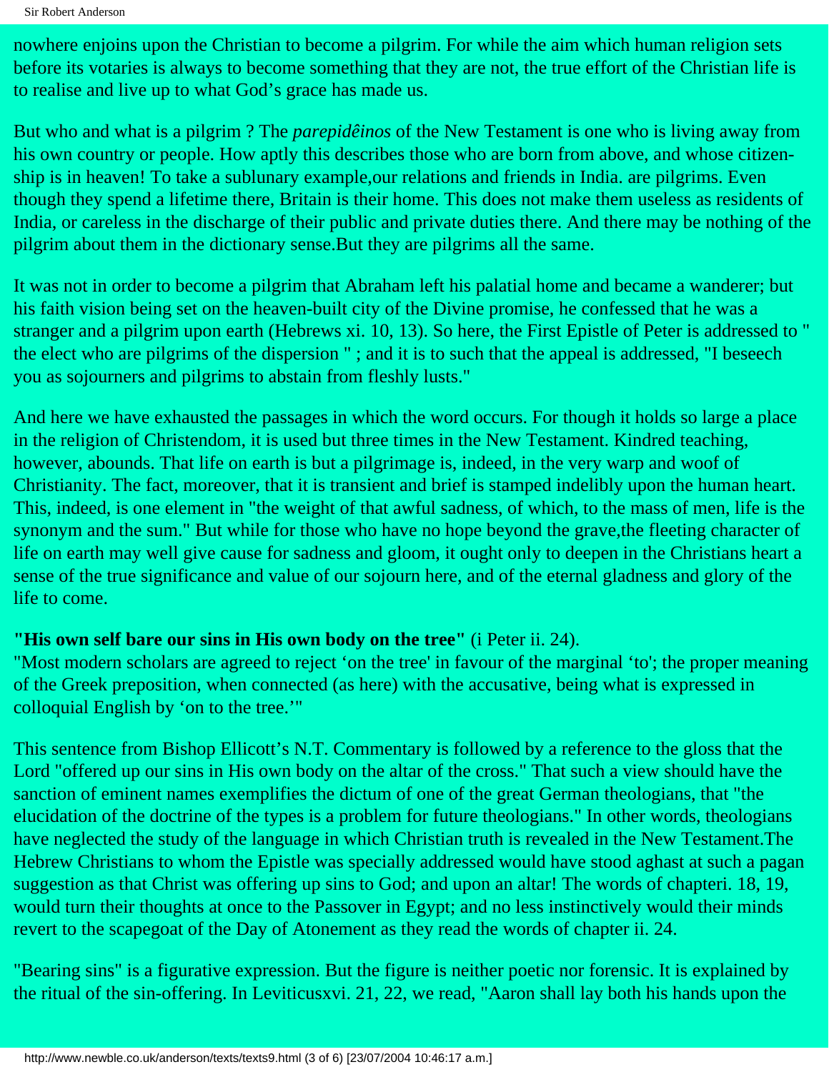nowhere enjoins upon the Christian to become a pilgrim. For while the aim which human religion sets before its votaries is always to become something that they are not, the true effort of the Christian life is to realise and live up to what God's grace has made us.

But who and what is a pilgrim ? The *parepidêinos* of the New Testament is one who is living away from his own country or people. How aptly this describes those who are born from above, and whose citizen-ship is in heaven! To take a sublunary example,our relations and friends in India. are pilgrims. Even though they spend a lifetime there, Britain is their home. This does not make them useless as residents of India, or careless in the discharge of their public and private duties there. And there may be nothing of the pilgrim about them in the dictionary sense.But they are pilgrims all the same.

It was not in order to become a pilgrim that Abraham left his palatial home and became a wanderer; but his faith vision being set on the heaven-built city of the Divine promise, he confessed that he was a stranger and a pilgrim upon earth (Hebrews xi. 10, 13). So here, the First Epistle of Peter is addressed to " the elect who are pilgrims of the dispersion " ; and it is to such that the appeal is addressed, "I beseech you as sojourners and pilgrims to abstain from fleshly lusts."

And here we have exhausted the passages in which the word occurs. For though it holds so large a place in the religion of Christendom, it is used but three times in the New Testament. Kindred teaching, however, abounds. That life on earth is but a pilgrimage is, indeed, in the very warp and woof of Christianity. The fact, moreover, that it is transient and brief is stamped indelibly upon the human heart. This, indeed, is one element in "the weight of that awful sadness, of which, to the mass of men, life is the synonym and the sum." But while for those who have no hope beyond the grave,the fleeting character of life on earth may well give cause for sadness and gloom, it ought only to deepen in the Christians heart a sense of the true significance and value of our sojourn here, and of the eternal gladness and glory of the life to come.

**"His own self bare our sins in His own body on the tree"** (i Peter ii. 24).
"Most modern scholars are agreed to reject 'on the tree' in favour of the marginal 'to'; the proper meaning of the Greek preposition, when connected (as here) with the accusative, being what is expressed in colloquial English by 'on to the tree.'"

This sentence from Bishop Ellicott's N.T. Commentary is followed by a reference to the gloss that the Lord "offered up our sins in His own body on the altar of the cross." That such a view should have the sanction of eminent names exemplifies the dictum of one of the great German theologians, that "the elucidation of the doctrine of the types is a problem for future theologians." In other words, theologians have neglected the study of the language in which Christian truth is revealed in the New Testament.The Hebrew Christians to whom the Epistle was specially addressed would have stood aghast at such a pagan suggestion as that Christ was offering up sins to God; and upon an altar! The words of chapteri. 18, 19, would turn their thoughts at once to the Passover in Egypt; and no less instinctively would their minds revert to the scapegoat of the Day of Atonement as they read the words of chapter ii. 24.

"Bearing sins" is a figurative expression. But the figure is neither poetic nor forensic. It is explained by the ritual of the sin-offering. In Leviticusxvi. 21, 22, we read, "Aaron shall lay both his hands upon the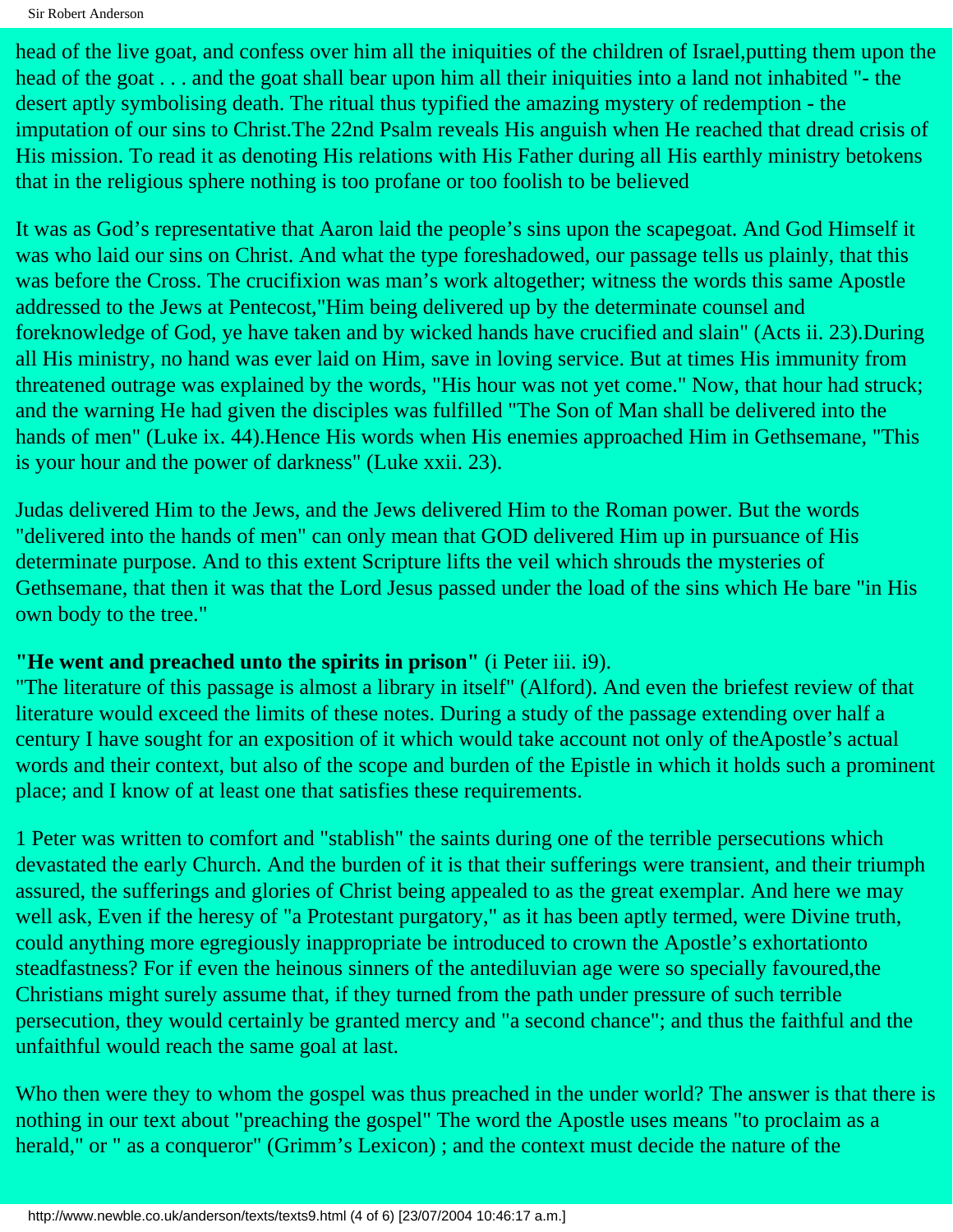head of the live goat, and confess over him all the iniquities of the children of Israel,putting them upon the head of the goat . . . and the goat shall bear upon him all their iniquities into a land not inhabited "- the desert aptly symbolising death. The ritual thus typified the amazing mystery of redemption - the imputation of our sins to Christ.The 22nd Psalm reveals His anguish when He reached that dread crisis of His mission. To read it as denoting His relations with His Father during all His earthly ministry betokens that in the religious sphere nothing is too profane or too foolish to be believed

It was as God's representative that Aaron laid the people's sins upon the scapegoat. And God Himself it was who laid our sins on Christ. And what the type foreshadowed, our passage tells us plainly, that this was before the Cross. The crucifixion was man's work altogether; witness the words this same Apostle addressed to the Jews at Pentecost,"Him being delivered up by the determinate counsel and foreknowledge of God, ye have taken and by wicked hands have crucified and slain" (Acts ii. 23).During all His ministry, no hand was ever laid on Him, save in loving service. But at times His immunity from threatened outrage was explained by the words, "His hour was not yet come." Now, that hour had struck; and the warning He had given the disciples was fulfilled "The Son of Man shall be delivered into the hands of men" (Luke ix. 44).Hence His words when His enemies approached Him in Gethsemane, "This is your hour and the power of darkness" (Luke xxii. 23).

Judas delivered Him to the Jews, and the Jews delivered Him to the Roman power. But the words "delivered into the hands of men" can only mean that GOD delivered Him up in pursuance of His determinate purpose. And to this extent Scripture lifts the veil which shrouds the mysteries of Gethsemane, that then it was that the Lord Jesus passed under the load of the sins which He bare "in His own body to the tree."

**"He went and preached unto the spirits in prison"** (i Peter iii. i9).
"The literature of this passage is almost a library in itself" (Alford). And even the briefest review of that literature would exceed the limits of these notes. During a study of the passage extending over half a century I have sought for an exposition of it which would take account not only of theApostle's actual words and their context, but also of the scope and burden of the Epistle in which it holds such a prominent place; and I know of at least one that satisfies these requirements.

1 Peter was written to comfort and "stablish" the saints during one of the terrible persecutions which devastated the early Church. And the burden of it is that their sufferings were transient, and their triumph assured, the sufferings and glories of Christ being appealed to as the great exemplar. And here we may well ask, Even if the heresy of "a Protestant purgatory," as it has been aptly termed, were Divine truth, could anything more egregiously inappropriate be introduced to crown the Apostle's exhortationto steadfastness? For if even the heinous sinners of the antediluvian age were so specially favoured,the Christians might surely assume that, if they turned from the path under pressure of such terrible persecution, they would certainly be granted mercy and "a second chance"; and thus the faithful and the unfaithful would reach the same goal at last.

Who then were they to whom the gospel was thus preached in the under world? The answer is that there is nothing in our text about "preaching the gospel" The word the Apostle uses means "to proclaim as a herald," or " as a conqueror" (Grimm's Lexicon) ; and the context must decide the nature of the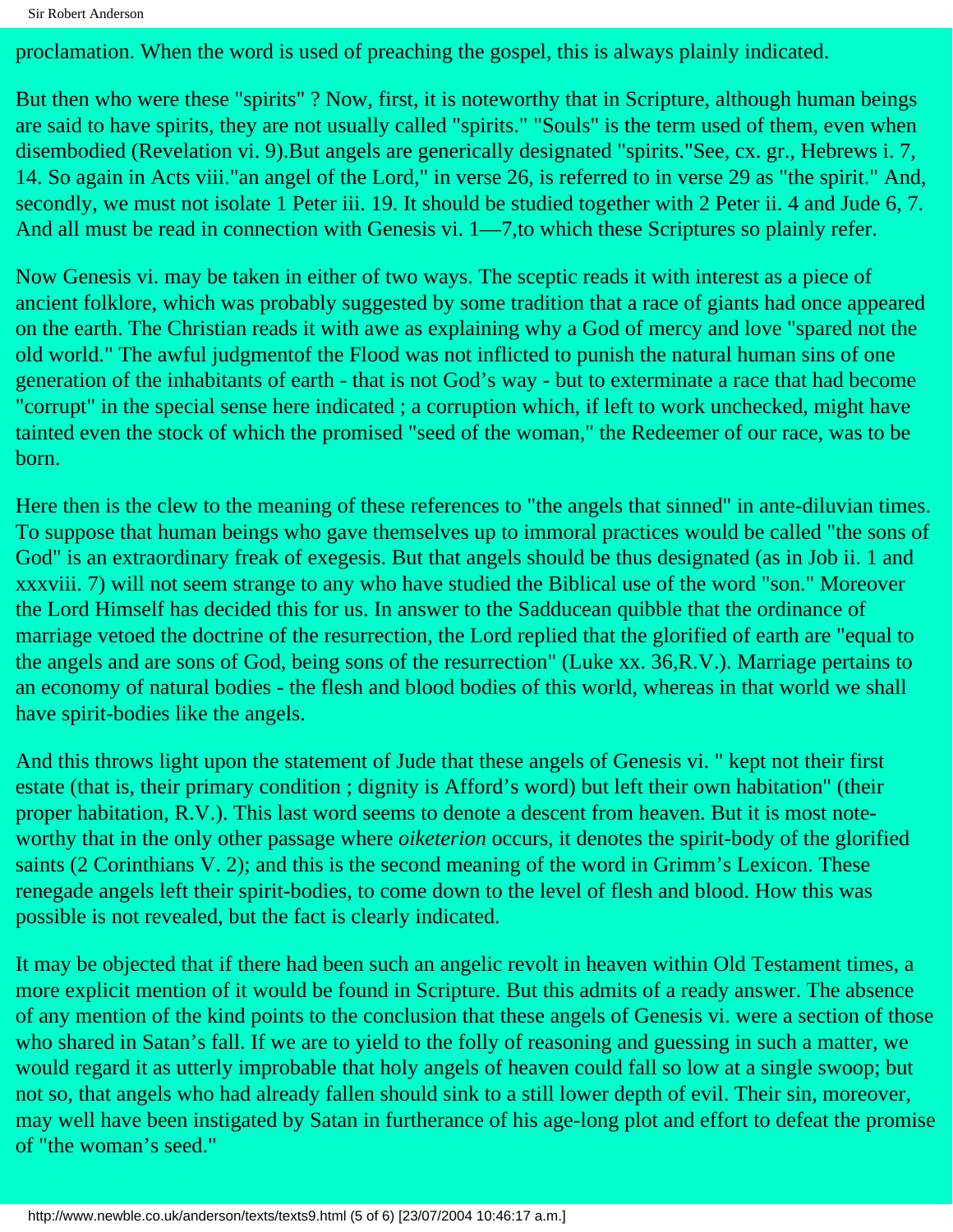proclamation. When the word is used of preaching the gospel, this is always plainly indicated.

But then who were these "spirits" ? Now, first, it is noteworthy that in Scripture, although human beings are said to have spirits, they are not usually called "spirits." "Souls" is the term used of them, even when disembodied (Revelation vi. 9).But angels are generically designated "spirits."See, cx. gr., Hebrews i. 7, 14. So again in Acts viii."an angel of the Lord," in verse 26, is referred to in verse 29 as "the spirit." And, secondly, we must not isolate 1 Peter iii. 19. It should be studied together with 2 Peter ii. 4 and Jude 6, 7. And all must be read in connection with Genesis vi. 1—7,to which these Scriptures so plainly refer.

Now Genesis vi. may be taken in either of two ways. The sceptic reads it with interest as a piece of ancient folklore, which was probably suggested by some tradition that a race of giants had once appeared on the earth. The Christian reads it with awe as explaining why a God of mercy and love "spared not the old world." The awful judgmentof the Flood was not inflicted to punish the natural human sins of one generation of the inhabitants of earth - that is not God's way - but to exterminate a race that had become "corrupt" in the special sense here indicated ; a corruption which, if left to work unchecked, might have tainted even the stock of which the promised "seed of the woman," the Redeemer of our race, was to be born.

Here then is the clew to the meaning of these references to "the angels that sinned" in ante-diluvian times. To suppose that human beings who gave themselves up to immoral practices would be called "the sons of God" is an extraordinary freak of exegesis. But that angels should be thus designated (as in Job ii. 1 and xxxviii. 7) will not seem strange to any who have studied the Biblical use of the word "son." Moreover the Lord Himself has decided this for us. In answer to the Sadducean quibble that the ordinance of marriage vetoed the doctrine of the resurrection, the Lord replied that the glorified of earth are "equal to the angels and are sons of God, being sons of the resurrection" (Luke xx. 36,R.V.). Marriage pertains to an economy of natural bodies - the flesh and blood bodies of this world, whereas in that world we shall have spirit-bodies like the angels.

And this throws light upon the statement of Jude that these angels of Genesis vi. " kept not their first estate (that is, their primary condition ; dignity is Afford's word) but left their own habitation" (their proper habitation, R.V.). This last word seems to denote a descent from heaven. But it is most note-worthy that in the only other passage where *oiketerion* occurs, it denotes the spirit-body of the glorified saints (2 Corinthians V. 2); and this is the second meaning of the word in Grimm's Lexicon. These renegade angels left their spirit-bodies, to come down to the level of flesh and blood. How this was possible is not revealed, but the fact is clearly indicated.

It may be objected that if there had been such an angelic revolt in heaven within Old Testament times, a more explicit mention of it would be found in Scripture. But this admits of a ready answer. The absence of any mention of the kind points to the conclusion that these angels of Genesis vi. were a section of those who shared in Satan's fall. If we are to yield to the folly of reasoning and guessing in such a matter, we would regard it as utterly improbable that holy angels of heaven could fall so low at a single swoop; but not so, that angels who had already fallen should sink to a still lower depth of evil. Their sin, moreover, may well have been instigated by Satan in furtherance of his age-long plot and effort to defeat the promise of "the woman's seed."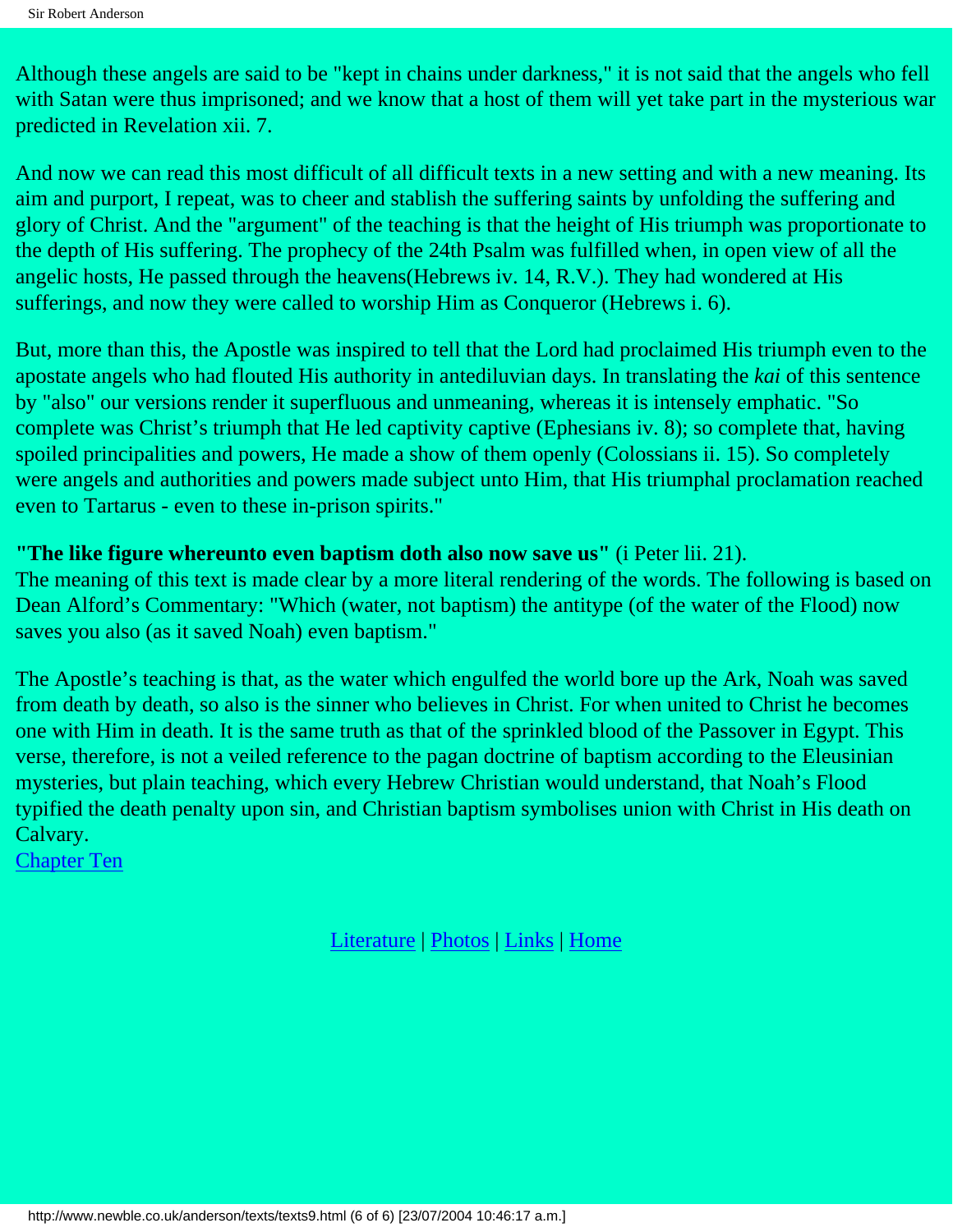Although these angels are said to be "kept in chains under darkness," it is not said that the angels who fell with Satan were thus imprisoned; and we know that a host of them will yet take part in the mysterious war predicted in Revelation xii. 7.

And now we can read this most difficult of all difficult texts in a new setting and with a new meaning. Its aim and purport, I repeat, was to cheer and stablish the suffering saints by unfolding the suffering and glory of Christ. And the "argument" of the teaching is that the height of His triumph was proportionate to the depth of His suffering. The prophecy of the 24th Psalm was fulfilled when, in open view of all the angelic hosts, He passed through the heavens(Hebrews iv. 14, R.V.). They had wondered at His sufferings, and now they were called to worship Him as Conqueror (Hebrews i. 6).

But, more than this, the Apostle was inspired to tell that the Lord had proclaimed His triumph even to the apostate angels who had flouted His authority in antediluvian days. In translating the *kai* of this sentence by "also" our versions render it superfluous and unmeaning, whereas it is intensely emphatic. "So complete was Christ's triumph that He led captivity captive (Ephesians iv. 8); so complete that, having spoiled principalities and powers, He made a show of them openly (Colossians ii. 15). So completely were angels and authorities and powers made subject unto Him, that His triumphal proclamation reached even to Tartarus - even to these in-prison spirits."

**"The like figure whereunto even baptism doth also now save us"** (i Peter lii. 21).
The meaning of this text is made clear by a more literal rendering of the words. The following is based on Dean Alford's Commentary: "Which (water, not baptism) the antitype (of the water of the Flood) now saves you also (as it saved Noah) even baptism."

The Apostle's teaching is that, as the water which engulfed the world bore up the Ark, Noah was saved from death by death, so also is the sinner who believes in Christ. For when united to Christ he becomes one with Him in death. It is the same truth as that of the sprinkled blood of the Passover in Egypt. This verse, therefore, is not a veiled reference to the pagan doctrine of baptism according to the Eleusinian mysteries, but plain teaching, which every Hebrew Christian would understand, that Noah's Flood typified the death penalty upon sin, and Christian baptism symbolises union with Christ in His death on Calvary.
Chapter Ten

Literature | Photos | Links | Home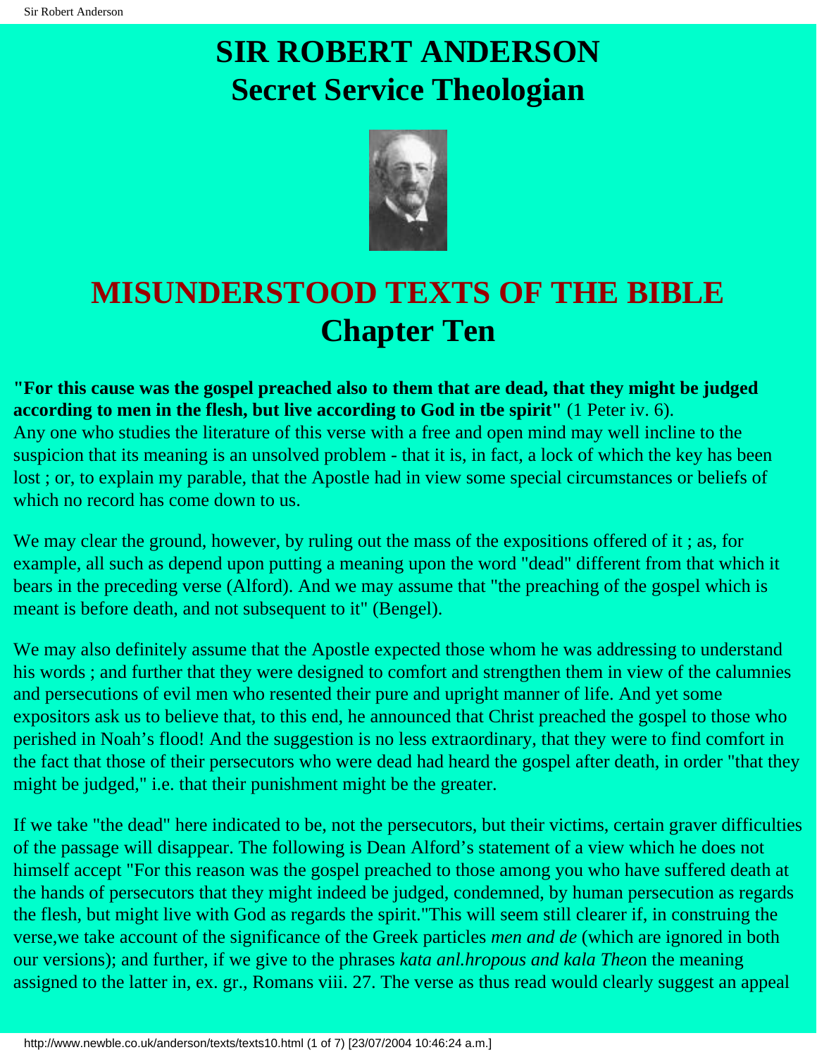# SIR ROBERT ANDERSON
# Secret Service Theologian

## MISUNDERSTOOD TEXTS OF THE BIBLE
## Chapter Ten

**"For this cause was the gospel preached also to them that are dead, that they might be judged according to men in the flesh, but live according to God in tbe spirit"** (1 Peter iv. 6).
Any one who studies the literature of this verse with a free and open mind may well incline to the suspicion that its meaning is an unsolved problem - that it is, in fact, a lock of which the key has been lost ; or, to explain my parable, that the Apostle had in view some special circumstances or beliefs of which no record has come down to us.

We may clear the ground, however, by ruling out the mass of the expositions offered of it ; as, for example, all such as depend upon putting a meaning upon the word "dead" different from that which it bears in the preceding verse (Alford). And we may assume that "the preaching of the gospel which is meant is before death, and not subsequent to it" (Bengel).

We may also definitely assume that the Apostle expected those whom he was addressing to understand his words ; and further that they were designed to comfort and strengthen them in view of the calumnies and persecutions of evil men who resented their pure and upright manner of life. And yet some expositors ask us to believe that, to this end, he announced that Christ preached the gospel to those who perished in Noah's flood! And the suggestion is no less extraordinary, that they were to find comfort in the fact that those of their persecutors who were dead had heard the gospel after death, in order "that they might be judged," i.e. that their punishment might be the greater.

If we take "the dead" here indicated to be, not the persecutors, but their victims, certain graver difficulties of the passage will disappear. The following is Dean Alford's statement of a view which he does not himself accept "For this reason was the gospel preached to those among you who have suffered death at the hands of persecutors that they might indeed be judged, condemned, by human persecution as regards the flesh, but might live with God as regards the spirit."This will seem still clearer if, in construing the verse,we take account of the significance of the Greek particles *men and de* (which are ignored in both our versions); and further, if we give to the phrases *kata anl.hropous and kala Theo*n the meaning assigned to the latter in, ex. gr., Romans viii. 27. The verse as thus read would clearly suggest an appeal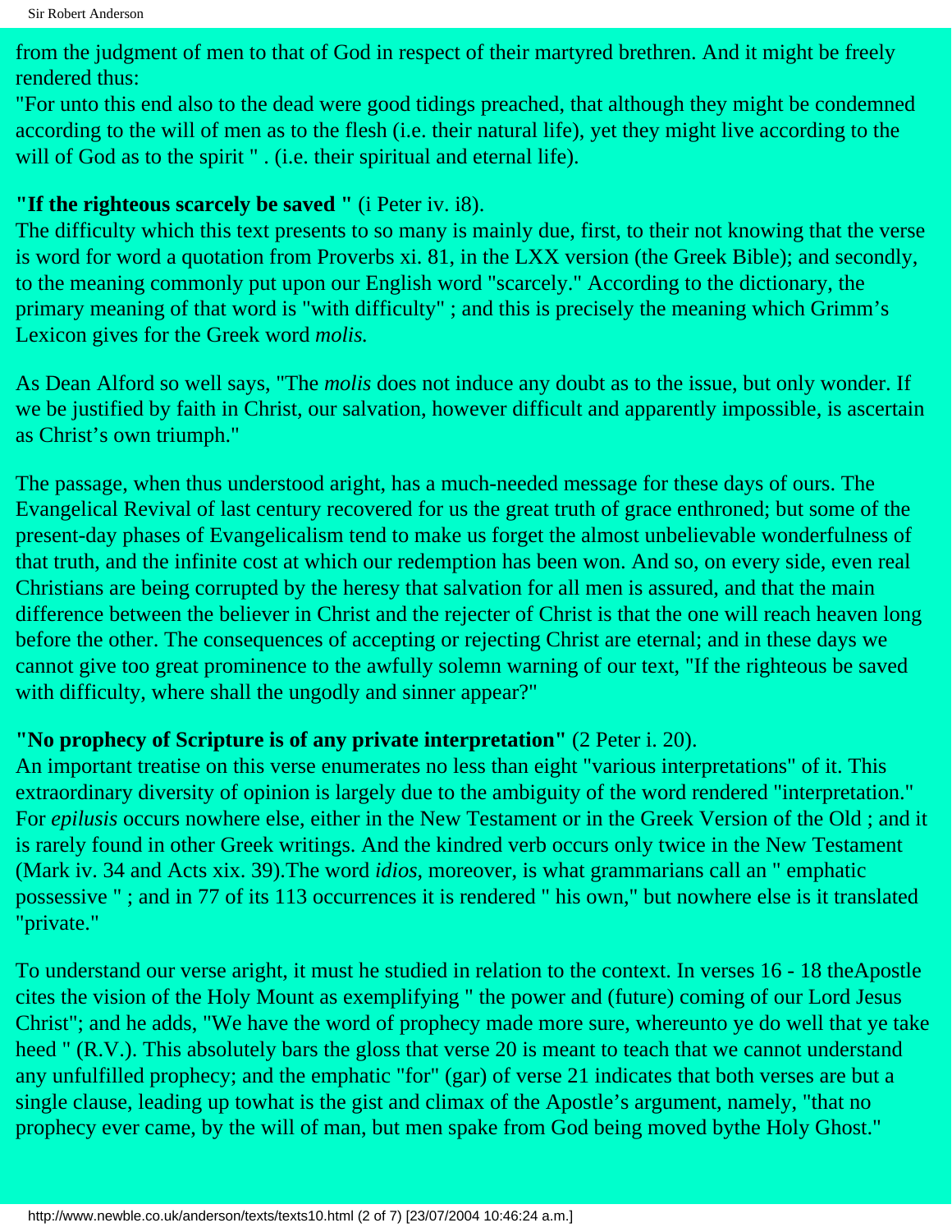from the judgment of men to that of God in respect of their martyred brethren. And it might be freely rendered thus:

"For unto this end also to the dead were good tidings preached, that although they might be condemned according to the will of men as to the flesh (i.e. their natural life), yet they might live according to the will of God as to the spirit " . (i.e. their spiritual and eternal life).

**"If the righteous scarcely be saved "** (i Peter iv. i8).

The difficulty which this text presents to so many is mainly due, first, to their not knowing that the verse is word for word a quotation from Proverbs xi. 81, in the LXX version (the Greek Bible); and secondly, to the meaning commonly put upon our English word "scarcely." According to the dictionary, the primary meaning of that word is "with difficulty" ; and this is precisely the meaning which Grimm's Lexicon gives for the Greek word *molis.*

As Dean Alford so well says, "The *molis* does not induce any doubt as to the issue, but only wonder. If we be justified by faith in Christ, our salvation, however difficult and apparently impossible, is ascertain as Christ's own triumph."

The passage, when thus understood aright, has a much-needed message for these days of ours. The Evangelical Revival of last century recovered for us the great truth of grace enthroned; but some of the present-day phases of Evangelicalism tend to make us forget the almost unbelievable wonderfulness of that truth, and the infinite cost at which our redemption has been won. And so, on every side, even real Christians are being corrupted by the heresy that salvation for all men is assured, and that the main difference between the believer in Christ and the rejecter of Christ is that the one will reach heaven long before the other. The consequences of accepting or rejecting Christ are eternal; and in these days we cannot give too great prominence to the awfully solemn warning of our text, "If the righteous be saved with difficulty, where shall the ungodly and sinner appear?"

**"No prophecy of Scripture is of any private interpretation"** (2 Peter i. 20).

An important treatise on this verse enumerates no less than eight "various interpretations" of it. This extraordinary diversity of opinion is largely due to the ambiguity of the word rendered "interpretation." For *epilusis* occurs nowhere else, either in the New Testament or in the Greek Version of the Old ; and it is rarely found in other Greek writings. And the kindred verb occurs only twice in the New Testament (Mark iv. 34 and Acts xix. 39).The word *idios*, moreover, is what grammarians call an " emphatic possessive " ; and in 77 of its 113 occurrences it is rendered " his own," but nowhere else is it translated "private."

To understand our verse aright, it must he studied in relation to the context. In verses 16 - 18 theApostle cites the vision of the Holy Mount as exemplifying " the power and (future) coming of our Lord Jesus Christ"; and he adds, "We have the word of prophecy made more sure, whereunto ye do well that ye take heed " (R.V.). This absolutely bars the gloss that verse 20 is meant to teach that we cannot understand any unfulfilled prophecy; and the emphatic "for" (gar) of verse 21 indicates that both verses are but a single clause, leading up towhat is the gist and climax of the Apostle's argument, namely, "that no prophecy ever came, by the will of man, but men spake from God being moved bythe Holy Ghost."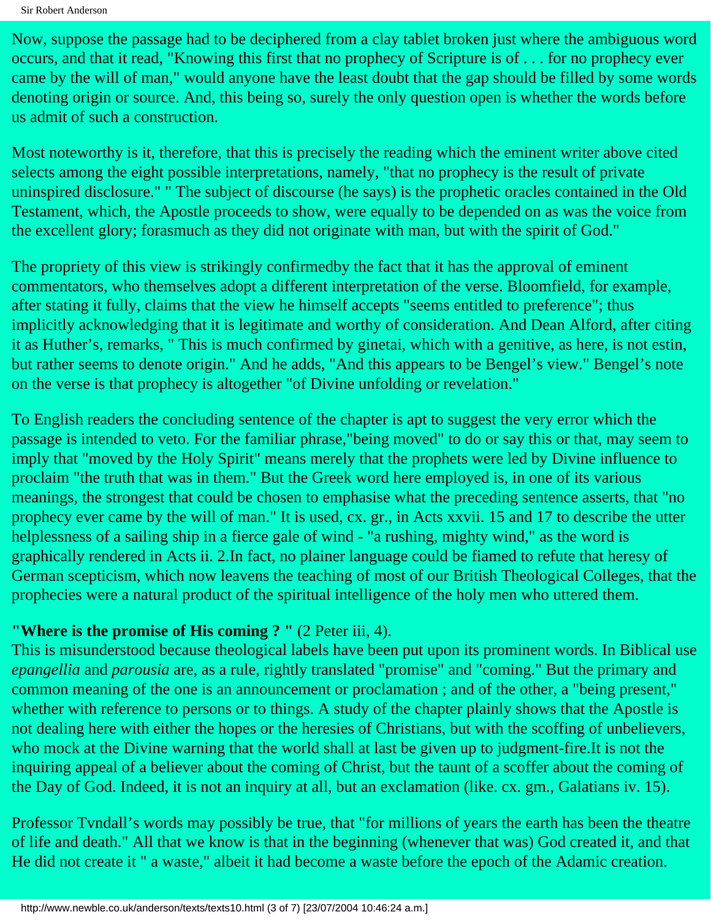Now, suppose the passage had to be deciphered from a clay tablet broken just where the ambiguous word occurs, and that it read, "Knowing this first that no prophecy of Scripture is of . . . for no prophecy ever came by the will of man," would anyone have the least doubt that the gap should be filled by some words denoting origin or source. And, this being so, surely the only question open is whether the words before us admit of such a construction.

Most noteworthy is it, therefore, that this is precisely the reading which the eminent writer above cited selects among the eight possible interpretations, namely, "that no prophecy is the result of private uninspired disclosure." " The subject of discourse (he says) is the prophetic oracles contained in the Old Testament, which, the Apostle proceeds to show, were equally to be depended on as was the voice from the excellent glory; forasmuch as they did not originate with man, but with the spirit of God."

The propriety of this view is strikingly confirmedby the fact that it has the approval of eminent commentators, who themselves adopt a different interpretation of the verse. Bloomfield, for example, after stating it fully, claims that the view he himself accepts "seems entitled to preference"; thus implicitly acknowledging that it is legitimate and worthy of consideration. And Dean Alford, after citing it as Huther's, remarks, " This is much confirmed by ginetai, which with a genitive, as here, is not estin, but rather seems to denote origin." And he adds, "And this appears to be Bengel's view." Bengel's note on the verse is that prophecy is altogether "of Divine unfolding or revelation."

To English readers the concluding sentence of the chapter is apt to suggest the very error which the passage is intended to veto. For the familiar phrase,"being moved" to do or say this or that, may seem to imply that "moved by the Holy Spirit" means merely that the prophets were led by Divine influence to proclaim "the truth that was in them." But the Greek word here employed is, in one of its various meanings, the strongest that could be chosen to emphasise what the preceding sentence asserts, that "no prophecy ever came by the will of man." It is used, cx. gr., in Acts xxvii. 15 and 17 to describe the utter helplessness of a sailing ship in a fierce gale of wind - "a rushing, mighty wind," as the word is graphically rendered in Acts ii. 2.In fact, no plainer language could be fiamed to refute that heresy of German scepticism, which now leavens the teaching of most of our British Theological Colleges, that the prophecies were a natural product of the spiritual intelligence of the holy men who uttered them.

**"Where is the promise of His coming ? "** (2 Peter iii, 4).
This is misunderstood because theological labels have been put upon its prominent words. In Biblical use *epangellia* and *parousia* are, as a rule, rightly translated "promise" and "coming." But the primary and common meaning of the one is an announcement or proclamation ; and of the other, a "being present," whether with reference to persons or to things. A study of the chapter plainly shows that the Apostle is not dealing here with either the hopes or the heresies of Christians, but with the scoffing of unbelievers, who mock at the Divine warning that the world shall at last be given up to judgment-fire.It is not the inquiring appeal of a believer about the coming of Christ, but the taunt of a scoffer about the coming of the Day of God. Indeed, it is not an inquiry at all, but an exclamation (like. cx. gm., Galatians iv. 15).

Professor Tvndall's words may possibly be true, that "for millions of years the earth has been the theatre of life and death." All that we know is that in the beginning (whenever that was) God created it, and that He did not create it " a waste," albeit it had become a waste before the epoch of the Adamic creation.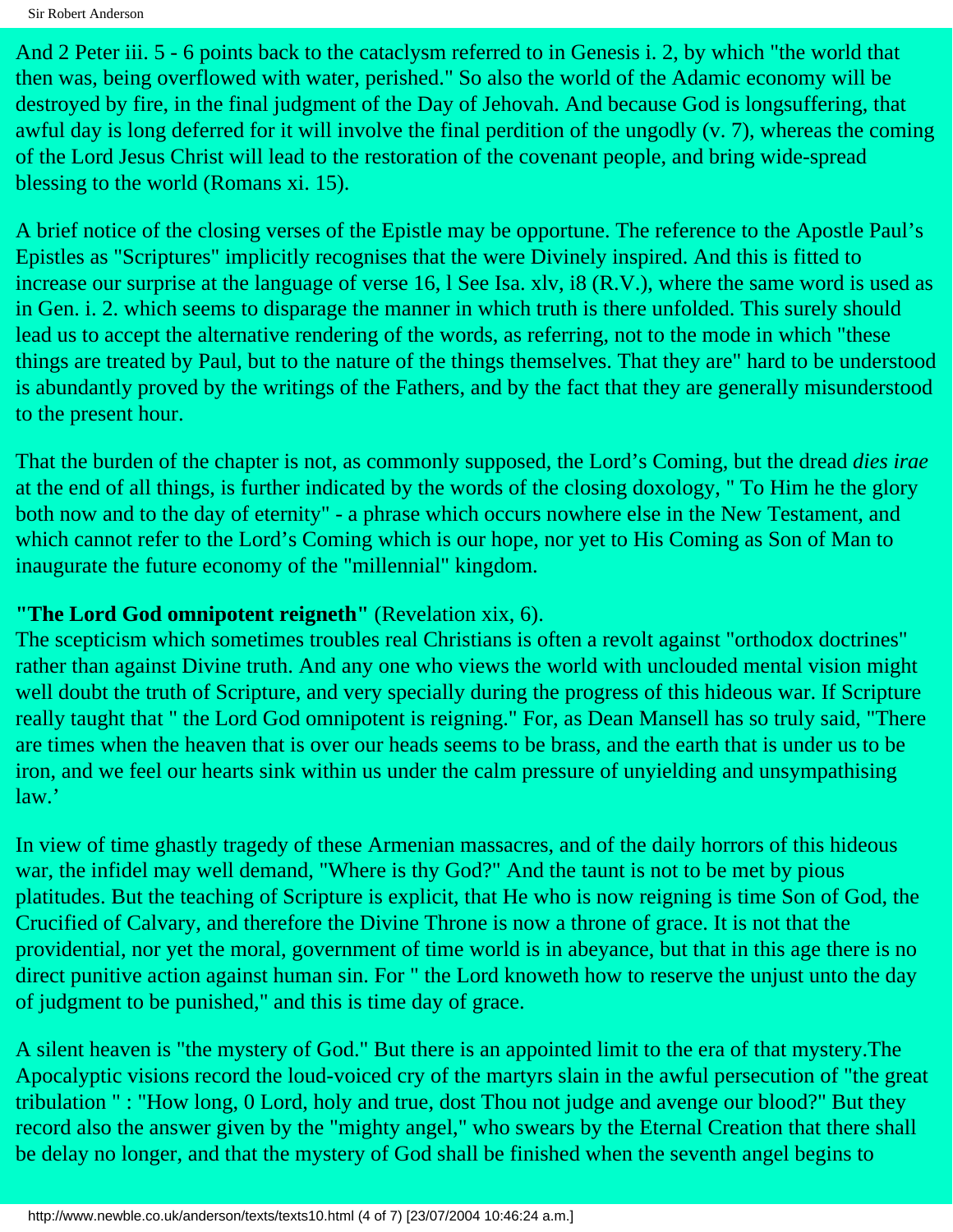And 2 Peter iii. 5 - 6 points back to the cataclysm referred to in Genesis i. 2, by which "the world that then was, being overflowed with water, perished." So also the world of the Adamic economy will be destroyed by fire, in the final judgment of the Day of Jehovah. And because God is longsuffering, that awful day is long deferred for it will involve the final perdition of the ungodly (v. 7), whereas the coming of the Lord Jesus Christ will lead to the restoration of the covenant people, and bring wide-spread blessing to the world (Romans xi. 15).

A brief notice of the closing verses of the Epistle may be opportune. The reference to the Apostle Paul's Epistles as "Scriptures" implicitly recognises that the were Divinely inspired. And this is fitted to increase our surprise at the language of verse 16, l See Isa. xlv, i8 (R.V.), where the same word is used as in Gen. i. 2. which seems to disparage the manner in which truth is there unfolded. This surely should lead us to accept the alternative rendering of the words, as referring, not to the mode in which "these things are treated by Paul, but to the nature of the things themselves. That they are" hard to be understood is abundantly proved by the writings of the Fathers, and by the fact that they are generally misunderstood to the present hour.

That the burden of the chapter is not, as commonly supposed, the Lord's Coming, but the dread *dies irae* at the end of all things, is further indicated by the words of the closing doxology, " To Him he the glory both now and to the day of eternity" - a phrase which occurs nowhere else in the New Testament, and which cannot refer to the Lord's Coming which is our hope, nor yet to His Coming as Son of Man to inaugurate the future economy of the "millennial" kingdom.

**"The Lord God omnipotent reigneth"** (Revelation xix, 6).
The scepticism which sometimes troubles real Christians is often a revolt against "orthodox doctrines" rather than against Divine truth. And any one who views the world with unclouded mental vision might well doubt the truth of Scripture, and very specially during the progress of this hideous war. If Scripture really taught that " the Lord God omnipotent is reigning." For, as Dean Mansell has so truly said, "There are times when the heaven that is over our heads seems to be brass, and the earth that is under us to be iron, and we feel our hearts sink within us under the calm pressure of unyielding and unsympathising law.'

In view of time ghastly tragedy of these Armenian massacres, and of the daily horrors of this hideous war, the infidel may well demand, "Where is thy God?" And the taunt is not to be met by pious platitudes. But the teaching of Scripture is explicit, that He who is now reigning is time Son of God, the Crucified of Calvary, and therefore the Divine Throne is now a throne of grace. It is not that the providential, nor yet the moral, government of time world is in abeyance, but that in this age there is no direct punitive action against human sin. For " the Lord knoweth how to reserve the unjust unto the day of judgment to be punished," and this is time day of grace.

A silent heaven is "the mystery of God." But there is an appointed limit to the era of that mystery.The Apocalyptic visions record the loud-voiced cry of the martyrs slain in the awful persecution of "the great tribulation " : "How long, 0 Lord, holy and true, dost Thou not judge and avenge our blood?" But they record also the answer given by the "mighty angel," who swears by the Eternal Creation that there shall be delay no longer, and that the mystery of God shall be finished when the seventh angel begins to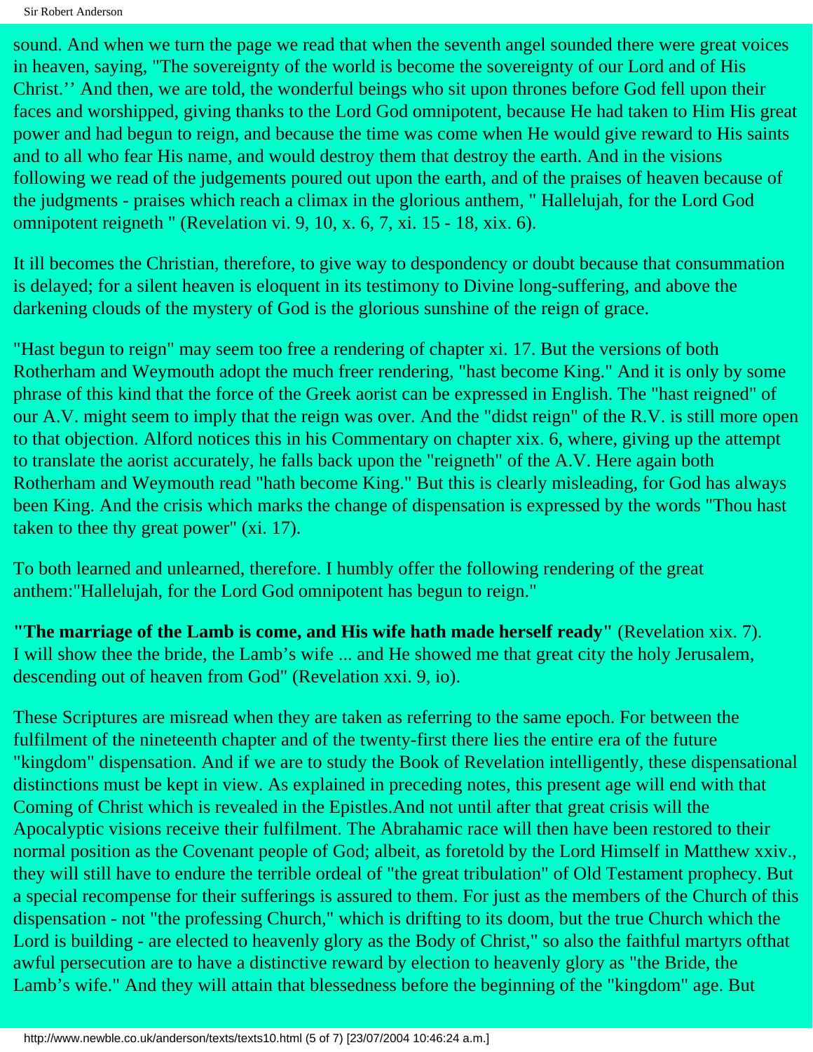sound. And when we turn the page we read that when the seventh angel sounded there were great voices in heaven, saying, "The sovereignty of the world is become the sovereignty of our Lord and of His Christ.'' And then, we are told, the wonderful beings who sit upon thrones before God fell upon their faces and worshipped, giving thanks to the Lord God omnipotent, because He had taken to Him His great power and had begun to reign, and because the time was come when He would give reward to His saints and to all who fear His name, and would destroy them that destroy the earth. And in the visions following we read of the judgements poured out upon the earth, and of the praises of heaven because of the judgments - praises which reach a climax in the glorious anthem, " Hallelujah, for the Lord God omnipotent reigneth " (Revelation vi. 9, 10, x. 6, 7, xi. 15 - 18, xix. 6).

It ill becomes the Christian, therefore, to give way to despondency or doubt because that consummation is delayed; for a silent heaven is eloquent in its testimony to Divine long-suffering, and above the darkening clouds of the mystery of God is the glorious sunshine of the reign of grace.

"Hast begun to reign" may seem too free a rendering of chapter xi. 17. But the versions of both Rotherham and Weymouth adopt the much freer rendering, "hast become King." And it is only by some phrase of this kind that the force of the Greek aorist can be expressed in English. The "hast reigned" of our A.V. might seem to imply that the reign was over. And the "didst reign" of the R.V. is still more open to that objection. Alford notices this in his Commentary on chapter xix. 6, where, giving up the attempt to translate the aorist accurately, he falls back upon the "reigneth" of the A.V. Here again both Rotherham and Weymouth read "hath become King." But this is clearly misleading, for God has always been King. And the crisis which marks the change of dispensation is expressed by the words "Thou hast taken to thee thy great power" (xi. 17).

To both learned and unlearned, therefore. I humbly offer the following rendering of the great anthem:"Hallelujah, for the Lord God omnipotent has begun to reign."

**"The marriage of the Lamb is come, and His wife hath made herself ready"** (Revelation xix. 7). I will show thee the bride, the Lamb's wife ... and He showed me that great city the holy Jerusalem, descending out of heaven from God" (Revelation xxi. 9, io).

These Scriptures are misread when they are taken as referring to the same epoch. For between the fulfilment of the nineteenth chapter and of the twenty-first there lies the entire era of the future "kingdom" dispensation. And if we are to study the Book of Revelation intelligently, these dispensational distinctions must be kept in view. As explained in preceding notes, this present age will end with that Coming of Christ which is revealed in the Epistles.And not until after that great crisis will the Apocalyptic visions receive their fulfilment. The Abrahamic race will then have been restored to their normal position as the Covenant people of God; albeit, as foretold by the Lord Himself in Matthew xxiv., they will still have to endure the terrible ordeal of "the great tribulation" of Old Testament prophecy. But a special recompense for their sufferings is assured to them. For just as the members of the Church of this dispensation - not "the professing Church," which is drifting to its doom, but the true Church which the Lord is building - are elected to heavenly glory as the Body of Christ," so also the faithful martyrs ofthat awful persecution are to have a distinctive reward by election to heavenly glory as "the Bride, the Lamb's wife." And they will attain that blessedness before the beginning of the "kingdom" age. But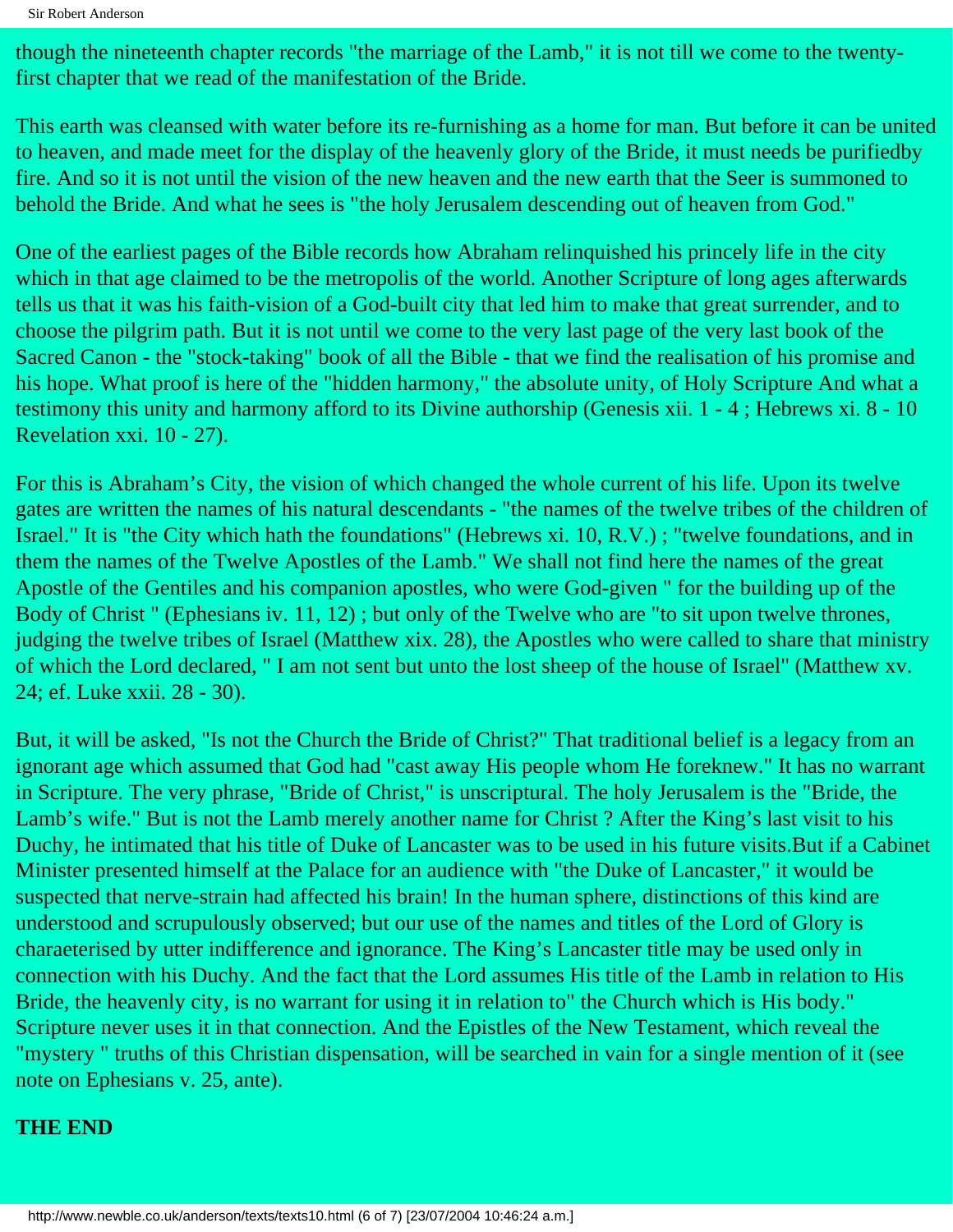though the nineteenth chapter records "the marriage of the Lamb," it is not till we come to the twenty-first chapter that we read of the manifestation of the Bride.

This earth was cleansed with water before its re-furnishing as a home for man. But before it can be united to heaven, and made meet for the display of the heavenly glory of the Bride, it must needs be purifiedby fire. And so it is not until the vision of the new heaven and the new earth that the Seer is summoned to behold the Bride. And what he sees is "the holy Jerusalem descending out of heaven from God."

One of the earliest pages of the Bible records how Abraham relinquished his princely life in the city which in that age claimed to be the metropolis of the world. Another Scripture of long ages afterwards tells us that it was his faith-vision of a God-built city that led him to make that great surrender, and to choose the pilgrim path. But it is not until we come to the very last page of the very last book of the Sacred Canon - the "stock-taking" book of all the Bible - that we find the realisation of his promise and his hope. What proof is here of the "hidden harmony," the absolute unity, of Holy Scripture And what a testimony this unity and harmony afford to its Divine authorship (Genesis xii. 1 - 4 ; Hebrews xi. 8 - 10 Revelation xxi. 10 - 27).

For this is Abraham's City, the vision of which changed the whole current of his life. Upon its twelve gates are written the names of his natural descendants - "the names of the twelve tribes of the children of Israel." It is "the City which hath the foundations" (Hebrews xi. 10, R.V.) ; "twelve foundations, and in them the names of the Twelve Apostles of the Lamb." We shall not find here the names of the great Apostle of the Gentiles and his companion apostles, who were God-given " for the building up of the Body of Christ " (Ephesians iv. 11, 12) ; but only of the Twelve who are "to sit upon twelve thrones, judging the twelve tribes of Israel (Matthew xix. 28), the Apostles who were called to share that ministry of which the Lord declared, " I am not sent but unto the lost sheep of the house of Israel" (Matthew xv. 24; ef. Luke xxii. 28 - 30).

But, it will be asked, "Is not the Church the Bride of Christ?" That traditional belief is a legacy from an ignorant age which assumed that God had "cast away His people whom He foreknew." It has no warrant in Scripture. The very phrase, "Bride of Christ," is unscriptural. The holy Jerusalem is the "Bride, the Lamb's wife." But is not the Lamb merely another name for Christ ? After the King's last visit to his Duchy, he intimated that his title of Duke of Lancaster was to be used in his future visits.But if a Cabinet Minister presented himself at the Palace for an audience with "the Duke of Lancaster," it would be suspected that nerve-strain had affected his brain! In the human sphere, distinctions of this kind are understood and scrupulously observed; but our use of the names and titles of the Lord of Glory is charaeterised by utter indifference and ignorance. The King's Lancaster title may be used only in connection with his Duchy. And the fact that the Lord assumes His title of the Lamb in relation to His Bride, the heavenly city, is no warrant for using it in relation to" the Church which is His body." Scripture never uses it in that connection. And the Epistles of the New Testament, which reveal the "mystery " truths of this Christian dispensation, will be searched in vain for a single mention of it (see note on Ephesians v. 25, ante).

**THE END**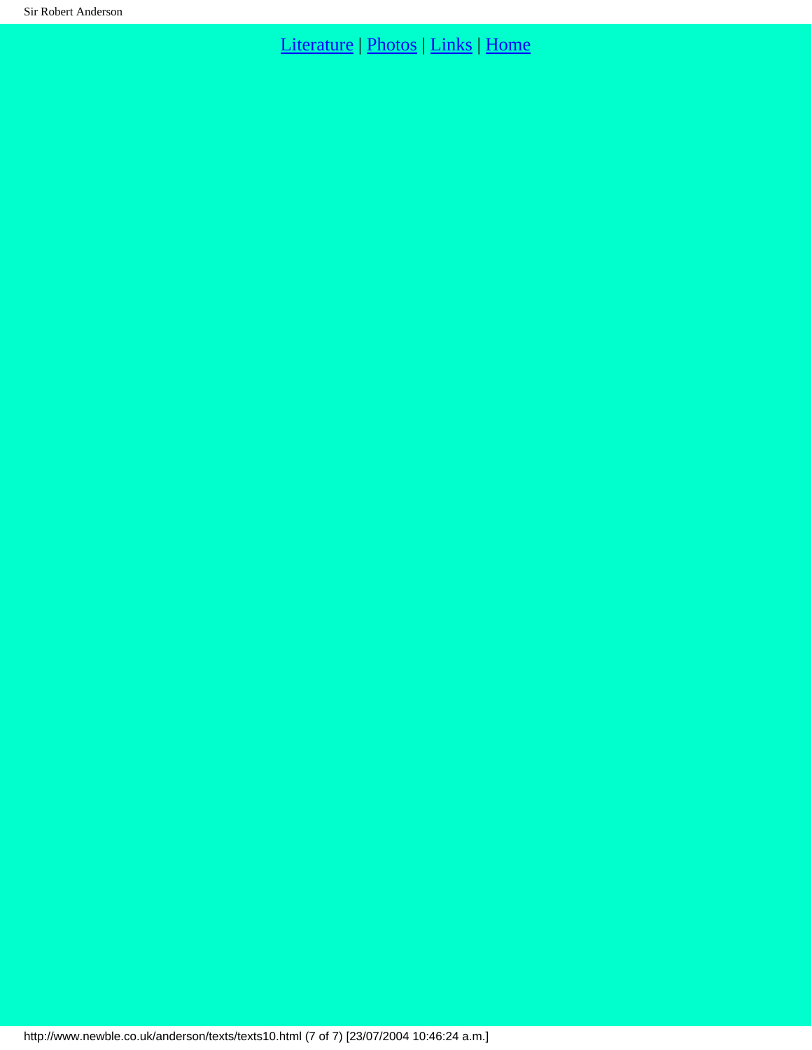Literature | Photos | Links | Home